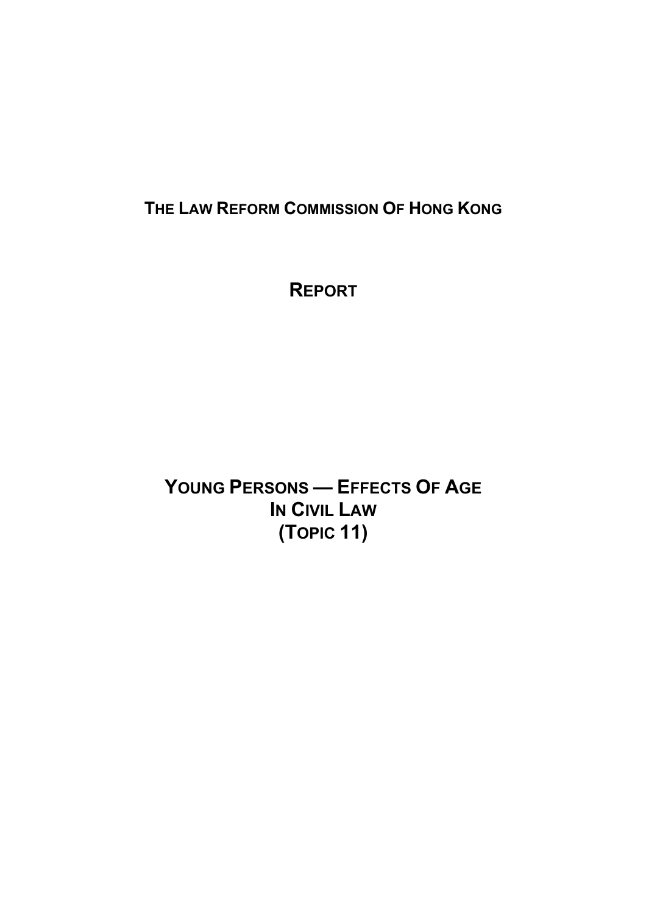# THE LAW REFORM COMMISSION OF HONG KONG

# REPORT

# YOUNG PERSONS — EFFECTS OF AGE IN CIVIL LAW (TOPIC 11)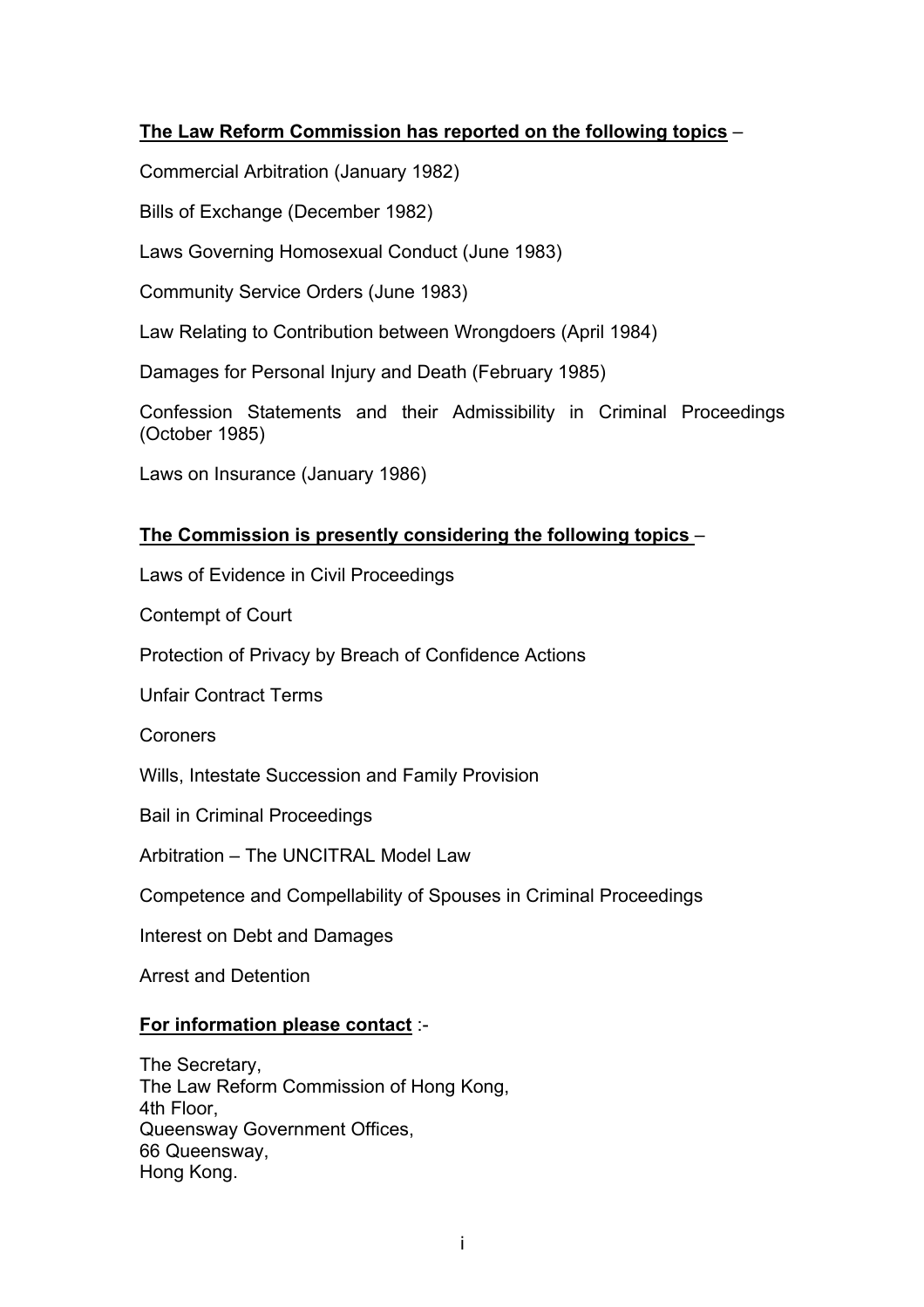**<u>The Law Reform Commission has reported on the following topics</u>** –

Commercial Arbitration (January 1982)

Bills of Exchange (December 1982)

Laws Governing Homosexual Conduct (June 1983)

Community Service Orders (June 1983)

Law Relating to Contribution between Wrongdoers (April 1984)

Damages for Personal Injury and Death (February 1985)

Confession Statements and their Admissibility in Criminal Proceedings (October 1985)

Laws on Insurance (January 1986)

**<u>The Commission is presently considering the following topics</u>** –

Laws of Evidence in Civil Proceedings

Contempt of Court

Protection of Privacy by Breach of Confidence Actions

Unfair Contract Terms

Coroners

Wills, Intestate Succession and Family Provision

Bail in Criminal Proceedings

Arbitration – The UNCITRAL Model Law

Competence and Compellability of Spouses in Criminal Proceedings

Interest on Debt and Damages

Arrest and Detention

**<u>For information please contact</u>** :-

The Secretary,
The Law Reform Commission of Hong Kong,
4th Floor,
Queensway Government Offices,
66 Queensway,
Hong Kong.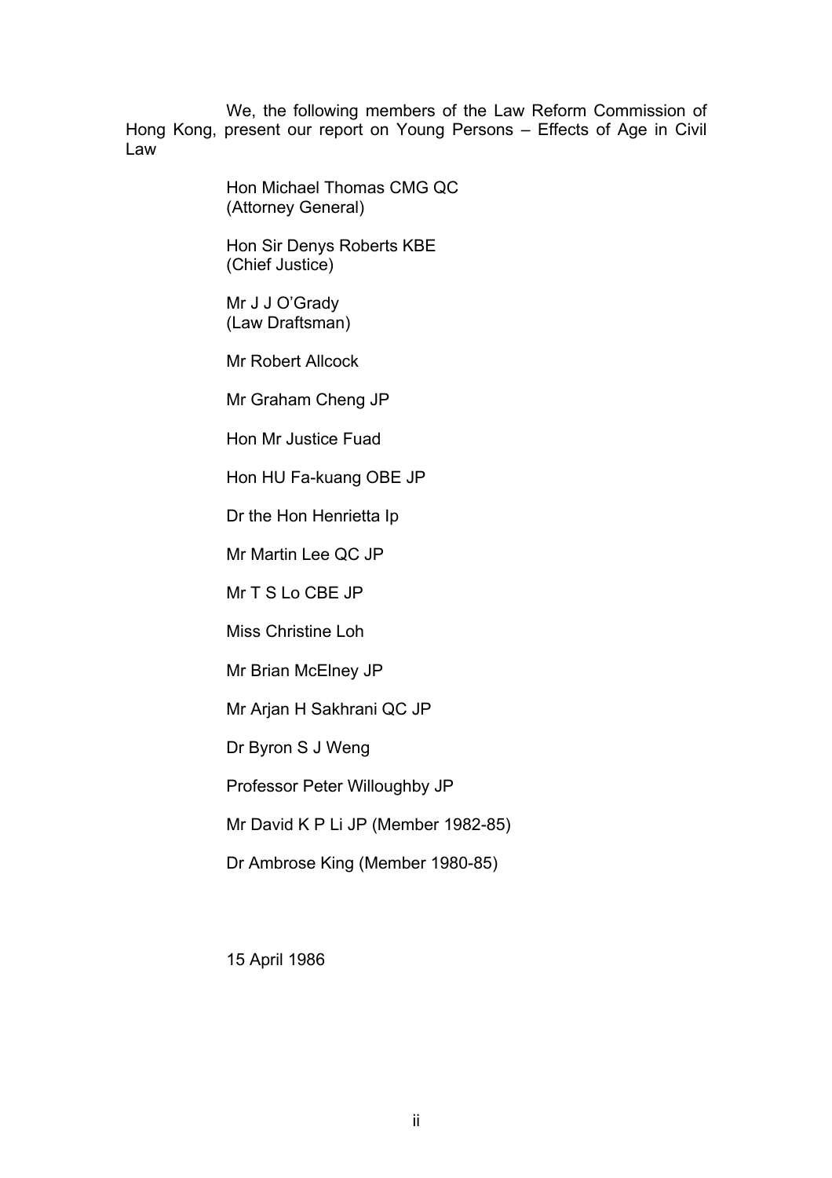We, the following members of the Law Reform Commission of Hong Kong, present our report on Young Persons – Effects of Age in Civil Law

Hon Michael Thomas CMG QC
(Attorney General)

Hon Sir Denys Roberts KBE
(Chief Justice)

Mr J J O'Grady
(Law Draftsman)

Mr Robert Allcock

Mr Graham Cheng JP

Hon Mr Justice Fuad

Hon HU Fa-kuang OBE JP

Dr the Hon Henrietta Ip

Mr Martin Lee QC JP

Mr T S Lo CBE JP

Miss Christine Loh

Mr Brian McElney JP

Mr Arjan H Sakhrani QC JP

Dr Byron S J Weng

Professor Peter Willoughby JP

Mr David K P Li JP (Member 1982-85)

Dr Ambrose King (Member 1980-85)

15 April 1986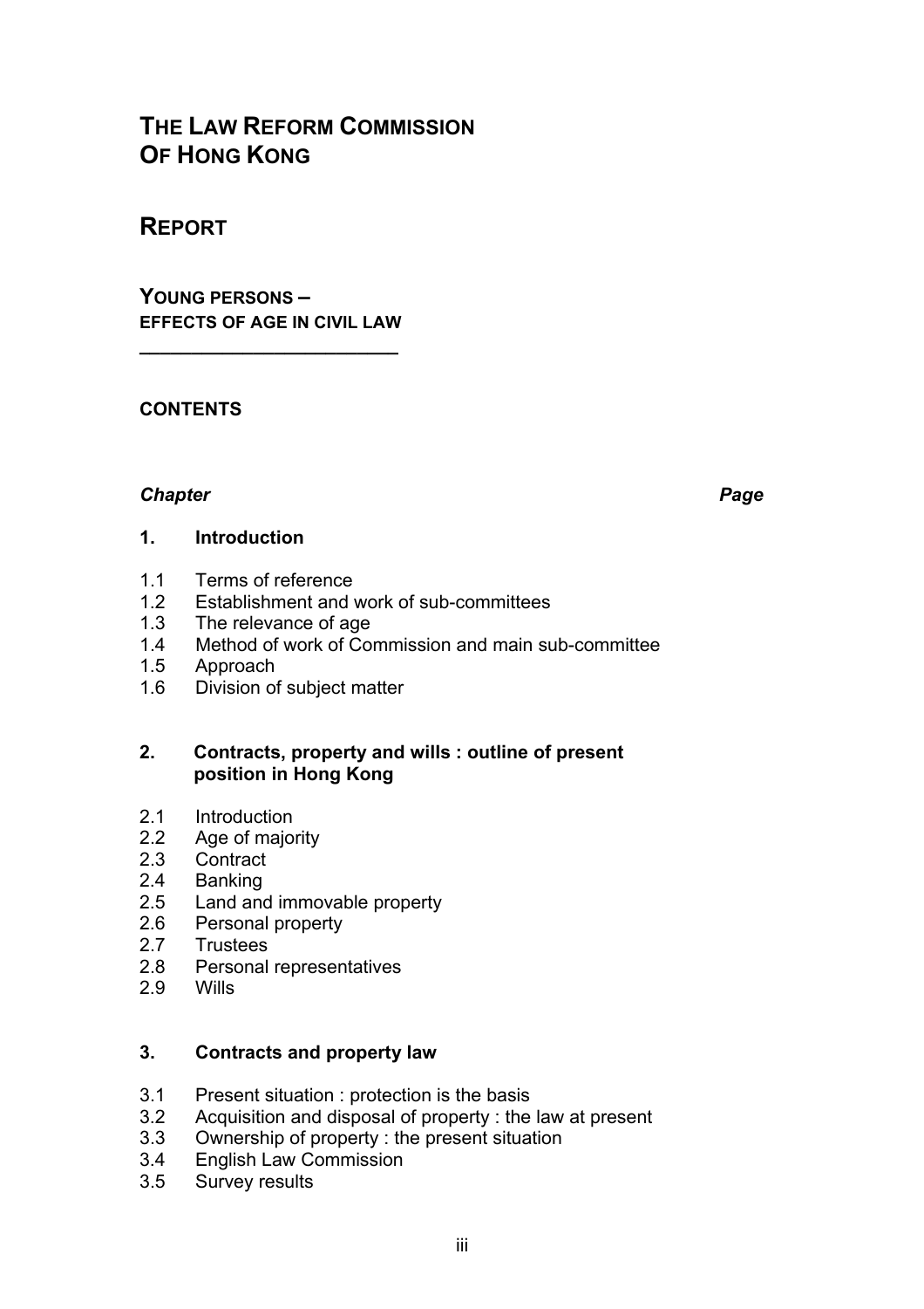# THE LAW REFORM COMMISSION OF HONG KONG

## REPORT

### YOUNG PERSONS – EFFECTS OF AGE IN CIVIL LAW

---

**CONTENTS**

| *Chapter* | *Page* |
|---|---|

**1. Introduction**

1.1 Terms of reference
1.2 Establishment and work of sub-committees
1.3 The relevance of age
1.4 Method of work of Commission and main sub-committee
1.5 Approach
1.6 Division of subject matter

**2. Contracts, property and wills : outline of present position in Hong Kong**

2.1 Introduction
2.2 Age of majority
2.3 Contract
2.4 Banking
2.5 Land and immovable property
2.6 Personal property
2.7 Trustees
2.8 Personal representatives
2.9 Wills

**3. Contracts and property law**

3.1 Present situation : protection is the basis
3.2 Acquisition and disposal of property : the law at present
3.3 Ownership of property : the present situation
3.4 English Law Commission
3.5 Survey results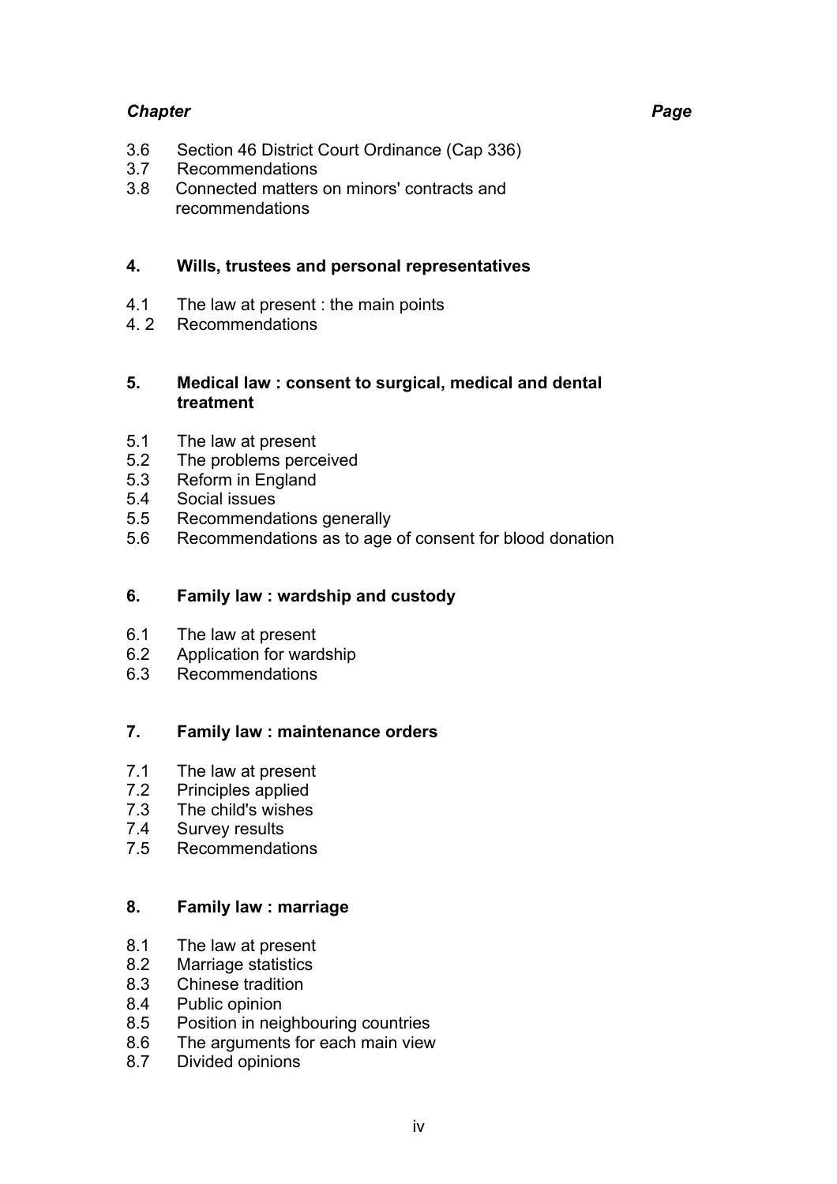*Chapter* *Page*

3.6 Section 46 District Court Ordinance (Cap 336)
3.7 Recommendations
3.8 Connected matters on minors' contracts and recommendations

**4. Wills, trustees and personal representatives**

4.1 The law at present : the main points
4. 2 Recommendations

**5. Medical law : consent to surgical, medical and dental treatment**

5.1 The law at present
5.2 The problems perceived
5.3 Reform in England
5.4 Social issues
5.5 Recommendations generally
5.6 Recommendations as to age of consent for blood donation

**6. Family law : wardship and custody**

6.1 The law at present
6.2 Application for wardship
6.3 Recommendations

**7. Family law : maintenance orders**

7.1 The law at present
7.2 Principles applied
7.3 The child's wishes
7.4 Survey results
7.5 Recommendations

**8. Family law : marriage**

8.1 The law at present
8.2 Marriage statistics
8.3 Chinese tradition
8.4 Public opinion
8.5 Position in neighbouring countries
8.6 The arguments for each main view
8.7 Divided opinions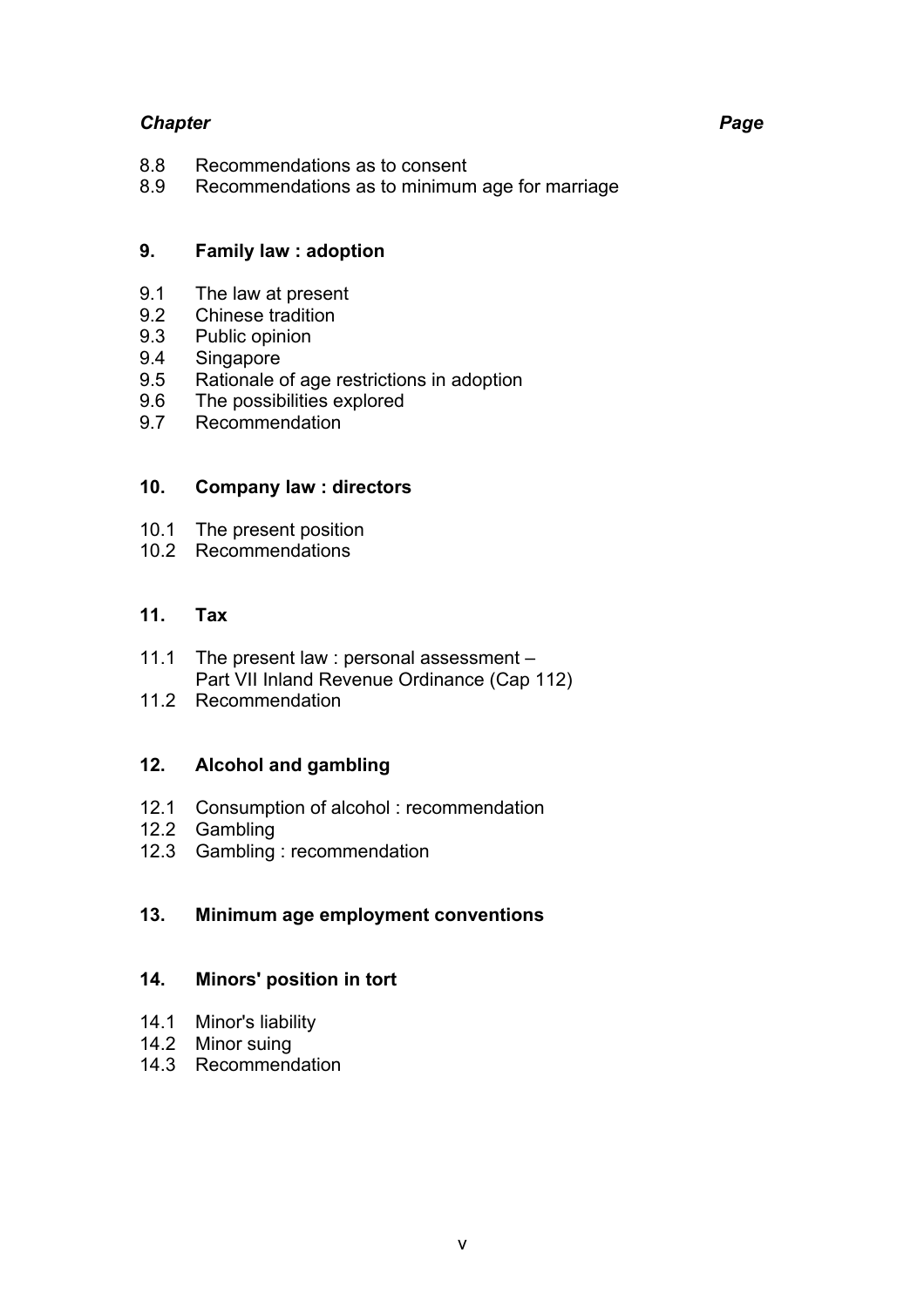***Chapter*** ***Page***

8.8 Recommendations as to consent
8.9 Recommendations as to minimum age for marriage

**9. Family law : adoption**

9.1 The law at present
9.2 Chinese tradition
9.3 Public opinion
9.4 Singapore
9.5 Rationale of age restrictions in adoption
9.6 The possibilities explored
9.7 Recommendation

**10. Company law : directors**

10.1 The present position
10.2 Recommendations

**11. Tax**

11.1 The present law : personal assessment – Part VII Inland Revenue Ordinance (Cap 112)
11.2 Recommendation

**12. Alcohol and gambling**

12.1 Consumption of alcohol : recommendation
12.2 Gambling
12.3 Gambling : recommendation

**13. Minimum age employment conventions**

**14. Minors' position in tort**

14.1 Minor's liability
14.2 Minor suing
14.3 Recommendation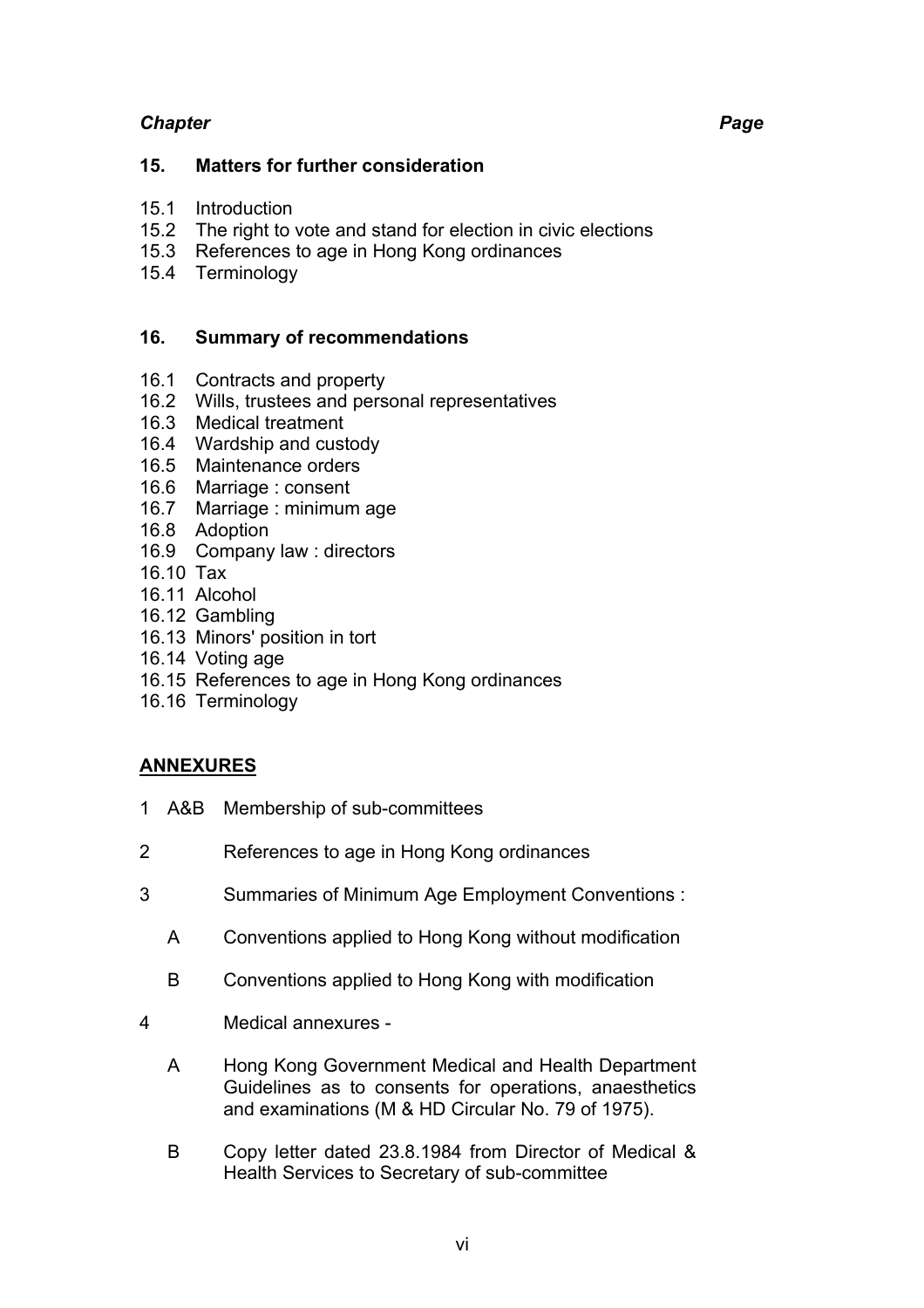***Chapter*** ***Page***

**15. Matters for further consideration**

15.1 Introduction
15.2 The right to vote and stand for election in civic elections
15.3 References to age in Hong Kong ordinances
15.4 Terminology

**16. Summary of recommendations**

16.1 Contracts and property
16.2 Wills, trustees and personal representatives
16.3 Medical treatment
16.4 Wardship and custody
16.5 Maintenance orders
16.6 Marriage : consent
16.7 Marriage : minimum age
16.8 Adoption
16.9 Company law : directors
16.10 Tax
16.11 Alcohol
16.12 Gambling
16.13 Minors' position in tort
16.14 Voting age
16.15 References to age in Hong Kong ordinances
16.16 Terminology

**ANNEXURES**

1 A&B Membership of sub-committees

2 References to age in Hong Kong ordinances

3 Summaries of Minimum Age Employment Conventions :

- A Conventions applied to Hong Kong without modification
- B Conventions applied to Hong Kong with modification

4 Medical annexures -

- A Hong Kong Government Medical and Health Department Guidelines as to consents for operations, anaesthetics and examinations (M & HD Circular No. 79 of 1975).
- B Copy letter dated 23.8.1984 from Director of Medical & Health Services to Secretary of sub-committee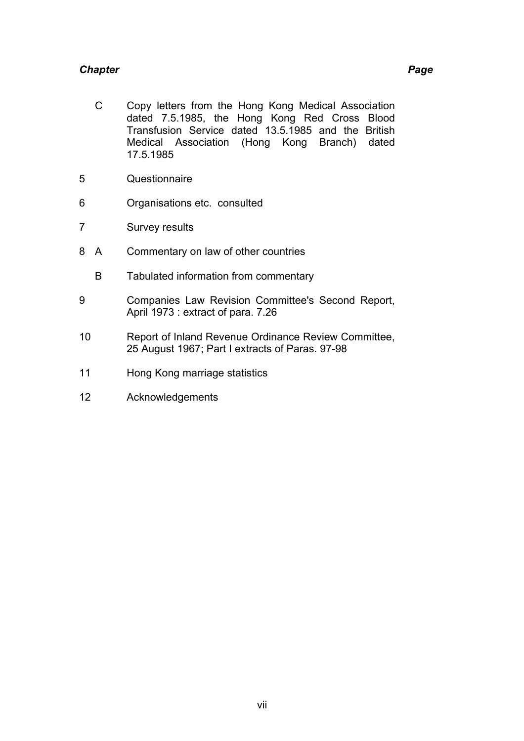| *Chapter* | | | *Page* |
|---|---|---|---|
| | C | Copy letters from the Hong Kong Medical Association dated 7.5.1985, the Hong Kong Red Cross Blood Transfusion Service dated 13.5.1985 and the British Medical Association (Hong Kong Branch) dated 17.5.1985 | |
| 5 | | Questionnaire | |
| 6 | | Organisations etc. consulted | |
| 7 | | Survey results | |
| 8 | A | Commentary on law of other countries | |
| | B | Tabulated information from commentary | |
| 9 | | Companies Law Revision Committee's Second Report, April 1973 : extract of para. 7.26 | |
| 10 | | Report of Inland Revenue Ordinance Review Committee, 25 August 1967; Part I extracts of Paras. 97-98 | |
| 11 | | Hong Kong marriage statistics | |
| 12 | | Acknowledgements | |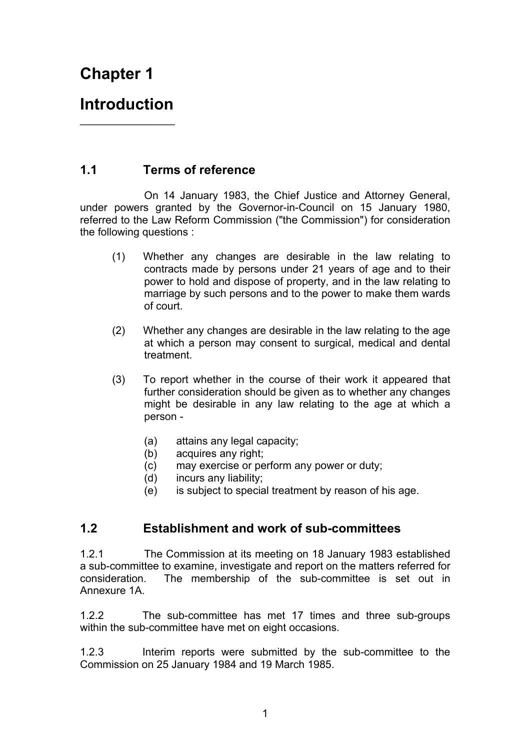# Chapter 1

# Introduction

## 1.1 Terms of reference

On 14 January 1983, the Chief Justice and Attorney General, under powers granted by the Governor-in-Council on 15 January 1980, referred to the Law Reform Commission ("the Commission") for consideration the following questions :

(1) Whether any changes are desirable in the law relating to contracts made by persons under 21 years of age and to their power to hold and dispose of property, and in the law relating to marriage by such persons and to the power to make them wards of court.

(2) Whether any changes are desirable in the law relating to the age at which a person may consent to surgical, medical and dental treatment.

(3) To report whether in the course of their work it appeared that further consideration should be given as to whether any changes might be desirable in any law relating to the age at which a person -

   (a) attains any legal capacity;
   (b) acquires any right;
   (c) may exercise or perform any power or duty;
   (d) incurs any liability;
   (e) is subject to special treatment by reason of his age.

## 1.2 Establishment and work of sub-committees

1.2.1 The Commission at its meeting on 18 January 1983 established a sub-committee to examine, investigate and report on the matters referred for consideration. The membership of the sub-committee is set out in Annexure 1A.

1.2.2 The sub-committee has met 17 times and three sub-groups within the sub-committee have met on eight occasions.

1.2.3 Interim reports were submitted by the sub-committee to the Commission on 25 January 1984 and 19 March 1985.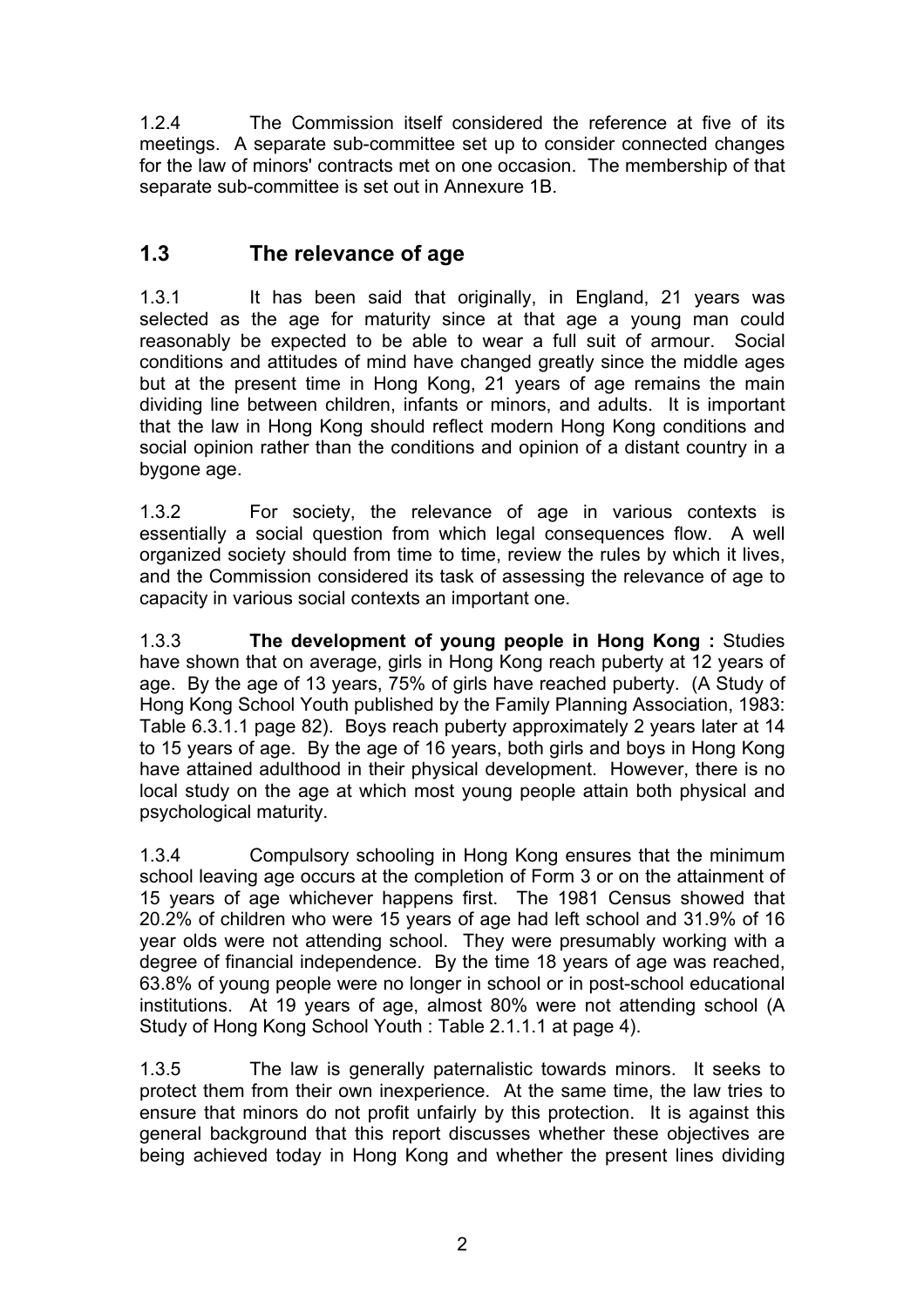1.2.4 The Commission itself considered the reference at five of its meetings. A separate sub-committee set up to consider connected changes for the law of minors' contracts met on one occasion. The membership of that separate sub-committee is set out in Annexure 1B.

## 1.3 The relevance of age

1.3.1 It has been said that originally, in England, 21 years was selected as the age for maturity since at that age a young man could reasonably be expected to be able to wear a full suit of armour. Social conditions and attitudes of mind have changed greatly since the middle ages but at the present time in Hong Kong, 21 years of age remains the main dividing line between children, infants or minors, and adults. It is important that the law in Hong Kong should reflect modern Hong Kong conditions and social opinion rather than the conditions and opinion of a distant country in a bygone age.

1.3.2 For society, the relevance of age in various contexts is essentially a social question from which legal consequences flow. A well organized society should from time to time, review the rules by which it lives, and the Commission considered its task of assessing the relevance of age to capacity in various social contexts an important one.

1.3.3 **The development of young people in Hong Kong :** Studies have shown that on average, girls in Hong Kong reach puberty at 12 years of age. By the age of 13 years, 75% of girls have reached puberty. (A Study of Hong Kong School Youth published by the Family Planning Association, 1983: Table 6.3.1.1 page 82). Boys reach puberty approximately 2 years later at 14 to 15 years of age. By the age of 16 years, both girls and boys in Hong Kong have attained adulthood in their physical development. However, there is no local study on the age at which most young people attain both physical and psychological maturity.

1.3.4 Compulsory schooling in Hong Kong ensures that the minimum school leaving age occurs at the completion of Form 3 or on the attainment of 15 years of age whichever happens first. The 1981 Census showed that 20.2% of children who were 15 years of age had left school and 31.9% of 16 year olds were not attending school. They were presumably working with a degree of financial independence. By the time 18 years of age was reached, 63.8% of young people were no longer in school or in post-school educational institutions. At 19 years of age, almost 80% were not attending school (A Study of Hong Kong School Youth : Table 2.1.1.1 at page 4).

1.3.5 The law is generally paternalistic towards minors. It seeks to protect them from their own inexperience. At the same time, the law tries to ensure that minors do not profit unfairly by this protection. It is against this general background that this report discusses whether these objectives are being achieved today in Hong Kong and whether the present lines dividing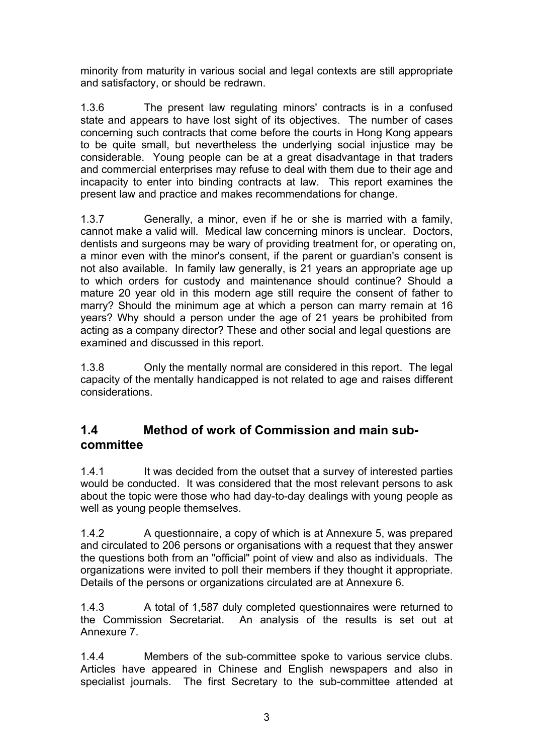minority from maturity in various social and legal contexts are still appropriate and satisfactory, or should be redrawn.

1.3.6 The present law regulating minors' contracts is in a confused state and appears to have lost sight of its objectives. The number of cases concerning such contracts that come before the courts in Hong Kong appears to be quite small, but nevertheless the underlying social injustice may be considerable. Young people can be at a great disadvantage in that traders and commercial enterprises may refuse to deal with them due to their age and incapacity to enter into binding contracts at law. This report examines the present law and practice and makes recommendations for change.

1.3.7 Generally, a minor, even if he or she is married with a family, cannot make a valid will. Medical law concerning minors is unclear. Doctors, dentists and surgeons may be wary of providing treatment for, or operating on, a minor even with the minor's consent, if the parent or guardian's consent is not also available. In family law generally, is 21 years an appropriate age up to which orders for custody and maintenance should continue? Should a mature 20 year old in this modern age still require the consent of father to marry? Should the minimum age at which a person can marry remain at 16 years? Why should a person under the age of 21 years be prohibited from acting as a company director? These and other social and legal questions are examined and discussed in this report.

1.3.8 Only the mentally normal are considered in this report. The legal capacity of the mentally handicapped is not related to age and raises different considerations.

## 1.4 Method of work of Commission and main sub-committee

1.4.1 It was decided from the outset that a survey of interested parties would be conducted. It was considered that the most relevant persons to ask about the topic were those who had day-to-day dealings with young people as well as young people themselves.

1.4.2 A questionnaire, a copy of which is at Annexure 5, was prepared and circulated to 206 persons or organisations with a request that they answer the questions both from an "official" point of view and also as individuals. The organizations were invited to poll their members if they thought it appropriate. Details of the persons or organizations circulated are at Annexure 6.

1.4.3 A total of 1,587 duly completed questionnaires were returned to the Commission Secretariat. An analysis of the results is set out at Annexure 7.

1.4.4 Members of the sub-committee spoke to various service clubs. Articles have appeared in Chinese and English newspapers and also in specialist journals. The first Secretary to the sub-committee attended at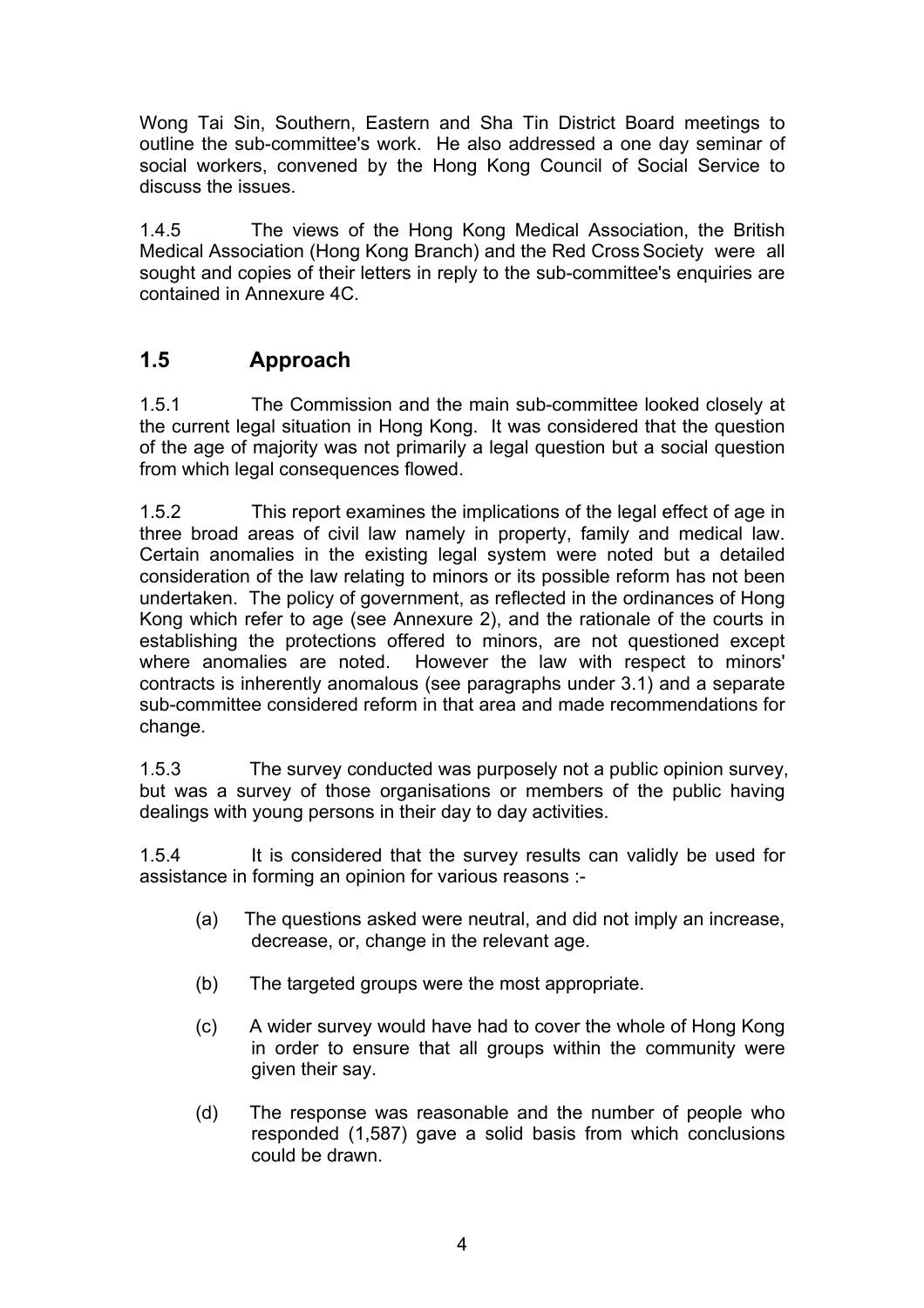Wong Tai Sin, Southern, Eastern and Sha Tin District Board meetings to outline the sub-committee's work. He also addressed a one day seminar of social workers, convened by the Hong Kong Council of Social Service to discuss the issues.

1.4.5 The views of the Hong Kong Medical Association, the British Medical Association (Hong Kong Branch) and the Red Cross Society were all sought and copies of their letters in reply to the sub-committee's enquiries are contained in Annexure 4C.

## 1.5 Approach

1.5.1 The Commission and the main sub-committee looked closely at the current legal situation in Hong Kong. It was considered that the question of the age of majority was not primarily a legal question but a social question from which legal consequences flowed.

1.5.2 This report examines the implications of the legal effect of age in three broad areas of civil law namely in property, family and medical law. Certain anomalies in the existing legal system were noted but a detailed consideration of the law relating to minors or its possible reform has not been undertaken. The policy of government, as reflected in the ordinances of Hong Kong which refer to age (see Annexure 2), and the rationale of the courts in establishing the protections offered to minors, are not questioned except where anomalies are noted. However the law with respect to minors' contracts is inherently anomalous (see paragraphs under 3.1) and a separate sub-committee considered reform in that area and made recommendations for change.

1.5.3 The survey conducted was purposely not a public opinion survey, but was a survey of those organisations or members of the public having dealings with young persons in their day to day activities.

1.5.4 It is considered that the survey results can validly be used for assistance in forming an opinion for various reasons :-

(a) The questions asked were neutral, and did not imply an increase, decrease, or, change in the relevant age.

(b) The targeted groups were the most appropriate.

(c) A wider survey would have had to cover the whole of Hong Kong in order to ensure that all groups within the community were given their say.

(d) The response was reasonable and the number of people who responded (1,587) gave a solid basis from which conclusions could be drawn.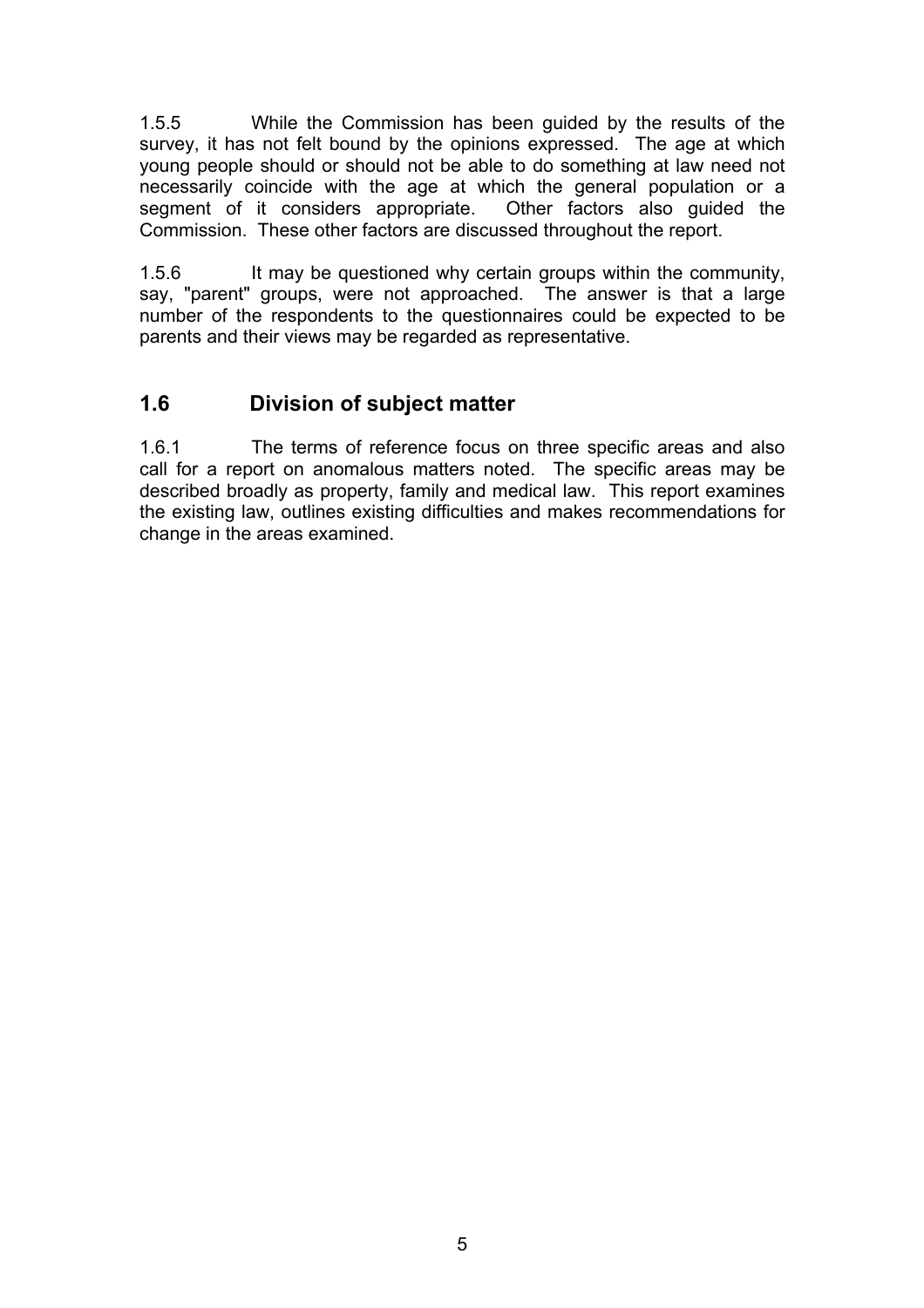1.5.5 While the Commission has been guided by the results of the survey, it has not felt bound by the opinions expressed. The age at which young people should or should not be able to do something at law need not necessarily coincide with the age at which the general population or a segment of it considers appropriate. Other factors also guided the Commission. These other factors are discussed throughout the report.

1.5.6 It may be questioned why certain groups within the community, say, "parent" groups, were not approached. The answer is that a large number of the respondents to the questionnaires could be expected to be parents and their views may be regarded as representative.

## 1.6 Division of subject matter

1.6.1 The terms of reference focus on three specific areas and also call for a report on anomalous matters noted. The specific areas may be described broadly as property, family and medical law. This report examines the existing law, outlines existing difficulties and makes recommendations for change in the areas examined.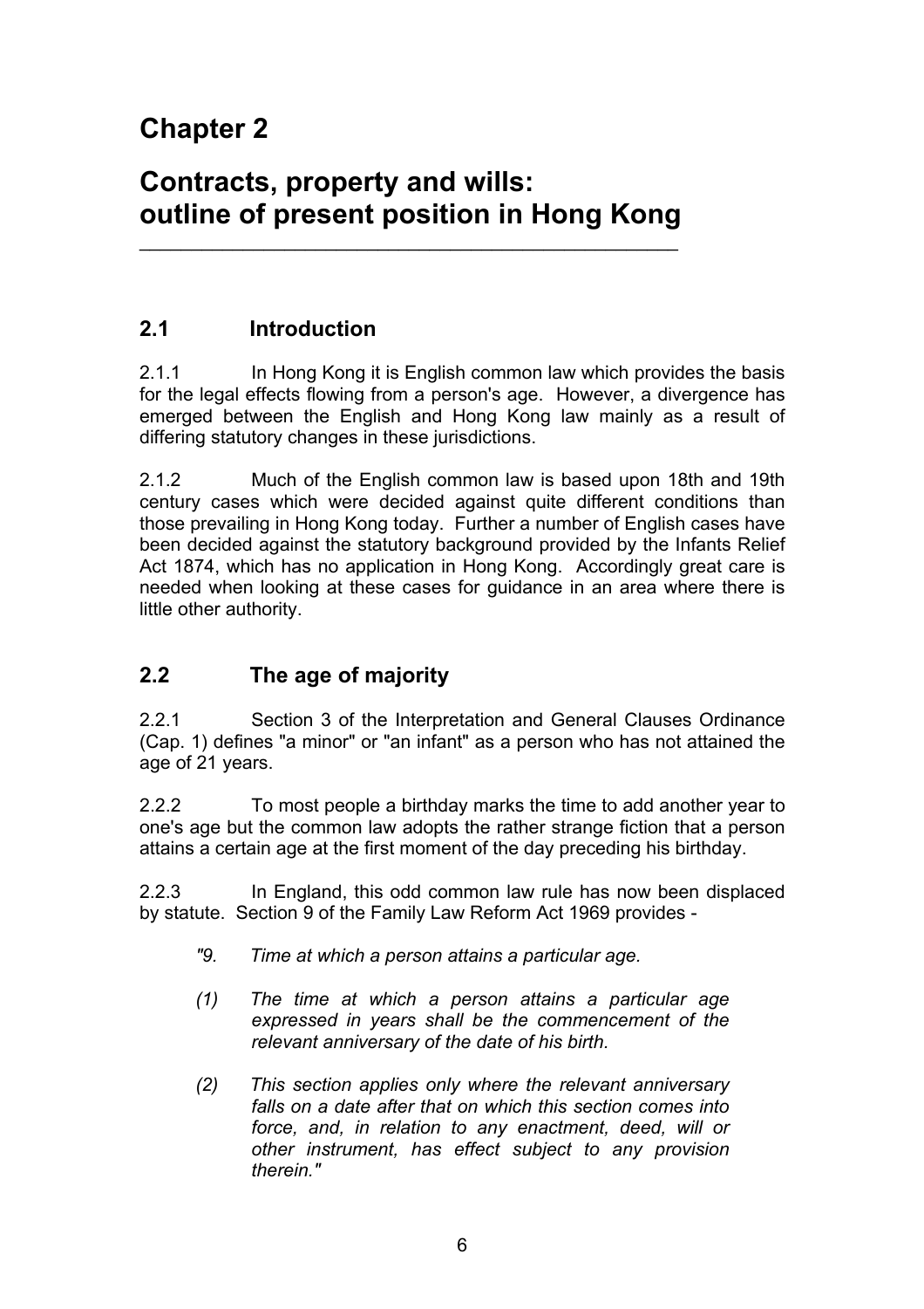# Chapter 2

# Contracts, property and wills: outline of present position in Hong Kong

## 2.1 Introduction

2.1.1 In Hong Kong it is English common law which provides the basis for the legal effects flowing from a person's age. However, a divergence has emerged between the English and Hong Kong law mainly as a result of differing statutory changes in these jurisdictions.

2.1.2 Much of the English common law is based upon 18th and 19th century cases which were decided against quite different conditions than those prevailing in Hong Kong today. Further a number of English cases have been decided against the statutory background provided by the Infants Relief Act 1874, which has no application in Hong Kong. Accordingly great care is needed when looking at these cases for guidance in an area where there is little other authority.

## 2.2 The age of majority

2.2.1 Section 3 of the Interpretation and General Clauses Ordinance (Cap. 1) defines "a minor" or "an infant" as a person who has not attained the age of 21 years.

2.2.2 To most people a birthday marks the time to add another year to one's age but the common law adopts the rather strange fiction that a person attains a certain age at the first moment of the day preceding his birthday.

2.2.3 In England, this odd common law rule has now been displaced by statute. Section 9 of the Family Law Reform Act 1969 provides -

> *"9. Time at which a person attains a particular age.*
>
> *(1) The time at which a person attains a particular age expressed in years shall be the commencement of the relevant anniversary of the date of his birth.*
>
> *(2) This section applies only where the relevant anniversary falls on a date after that on which this section comes into force, and, in relation to any enactment, deed, will or other instrument, has effect subject to any provision therein."*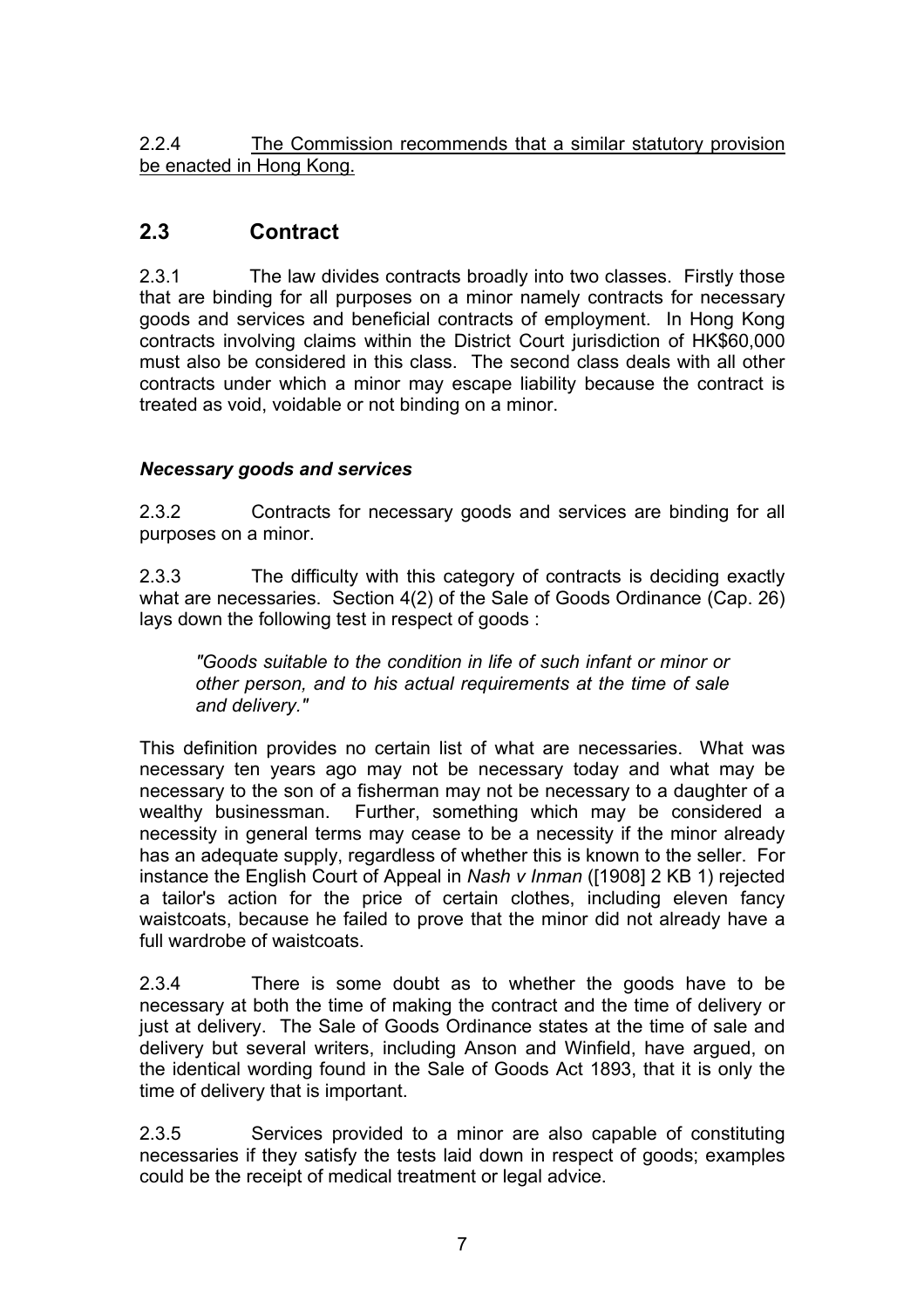2.2.4 The Commission recommends that a similar statutory provision be enacted in Hong Kong.

## 2.3 Contract

2.3.1 The law divides contracts broadly into two classes. Firstly those that are binding for all purposes on a minor namely contracts for necessary goods and services and beneficial contracts of employment. In Hong Kong contracts involving claims within the District Court jurisdiction of HK$60,000 must also be considered in this class. The second class deals with all other contracts under which a minor may escape liability because the contract is treated as void, voidable or not binding on a minor.

### *Necessary goods and services*

2.3.2 Contracts for necessary goods and services are binding for all purposes on a minor.

2.3.3 The difficulty with this category of contracts is deciding exactly what are necessaries. Section 4(2) of the Sale of Goods Ordinance (Cap. 26) lays down the following test in respect of goods :

> *"Goods suitable to the condition in life of such infant or minor or other person, and to his actual requirements at the time of sale and delivery."*

This definition provides no certain list of what are necessaries. What was necessary ten years ago may not be necessary today and what may be necessary to the son of a fisherman may not be necessary to a daughter of a wealthy businessman. Further, something which may be considered a necessity in general terms may cease to be a necessity if the minor already has an adequate supply, regardless of whether this is known to the seller. For instance the English Court of Appeal in *Nash v Inman* ([1908] 2 KB 1) rejected a tailor's action for the price of certain clothes, including eleven fancy waistcoats, because he failed to prove that the minor did not already have a full wardrobe of waistcoats.

2.3.4 There is some doubt as to whether the goods have to be necessary at both the time of making the contract and the time of delivery or just at delivery. The Sale of Goods Ordinance states at the time of sale and delivery but several writers, including Anson and Winfield, have argued, on the identical wording found in the Sale of Goods Act 1893, that it is only the time of delivery that is important.

2.3.5 Services provided to a minor are also capable of constituting necessaries if they satisfy the tests laid down in respect of goods; examples could be the receipt of medical treatment or legal advice.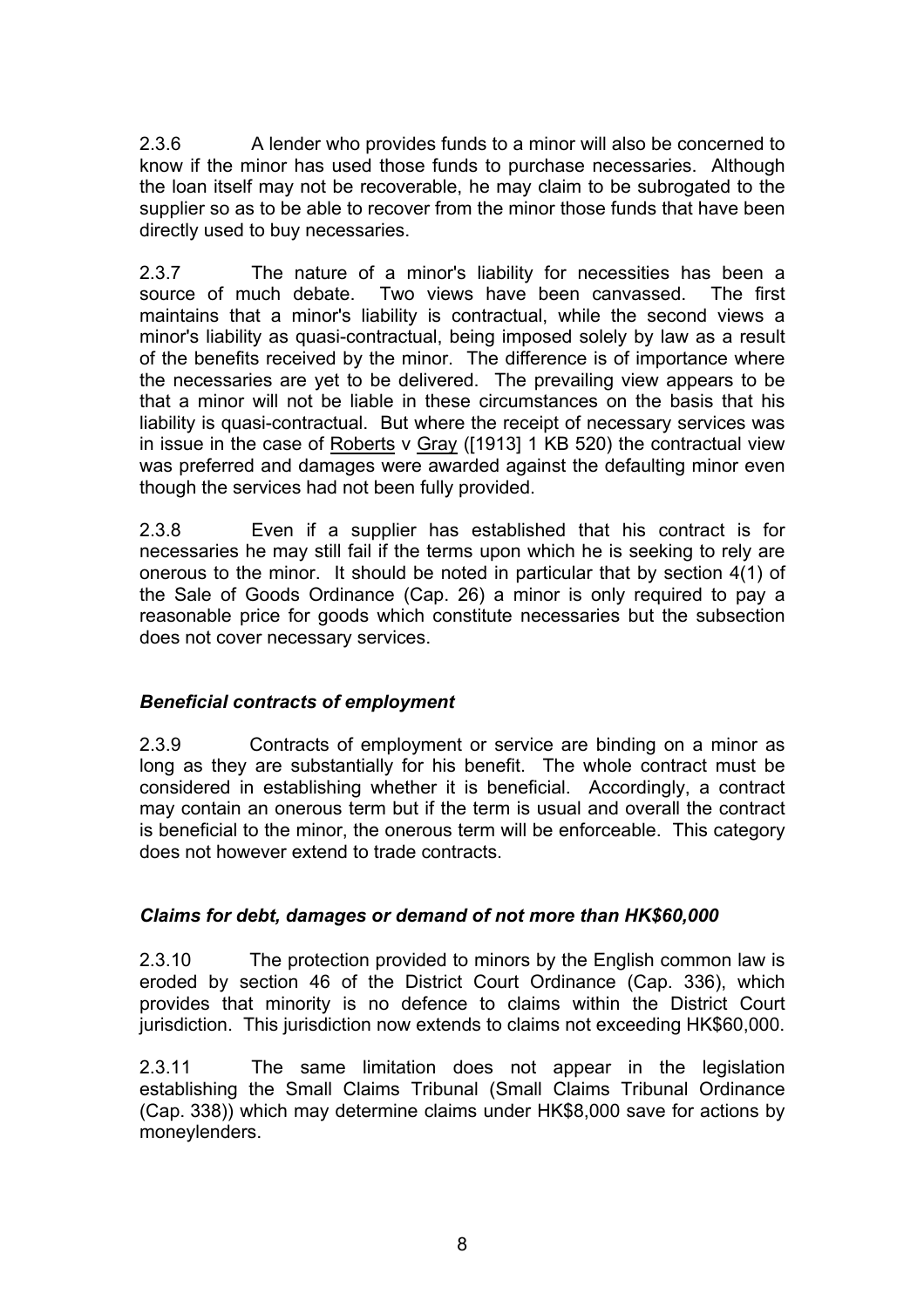2.3.6 A lender who provides funds to a minor will also be concerned to know if the minor has used those funds to purchase necessaries. Although the loan itself may not be recoverable, he may claim to be subrogated to the supplier so as to be able to recover from the minor those funds that have been directly used to buy necessaries.

2.3.7 The nature of a minor's liability for necessities has been a source of much debate. Two views have been canvassed. The first maintains that a minor's liability is contractual, while the second views a minor's liability as quasi-contractual, being imposed solely by law as a result of the benefits received by the minor. The difference is of importance where the necessaries are yet to be delivered. The prevailing view appears to be that a minor will not be liable in these circumstances on the basis that his liability is quasi-contractual. But where the receipt of necessary services was in issue in the case of Roberts v Gray ([1913] 1 KB 520) the contractual view was preferred and damages were awarded against the defaulting minor even though the services had not been fully provided.

2.3.8 Even if a supplier has established that his contract is for necessaries he may still fail if the terms upon which he is seeking to rely are onerous to the minor. It should be noted in particular that by section 4(1) of the Sale of Goods Ordinance (Cap. 26) a minor is only required to pay a reasonable price for goods which constitute necessaries but the subsection does not cover necessary services.

### *Beneficial contracts of employment*

2.3.9 Contracts of employment or service are binding on a minor as long as they are substantially for his benefit. The whole contract must be considered in establishing whether it is beneficial. Accordingly, a contract may contain an onerous term but if the term is usual and overall the contract is beneficial to the minor, the onerous term will be enforceable. This category does not however extend to trade contracts.

### *Claims for debt, damages or demand of not more than HK$60,000*

2.3.10 The protection provided to minors by the English common law is eroded by section 46 of the District Court Ordinance (Cap. 336), which provides that minority is no defence to claims within the District Court jurisdiction. This jurisdiction now extends to claims not exceeding HK$60,000.

2.3.11 The same limitation does not appear in the legislation establishing the Small Claims Tribunal (Small Claims Tribunal Ordinance (Cap. 338)) which may determine claims under HK$8,000 save for actions by moneylenders.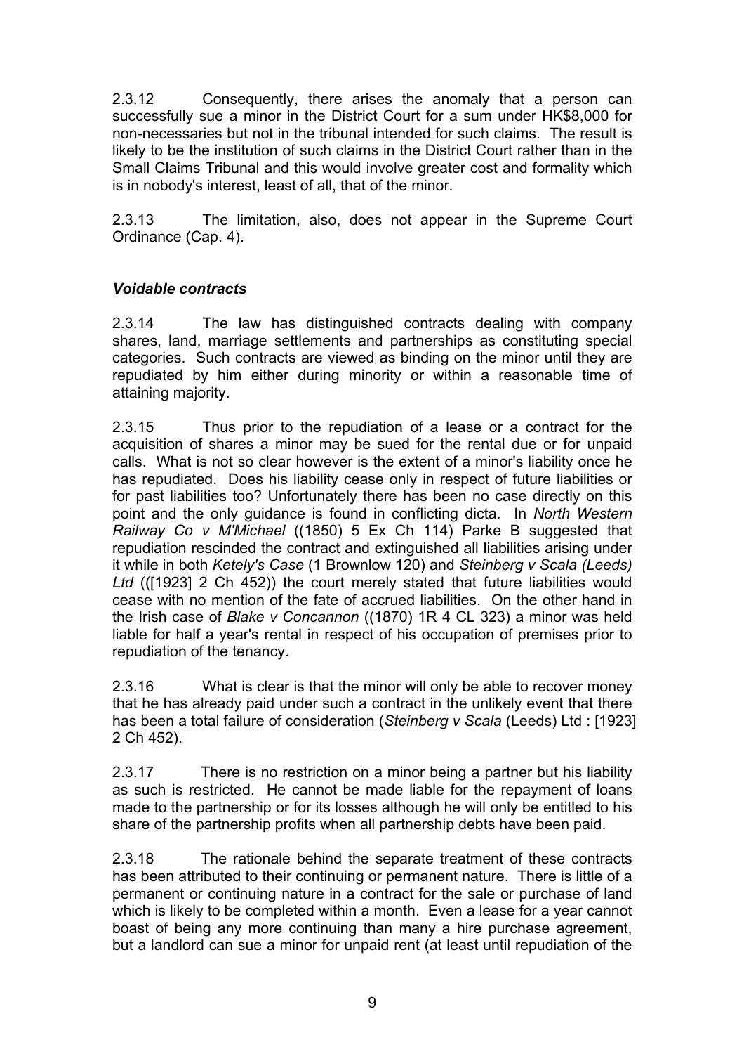2.3.12 Consequently, there arises the anomaly that a person can successfully sue a minor in the District Court for a sum under HK$8,000 for non-necessaries but not in the tribunal intended for such claims. The result is likely to be the institution of such claims in the District Court rather than in the Small Claims Tribunal and this would involve greater cost and formality which is in nobody's interest, least of all, that of the minor.

2.3.13 The limitation, also, does not appear in the Supreme Court Ordinance (Cap. 4).

### *Voidable contracts*

2.3.14 The law has distinguished contracts dealing with company shares, land, marriage settlements and partnerships as constituting special categories. Such contracts are viewed as binding on the minor until they are repudiated by him either during minority or within a reasonable time of attaining majority.

2.3.15 Thus prior to the repudiation of a lease or a contract for the acquisition of shares a minor may be sued for the rental due or for unpaid calls. What is not so clear however is the extent of a minor's liability once he has repudiated. Does his liability cease only in respect of future liabilities or for past liabilities too? Unfortunately there has been no case directly on this point and the only guidance is found in conflicting dicta. In *North Western Railway Co v M'Michael* ((1850) 5 Ex Ch 114) Parke B suggested that repudiation rescinded the contract and extinguished all liabilities arising under it while in both *Ketely's Case* (1 Brownlow 120) and *Steinberg v Scala (Leeds) Ltd* (([1923] 2 Ch 452)) the court merely stated that future liabilities would cease with no mention of the fate of accrued liabilities. On the other hand in the Irish case of *Blake v Concannon* ((1870) 1R 4 CL 323) a minor was held liable for half a year's rental in respect of his occupation of premises prior to repudiation of the tenancy.

2.3.16 What is clear is that the minor will only be able to recover money that he has already paid under such a contract in the unlikely event that there has been a total failure of consideration (*Steinberg v Scala* (Leeds) Ltd : [1923] 2 Ch 452).

2.3.17 There is no restriction on a minor being a partner but his liability as such is restricted. He cannot be made liable for the repayment of loans made to the partnership or for its losses although he will only be entitled to his share of the partnership profits when all partnership debts have been paid.

2.3.18 The rationale behind the separate treatment of these contracts has been attributed to their continuing or permanent nature. There is little of a permanent or continuing nature in a contract for the sale or purchase of land which is likely to be completed within a month. Even a lease for a year cannot boast of being any more continuing than many a hire purchase agreement, but a landlord can sue a minor for unpaid rent (at least until repudiation of the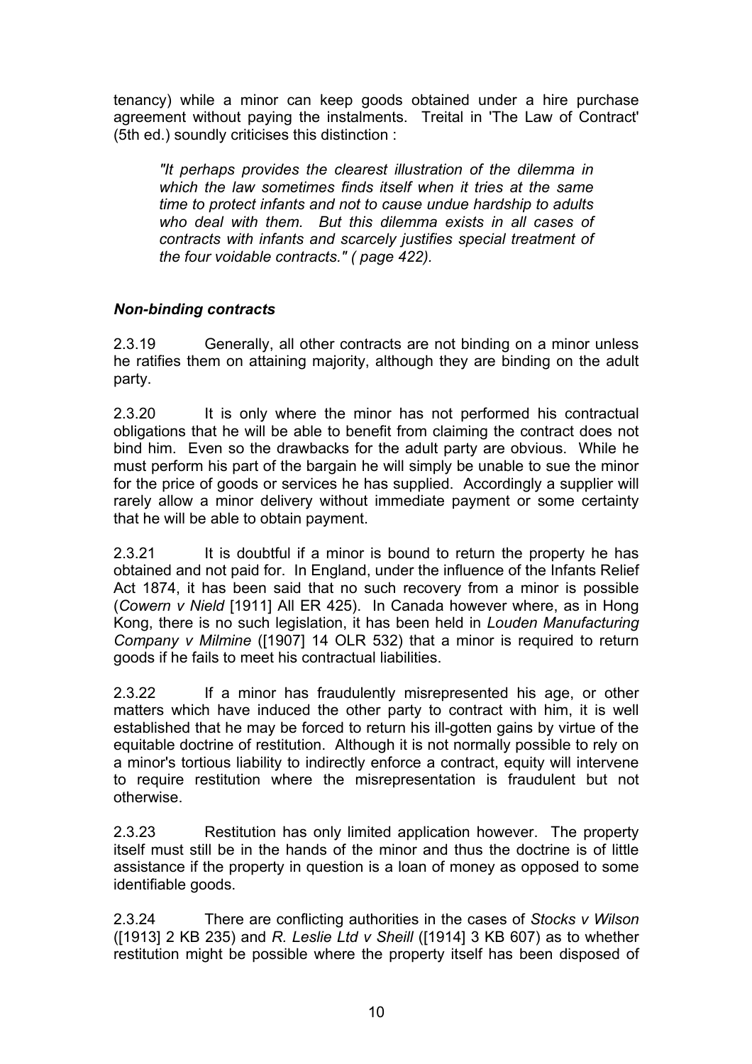tenancy) while a minor can keep goods obtained under a hire purchase agreement without paying the instalments. Treital in 'The Law of Contract' (5th ed.) soundly criticises this distinction :

> *"It perhaps provides the clearest illustration of the dilemma in which the law sometimes finds itself when it tries at the same time to protect infants and not to cause undue hardship to adults who deal with them. But this dilemma exists in all cases of contracts with infants and scarcely justifies special treatment of the four voidable contracts." ( page 422).*

### *Non-binding contracts*

2.3.19 Generally, all other contracts are not binding on a minor unless he ratifies them on attaining majority, although they are binding on the adult party.

2.3.20 It is only where the minor has not performed his contractual obligations that he will be able to benefit from claiming the contract does not bind him. Even so the drawbacks for the adult party are obvious. While he must perform his part of the bargain he will simply be unable to sue the minor for the price of goods or services he has supplied. Accordingly a supplier will rarely allow a minor delivery without immediate payment or some certainty that he will be able to obtain payment.

2.3.21 It is doubtful if a minor is bound to return the property he has obtained and not paid for. In England, under the influence of the Infants Relief Act 1874, it has been said that no such recovery from a minor is possible (*Cowern v Nield* [1911] All ER 425). In Canada however where, as in Hong Kong, there is no such legislation, it has been held in *Louden Manufacturing Company v Milmine* ([1907] 14 OLR 532) that a minor is required to return goods if he fails to meet his contractual liabilities.

2.3.22 If a minor has fraudulently misrepresented his age, or other matters which have induced the other party to contract with him, it is well established that he may be forced to return his ill-gotten gains by virtue of the equitable doctrine of restitution. Although it is not normally possible to rely on a minor's tortious liability to indirectly enforce a contract, equity will intervene to require restitution where the misrepresentation is fraudulent but not otherwise.

2.3.23 Restitution has only limited application however. The property itself must still be in the hands of the minor and thus the doctrine is of little assistance if the property in question is a loan of money as opposed to some identifiable goods.

2.3.24 There are conflicting authorities in the cases of *Stocks v Wilson* ([1913] 2 KB 235) and *R. Leslie Ltd v Sheill* ([1914] 3 KB 607) as to whether restitution might be possible where the property itself has been disposed of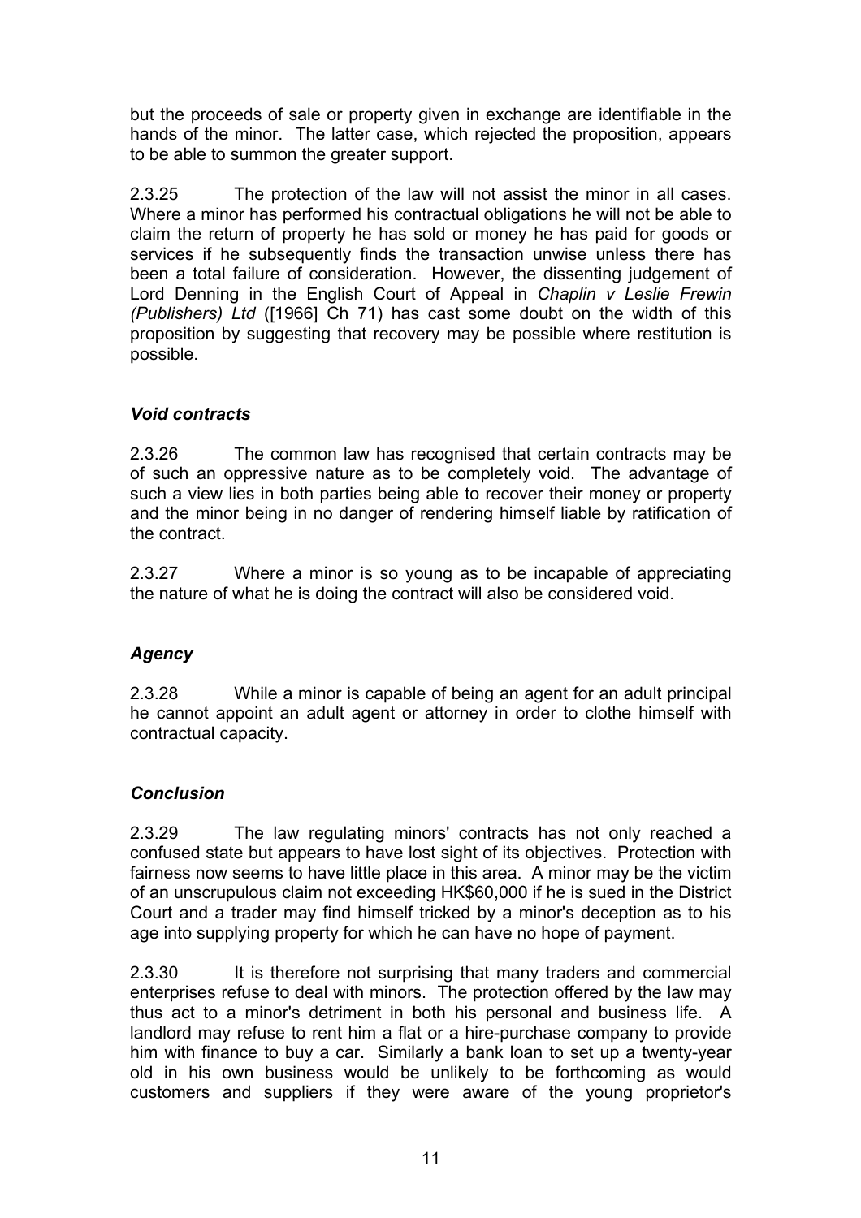but the proceeds of sale or property given in exchange are identifiable in the hands of the minor. The latter case, which rejected the proposition, appears to be able to summon the greater support.

2.3.25 The protection of the law will not assist the minor in all cases. Where a minor has performed his contractual obligations he will not be able to claim the return of property he has sold or money he has paid for goods or services if he subsequently finds the transaction unwise unless there has been a total failure of consideration. However, the dissenting judgement of Lord Denning in the English Court of Appeal in *Chaplin v Leslie Frewin (Publishers) Ltd* ([1966] Ch 71) has cast some doubt on the width of this proposition by suggesting that recovery may be possible where restitution is possible.

### *Void contracts*

2.3.26 The common law has recognised that certain contracts may be of such an oppressive nature as to be completely void. The advantage of such a view lies in both parties being able to recover their money or property and the minor being in no danger of rendering himself liable by ratification of the contract.

2.3.27 Where a minor is so young as to be incapable of appreciating the nature of what he is doing the contract will also be considered void.

### *Agency*

2.3.28 While a minor is capable of being an agent for an adult principal he cannot appoint an adult agent or attorney in order to clothe himself with contractual capacity.

### *Conclusion*

2.3.29 The law regulating minors' contracts has not only reached a confused state but appears to have lost sight of its objectives. Protection with fairness now seems to have little place in this area. A minor may be the victim of an unscrupulous claim not exceeding HK$60,000 if he is sued in the District Court and a trader may find himself tricked by a minor's deception as to his age into supplying property for which he can have no hope of payment.

2.3.30 It is therefore not surprising that many traders and commercial enterprises refuse to deal with minors. The protection offered by the law may thus act to a minor's detriment in both his personal and business life. A landlord may refuse to rent him a flat or a hire-purchase company to provide him with finance to buy a car. Similarly a bank loan to set up a twenty-year old in his own business would be unlikely to be forthcoming as would customers and suppliers if they were aware of the young proprietor's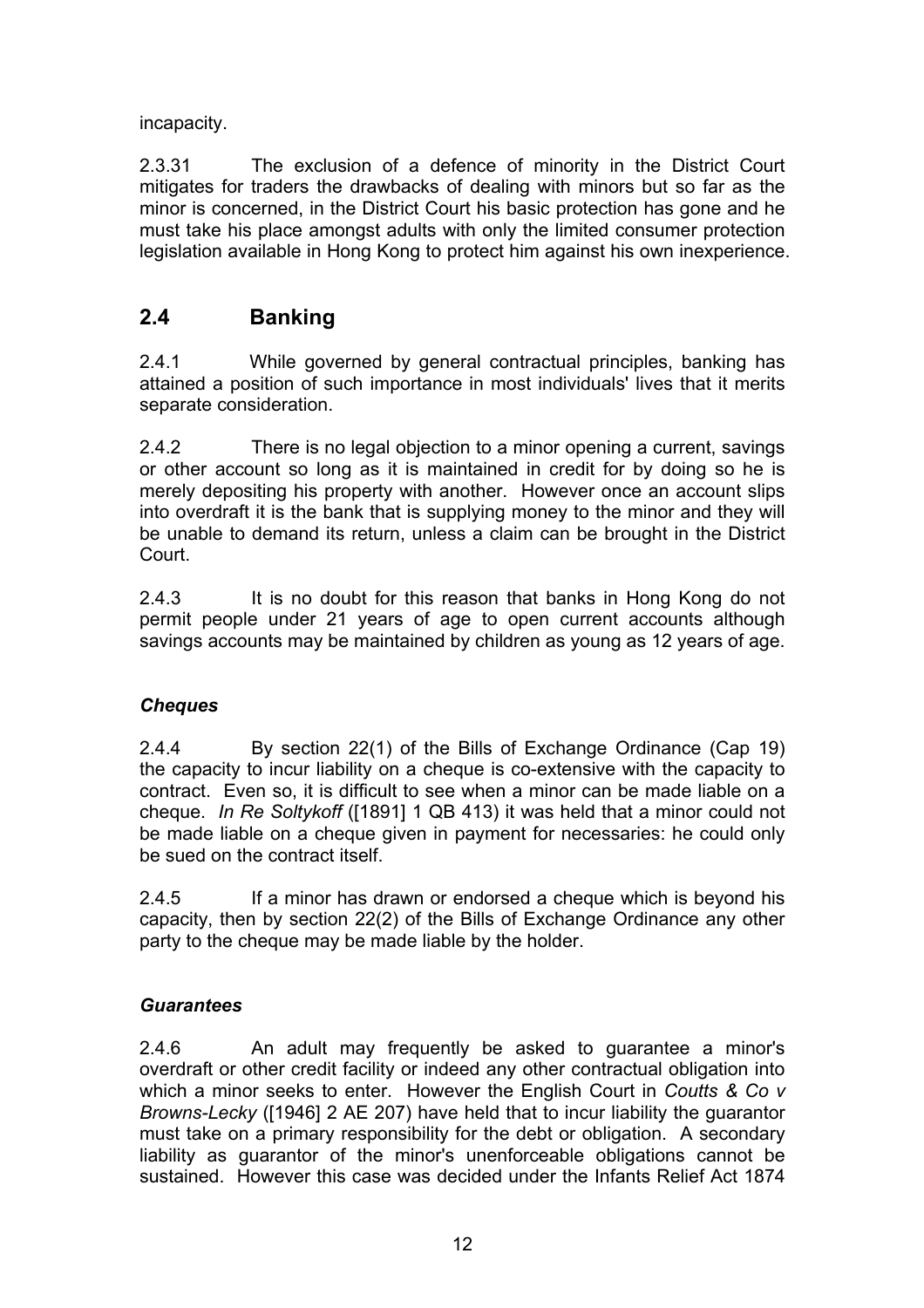incapacity.

2.3.31 The exclusion of a defence of minority in the District Court mitigates for traders the drawbacks of dealing with minors but so far as the minor is concerned, in the District Court his basic protection has gone and he must take his place amongst adults with only the limited consumer protection legislation available in Hong Kong to protect him against his own inexperience.

## 2.4 Banking

2.4.1 While governed by general contractual principles, banking has attained a position of such importance in most individuals' lives that it merits separate consideration.

2.4.2 There is no legal objection to a minor opening a current, savings or other account so long as it is maintained in credit for by doing so he is merely depositing his property with another. However once an account slips into overdraft it is the bank that is supplying money to the minor and they will be unable to demand its return, unless a claim can be brought in the District Court.

2.4.3 It is no doubt for this reason that banks in Hong Kong do not permit people under 21 years of age to open current accounts although savings accounts may be maintained by children as young as 12 years of age.

### *Cheques*

2.4.4 By section 22(1) of the Bills of Exchange Ordinance (Cap 19) the capacity to incur liability on a cheque is co-extensive with the capacity to contract. Even so, it is difficult to see when a minor can be made liable on a cheque. *In Re Soltykoff* ([1891] 1 QB 413) it was held that a minor could not be made liable on a cheque given in payment for necessaries: he could only be sued on the contract itself.

2.4.5 If a minor has drawn or endorsed a cheque which is beyond his capacity, then by section 22(2) of the Bills of Exchange Ordinance any other party to the cheque may be made liable by the holder.

### *Guarantees*

2.4.6 An adult may frequently be asked to guarantee a minor's overdraft or other credit facility or indeed any other contractual obligation into which a minor seeks to enter. However the English Court in *Coutts & Co v Browns-Lecky* ([1946] 2 AE 207) have held that to incur liability the guarantor must take on a primary responsibility for the debt or obligation. A secondary liability as guarantor of the minor's unenforceable obligations cannot be sustained. However this case was decided under the Infants Relief Act 1874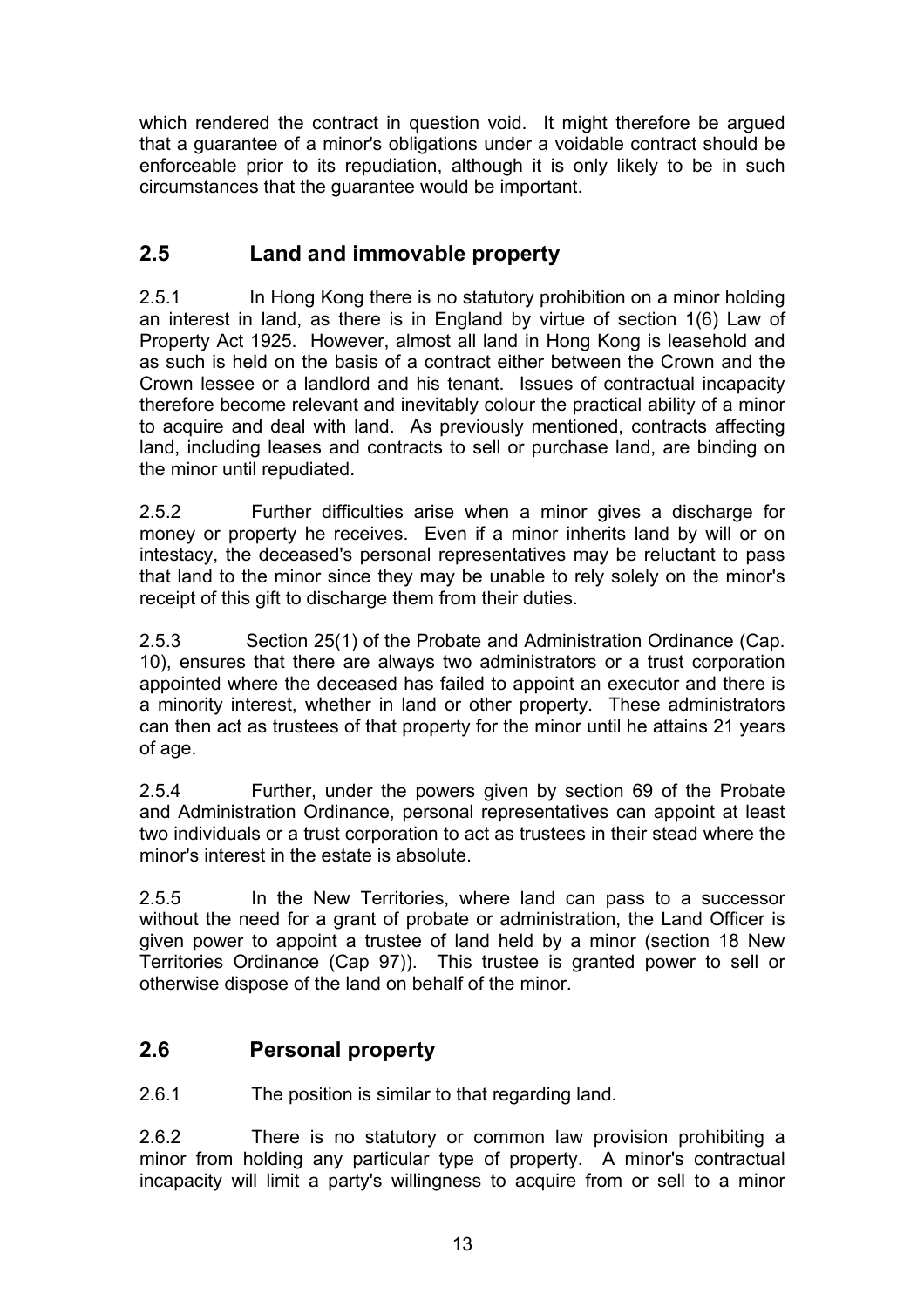which rendered the contract in question void. It might therefore be argued that a guarantee of a minor's obligations under a voidable contract should be enforceable prior to its repudiation, although it is only likely to be in such circumstances that the guarantee would be important.

## 2.5 Land and immovable property

2.5.1 In Hong Kong there is no statutory prohibition on a minor holding an interest in land, as there is in England by virtue of section 1(6) Law of Property Act 1925. However, almost all land in Hong Kong is leasehold and as such is held on the basis of a contract either between the Crown and the Crown lessee or a landlord and his tenant. Issues of contractual incapacity therefore become relevant and inevitably colour the practical ability of a minor to acquire and deal with land. As previously mentioned, contracts affecting land, including leases and contracts to sell or purchase land, are binding on the minor until repudiated.

2.5.2 Further difficulties arise when a minor gives a discharge for money or property he receives. Even if a minor inherits land by will or on intestacy, the deceased's personal representatives may be reluctant to pass that land to the minor since they may be unable to rely solely on the minor's receipt of this gift to discharge them from their duties.

2.5.3 Section 25(1) of the Probate and Administration Ordinance (Cap. 10), ensures that there are always two administrators or a trust corporation appointed where the deceased has failed to appoint an executor and there is a minority interest, whether in land or other property. These administrators can then act as trustees of that property for the minor until he attains 21 years of age.

2.5.4 Further, under the powers given by section 69 of the Probate and Administration Ordinance, personal representatives can appoint at least two individuals or a trust corporation to act as trustees in their stead where the minor's interest in the estate is absolute.

2.5.5 In the New Territories, where land can pass to a successor without the need for a grant of probate or administration, the Land Officer is given power to appoint a trustee of land held by a minor (section 18 New Territories Ordinance (Cap 97)). This trustee is granted power to sell or otherwise dispose of the land on behalf of the minor.

## 2.6 Personal property

2.6.1 The position is similar to that regarding land.

2.6.2 There is no statutory or common law provision prohibiting a minor from holding any particular type of property. A minor's contractual incapacity will limit a party's willingness to acquire from or sell to a minor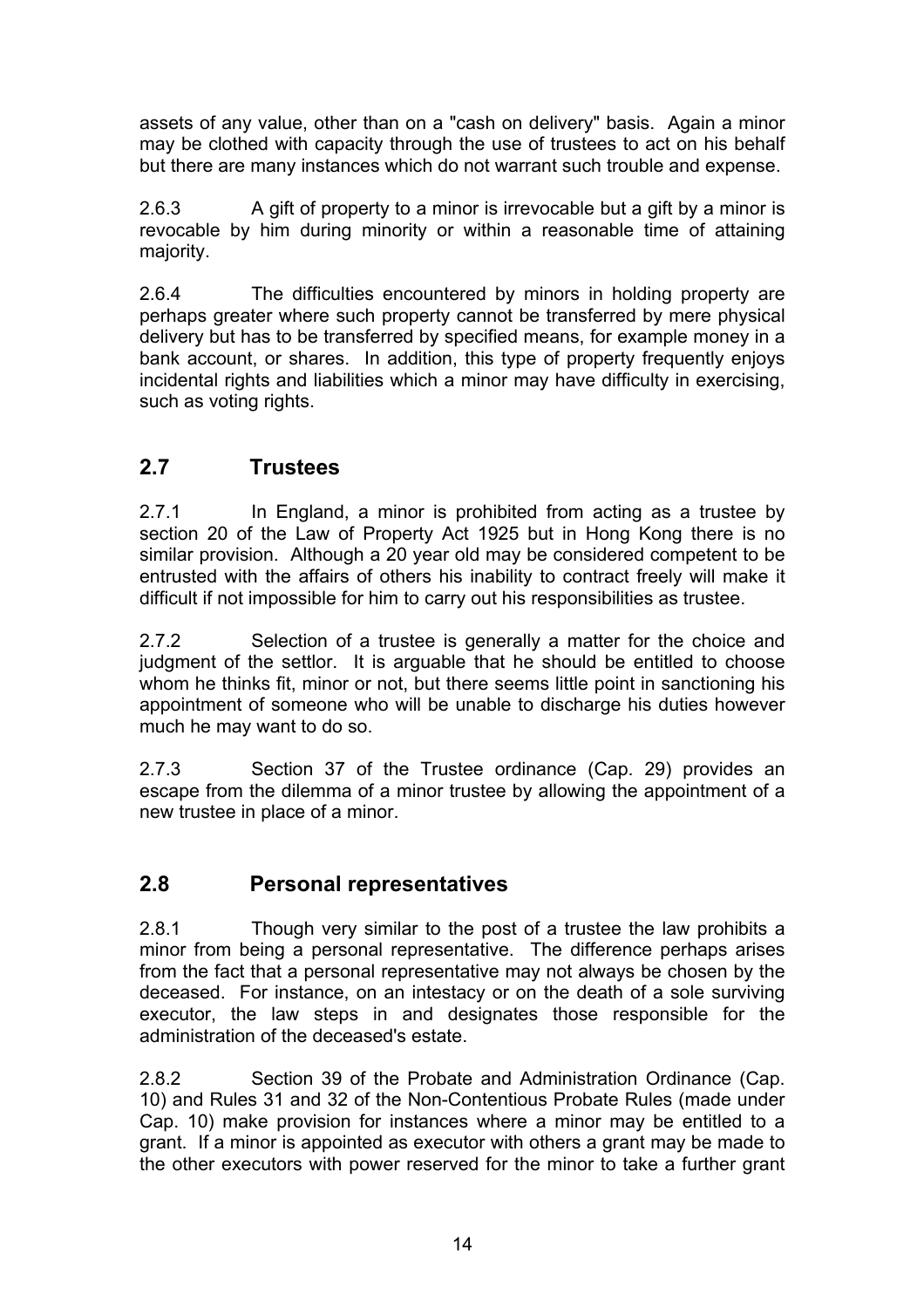assets of any value, other than on a "cash on delivery" basis. Again a minor may be clothed with capacity through the use of trustees to act on his behalf but there are many instances which do not warrant such trouble and expense.

2.6.3 A gift of property to a minor is irrevocable but a gift by a minor is revocable by him during minority or within a reasonable time of attaining majority.

2.6.4 The difficulties encountered by minors in holding property are perhaps greater where such property cannot be transferred by mere physical delivery but has to be transferred by specified means, for example money in a bank account, or shares. In addition, this type of property frequently enjoys incidental rights and liabilities which a minor may have difficulty in exercising, such as voting rights.

## 2.7 Trustees

2.7.1 In England, a minor is prohibited from acting as a trustee by section 20 of the Law of Property Act 1925 but in Hong Kong there is no similar provision. Although a 20 year old may be considered competent to be entrusted with the affairs of others his inability to contract freely will make it difficult if not impossible for him to carry out his responsibilities as trustee.

2.7.2 Selection of a trustee is generally a matter for the choice and judgment of the settlor. It is arguable that he should be entitled to choose whom he thinks fit, minor or not, but there seems little point in sanctioning his appointment of someone who will be unable to discharge his duties however much he may want to do so.

2.7.3 Section 37 of the Trustee ordinance (Cap. 29) provides an escape from the dilemma of a minor trustee by allowing the appointment of a new trustee in place of a minor.

## 2.8 Personal representatives

2.8.1 Though very similar to the post of a trustee the law prohibits a minor from being a personal representative. The difference perhaps arises from the fact that a personal representative may not always be chosen by the deceased. For instance, on an intestacy or on the death of a sole surviving executor, the law steps in and designates those responsible for the administration of the deceased's estate.

2.8.2 Section 39 of the Probate and Administration Ordinance (Cap. 10) and Rules 31 and 32 of the Non-Contentious Probate Rules (made under Cap. 10) make provision for instances where a minor may be entitled to a grant. If a minor is appointed as executor with others a grant may be made to the other executors with power reserved for the minor to take a further grant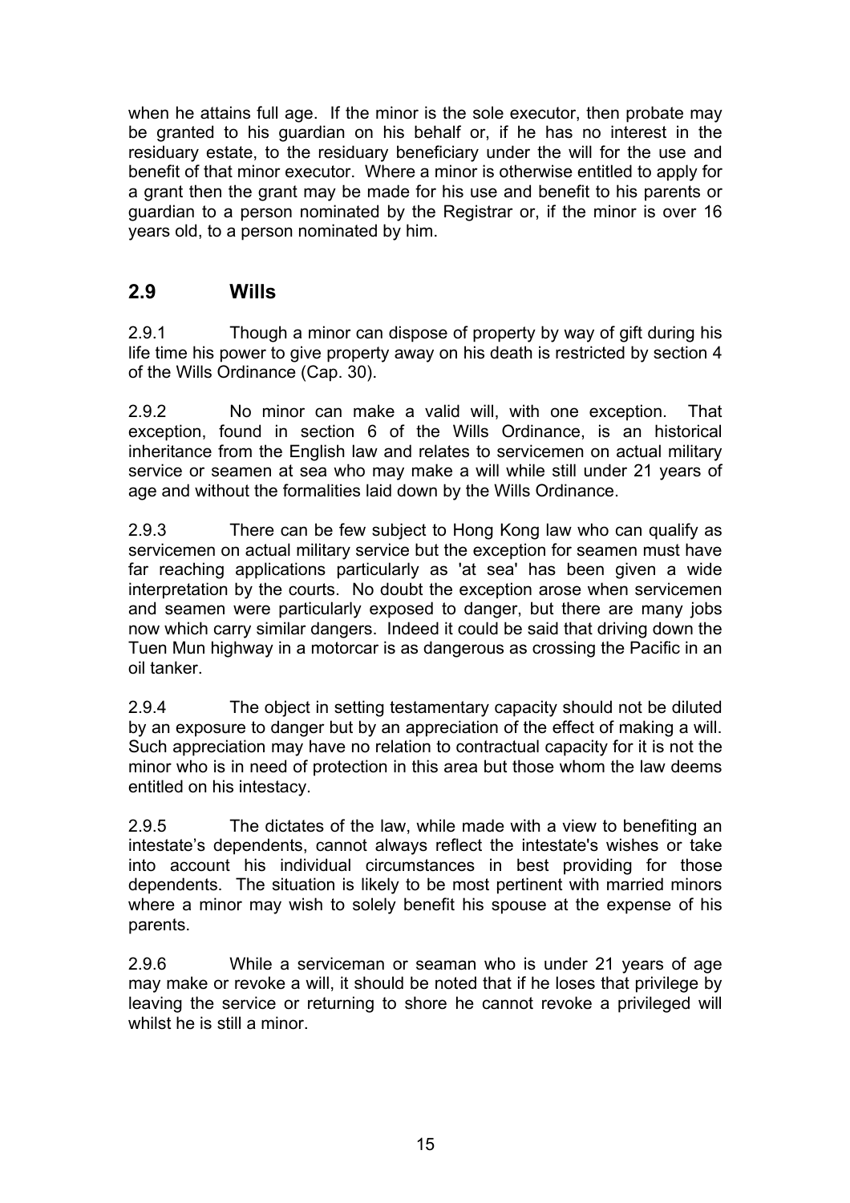when he attains full age. If the minor is the sole executor, then probate may be granted to his guardian on his behalf or, if he has no interest in the residuary estate, to the residuary beneficiary under the will for the use and benefit of that minor executor. Where a minor is otherwise entitled to apply for a grant then the grant may be made for his use and benefit to his parents or guardian to a person nominated by the Registrar or, if the minor is over 16 years old, to a person nominated by him.

## 2.9 Wills

2.9.1 Though a minor can dispose of property by way of gift during his life time his power to give property away on his death is restricted by section 4 of the Wills Ordinance (Cap. 30).

2.9.2 No minor can make a valid will, with one exception. That exception, found in section 6 of the Wills Ordinance, is an historical inheritance from the English law and relates to servicemen on actual military service or seamen at sea who may make a will while still under 21 years of age and without the formalities laid down by the Wills Ordinance.

2.9.3 There can be few subject to Hong Kong law who can qualify as servicemen on actual military service but the exception for seamen must have far reaching applications particularly as 'at sea' has been given a wide interpretation by the courts. No doubt the exception arose when servicemen and seamen were particularly exposed to danger, but there are many jobs now which carry similar dangers. Indeed it could be said that driving down the Tuen Mun highway in a motorcar is as dangerous as crossing the Pacific in an oil tanker.

2.9.4 The object in setting testamentary capacity should not be diluted by an exposure to danger but by an appreciation of the effect of making a will. Such appreciation may have no relation to contractual capacity for it is not the minor who is in need of protection in this area but those whom the law deems entitled on his intestacy.

2.9.5 The dictates of the law, while made with a view to benefiting an intestate's dependents, cannot always reflect the intestate's wishes or take into account his individual circumstances in best providing for those dependents. The situation is likely to be most pertinent with married minors where a minor may wish to solely benefit his spouse at the expense of his parents.

2.9.6 While a serviceman or seaman who is under 21 years of age may make or revoke a will, it should be noted that if he loses that privilege by leaving the service or returning to shore he cannot revoke a privileged will whilst he is still a minor.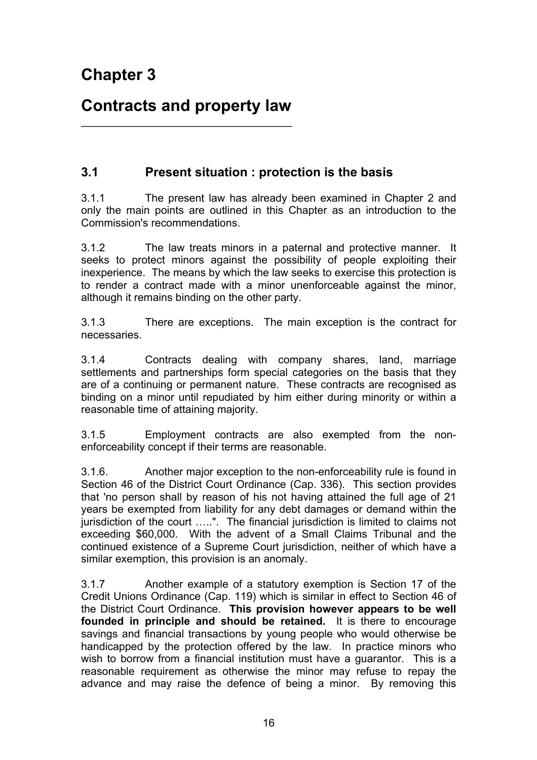# Chapter 3

# Contracts and property law

## 3.1 Present situation : protection is the basis

3.1.1 The present law has already been examined in Chapter 2 and only the main points are outlined in this Chapter as an introduction to the Commission's recommendations.

3.1.2 The law treats minors in a paternal and protective manner. It seeks to protect minors against the possibility of people exploiting their inexperience. The means by which the law seeks to exercise this protection is to render a contract made with a minor unenforceable against the minor, although it remains binding on the other party.

3.1.3 There are exceptions. The main exception is the contract for necessaries.

3.1.4 Contracts dealing with company shares, land, marriage settlements and partnerships form special categories on the basis that they are of a continuing or permanent nature. These contracts are recognised as binding on a minor until repudiated by him either during minority or within a reasonable time of attaining majority.

3.1.5 Employment contracts are also exempted from the non-enforceability concept if their terms are reasonable.

3.1.6. Another major exception to the non-enforceability rule is found in Section 46 of the District Court Ordinance (Cap. 336). This section provides that 'no person shall by reason of his not having attained the full age of 21 years be exempted from liability for any debt damages or demand within the jurisdiction of the court …..". The financial jurisdiction is limited to claims not exceeding $60,000. With the advent of a Small Claims Tribunal and the continued existence of a Supreme Court jurisdiction, neither of which have a similar exemption, this provision is an anomaly.

3.1.7 Another example of a statutory exemption is Section 17 of the Credit Unions Ordinance (Cap. 119) which is similar in effect to Section 46 of the District Court Ordinance. **This provision however appears to be well founded in principle and should be retained.** It is there to encourage savings and financial transactions by young people who would otherwise be handicapped by the protection offered by the law. In practice minors who wish to borrow from a financial institution must have a guarantor. This is a reasonable requirement as otherwise the minor may refuse to repay the advance and may raise the defence of being a minor. By removing this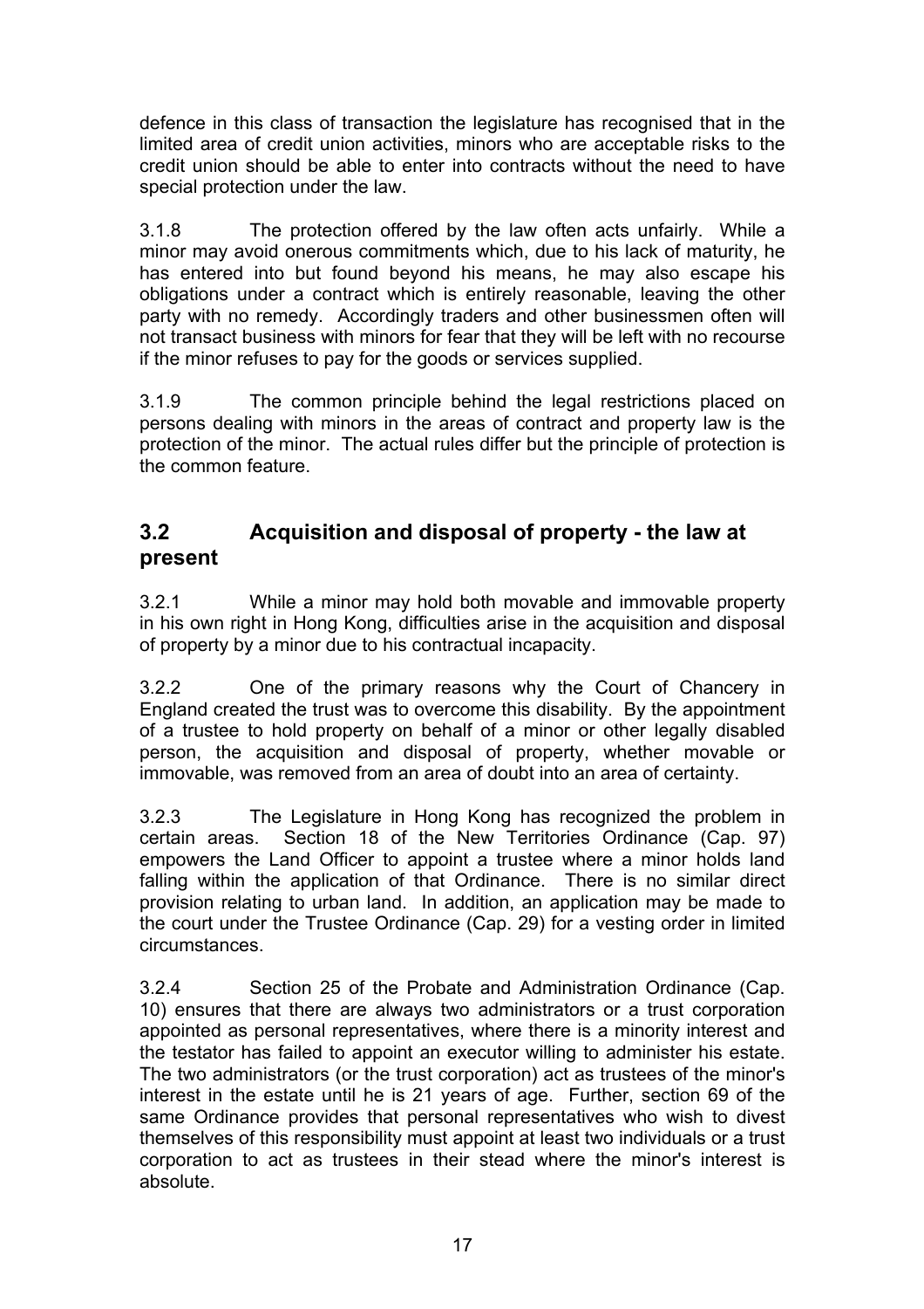defence in this class of transaction the legislature has recognised that in the limited area of credit union activities, minors who are acceptable risks to the credit union should be able to enter into contracts without the need to have special protection under the law.

3.1.8 The protection offered by the law often acts unfairly. While a minor may avoid onerous commitments which, due to his lack of maturity, he has entered into but found beyond his means, he may also escape his obligations under a contract which is entirely reasonable, leaving the other party with no remedy. Accordingly traders and other businessmen often will not transact business with minors for fear that they will be left with no recourse if the minor refuses to pay for the goods or services supplied.

3.1.9 The common principle behind the legal restrictions placed on persons dealing with minors in the areas of contract and property law is the protection of the minor. The actual rules differ but the principle of protection is the common feature.

## 3.2 Acquisition and disposal of property - the law at present

3.2.1 While a minor may hold both movable and immovable property in his own right in Hong Kong, difficulties arise in the acquisition and disposal of property by a minor due to his contractual incapacity.

3.2.2 One of the primary reasons why the Court of Chancery in England created the trust was to overcome this disability. By the appointment of a trustee to hold property on behalf of a minor or other legally disabled person, the acquisition and disposal of property, whether movable or immovable, was removed from an area of doubt into an area of certainty.

3.2.3 The Legislature in Hong Kong has recognized the problem in certain areas. Section 18 of the New Territories Ordinance (Cap. 97) empowers the Land Officer to appoint a trustee where a minor holds land falling within the application of that Ordinance. There is no similar direct provision relating to urban land. In addition, an application may be made to the court under the Trustee Ordinance (Cap. 29) for a vesting order in limited circumstances.

3.2.4 Section 25 of the Probate and Administration Ordinance (Cap. 10) ensures that there are always two administrators or a trust corporation appointed as personal representatives, where there is a minority interest and the testator has failed to appoint an executor willing to administer his estate. The two administrators (or the trust corporation) act as trustees of the minor's interest in the estate until he is 21 years of age. Further, section 69 of the same Ordinance provides that personal representatives who wish to divest themselves of this responsibility must appoint at least two individuals or a trust corporation to act as trustees in their stead where the minor's interest is absolute.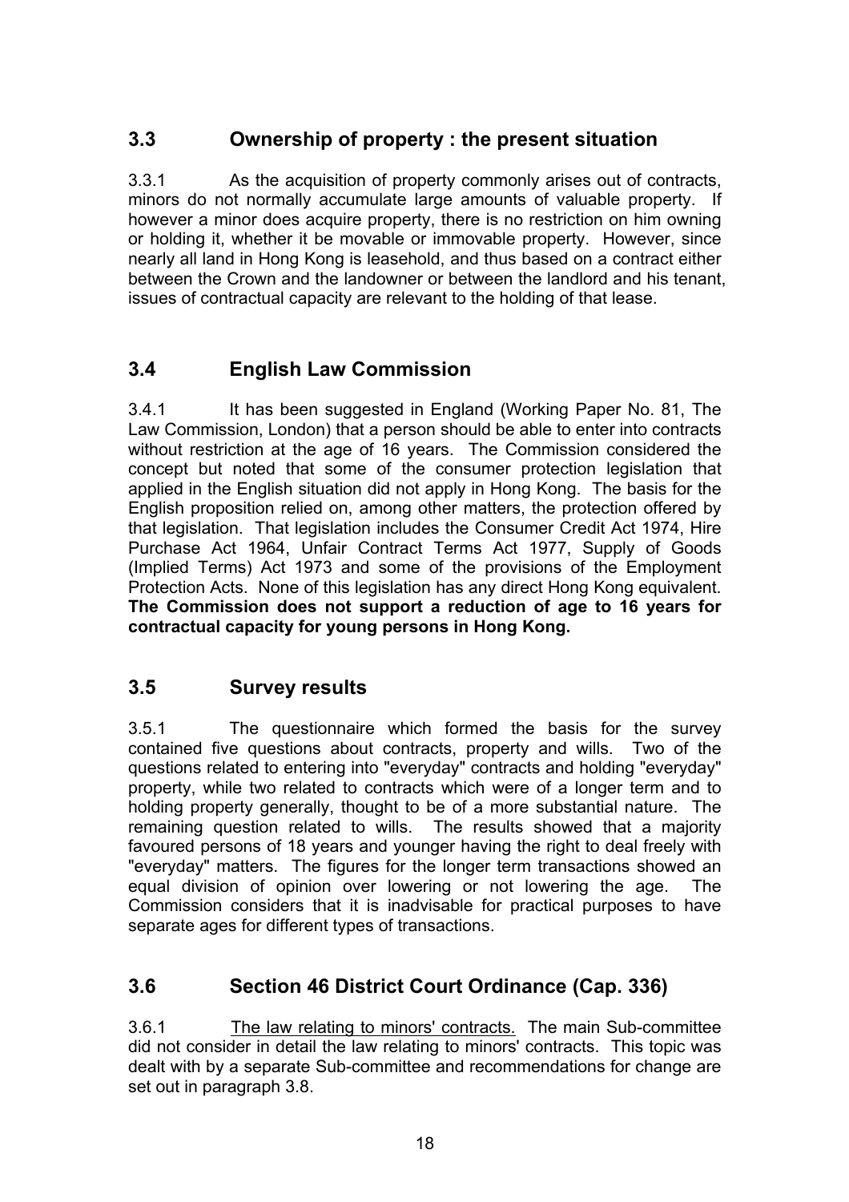## 3.3 Ownership of property : the present situation

3.3.1 As the acquisition of property commonly arises out of contracts, minors do not normally accumulate large amounts of valuable property. If however a minor does acquire property, there is no restriction on him owning or holding it, whether it be movable or immovable property. However, since nearly all land in Hong Kong is leasehold, and thus based on a contract either between the Crown and the landowner or between the landlord and his tenant, issues of contractual capacity are relevant to the holding of that lease.

## 3.4 English Law Commission

3.4.1 It has been suggested in England (Working Paper No. 81, The Law Commission, London) that a person should be able to enter into contracts without restriction at the age of 16 years. The Commission considered the concept but noted that some of the consumer protection legislation that applied in the English situation did not apply in Hong Kong. The basis for the English proposition relied on, among other matters, the protection offered by that legislation. That legislation includes the Consumer Credit Act 1974, Hire Purchase Act 1964, Unfair Contract Terms Act 1977, Supply of Goods (Implied Terms) Act 1973 and some of the provisions of the Employment Protection Acts. None of this legislation has any direct Hong Kong equivalent. **The Commission does not support a reduction of age to 16 years for contractual capacity for young persons in Hong Kong.**

## 3.5 Survey results

3.5.1 The questionnaire which formed the basis for the survey contained five questions about contracts, property and wills. Two of the questions related to entering into "everyday" contracts and holding "everyday" property, while two related to contracts which were of a longer term and to holding property generally, thought to be of a more substantial nature. The remaining question related to wills. The results showed that a majority favoured persons of 18 years and younger having the right to deal freely with "everyday" matters. The figures for the longer term transactions showed an equal division of opinion over lowering or not lowering the age. The Commission considers that it is inadvisable for practical purposes to have separate ages for different types of transactions.

## 3.6 Section 46 District Court Ordinance (Cap. 336)

3.6.1 The law relating to minors' contracts. The main Sub-committee did not consider in detail the law relating to minors' contracts. This topic was dealt with by a separate Sub-committee and recommendations for change are set out in paragraph 3.8.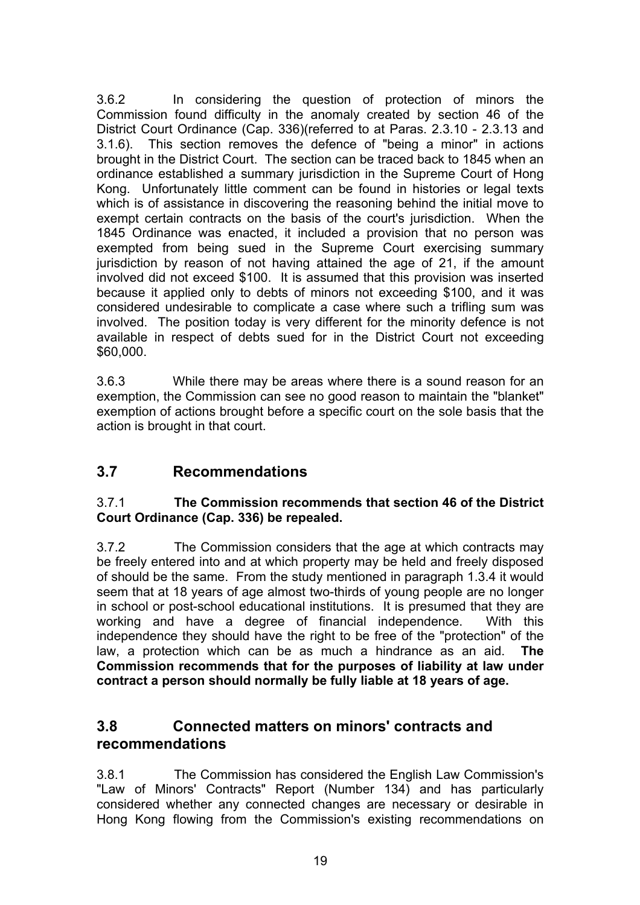3.6.2 In considering the question of protection of minors the Commission found difficulty in the anomaly created by section 46 of the District Court Ordinance (Cap. 336)(referred to at Paras. 2.3.10 - 2.3.13 and 3.1.6). This section removes the defence of "being a minor" in actions brought in the District Court. The section can be traced back to 1845 when an ordinance established a summary jurisdiction in the Supreme Court of Hong Kong. Unfortunately little comment can be found in histories or legal texts which is of assistance in discovering the reasoning behind the initial move to exempt certain contracts on the basis of the court's jurisdiction. When the 1845 Ordinance was enacted, it included a provision that no person was exempted from being sued in the Supreme Court exercising summary jurisdiction by reason of not having attained the age of 21, if the amount involved did not exceed $100. It is assumed that this provision was inserted because it applied only to debts of minors not exceeding $100, and it was considered undesirable to complicate a case where such a trifling sum was involved. The position today is very different for the minority defence is not available in respect of debts sued for in the District Court not exceeding $60,000.

3.6.3 While there may be areas where there is a sound reason for an exemption, the Commission can see no good reason to maintain the "blanket" exemption of actions brought before a specific court on the sole basis that the action is brought in that court.

## 3.7 Recommendations

3.7.1 **The Commission recommends that section 46 of the District Court Ordinance (Cap. 336) be repealed.**

3.7.2 The Commission considers that the age at which contracts may be freely entered into and at which property may be held and freely disposed of should be the same. From the study mentioned in paragraph 1.3.4 it would seem that at 18 years of age almost two-thirds of young people are no longer in school or post-school educational institutions. It is presumed that they are working and have a degree of financial independence. With this independence they should have the right to be free of the "protection" of the law, a protection which can be as much a hindrance as an aid. **The Commission recommends that for the purposes of liability at law under contract a person should normally be fully liable at 18 years of age.**

## 3.8 Connected matters on minors' contracts and recommendations

3.8.1 The Commission has considered the English Law Commission's "Law of Minors' Contracts" Report (Number 134) and has particularly considered whether any connected changes are necessary or desirable in Hong Kong flowing from the Commission's existing recommendations on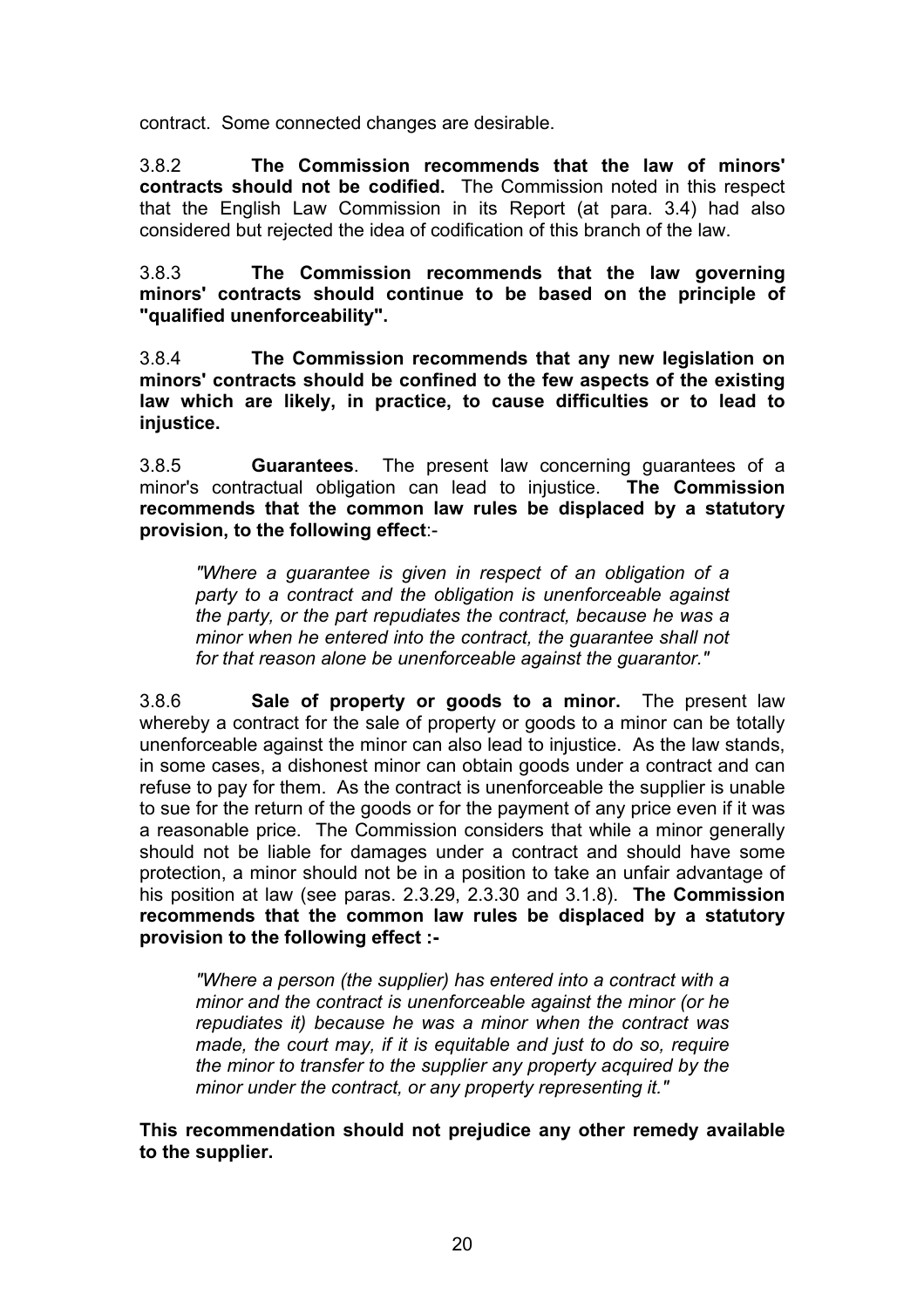contract. Some connected changes are desirable.

3.8.2 **The Commission recommends that the law of minors' contracts should not be codified.** The Commission noted in this respect that the English Law Commission in its Report (at para. 3.4) had also considered but rejected the idea of codification of this branch of the law.

3.8.3 **The Commission recommends that the law governing minors' contracts should continue to be based on the principle of "qualified unenforceability".**

3.8.4 **The Commission recommends that any new legislation on minors' contracts should be confined to the few aspects of the existing law which are likely, in practice, to cause difficulties or to lead to injustice.**

3.8.5 **Guarantees**. The present law concerning guarantees of a minor's contractual obligation can lead to injustice. **The Commission recommends that the common law rules be displaced by a statutory provision, to the following effect**:-

> *"Where a guarantee is given in respect of an obligation of a party to a contract and the obligation is unenforceable against the party, or the part repudiates the contract, because he was a minor when he entered into the contract, the guarantee shall not for that reason alone be unenforceable against the guarantor."*

3.8.6 **Sale of property or goods to a minor.** The present law whereby a contract for the sale of property or goods to a minor can be totally unenforceable against the minor can also lead to injustice. As the law stands, in some cases, a dishonest minor can obtain goods under a contract and can refuse to pay for them. As the contract is unenforceable the supplier is unable to sue for the return of the goods or for the payment of any price even if it was a reasonable price. The Commission considers that while a minor generally should not be liable for damages under a contract and should have some protection, a minor should not be in a position to take an unfair advantage of his position at law (see paras. 2.3.29, 2.3.30 and 3.1.8). **The Commission recommends that the common law rules be displaced by a statutory provision to the following effect :-**

> *"Where a person (the supplier) has entered into a contract with a minor and the contract is unenforceable against the minor (or he repudiates it) because he was a minor when the contract was made, the court may, if it is equitable and just to do so, require the minor to transfer to the supplier any property acquired by the minor under the contract, or any property representing it."*

**This recommendation should not prejudice any other remedy available to the supplier.**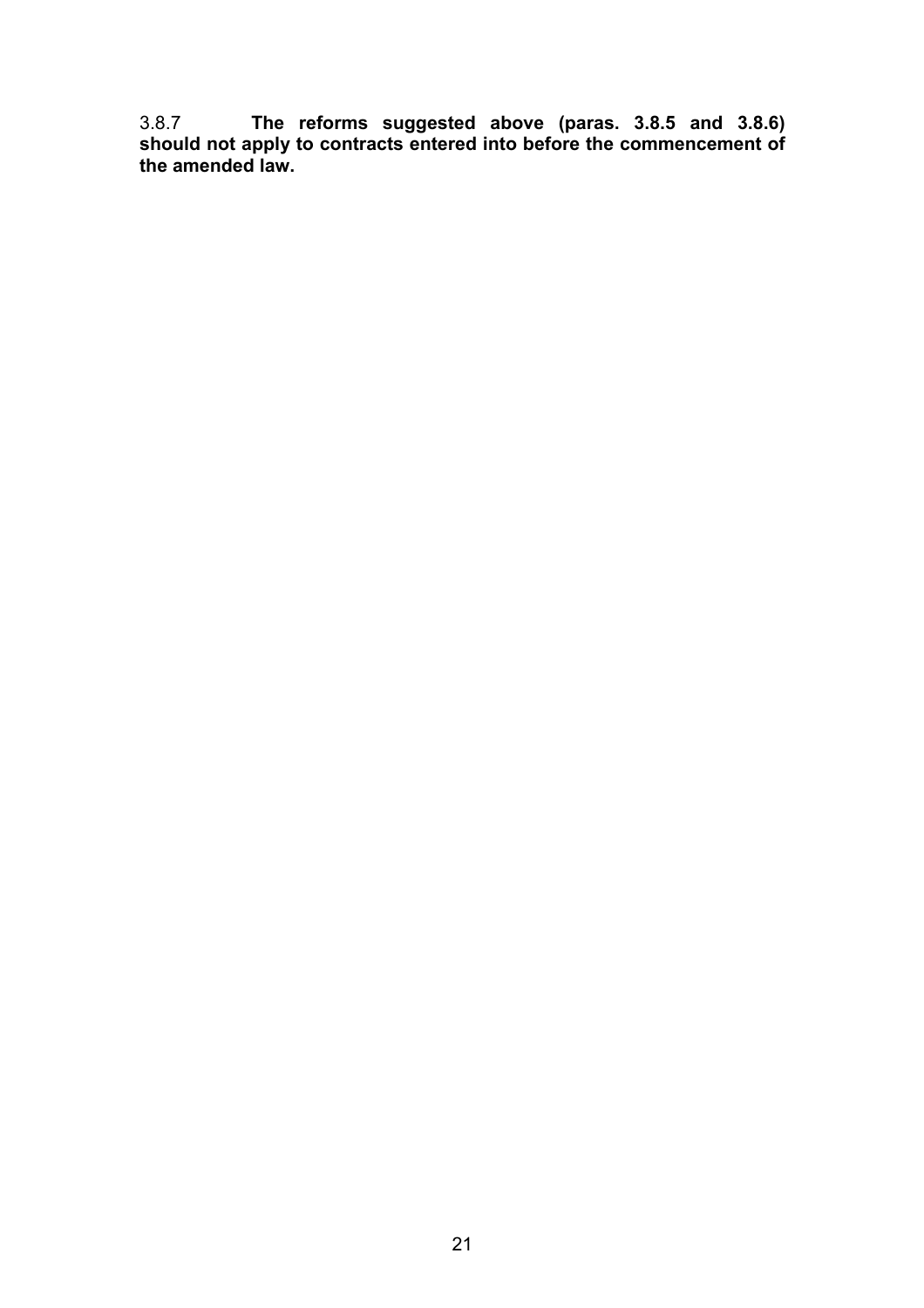3.8.7 **The reforms suggested above (paras. 3.8.5 and 3.8.6) should not apply to contracts entered into before the commencement of the amended law.**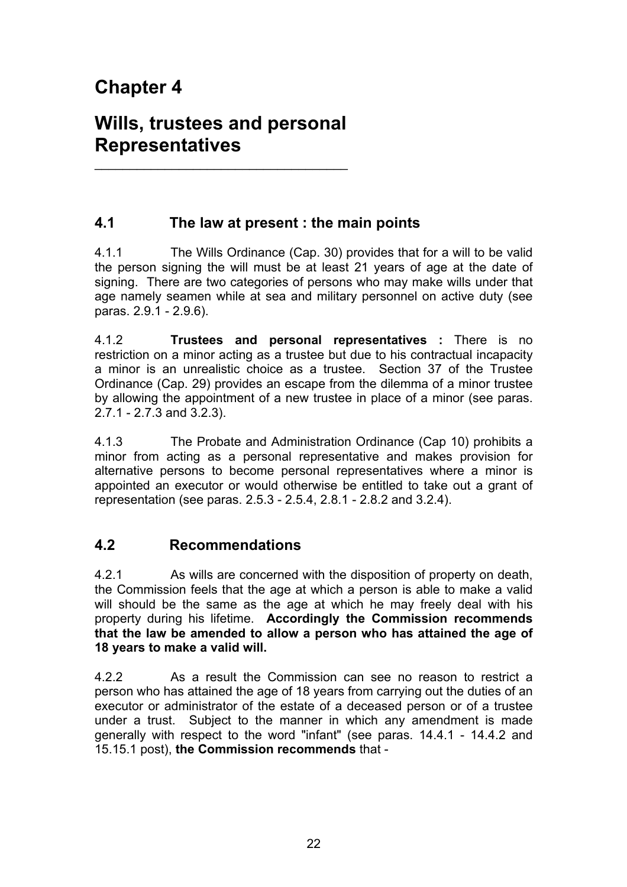# Chapter 4

# Wills, trustees and personal Representatives

## 4.1 The law at present : the main points

4.1.1 The Wills Ordinance (Cap. 30) provides that for a will to be valid the person signing the will must be at least 21 years of age at the date of signing. There are two categories of persons who may make wills under that age namely seamen while at sea and military personnel on active duty (see paras. 2.9.1 - 2.9.6).

4.1.2 **Trustees and personal representatives :** There is no restriction on a minor acting as a trustee but due to his contractual incapacity a minor is an unrealistic choice as a trustee. Section 37 of the Trustee Ordinance (Cap. 29) provides an escape from the dilemma of a minor trustee by allowing the appointment of a new trustee in place of a minor (see paras. 2.7.1 - 2.7.3 and 3.2.3).

4.1.3 The Probate and Administration Ordinance (Cap 10) prohibits a minor from acting as a personal representative and makes provision for alternative persons to become personal representatives where a minor is appointed an executor or would otherwise be entitled to take out a grant of representation (see paras. 2.5.3 - 2.5.4, 2.8.1 - 2.8.2 and 3.2.4).

## 4.2 Recommendations

4.2.1 As wills are concerned with the disposition of property on death, the Commission feels that the age at which a person is able to make a valid will should be the same as the age at which he may freely deal with his property during his lifetime. **Accordingly the Commission recommends that the law be amended to allow a person who has attained the age of 18 years to make a valid will.**

4.2.2 As a result the Commission can see no reason to restrict a person who has attained the age of 18 years from carrying out the duties of an executor or administrator of the estate of a deceased person or of a trustee under a trust. Subject to the manner in which any amendment is made generally with respect to the word "infant" (see paras. 14.4.1 - 14.4.2 and 15.15.1 post), **the Commission recommends** that -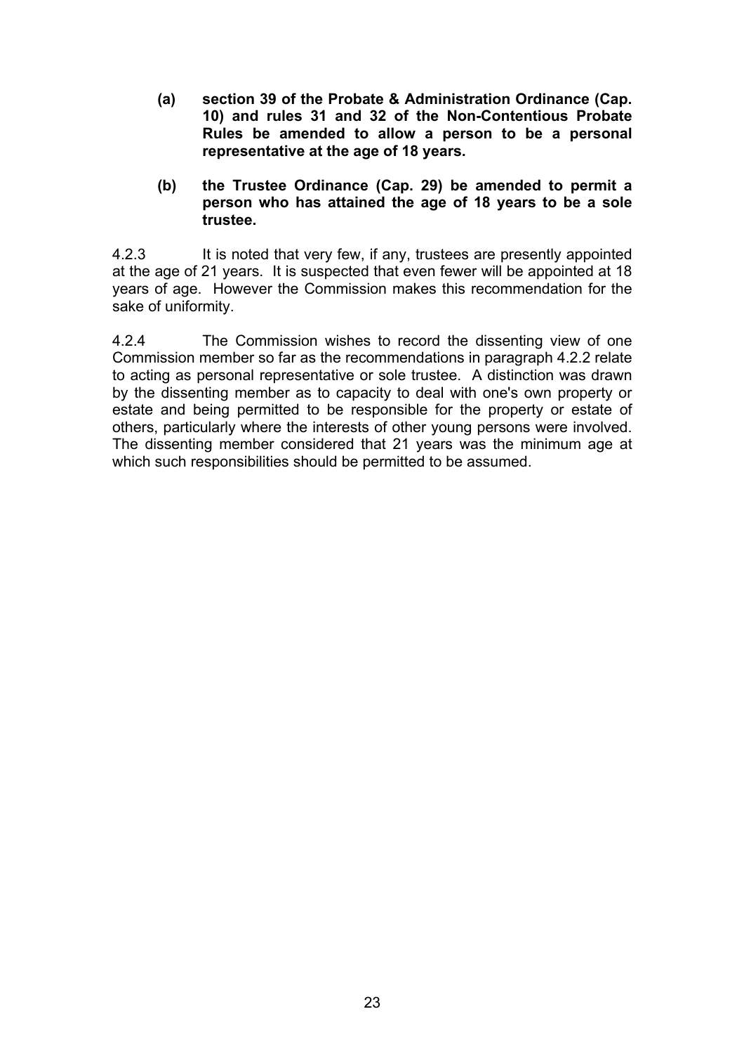**(a) section 39 of the Probate & Administration Ordinance (Cap. 10) and rules 31 and 32 of the Non-Contentious Probate Rules be amended to allow a person to be a personal representative at the age of 18 years.**

**(b) the Trustee Ordinance (Cap. 29) be amended to permit a person who has attained the age of 18 years to be a sole trustee.**

4.2.3 It is noted that very few, if any, trustees are presently appointed at the age of 21 years. It is suspected that even fewer will be appointed at 18 years of age. However the Commission makes this recommendation for the sake of uniformity.

4.2.4 The Commission wishes to record the dissenting view of one Commission member so far as the recommendations in paragraph 4.2.2 relate to acting as personal representative or sole trustee. A distinction was drawn by the dissenting member as to capacity to deal with one's own property or estate and being permitted to be responsible for the property or estate of others, particularly where the interests of other young persons were involved. The dissenting member considered that 21 years was the minimum age at which such responsibilities should be permitted to be assumed.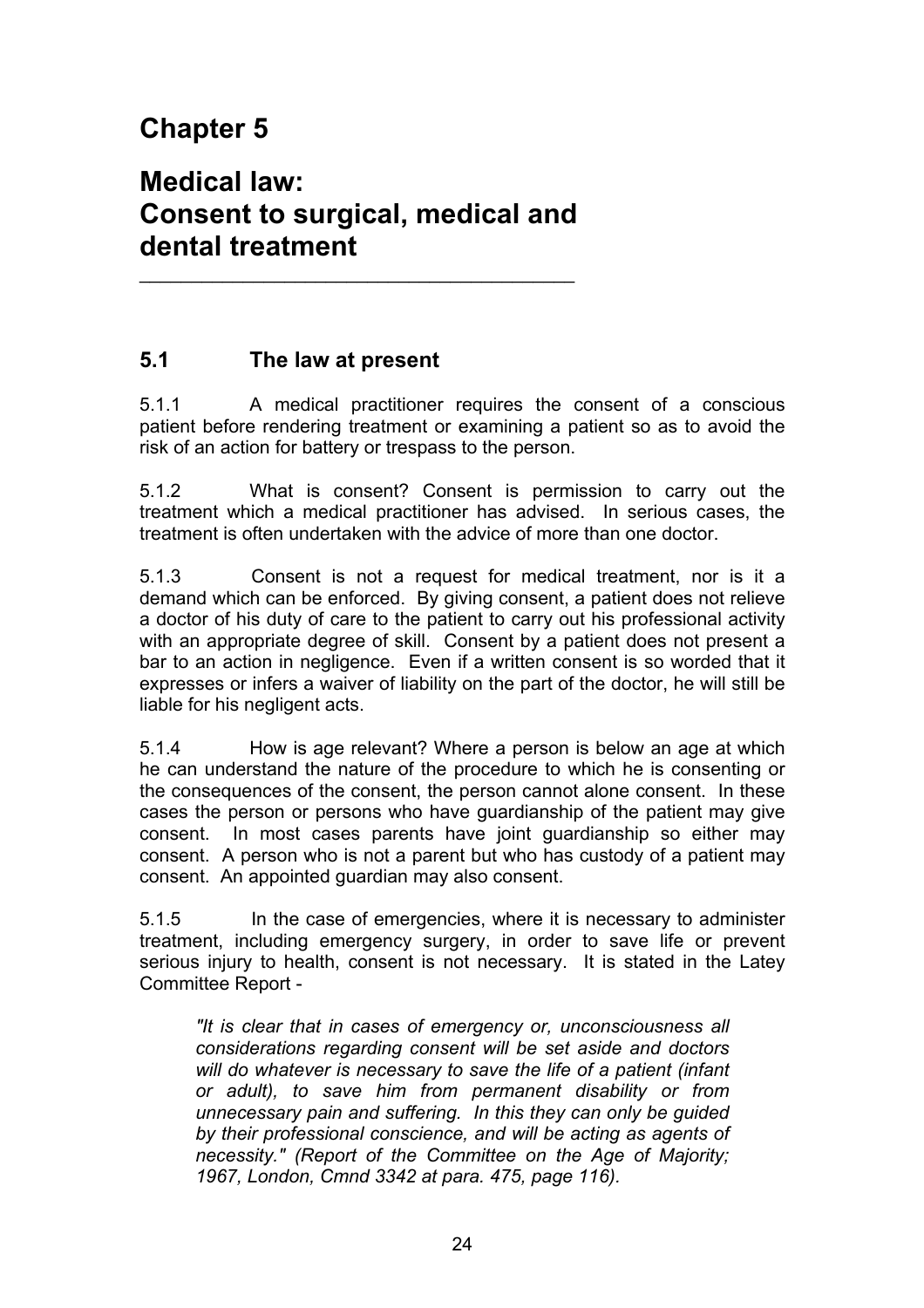# Chapter 5

# Medical law: Consent to surgical, medical and dental treatment

## 5.1 The law at present

5.1.1 A medical practitioner requires the consent of a conscious patient before rendering treatment or examining a patient so as to avoid the risk of an action for battery or trespass to the person.

5.1.2 What is consent? Consent is permission to carry out the treatment which a medical practitioner has advised. In serious cases, the treatment is often undertaken with the advice of more than one doctor.

5.1.3 Consent is not a request for medical treatment, nor is it a demand which can be enforced. By giving consent, a patient does not relieve a doctor of his duty of care to the patient to carry out his professional activity with an appropriate degree of skill. Consent by a patient does not present a bar to an action in negligence. Even if a written consent is so worded that it expresses or infers a waiver of liability on the part of the doctor, he will still be liable for his negligent acts.

5.1.4 How is age relevant? Where a person is below an age at which he can understand the nature of the procedure to which he is consenting or the consequences of the consent, the person cannot alone consent. In these cases the person or persons who have guardianship of the patient may give consent. In most cases parents have joint guardianship so either may consent. A person who is not a parent but who has custody of a patient may consent. An appointed guardian may also consent.

5.1.5 In the case of emergencies, where it is necessary to administer treatment, including emergency surgery, in order to save life or prevent serious injury to health, consent is not necessary. It is stated in the Latey Committee Report -

> *"It is clear that in cases of emergency or, unconsciousness all considerations regarding consent will be set aside and doctors will do whatever is necessary to save the life of a patient (infant or adult), to save him from permanent disability or from unnecessary pain and suffering. In this they can only be guided by their professional conscience, and will be acting as agents of necessity." (Report of the Committee on the Age of Majority; 1967, London, Cmnd 3342 at para. 475, page 116).*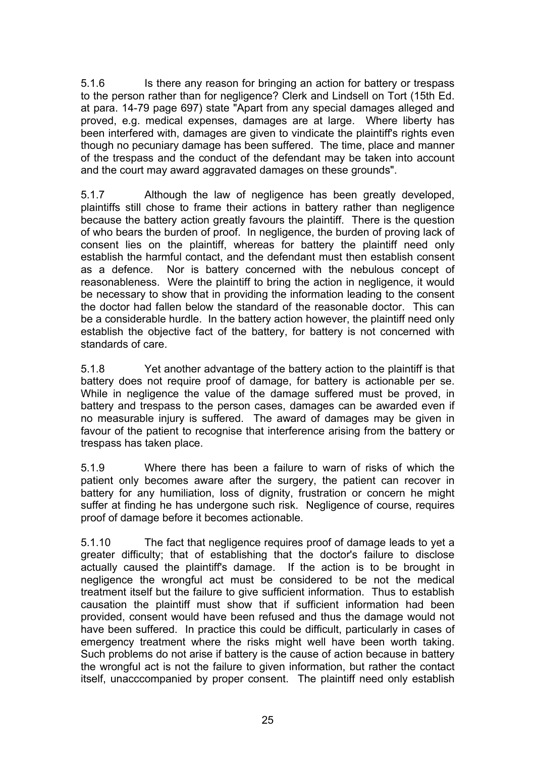5.1.6 Is there any reason for bringing an action for battery or trespass to the person rather than for negligence? Clerk and Lindsell on Tort (15th Ed. at para. 14-79 page 697) state "Apart from any special damages alleged and proved, e.g. medical expenses, damages are at large. Where liberty has been interfered with, damages are given to vindicate the plaintiff's rights even though no pecuniary damage has been suffered. The time, place and manner of the trespass and the conduct of the defendant may be taken into account and the court may award aggravated damages on these grounds".

5.1.7 Although the law of negligence has been greatly developed, plaintiffs still chose to frame their actions in battery rather than negligence because the battery action greatly favours the plaintiff. There is the question of who bears the burden of proof. In negligence, the burden of proving lack of consent lies on the plaintiff, whereas for battery the plaintiff need only establish the harmful contact, and the defendant must then establish consent as a defence. Nor is battery concerned with the nebulous concept of reasonableness. Were the plaintiff to bring the action in negligence, it would be necessary to show that in providing the information leading to the consent the doctor had fallen below the standard of the reasonable doctor. This can be a considerable hurdle. In the battery action however, the plaintiff need only establish the objective fact of the battery, for battery is not concerned with standards of care.

5.1.8 Yet another advantage of the battery action to the plaintiff is that battery does not require proof of damage, for battery is actionable per se. While in negligence the value of the damage suffered must be proved, in battery and trespass to the person cases, damages can be awarded even if no measurable injury is suffered. The award of damages may be given in favour of the patient to recognise that interference arising from the battery or trespass has taken place.

5.1.9 Where there has been a failure to warn of risks of which the patient only becomes aware after the surgery, the patient can recover in battery for any humiliation, loss of dignity, frustration or concern he might suffer at finding he has undergone such risk. Negligence of course, requires proof of damage before it becomes actionable.

5.1.10 The fact that negligence requires proof of damage leads to yet a greater difficulty; that of establishing that the doctor's failure to disclose actually caused the plaintiff's damage. If the action is to be brought in negligence the wrongful act must be considered to be not the medical treatment itself but the failure to give sufficient information. Thus to establish causation the plaintiff must show that if sufficient information had been provided, consent would have been refused and thus the damage would not have been suffered. In practice this could be difficult, particularly in cases of emergency treatment where the risks might well have been worth taking. Such problems do not arise if battery is the cause of action because in battery the wrongful act is not the failure to given information, but rather the contact itself, unacccompanied by proper consent. The plaintiff need only establish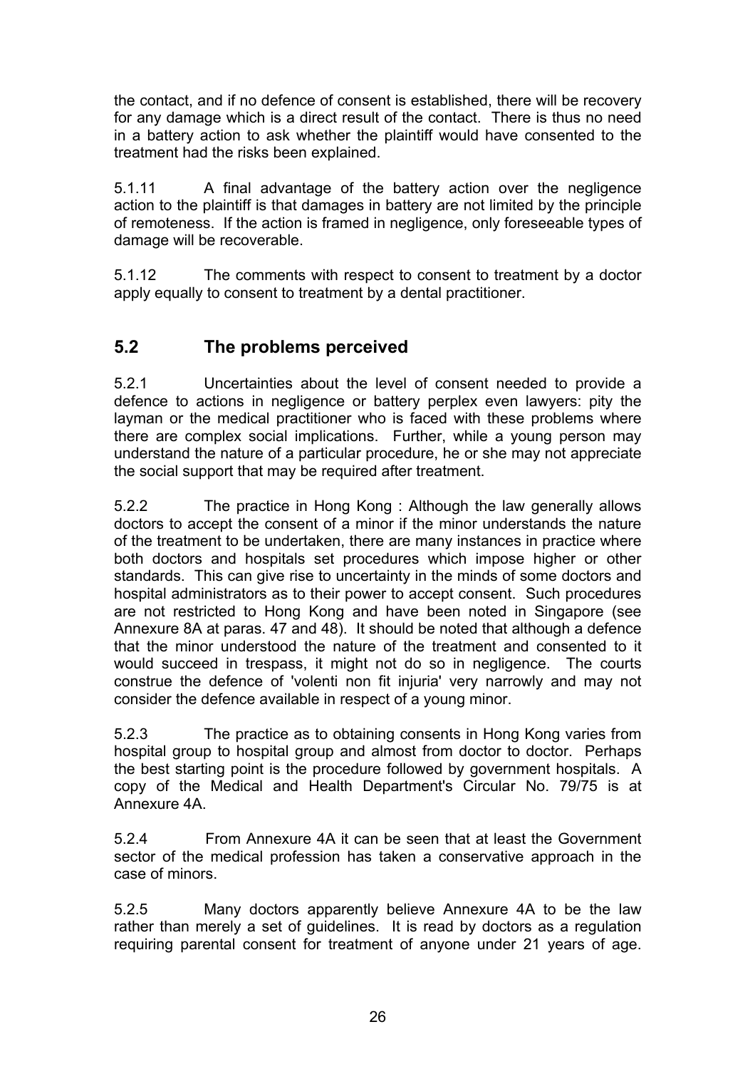the contact, and if no defence of consent is established, there will be recovery for any damage which is a direct result of the contact. There is thus no need in a battery action to ask whether the plaintiff would have consented to the treatment had the risks been explained.

5.1.11 A final advantage of the battery action over the negligence action to the plaintiff is that damages in battery are not limited by the principle of remoteness. If the action is framed in negligence, only foreseeable types of damage will be recoverable.

5.1.12 The comments with respect to consent to treatment by a doctor apply equally to consent to treatment by a dental practitioner.

## 5.2 The problems perceived

5.2.1 Uncertainties about the level of consent needed to provide a defence to actions in negligence or battery perplex even lawyers: pity the layman or the medical practitioner who is faced with these problems where there are complex social implications. Further, while a young person may understand the nature of a particular procedure, he or she may not appreciate the social support that may be required after treatment.

5.2.2 The practice in Hong Kong : Although the law generally allows doctors to accept the consent of a minor if the minor understands the nature of the treatment to be undertaken, there are many instances in practice where both doctors and hospitals set procedures which impose higher or other standards. This can give rise to uncertainty in the minds of some doctors and hospital administrators as to their power to accept consent. Such procedures are not restricted to Hong Kong and have been noted in Singapore (see Annexure 8A at paras. 47 and 48). It should be noted that although a defence that the minor understood the nature of the treatment and consented to it would succeed in trespass, it might not do so in negligence. The courts construe the defence of 'volenti non fit injuria' very narrowly and may not consider the defence available in respect of a young minor.

5.2.3 The practice as to obtaining consents in Hong Kong varies from hospital group to hospital group and almost from doctor to doctor. Perhaps the best starting point is the procedure followed by government hospitals. A copy of the Medical and Health Department's Circular No. 79/75 is at Annexure 4A.

5.2.4 From Annexure 4A it can be seen that at least the Government sector of the medical profession has taken a conservative approach in the case of minors.

5.2.5 Many doctors apparently believe Annexure 4A to be the law rather than merely a set of guidelines. It is read by doctors as a regulation requiring parental consent for treatment of anyone under 21 years of age.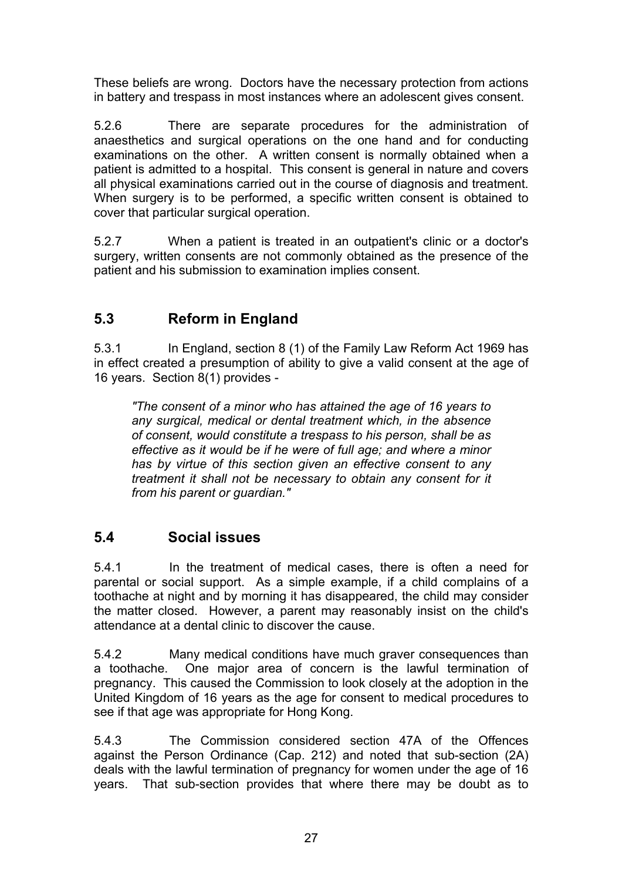These beliefs are wrong. Doctors have the necessary protection from actions in battery and trespass in most instances where an adolescent gives consent.

5.2.6 There are separate procedures for the administration of anaesthetics and surgical operations on the one hand and for conducting examinations on the other. A written consent is normally obtained when a patient is admitted to a hospital. This consent is general in nature and covers all physical examinations carried out in the course of diagnosis and treatment. When surgery is to be performed, a specific written consent is obtained to cover that particular surgical operation.

5.2.7 When a patient is treated in an outpatient's clinic or a doctor's surgery, written consents are not commonly obtained as the presence of the patient and his submission to examination implies consent.

## 5.3 Reform in England

5.3.1 In England, section 8 (1) of the Family Law Reform Act 1969 has in effect created a presumption of ability to give a valid consent at the age of 16 years. Section 8(1) provides -

> *"The consent of a minor who has attained the age of 16 years to any surgical, medical or dental treatment which, in the absence of consent, would constitute a trespass to his person, shall be as effective as it would be if he were of full age; and where a minor has by virtue of this section given an effective consent to any treatment it shall not be necessary to obtain any consent for it from his parent or guardian."*

## 5.4 Social issues

5.4.1 In the treatment of medical cases, there is often a need for parental or social support. As a simple example, if a child complains of a toothache at night and by morning it has disappeared, the child may consider the matter closed. However, a parent may reasonably insist on the child's attendance at a dental clinic to discover the cause.

5.4.2 Many medical conditions have much graver consequences than a toothache. One major area of concern is the lawful termination of pregnancy. This caused the Commission to look closely at the adoption in the United Kingdom of 16 years as the age for consent to medical procedures to see if that age was appropriate for Hong Kong.

5.4.3 The Commission considered section 47A of the Offences against the Person Ordinance (Cap. 212) and noted that sub-section (2A) deals with the lawful termination of pregnancy for women under the age of 16 years. That sub-section provides that where there may be doubt as to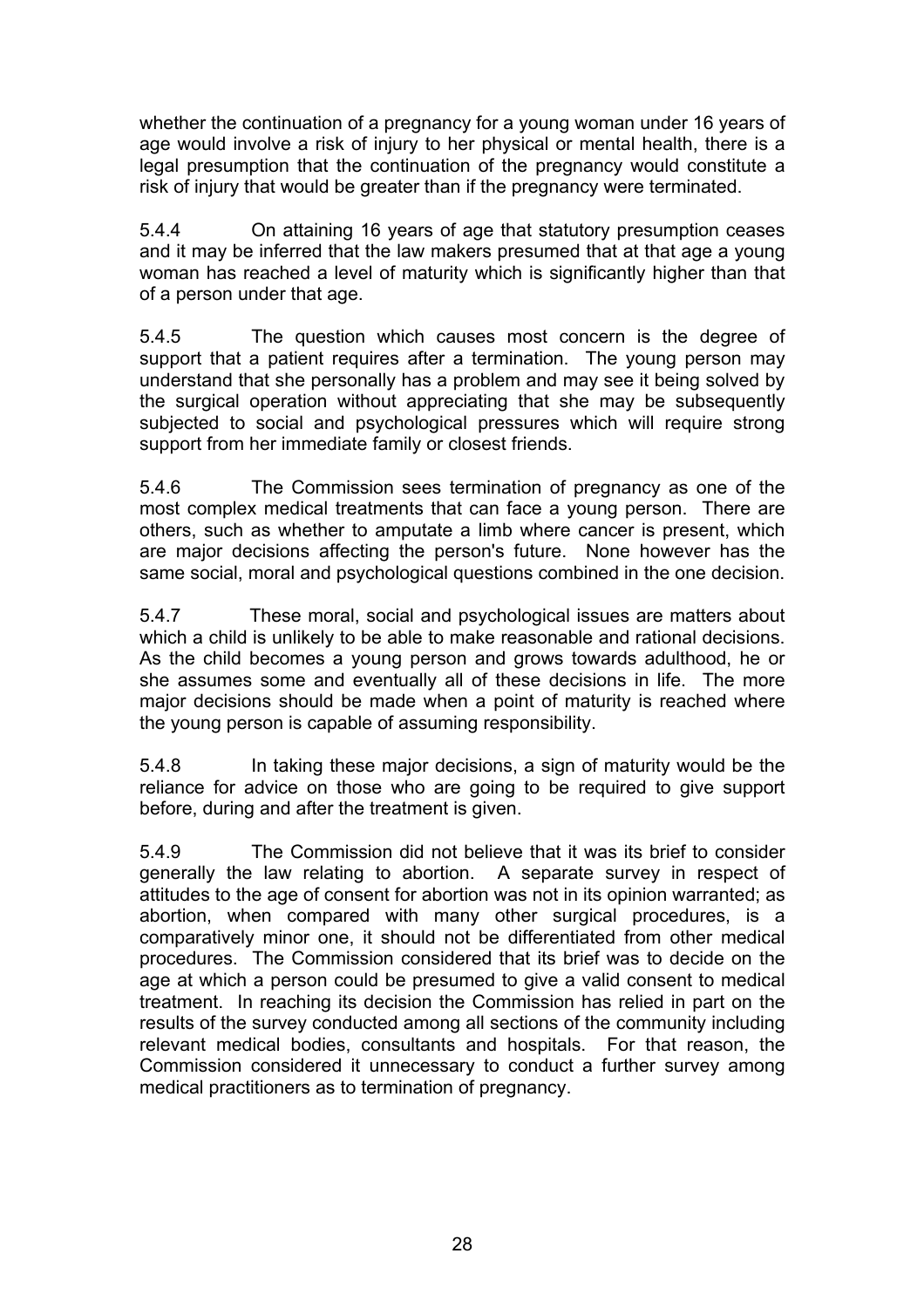whether the continuation of a pregnancy for a young woman under 16 years of age would involve a risk of injury to her physical or mental health, there is a legal presumption that the continuation of the pregnancy would constitute a risk of injury that would be greater than if the pregnancy were terminated.

5.4.4 On attaining 16 years of age that statutory presumption ceases and it may be inferred that the law makers presumed that at that age a young woman has reached a level of maturity which is significantly higher than that of a person under that age.

5.4.5 The question which causes most concern is the degree of support that a patient requires after a termination. The young person may understand that she personally has a problem and may see it being solved by the surgical operation without appreciating that she may be subsequently subjected to social and psychological pressures which will require strong support from her immediate family or closest friends.

5.4.6 The Commission sees termination of pregnancy as one of the most complex medical treatments that can face a young person. There are others, such as whether to amputate a limb where cancer is present, which are major decisions affecting the person's future. None however has the same social, moral and psychological questions combined in the one decision.

5.4.7 These moral, social and psychological issues are matters about which a child is unlikely to be able to make reasonable and rational decisions. As the child becomes a young person and grows towards adulthood, he or she assumes some and eventually all of these decisions in life. The more major decisions should be made when a point of maturity is reached where the young person is capable of assuming responsibility.

5.4.8 In taking these major decisions, a sign of maturity would be the reliance for advice on those who are going to be required to give support before, during and after the treatment is given.

5.4.9 The Commission did not believe that it was its brief to consider generally the law relating to abortion. A separate survey in respect of attitudes to the age of consent for abortion was not in its opinion warranted; as abortion, when compared with many other surgical procedures, is a comparatively minor one, it should not be differentiated from other medical procedures. The Commission considered that its brief was to decide on the age at which a person could be presumed to give a valid consent to medical treatment. In reaching its decision the Commission has relied in part on the results of the survey conducted among all sections of the community including relevant medical bodies, consultants and hospitals. For that reason, the Commission considered it unnecessary to conduct a further survey among medical practitioners as to termination of pregnancy.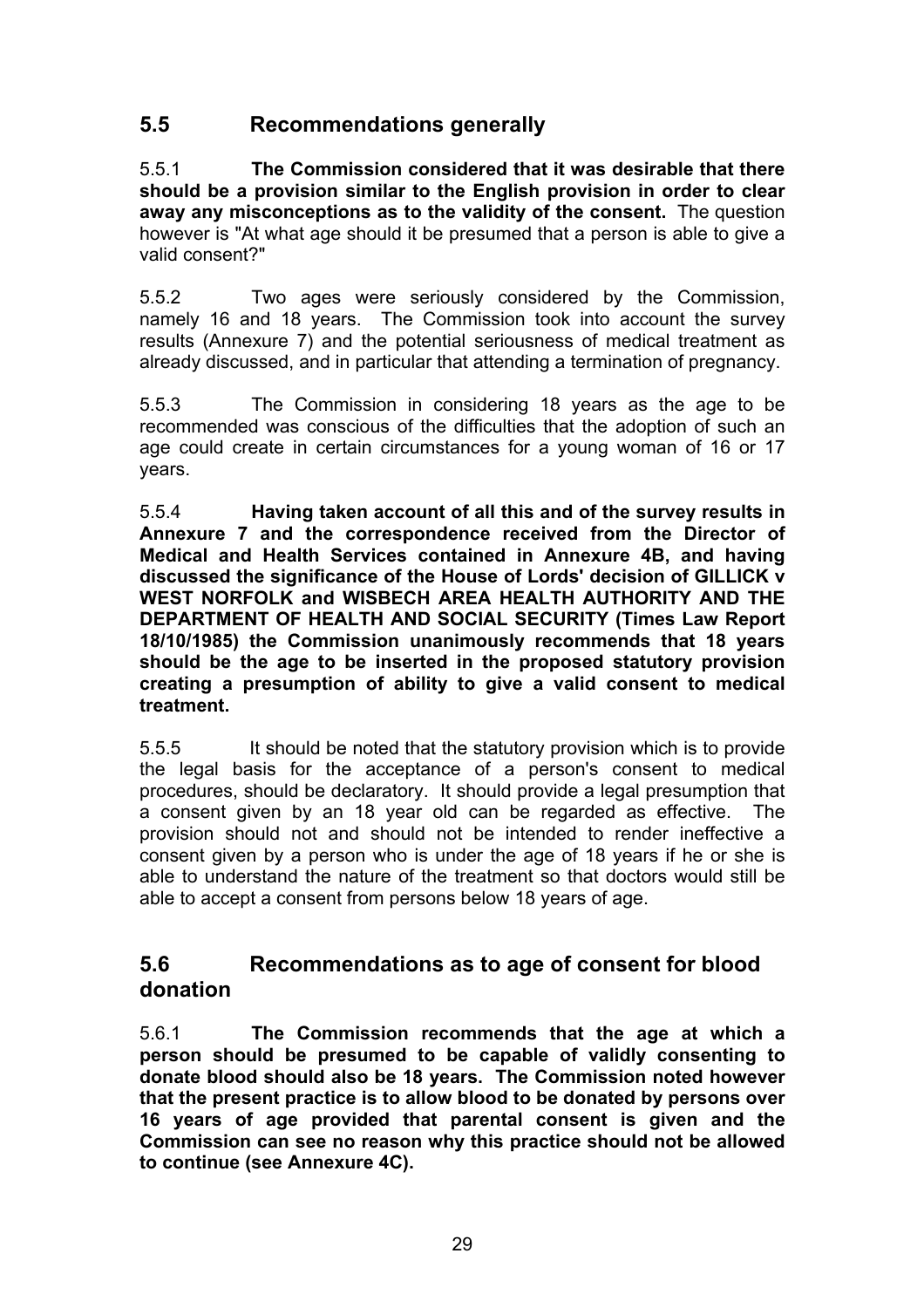## 5.5 Recommendations generally

5.5.1 **The Commission considered that it was desirable that there should be a provision similar to the English provision in order to clear away any misconceptions as to the validity of the consent.** The question however is "At what age should it be presumed that a person is able to give a valid consent?"

5.5.2 Two ages were seriously considered by the Commission, namely 16 and 18 years. The Commission took into account the survey results (Annexure 7) and the potential seriousness of medical treatment as already discussed, and in particular that attending a termination of pregnancy.

5.5.3 The Commission in considering 18 years as the age to be recommended was conscious of the difficulties that the adoption of such an age could create in certain circumstances for a young woman of 16 or 17 years.

5.5.4 **Having taken account of all this and of the survey results in Annexure 7 and the correspondence received from the Director of Medical and Health Services contained in Annexure 4B, and having discussed the significance of the House of Lords' decision of GILLICK v WEST NORFOLK and WISBECH AREA HEALTH AUTHORITY AND THE DEPARTMENT OF HEALTH AND SOCIAL SECURITY (Times Law Report 18/10/1985) the Commission unanimously recommends that 18 years should be the age to be inserted in the proposed statutory provision creating a presumption of ability to give a valid consent to medical treatment.**

5.5.5 It should be noted that the statutory provision which is to provide the legal basis for the acceptance of a person's consent to medical procedures, should be declaratory. It should provide a legal presumption that a consent given by an 18 year old can be regarded as effective. The provision should not and should not be intended to render ineffective a consent given by a person who is under the age of 18 years if he or she is able to understand the nature of the treatment so that doctors would still be able to accept a consent from persons below 18 years of age.

## 5.6 Recommendations as to age of consent for blood donation

5.6.1 **The Commission recommends that the age at which a person should be presumed to be capable of validly consenting to donate blood should also be 18 years. The Commission noted however that the present practice is to allow blood to be donated by persons over 16 years of age provided that parental consent is given and the Commission can see no reason why this practice should not be allowed to continue (see Annexure 4C).**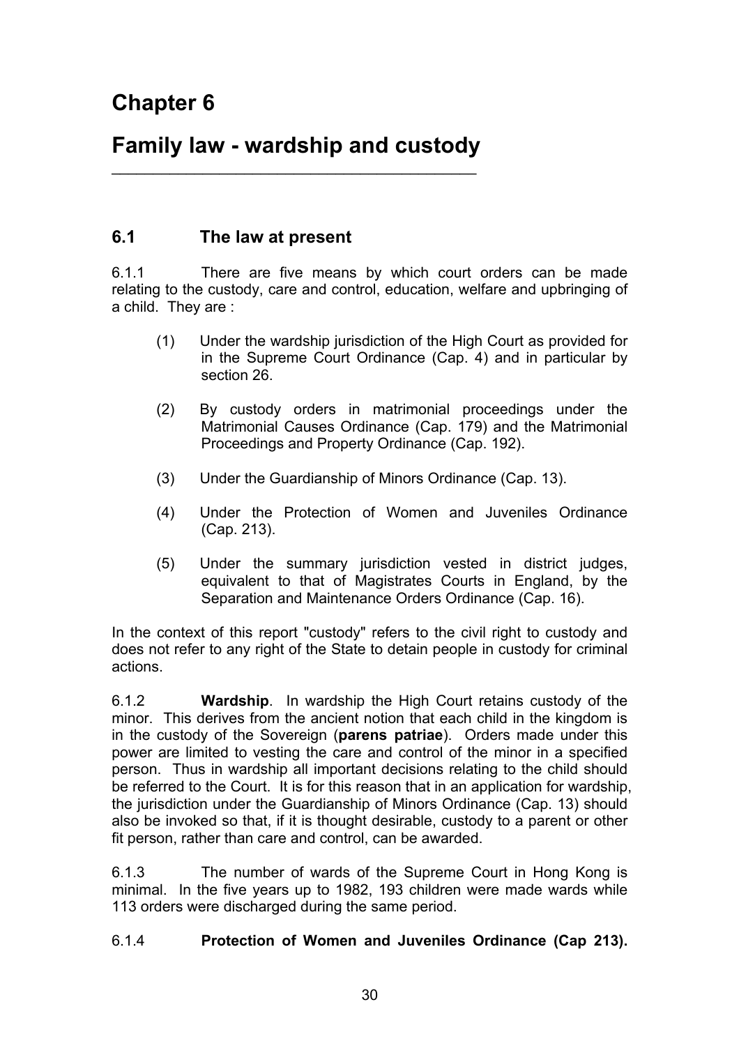# Chapter 6

# Family law - wardship and custody

## 6.1 The law at present

6.1.1 There are five means by which court orders can be made relating to the custody, care and control, education, welfare and upbringing of a child. They are :

(1) Under the wardship jurisdiction of the High Court as provided for in the Supreme Court Ordinance (Cap. 4) and in particular by section 26.

(2) By custody orders in matrimonial proceedings under the Matrimonial Causes Ordinance (Cap. 179) and the Matrimonial Proceedings and Property Ordinance (Cap. 192).

(3) Under the Guardianship of Minors Ordinance (Cap. 13).

(4) Under the Protection of Women and Juveniles Ordinance (Cap. 213).

(5) Under the summary jurisdiction vested in district judges, equivalent to that of Magistrates Courts in England, by the Separation and Maintenance Orders Ordinance (Cap. 16).

In the context of this report "custody" refers to the civil right to custody and does not refer to any right of the State to detain people in custody for criminal actions.

6.1.2 **Wardship**. In wardship the High Court retains custody of the minor. This derives from the ancient notion that each child in the kingdom is in the custody of the Sovereign (**parens patriae**). Orders made under this power are limited to vesting the care and control of the minor in a specified person. Thus in wardship all important decisions relating to the child should be referred to the Court. It is for this reason that in an application for wardship, the jurisdiction under the Guardianship of Minors Ordinance (Cap. 13) should also be invoked so that, if it is thought desirable, custody to a parent or other fit person, rather than care and control, can be awarded.

6.1.3 The number of wards of the Supreme Court in Hong Kong is minimal. In the five years up to 1982, 193 children were made wards while 113 orders were discharged during the same period.

6.1.4 **Protection of Women and Juveniles Ordinance (Cap 213).**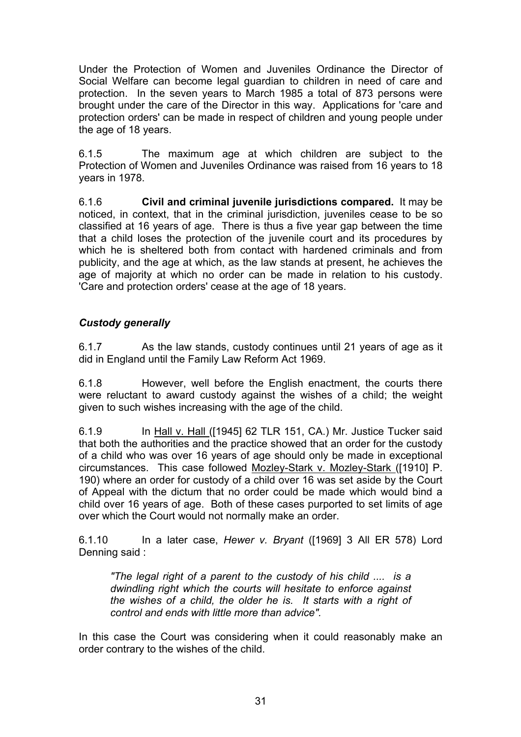Under the Protection of Women and Juveniles Ordinance the Director of Social Welfare can become legal guardian to children in need of care and protection. In the seven years to March 1985 a total of 873 persons were brought under the care of the Director in this way. Applications for 'care and protection orders' can be made in respect of children and young people under the age of 18 years.

6.1.5 The maximum age at which children are subject to the Protection of Women and Juveniles Ordinance was raised from 16 years to 18 years in 1978.

6.1.6 **Civil and criminal juvenile jurisdictions compared.** It may be noticed, in context, that in the criminal jurisdiction, juveniles cease to be so classified at 16 years of age. There is thus a five year gap between the time that a child loses the protection of the juvenile court and its procedures by which he is sheltered both from contact with hardened criminals and from publicity, and the age at which, as the law stands at present, he achieves the age of majority at which no order can be made in relation to his custody. 'Care and protection orders' cease at the age of 18 years.

### *Custody generally*

6.1.7 As the law stands, custody continues until 21 years of age as it did in England until the Family Law Reform Act 1969.

6.1.8 However, well before the English enactment, the courts there were reluctant to award custody against the wishes of a child; the weight given to such wishes increasing with the age of the child.

6.1.9 In Hall v. Hall ([1945] 62 TLR 151, CA.) Mr. Justice Tucker said that both the authorities and the practice showed that an order for the custody of a child who was over 16 years of age should only be made in exceptional circumstances. This case followed Mozley-Stark v. Mozley-Stark ([1910] P. 190) where an order for custody of a child over 16 was set aside by the Court of Appeal with the dictum that no order could be made which would bind a child over 16 years of age. Both of these cases purported to set limits of age over which the Court would not normally make an order.

6.1.10 In a later case, *Hewer v. Bryant* ([1969] 3 All ER 578) Lord Denning said :

> *"The legal right of a parent to the custody of his child .... is a dwindling right which the courts will hesitate to enforce against the wishes of a child, the older he is. It starts with a right of control and ends with little more than advice".*

In this case the Court was considering when it could reasonably make an order contrary to the wishes of the child.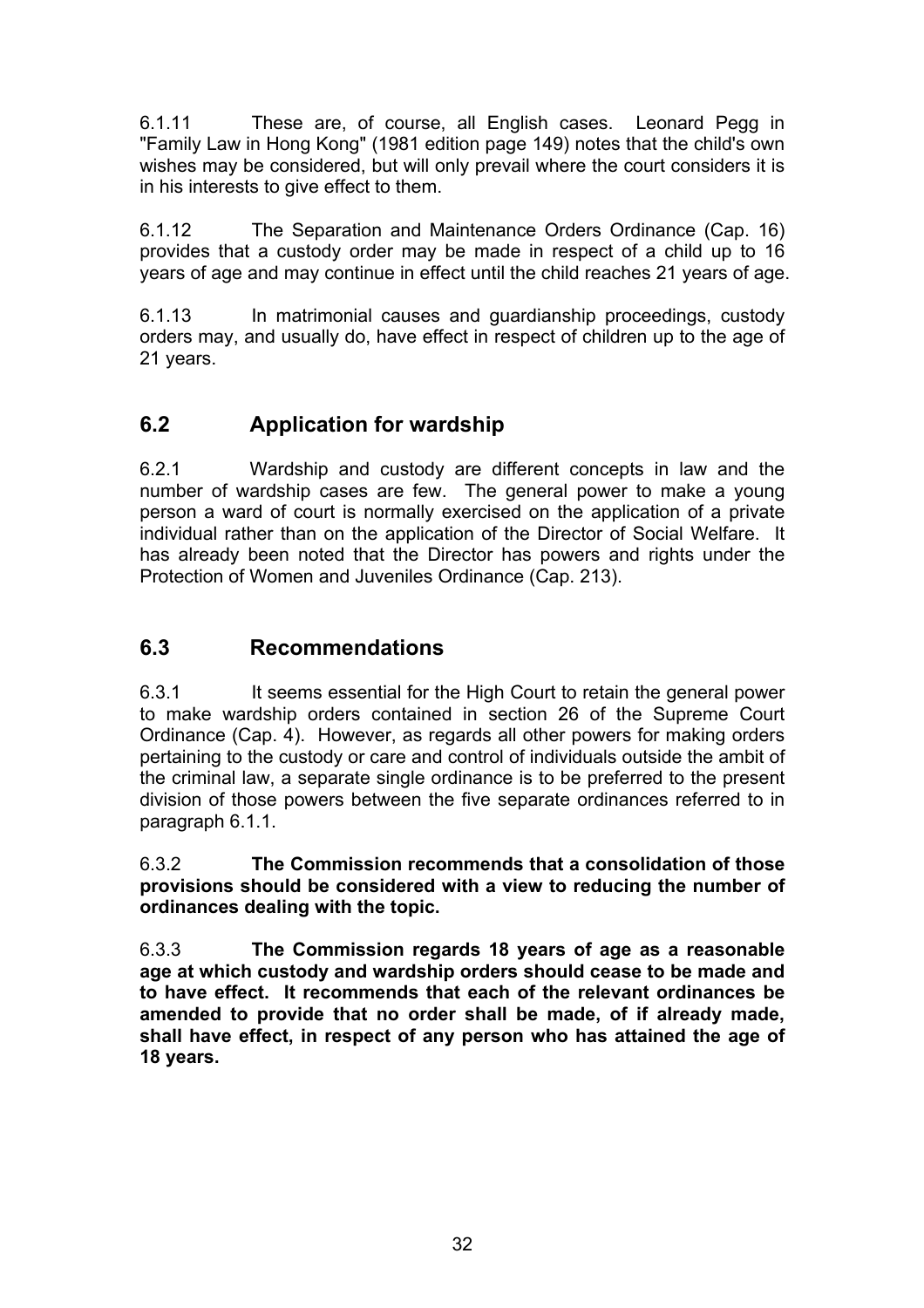6.1.11 These are, of course, all English cases. Leonard Pegg in "Family Law in Hong Kong" (1981 edition page 149) notes that the child's own wishes may be considered, but will only prevail where the court considers it is in his interests to give effect to them.

6.1.12 The Separation and Maintenance Orders Ordinance (Cap. 16) provides that a custody order may be made in respect of a child up to 16 years of age and may continue in effect until the child reaches 21 years of age.

6.1.13 In matrimonial causes and guardianship proceedings, custody orders may, and usually do, have effect in respect of children up to the age of 21 years.

## 6.2 Application for wardship

6.2.1 Wardship and custody are different concepts in law and the number of wardship cases are few. The general power to make a young person a ward of court is normally exercised on the application of a private individual rather than on the application of the Director of Social Welfare. It has already been noted that the Director has powers and rights under the Protection of Women and Juveniles Ordinance (Cap. 213).

## 6.3 Recommendations

6.3.1 It seems essential for the High Court to retain the general power to make wardship orders contained in section 26 of the Supreme Court Ordinance (Cap. 4). However, as regards all other powers for making orders pertaining to the custody or care and control of individuals outside the ambit of the criminal law, a separate single ordinance is to be preferred to the present division of those powers between the five separate ordinances referred to in paragraph 6.1.1.

6.3.2 **The Commission recommends that a consolidation of those provisions should be considered with a view to reducing the number of ordinances dealing with the topic.**

6.3.3 **The Commission regards 18 years of age as a reasonable age at which custody and wardship orders should cease to be made and to have effect. It recommends that each of the relevant ordinances be amended to provide that no order shall be made, of if already made, shall have effect, in respect of any person who has attained the age of 18 years.**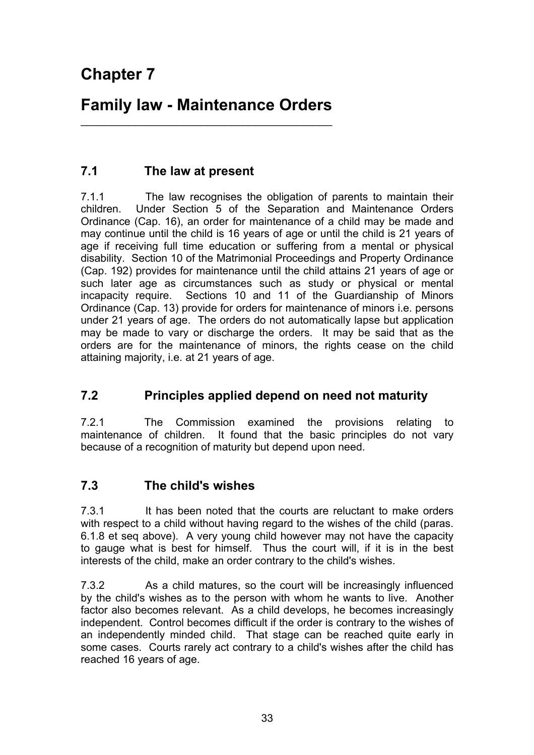# Chapter 7

# Family law - Maintenance Orders

## 7.1 The law at present

7.1.1 The law recognises the obligation of parents to maintain their children. Under Section 5 of the Separation and Maintenance Orders Ordinance (Cap. 16), an order for maintenance of a child may be made and may continue until the child is 16 years of age or until the child is 21 years of age if receiving full time education or suffering from a mental or physical disability. Section 10 of the Matrimonial Proceedings and Property Ordinance (Cap. 192) provides for maintenance until the child attains 21 years of age or such later age as circumstances such as study or physical or mental incapacity require. Sections 10 and 11 of the Guardianship of Minors Ordinance (Cap. 13) provide for orders for maintenance of minors i.e. persons under 21 years of age. The orders do not automatically lapse but application may be made to vary or discharge the orders. It may be said that as the orders are for the maintenance of minors, the rights cease on the child attaining majority, i.e. at 21 years of age.

## 7.2 Principles applied depend on need not maturity

7.2.1 The Commission examined the provisions relating to maintenance of children. It found that the basic principles do not vary because of a recognition of maturity but depend upon need.

## 7.3 The child's wishes

7.3.1 It has been noted that the courts are reluctant to make orders with respect to a child without having regard to the wishes of the child (paras. 6.1.8 et seq above). A very young child however may not have the capacity to gauge what is best for himself. Thus the court will, if it is in the best interests of the child, make an order contrary to the child's wishes.

7.3.2 As a child matures, so the court will be increasingly influenced by the child's wishes as to the person with whom he wants to live. Another factor also becomes relevant. As a child develops, he becomes increasingly independent. Control becomes difficult if the order is contrary to the wishes of an independently minded child. That stage can be reached quite early in some cases. Courts rarely act contrary to a child's wishes after the child has reached 16 years of age.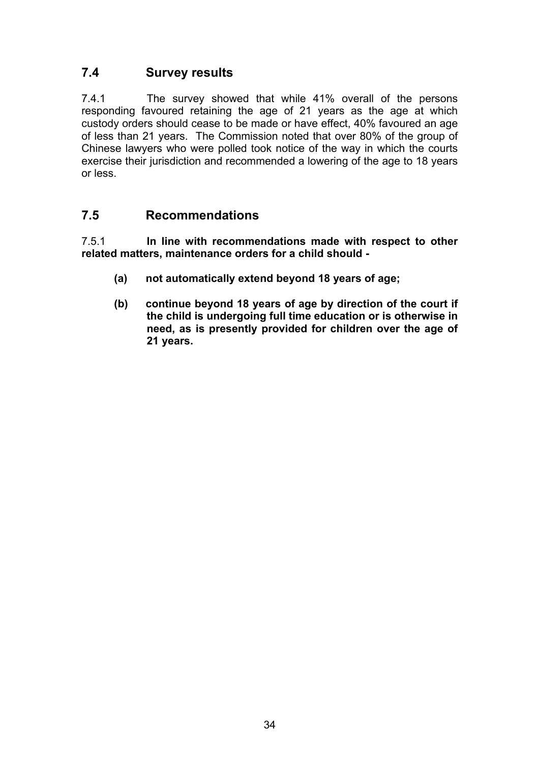## 7.4 Survey results

7.4.1 The survey showed that while 41% overall of the persons responding favoured retaining the age of 21 years as the age at which custody orders should cease to be made or have effect, 40% favoured an age of less than 21 years. The Commission noted that over 80% of the group of Chinese lawyers who were polled took notice of the way in which the courts exercise their jurisdiction and recommended a lowering of the age to 18 years or less.

## 7.5 Recommendations

7.5.1 **In line with recommendations made with respect to other related matters, maintenance orders for a child should -**

**(a) not automatically extend beyond 18 years of age;**

**(b) continue beyond 18 years of age by direction of the court if the child is undergoing full time education or is otherwise in need, as is presently provided for children over the age of 21 years.**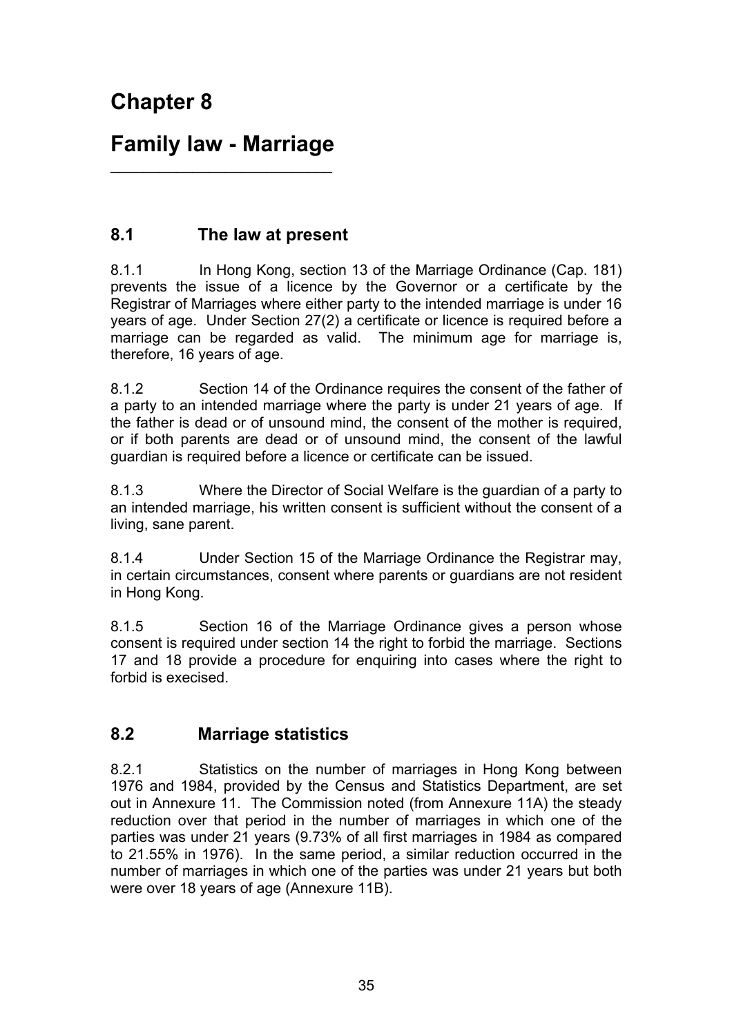# Chapter 8

# Family law - Marriage

## 8.1 The law at present

8.1.1 In Hong Kong, section 13 of the Marriage Ordinance (Cap. 181) prevents the issue of a licence by the Governor or a certificate by the Registrar of Marriages where either party to the intended marriage is under 16 years of age. Under Section 27(2) a certificate or licence is required before a marriage can be regarded as valid. The minimum age for marriage is, therefore, 16 years of age.

8.1.2 Section 14 of the Ordinance requires the consent of the father of a party to an intended marriage where the party is under 21 years of age. If the father is dead or of unsound mind, the consent of the mother is required, or if both parents are dead or of unsound mind, the consent of the lawful guardian is required before a licence or certificate can be issued.

8.1.3 Where the Director of Social Welfare is the guardian of a party to an intended marriage, his written consent is sufficient without the consent of a living, sane parent.

8.1.4 Under Section 15 of the Marriage Ordinance the Registrar may, in certain circumstances, consent where parents or guardians are not resident in Hong Kong.

8.1.5 Section 16 of the Marriage Ordinance gives a person whose consent is required under section 14 the right to forbid the marriage. Sections 17 and 18 provide a procedure for enquiring into cases where the right to forbid is execised.

## 8.2 Marriage statistics

8.2.1 Statistics on the number of marriages in Hong Kong between 1976 and 1984, provided by the Census and Statistics Department, are set out in Annexure 11. The Commission noted (from Annexure 11A) the steady reduction over that period in the number of marriages in which one of the parties was under 21 years (9.73% of all first marriages in 1984 as compared to 21.55% in 1976). In the same period, a similar reduction occurred in the number of marriages in which one of the parties was under 21 years but both were over 18 years of age (Annexure 11B).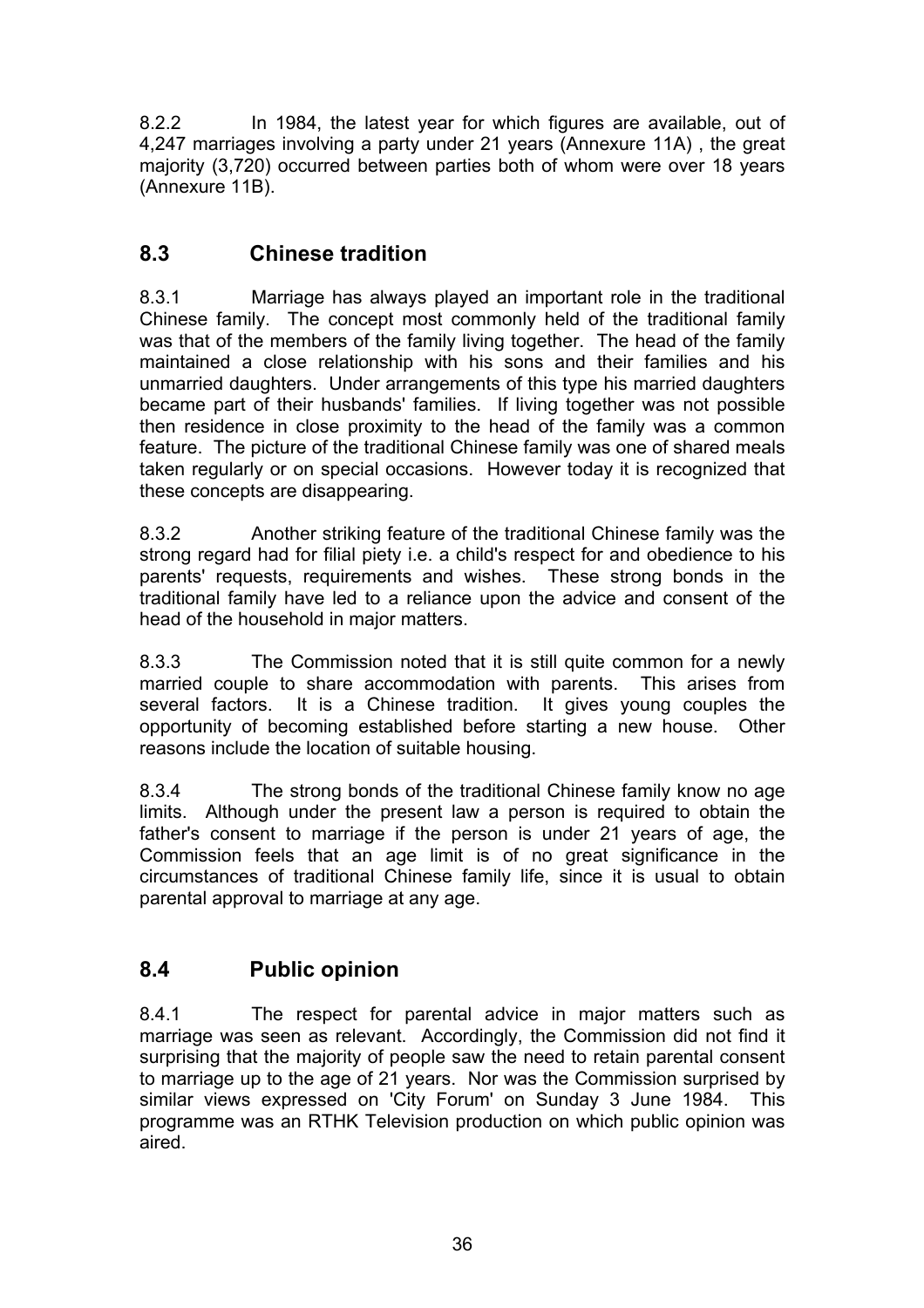8.2.2 In 1984, the latest year for which figures are available, out of 4,247 marriages involving a party under 21 years (Annexure 11A) , the great majority (3,720) occurred between parties both of whom were over 18 years (Annexure 11B).

## 8.3 Chinese tradition

8.3.1 Marriage has always played an important role in the traditional Chinese family. The concept most commonly held of the traditional family was that of the members of the family living together. The head of the family maintained a close relationship with his sons and their families and his unmarried daughters. Under arrangements of this type his married daughters became part of their husbands' families. If living together was not possible then residence in close proximity to the head of the family was a common feature. The picture of the traditional Chinese family was one of shared meals taken regularly or on special occasions. However today it is recognized that these concepts are disappearing.

8.3.2 Another striking feature of the traditional Chinese family was the strong regard had for filial piety i.e. a child's respect for and obedience to his parents' requests, requirements and wishes. These strong bonds in the traditional family have led to a reliance upon the advice and consent of the head of the household in major matters.

8.3.3 The Commission noted that it is still quite common for a newly married couple to share accommodation with parents. This arises from several factors. It is a Chinese tradition. It gives young couples the opportunity of becoming established before starting a new house. Other reasons include the location of suitable housing.

8.3.4 The strong bonds of the traditional Chinese family know no age limits. Although under the present law a person is required to obtain the father's consent to marriage if the person is under 21 years of age, the Commission feels that an age limit is of no great significance in the circumstances of traditional Chinese family life, since it is usual to obtain parental approval to marriage at any age.

## 8.4 Public opinion

8.4.1 The respect for parental advice in major matters such as marriage was seen as relevant. Accordingly, the Commission did not find it surprising that the majority of people saw the need to retain parental consent to marriage up to the age of 21 years. Nor was the Commission surprised by similar views expressed on 'City Forum' on Sunday 3 June 1984. This programme was an RTHK Television production on which public opinion was aired.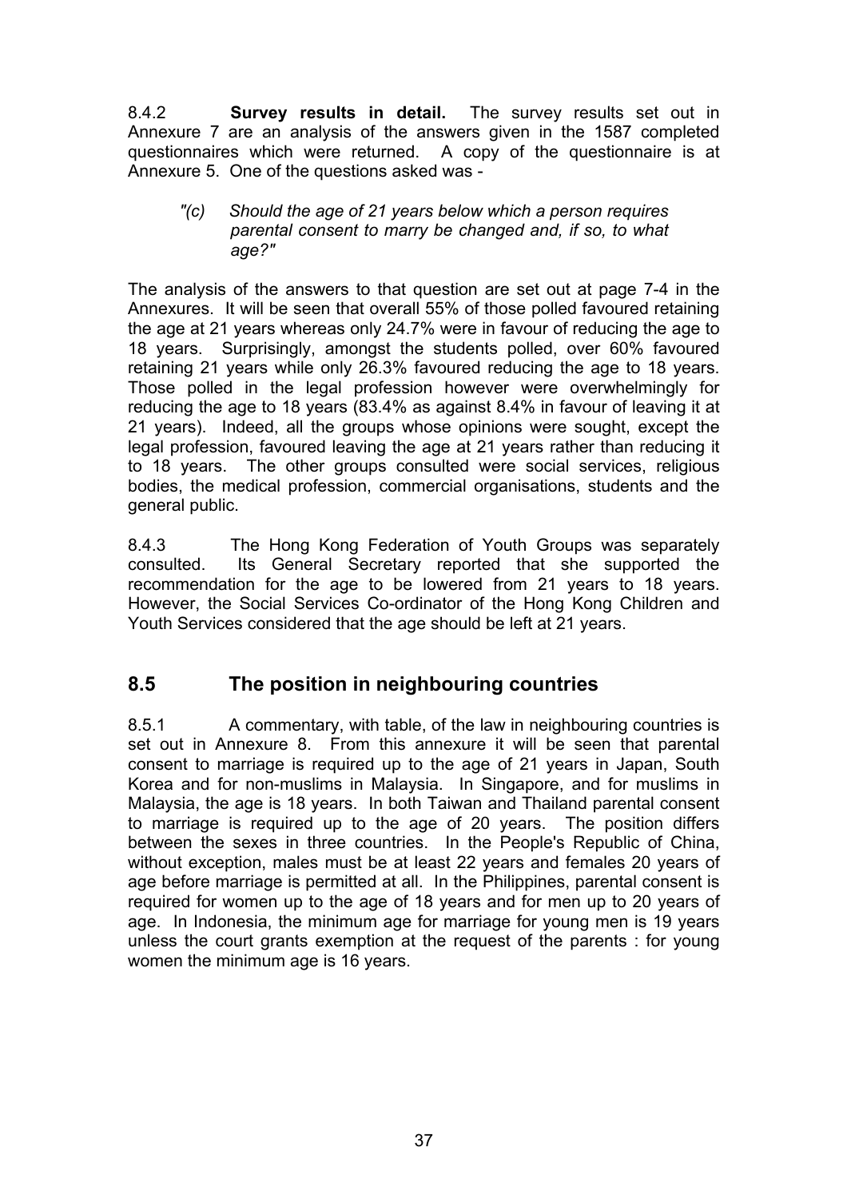8.4.2 **Survey results in detail.** The survey results set out in Annexure 7 are an analysis of the answers given in the 1587 completed questionnaires which were returned. A copy of the questionnaire is at Annexure 5. One of the questions asked was -

> *"(c) Should the age of 21 years below which a person requires parental consent to marry be changed and, if so, to what age?"*

The analysis of the answers to that question are set out at page 7-4 in the Annexures. It will be seen that overall 55% of those polled favoured retaining the age at 21 years whereas only 24.7% were in favour of reducing the age to 18 years. Surprisingly, amongst the students polled, over 60% favoured retaining 21 years while only 26.3% favoured reducing the age to 18 years. Those polled in the legal profession however were overwhelmingly for reducing the age to 18 years (83.4% as against 8.4% in favour of leaving it at 21 years). Indeed, all the groups whose opinions were sought, except the legal profession, favoured leaving the age at 21 years rather than reducing it to 18 years. The other groups consulted were social services, religious bodies, the medical profession, commercial organisations, students and the general public.

8.4.3 The Hong Kong Federation of Youth Groups was separately consulted. Its General Secretary reported that she supported the recommendation for the age to be lowered from 21 years to 18 years. However, the Social Services Co-ordinator of the Hong Kong Children and Youth Services considered that the age should be left at 21 years.

## 8.5 The position in neighbouring countries

8.5.1 A commentary, with table, of the law in neighbouring countries is set out in Annexure 8. From this annexure it will be seen that parental consent to marriage is required up to the age of 21 years in Japan, South Korea and for non-muslims in Malaysia. In Singapore, and for muslims in Malaysia, the age is 18 years. In both Taiwan and Thailand parental consent to marriage is required up to the age of 20 years. The position differs between the sexes in three countries. In the People's Republic of China, without exception, males must be at least 22 years and females 20 years of age before marriage is permitted at all. In the Philippines, parental consent is required for women up to the age of 18 years and for men up to 20 years of age. In Indonesia, the minimum age for marriage for young men is 19 years unless the court grants exemption at the request of the parents : for young women the minimum age is 16 years.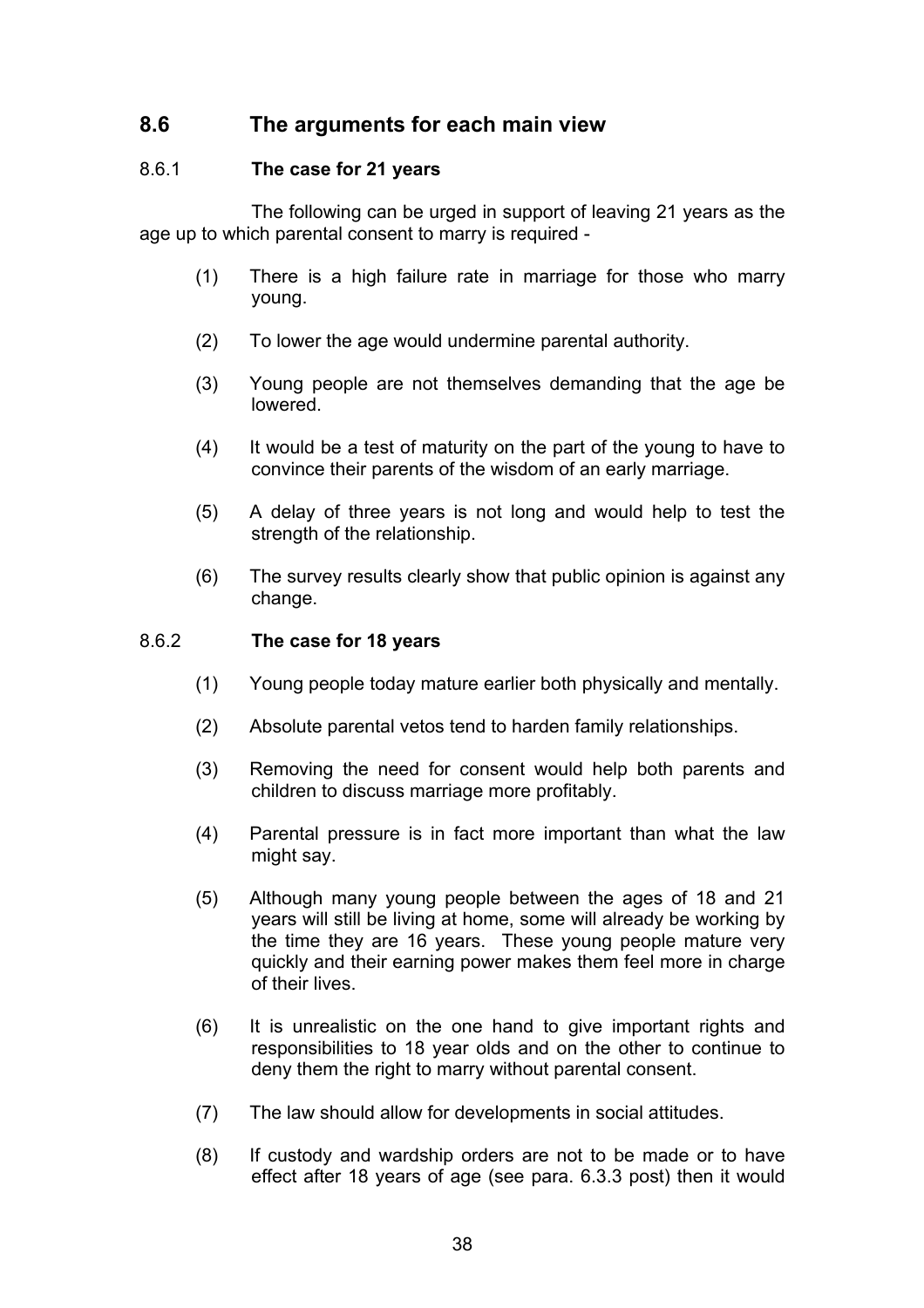## 8.6 The arguments for each main view

### 8.6.1 The case for 21 years

The following can be urged in support of leaving 21 years as the age up to which parental consent to marry is required -

(1) There is a high failure rate in marriage for those who marry young.

(2) To lower the age would undermine parental authority.

(3) Young people are not themselves demanding that the age be lowered.

(4) It would be a test of maturity on the part of the young to have to convince their parents of the wisdom of an early marriage.

(5) A delay of three years is not long and would help to test the strength of the relationship.

(6) The survey results clearly show that public opinion is against any change.

### 8.6.2 The case for 18 years

(1) Young people today mature earlier both physically and mentally.

(2) Absolute parental vetos tend to harden family relationships.

(3) Removing the need for consent would help both parents and children to discuss marriage more profitably.

(4) Parental pressure is in fact more important than what the law might say.

(5) Although many young people between the ages of 18 and 21 years will still be living at home, some will already be working by the time they are 16 years. These young people mature very quickly and their earning power makes them feel more in charge of their lives.

(6) It is unrealistic on the one hand to give important rights and responsibilities to 18 year olds and on the other to continue to deny them the right to marry without parental consent.

(7) The law should allow for developments in social attitudes.

(8) If custody and wardship orders are not to be made or to have effect after 18 years of age (see para. 6.3.3 post) then it would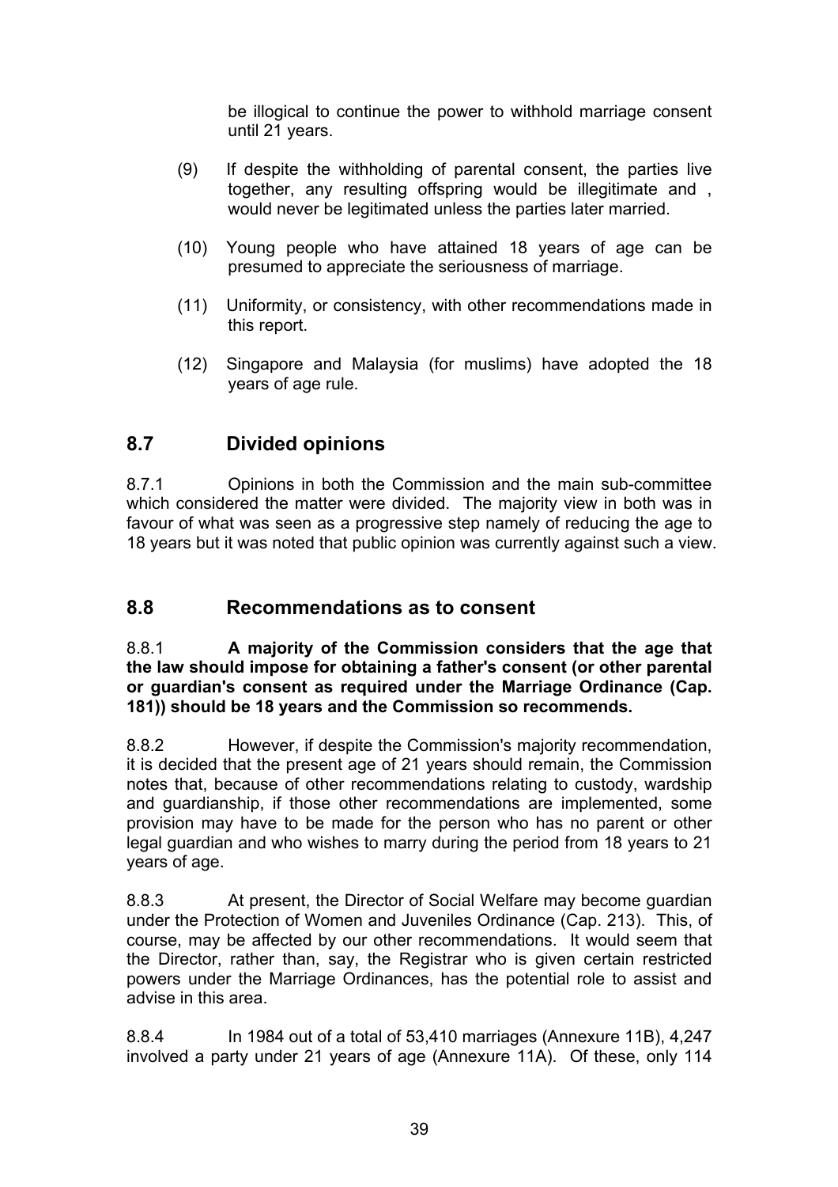be illogical to continue the power to withhold marriage consent until 21 years.

(9) If despite the withholding of parental consent, the parties live together, any resulting offspring would be illegitimate and , would never be legitimated unless the parties later married.

(10) Young people who have attained 18 years of age can be presumed to appreciate the seriousness of marriage.

(11) Uniformity, or consistency, with other recommendations made in this report.

(12) Singapore and Malaysia (for muslims) have adopted the 18 years of age rule.

## 8.7 Divided opinions

8.7.1 Opinions in both the Commission and the main sub-committee which considered the matter were divided. The majority view in both was in favour of what was seen as a progressive step namely of reducing the age to 18 years but it was noted that public opinion was currently against such a view.

## 8.8 Recommendations as to consent

8.8.1 **A majority of the Commission considers that the age that the law should impose for obtaining a father's consent (or other parental or guardian's consent as required under the Marriage Ordinance (Cap. 181)) should be 18 years and the Commission so recommends.**

8.8.2 However, if despite the Commission's majority recommendation, it is decided that the present age of 21 years should remain, the Commission notes that, because of other recommendations relating to custody, wardship and guardianship, if those other recommendations are implemented, some provision may have to be made for the person who has no parent or other legal guardian and who wishes to marry during the period from 18 years to 21 years of age.

8.8.3 At present, the Director of Social Welfare may become guardian under the Protection of Women and Juveniles Ordinance (Cap. 213). This, of course, may be affected by our other recommendations. It would seem that the Director, rather than, say, the Registrar who is given certain restricted powers under the Marriage Ordinances, has the potential role to assist and advise in this area.

8.8.4 In 1984 out of a total of 53,410 marriages (Annexure 11B), 4,247 involved a party under 21 years of age (Annexure 11A). Of these, only 114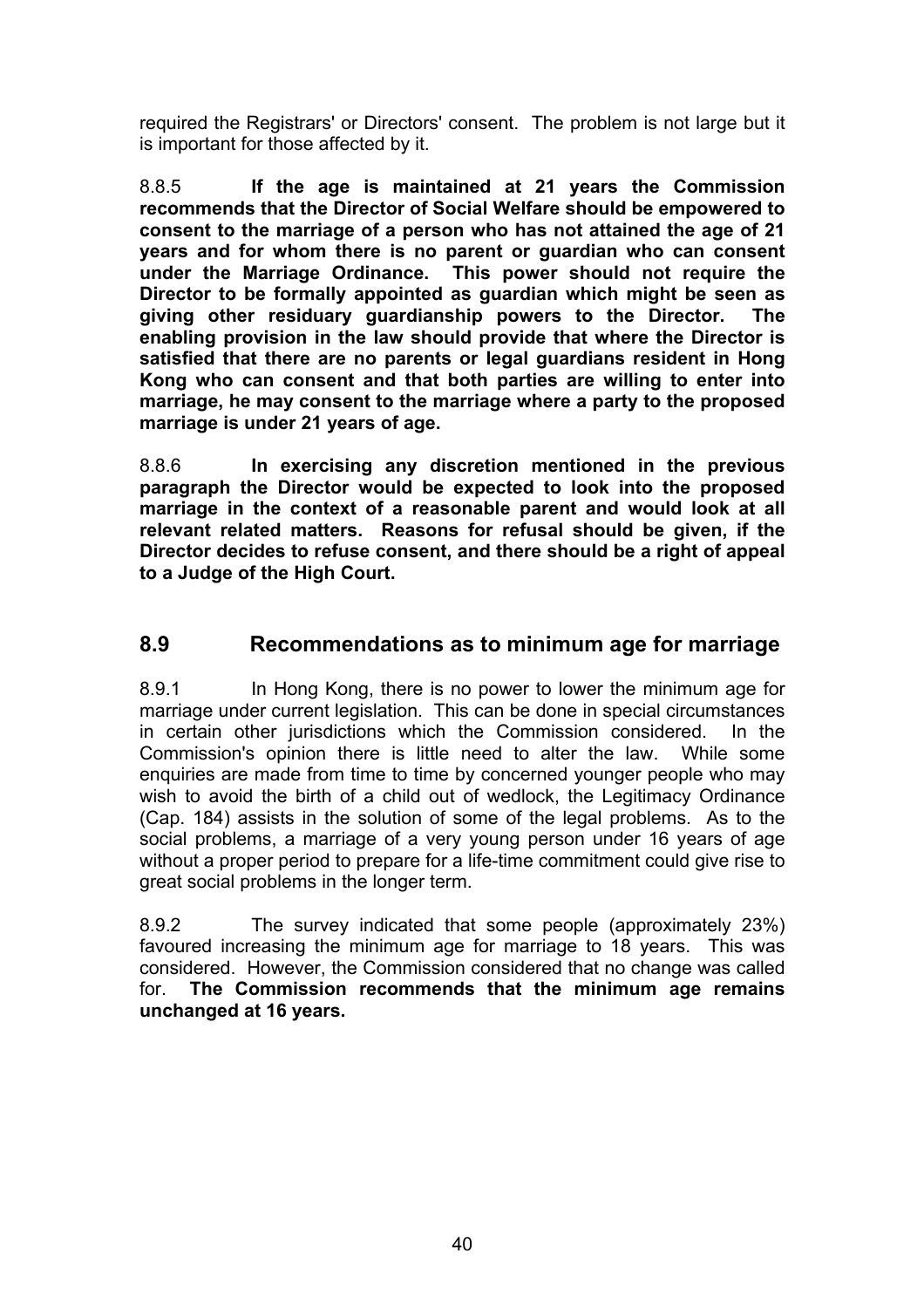required the Registrars' or Directors' consent. The problem is not large but it is important for those affected by it.

8.8.5 **If the age is maintained at 21 years the Commission recommends that the Director of Social Welfare should be empowered to consent to the marriage of a person who has not attained the age of 21 years and for whom there is no parent or guardian who can consent under the Marriage Ordinance. This power should not require the Director to be formally appointed as guardian which might be seen as giving other residuary guardianship powers to the Director. The enabling provision in the law should provide that where the Director is satisfied that there are no parents or legal guardians resident in Hong Kong who can consent and that both parties are willing to enter into marriage, he may consent to the marriage where a party to the proposed marriage is under 21 years of age.**

8.8.6 **In exercising any discretion mentioned in the previous paragraph the Director would be expected to look into the proposed marriage in the context of a reasonable parent and would look at all relevant related matters. Reasons for refusal should be given, if the Director decides to refuse consent, and there should be a right of appeal to a Judge of the High Court.**

## 8.9 Recommendations as to minimum age for marriage

8.9.1 In Hong Kong, there is no power to lower the minimum age for marriage under current legislation. This can be done in special circumstances in certain other jurisdictions which the Commission considered. In the Commission's opinion there is little need to alter the law. While some enquiries are made from time to time by concerned younger people who may wish to avoid the birth of a child out of wedlock, the Legitimacy Ordinance (Cap. 184) assists in the solution of some of the legal problems. As to the social problems, a marriage of a very young person under 16 years of age without a proper period to prepare for a life-time commitment could give rise to great social problems in the longer term.

8.9.2 The survey indicated that some people (approximately 23%) favoured increasing the minimum age for marriage to 18 years. This was considered. However, the Commission considered that no change was called for. **The Commission recommends that the minimum age remains unchanged at 16 years.**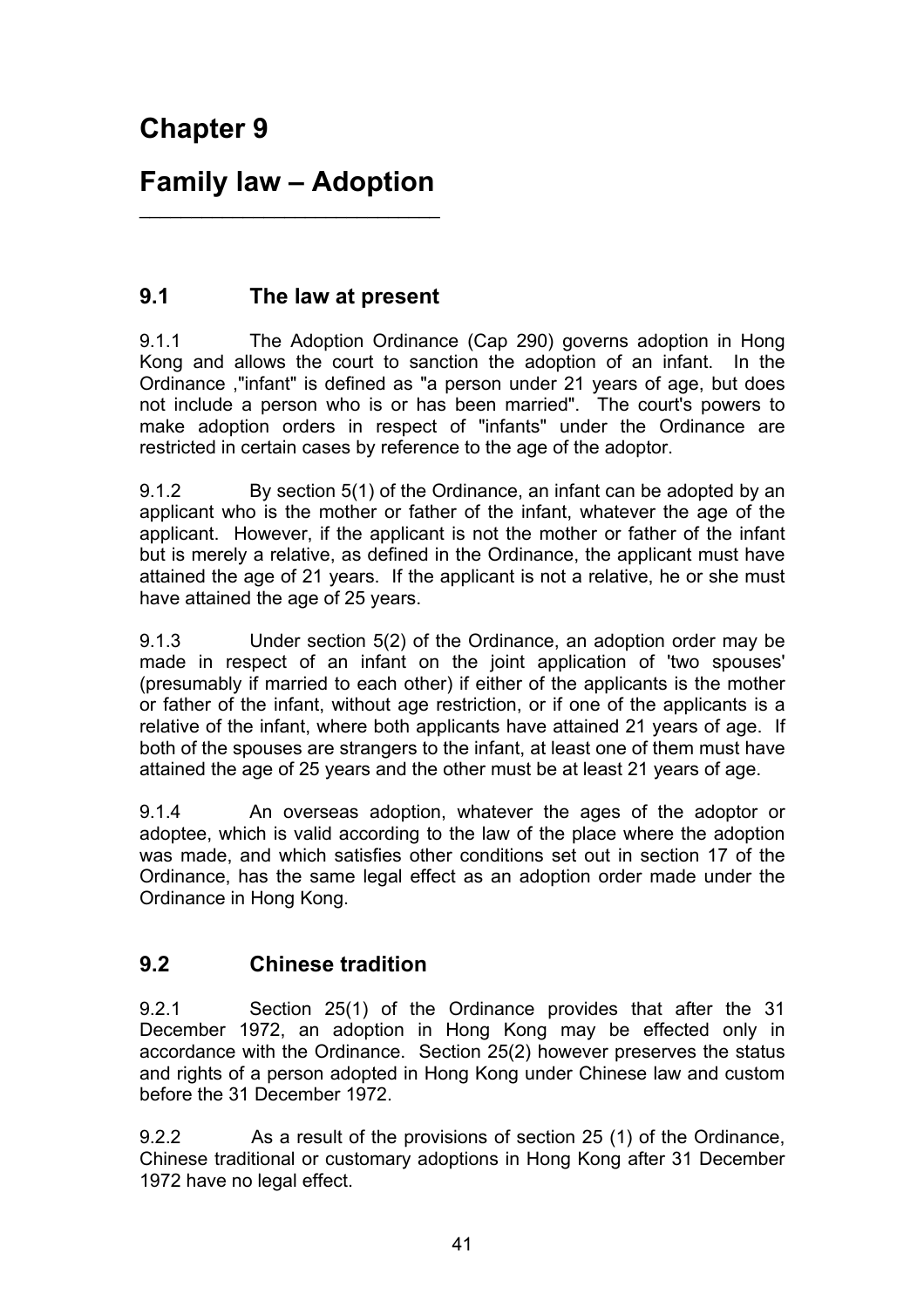# Chapter 9

# Family law – Adoption

## 9.1 The law at present

9.1.1 The Adoption Ordinance (Cap 290) governs adoption in Hong Kong and allows the court to sanction the adoption of an infant. In the Ordinance ,"infant" is defined as "a person under 21 years of age, but does not include a person who is or has been married". The court's powers to make adoption orders in respect of "infants" under the Ordinance are restricted in certain cases by reference to the age of the adoptor.

9.1.2 By section 5(1) of the Ordinance, an infant can be adopted by an applicant who is the mother or father of the infant, whatever the age of the applicant. However, if the applicant is not the mother or father of the infant but is merely a relative, as defined in the Ordinance, the applicant must have attained the age of 21 years. If the applicant is not a relative, he or she must have attained the age of 25 years.

9.1.3 Under section 5(2) of the Ordinance, an adoption order may be made in respect of an infant on the joint application of 'two spouses' (presumably if married to each other) if either of the applicants is the mother or father of the infant, without age restriction, or if one of the applicants is a relative of the infant, where both applicants have attained 21 years of age. If both of the spouses are strangers to the infant, at least one of them must have attained the age of 25 years and the other must be at least 21 years of age.

9.1.4 An overseas adoption, whatever the ages of the adoptor or adoptee, which is valid according to the law of the place where the adoption was made, and which satisfies other conditions set out in section 17 of the Ordinance, has the same legal effect as an adoption order made under the Ordinance in Hong Kong.

## 9.2 Chinese tradition

9.2.1 Section 25(1) of the Ordinance provides that after the 31 December 1972, an adoption in Hong Kong may be effected only in accordance with the Ordinance. Section 25(2) however preserves the status and rights of a person adopted in Hong Kong under Chinese law and custom before the 31 December 1972.

9.2.2 As a result of the provisions of section 25 (1) of the Ordinance, Chinese traditional or customary adoptions in Hong Kong after 31 December 1972 have no legal effect.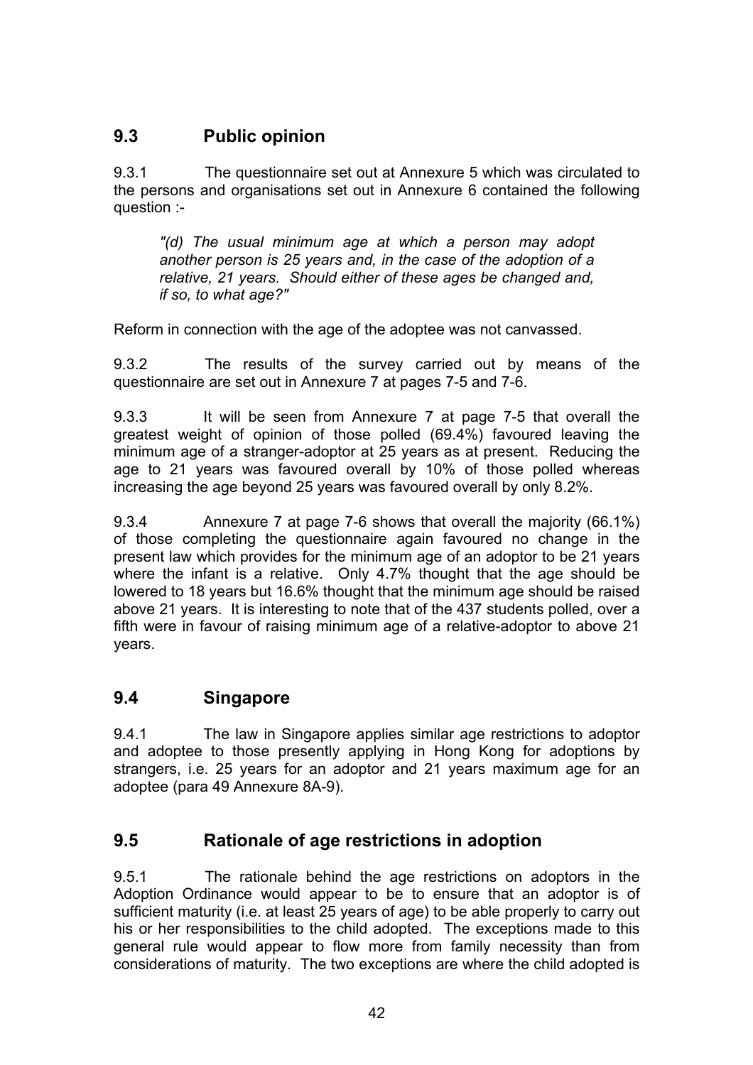## 9.3 Public opinion

9.3.1 The questionnaire set out at Annexure 5 which was circulated to the persons and organisations set out in Annexure 6 contained the following question :-

> *"(d) The usual minimum age at which a person may adopt another person is 25 years and, in the case of the adoption of a relative, 21 years. Should either of these ages be changed and, if so, to what age?"*

Reform in connection with the age of the adoptee was not canvassed.

9.3.2 The results of the survey carried out by means of the questionnaire are set out in Annexure 7 at pages 7-5 and 7-6.

9.3.3 It will be seen from Annexure 7 at page 7-5 that overall the greatest weight of opinion of those polled (69.4%) favoured leaving the minimum age of a stranger-adoptor at 25 years as at present. Reducing the age to 21 years was favoured overall by 10% of those polled whereas increasing the age beyond 25 years was favoured overall by only 8.2%.

9.3.4 Annexure 7 at page 7-6 shows that overall the majority (66.1%) of those completing the questionnaire again favoured no change in the present law which provides for the minimum age of an adoptor to be 21 years where the infant is a relative. Only 4.7% thought that the age should be lowered to 18 years but 16.6% thought that the minimum age should be raised above 21 years. It is interesting to note that of the 437 students polled, over a fifth were in favour of raising minimum age of a relative-adoptor to above 21 years.

## 9.4 Singapore

9.4.1 The law in Singapore applies similar age restrictions to adoptor and adoptee to those presently applying in Hong Kong for adoptions by strangers, i.e. 25 years for an adoptor and 21 years maximum age for an adoptee (para 49 Annexure 8A-9).

## 9.5 Rationale of age restrictions in adoption

9.5.1 The rationale behind the age restrictions on adoptors in the Adoption Ordinance would appear to be to ensure that an adoptor is of sufficient maturity (i.e. at least 25 years of age) to be able properly to carry out his or her responsibilities to the child adopted. The exceptions made to this general rule would appear to flow more from family necessity than from considerations of maturity. The two exceptions are where the child adopted is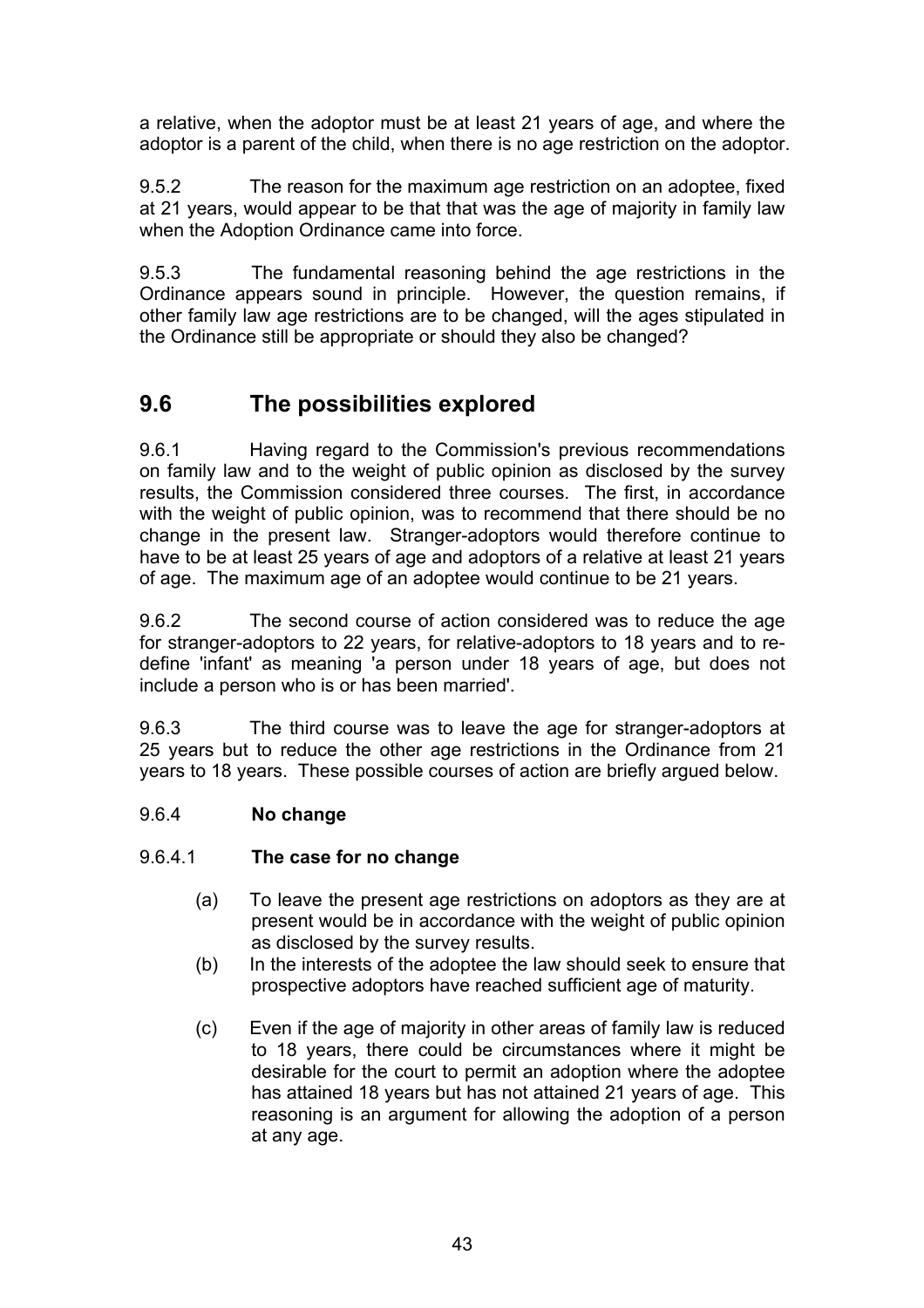a relative, when the adoptor must be at least 21 years of age, and where the adoptor is a parent of the child, when there is no age restriction on the adoptor.

9.5.2 The reason for the maximum age restriction on an adoptee, fixed at 21 years, would appear to be that that was the age of majority in family law when the Adoption Ordinance came into force.

9.5.3 The fundamental reasoning behind the age restrictions in the Ordinance appears sound in principle. However, the question remains, if other family law age restrictions are to be changed, will the ages stipulated in the Ordinance still be appropriate or should they also be changed?

## 9.6 The possibilities explored

9.6.1 Having regard to the Commission's previous recommendations on family law and to the weight of public opinion as disclosed by the survey results, the Commission considered three courses. The first, in accordance with the weight of public opinion, was to recommend that there should be no change in the present law. Stranger-adoptors would therefore continue to have to be at least 25 years of age and adoptors of a relative at least 21 years of age. The maximum age of an adoptee would continue to be 21 years.

9.6.2 The second course of action considered was to reduce the age for stranger-adoptors to 22 years, for relative-adoptors to 18 years and to re-define 'infant' as meaning 'a person under 18 years of age, but does not include a person who is or has been married'.

9.6.3 The third course was to leave the age for stranger-adoptors at 25 years but to reduce the other age restrictions in the Ordinance from 21 years to 18 years. These possible courses of action are briefly argued below.

### 9.6.4 No change

#### 9.6.4.1 The case for no change

(a) To leave the present age restrictions on adoptors as they are at present would be in accordance with the weight of public opinion as disclosed by the survey results.

(b) In the interests of the adoptee the law should seek to ensure that prospective adoptors have reached sufficient age of maturity.

(c) Even if the age of majority in other areas of family law is reduced to 18 years, there could be circumstances where it might be desirable for the court to permit an adoption where the adoptee has attained 18 years but has not attained 21 years of age. This reasoning is an argument for allowing the adoption of a person at any age.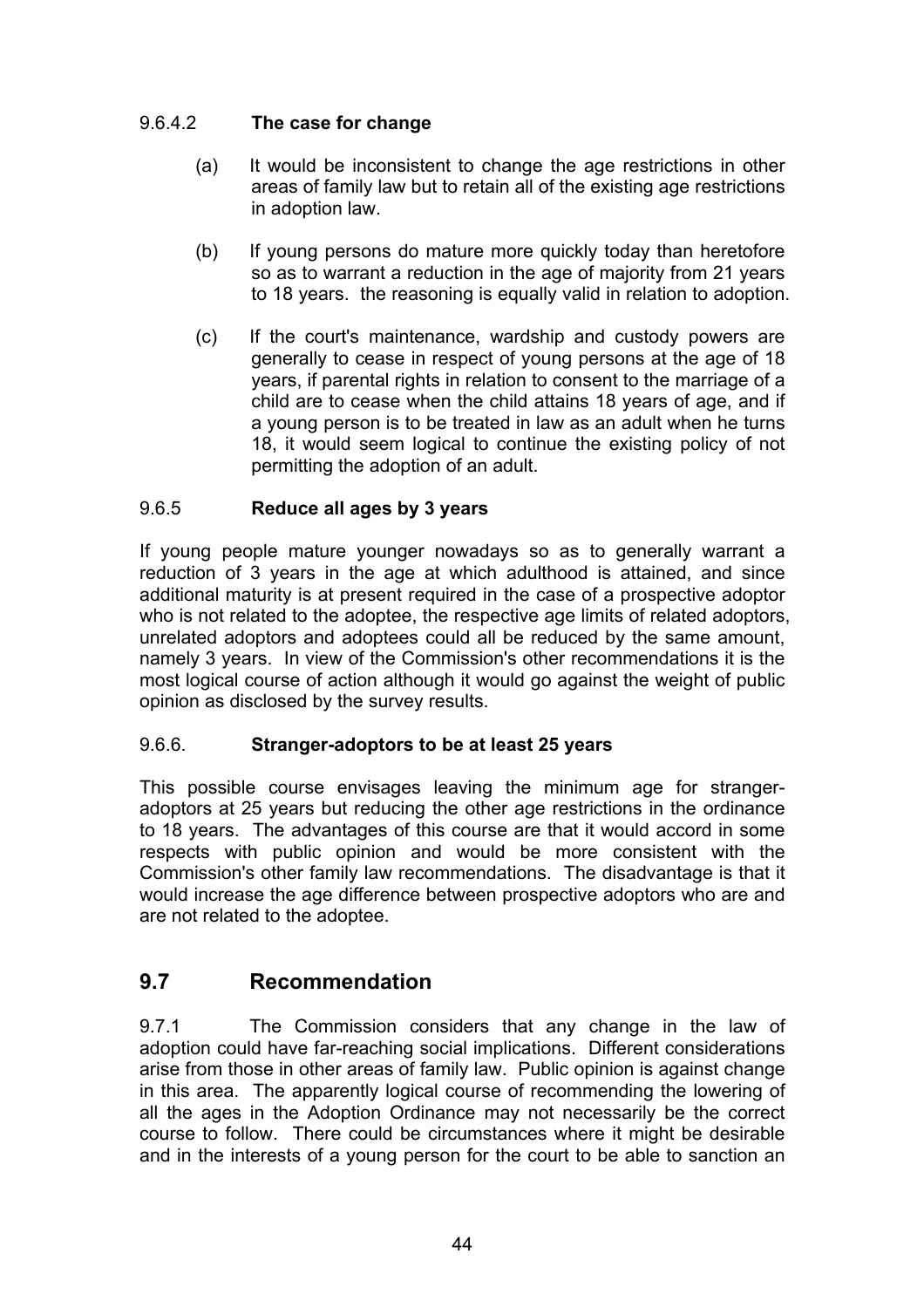#### 9.6.4.2 The case for change

(a) It would be inconsistent to change the age restrictions in other areas of family law but to retain all of the existing age restrictions in adoption law.

(b) If young persons do mature more quickly today than heretofore so as to warrant a reduction in the age of majority from 21 years to 18 years. the reasoning is equally valid in relation to adoption.

(c) If the court's maintenance, wardship and custody powers are generally to cease in respect of young persons at the age of 18 years, if parental rights in relation to consent to the marriage of a child are to cease when the child attains 18 years of age, and if a young person is to be treated in law as an adult when he turns 18, it would seem logical to continue the existing policy of not permitting the adoption of an adult.

### 9.6.5 Reduce all ages by 3 years

If young people mature younger nowadays so as to generally warrant a reduction of 3 years in the age at which adulthood is attained, and since additional maturity is at present required in the case of a prospective adoptor who is not related to the adoptee, the respective age limits of related adoptors, unrelated adoptors and adoptees could all be reduced by the same amount, namely 3 years. In view of the Commission's other recommendations it is the most logical course of action although it would go against the weight of public opinion as disclosed by the survey results.

### 9.6.6. Stranger-adoptors to be at least 25 years

This possible course envisages leaving the minimum age for stranger-adoptors at 25 years but reducing the other age restrictions in the ordinance to 18 years. The advantages of this course are that it would accord in some respects with public opinion and would be more consistent with the Commission's other family law recommendations. The disadvantage is that it would increase the age difference between prospective adoptors who are and are not related to the adoptee.

## 9.7 Recommendation

9.7.1 The Commission considers that any change in the law of adoption could have far-reaching social implications. Different considerations arise from those in other areas of family law. Public opinion is against change in this area. The apparently logical course of recommending the lowering of all the ages in the Adoption Ordinance may not necessarily be the correct course to follow. There could be circumstances where it might be desirable and in the interests of a young person for the court to be able to sanction an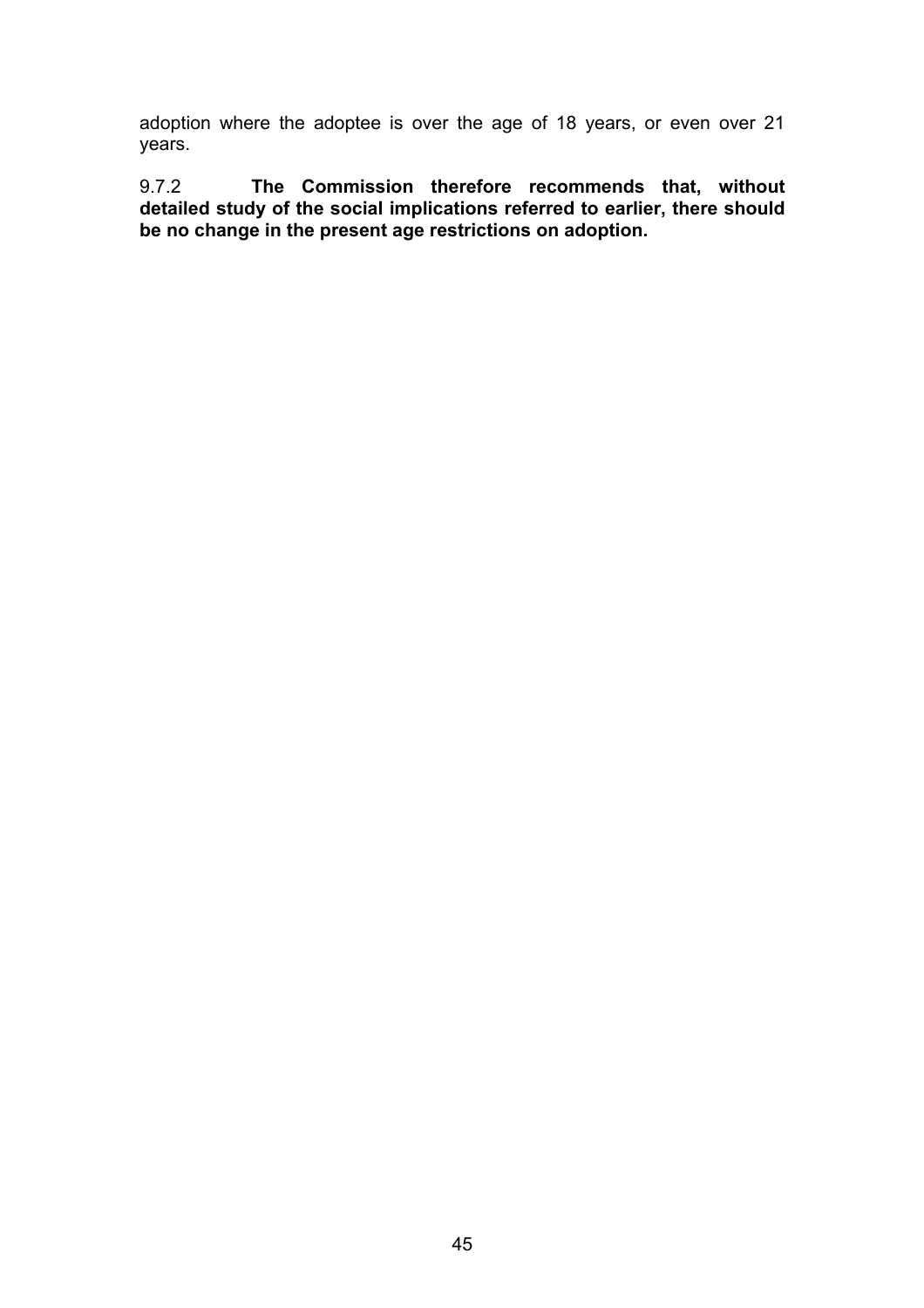adoption where the adoptee is over the age of 18 years, or even over 21 years.

9.7.2 **The Commission therefore recommends that, without detailed study of the social implications referred to earlier, there should be no change in the present age restrictions on adoption.**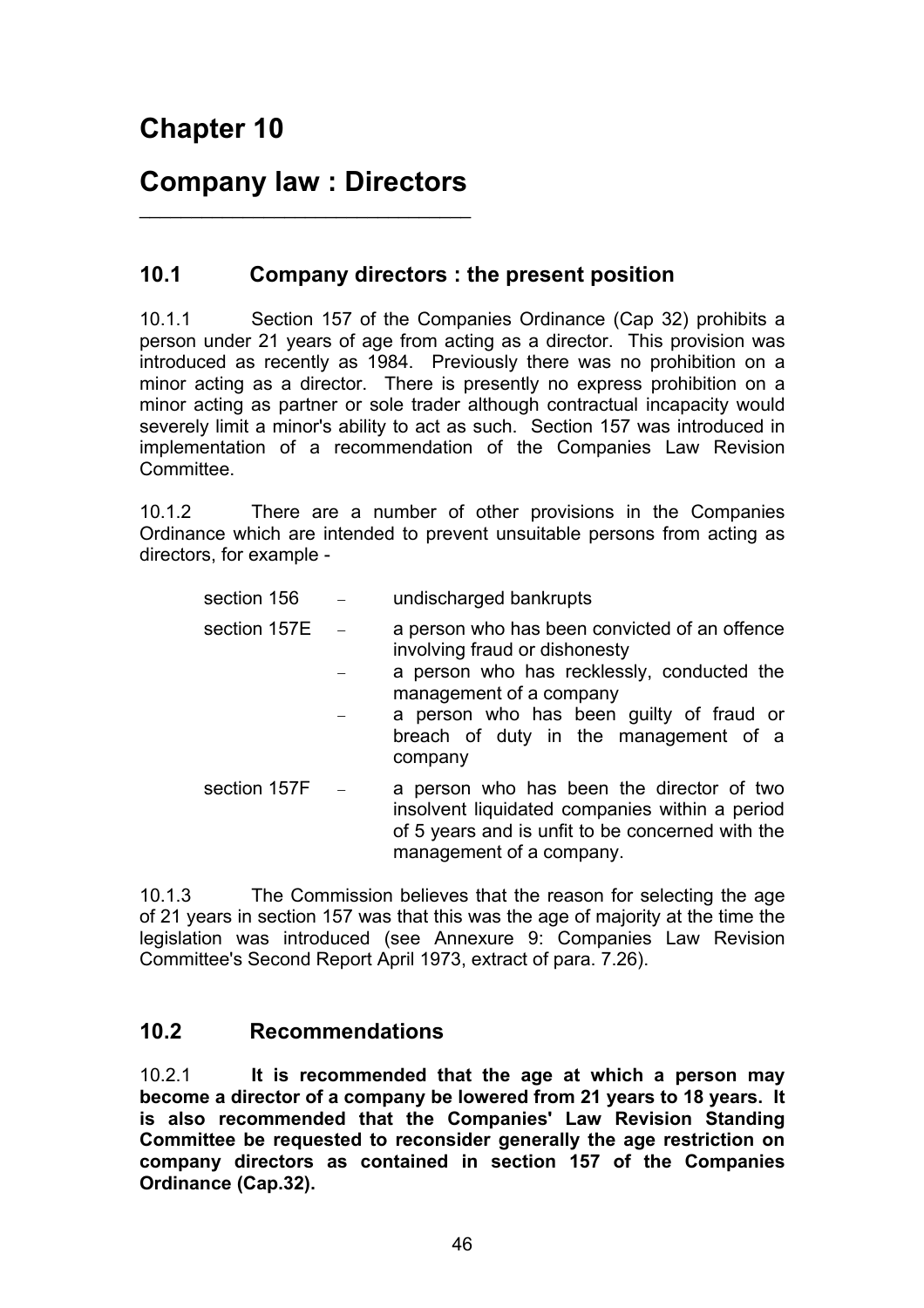# Chapter 10

# Company law : Directors

## 10.1 Company directors : the present position

10.1.1 Section 157 of the Companies Ordinance (Cap 32) prohibits a person under 21 years of age from acting as a director. This provision was introduced as recently as 1984. Previously there was no prohibition on a minor acting as a director. There is presently no express prohibition on a minor acting as partner or sole trader although contractual incapacity would severely limit a minor's ability to act as such. Section 157 was introduced in implementation of a recommendation of the Companies Law Revision Committee.

10.1.2 There are a number of other provisions in the Companies Ordinance which are intended to prevent unsuitable persons from acting as directors, for example -

| | | |
|---|---|---|
| section 156 | – | undischarged bankrupts |
| section 157E | – | a person who has been convicted of an offence involving fraud or dishonesty |
| | – | a person who has recklessly, conducted the management of a company |
| | – | a person who has been guilty of fraud or breach of duty in the management of a company |
| section 157F | – | a person who has been the director of two insolvent liquidated companies within a period of 5 years and is unfit to be concerned with the management of a company. |

10.1.3 The Commission believes that the reason for selecting the age of 21 years in section 157 was that this was the age of majority at the time the legislation was introduced (see Annexure 9: Companies Law Revision Committee's Second Report April 1973, extract of para. 7.26).

## 10.2 Recommendations

10.2.1 **It is recommended that the age at which a person may become a director of a company be lowered from 21 years to 18 years. It is also recommended that the Companies' Law Revision Standing Committee be requested to reconsider generally the age restriction on company directors as contained in section 157 of the Companies Ordinance (Cap.32).**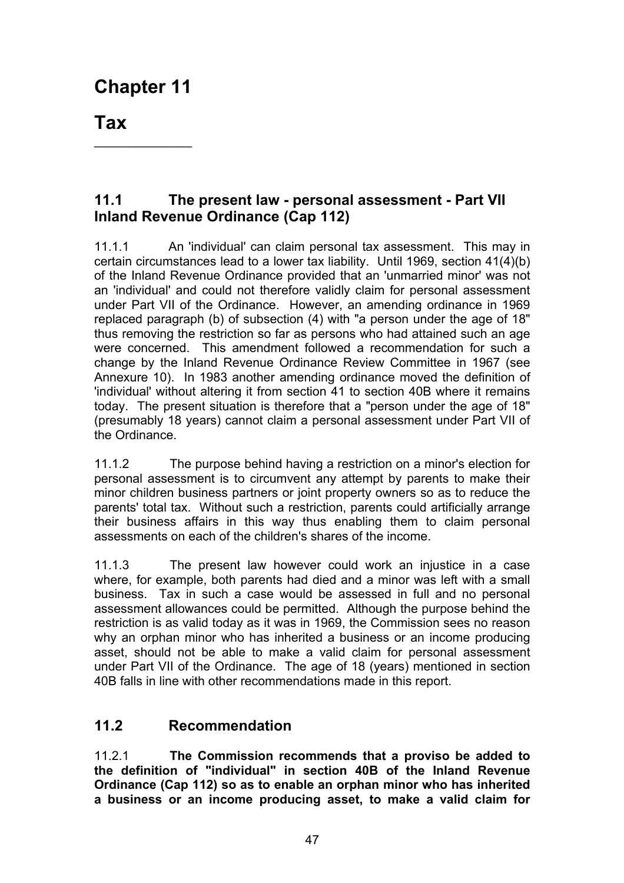# Chapter 11

# Tax

## 11.1 The present law - personal assessment - Part VII Inland Revenue Ordinance (Cap 112)

11.1.1 An 'individual' can claim personal tax assessment. This may in certain circumstances lead to a lower tax liability. Until 1969, section 41(4)(b) of the Inland Revenue Ordinance provided that an 'unmarried minor' was not an 'individual' and could not therefore validly claim for personal assessment under Part VII of the Ordinance. However, an amending ordinance in 1969 replaced paragraph (b) of subsection (4) with "a person under the age of 18" thus removing the restriction so far as persons who had attained such an age were concerned. This amendment followed a recommendation for such a change by the Inland Revenue Ordinance Review Committee in 1967 (see Annexure 10). In 1983 another amending ordinance moved the definition of 'individual' without altering it from section 41 to section 40B where it remains today. The present situation is therefore that a "person under the age of 18" (presumably 18 years) cannot claim a personal assessment under Part VII of the Ordinance.

11.1.2 The purpose behind having a restriction on a minor's election for personal assessment is to circumvent any attempt by parents to make their minor children business partners or joint property owners so as to reduce the parents' total tax. Without such a restriction, parents could artificially arrange their business affairs in this way thus enabling them to claim personal assessments on each of the children's shares of the income.

11.1.3 The present law however could work an injustice in a case where, for example, both parents had died and a minor was left with a small business. Tax in such a case would be assessed in full and no personal assessment allowances could be permitted. Although the purpose behind the restriction is as valid today as it was in 1969, the Commission sees no reason why an orphan minor who has inherited a business or an income producing asset, should not be able to make a valid claim for personal assessment under Part VII of the Ordinance. The age of 18 (years) mentioned in section 40B falls in line with other recommendations made in this report.

## 11.2 Recommendation

11.2.1 **The Commission recommends that a proviso be added to the definition of "individual" in section 40B of the Inland Revenue Ordinance (Cap 112) so as to enable an orphan minor who has inherited a business or an income producing asset, to make a valid claim for**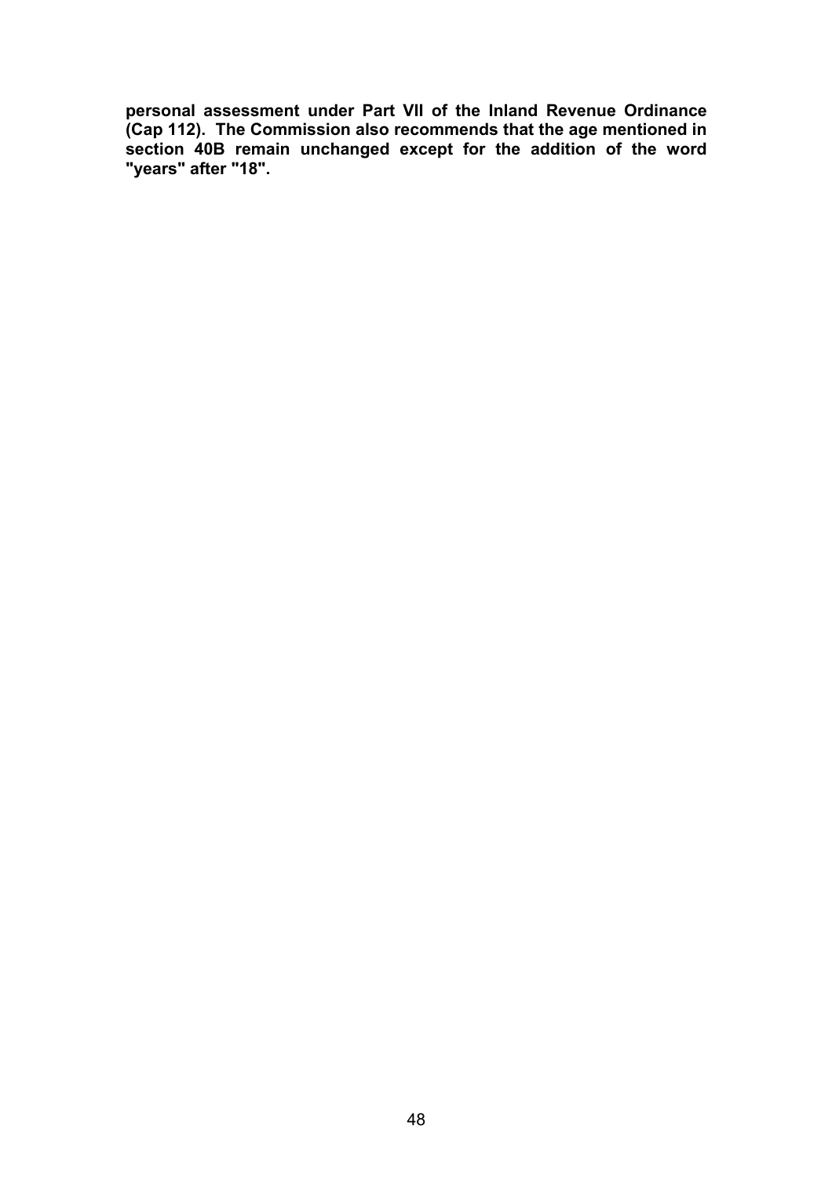**personal assessment under Part VII of the Inland Revenue Ordinance (Cap 112). The Commission also recommends that the age mentioned in section 40B remain unchanged except for the addition of the word "years" after "18".**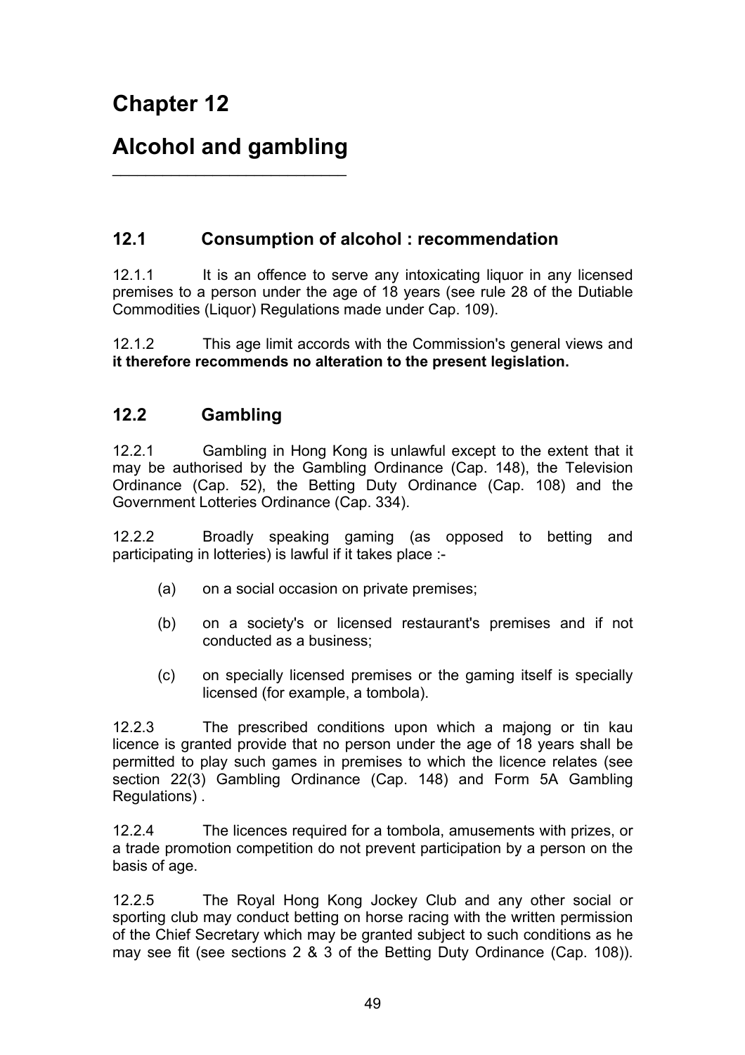# Chapter 12

# Alcohol and gambling

## 12.1 Consumption of alcohol : recommendation

12.1.1 It is an offence to serve any intoxicating liquor in any licensed premises to a person under the age of 18 years (see rule 28 of the Dutiable Commodities (Liquor) Regulations made under Cap. 109).

12.1.2 This age limit accords with the Commission's general views and **it therefore recommends no alteration to the present legislation.**

## 12.2 Gambling

12.2.1 Gambling in Hong Kong is unlawful except to the extent that it may be authorised by the Gambling Ordinance (Cap. 148), the Television Ordinance (Cap. 52), the Betting Duty Ordinance (Cap. 108) and the Government Lotteries Ordinance (Cap. 334).

12.2.2 Broadly speaking gaming (as opposed to betting and participating in lotteries) is lawful if it takes place :-

(a) on a social occasion on private premises;

(b) on a society's or licensed restaurant's premises and if not conducted as a business;

(c) on specially licensed premises or the gaming itself is specially licensed (for example, a tombola).

12.2.3 The prescribed conditions upon which a majong or tin kau licence is granted provide that no person under the age of 18 years shall be permitted to play such games in premises to which the licence relates (see section 22(3) Gambling Ordinance (Cap. 148) and Form 5A Gambling Regulations) .

12.2.4 The licences required for a tombola, amusements with prizes, or a trade promotion competition do not prevent participation by a person on the basis of age.

12.2.5 The Royal Hong Kong Jockey Club and any other social or sporting club may conduct betting on horse racing with the written permission of the Chief Secretary which may be granted subject to such conditions as he may see fit (see sections 2 & 3 of the Betting Duty Ordinance (Cap. 108)).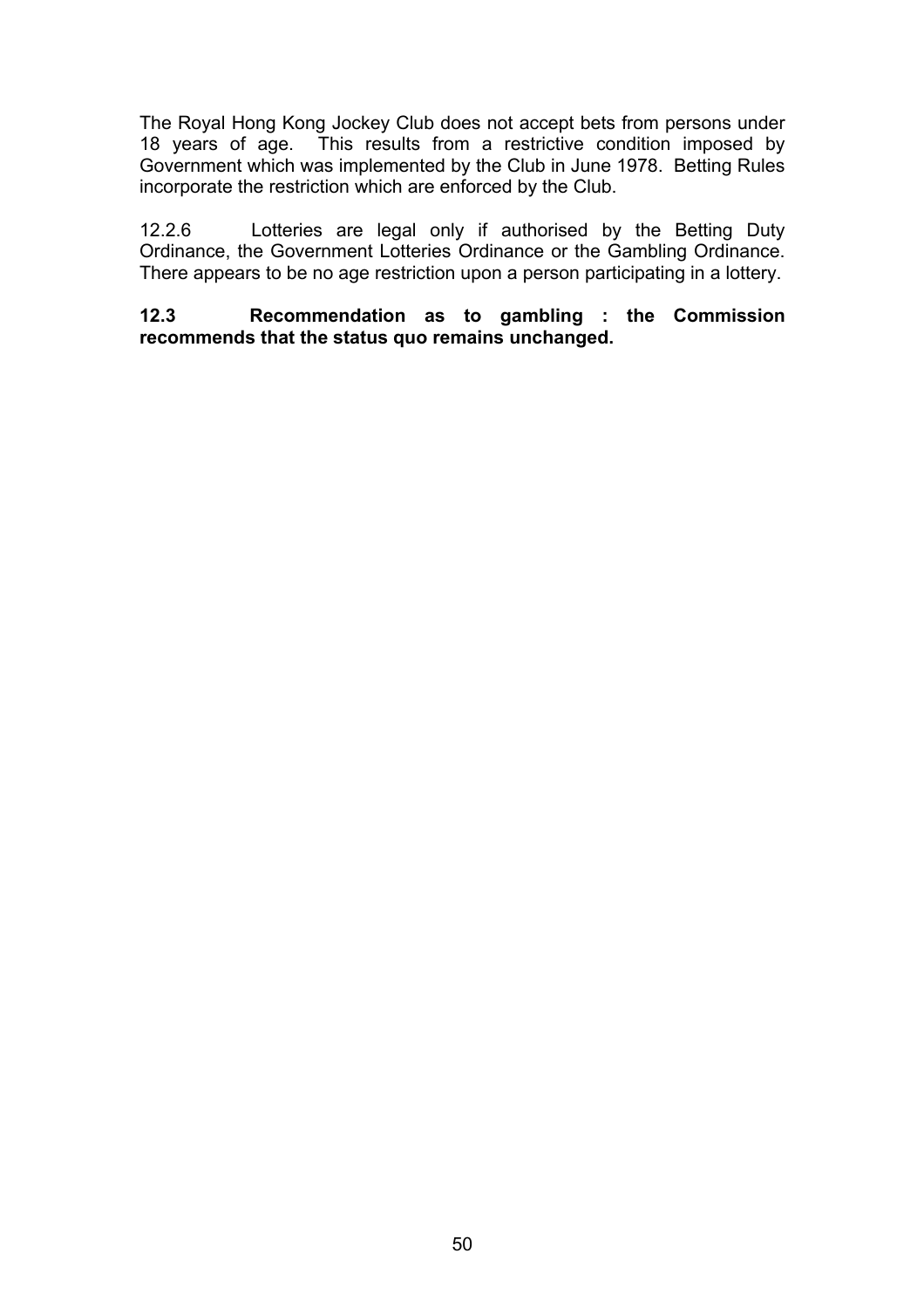The Royal Hong Kong Jockey Club does not accept bets from persons under 18 years of age. This results from a restrictive condition imposed by Government which was implemented by the Club in June 1978. Betting Rules incorporate the restriction which are enforced by the Club.

12.2.6 Lotteries are legal only if authorised by the Betting Duty Ordinance, the Government Lotteries Ordinance or the Gambling Ordinance. There appears to be no age restriction upon a person participating in a lottery.

**12.3 Recommendation as to gambling : the Commission recommends that the status quo remains unchanged.**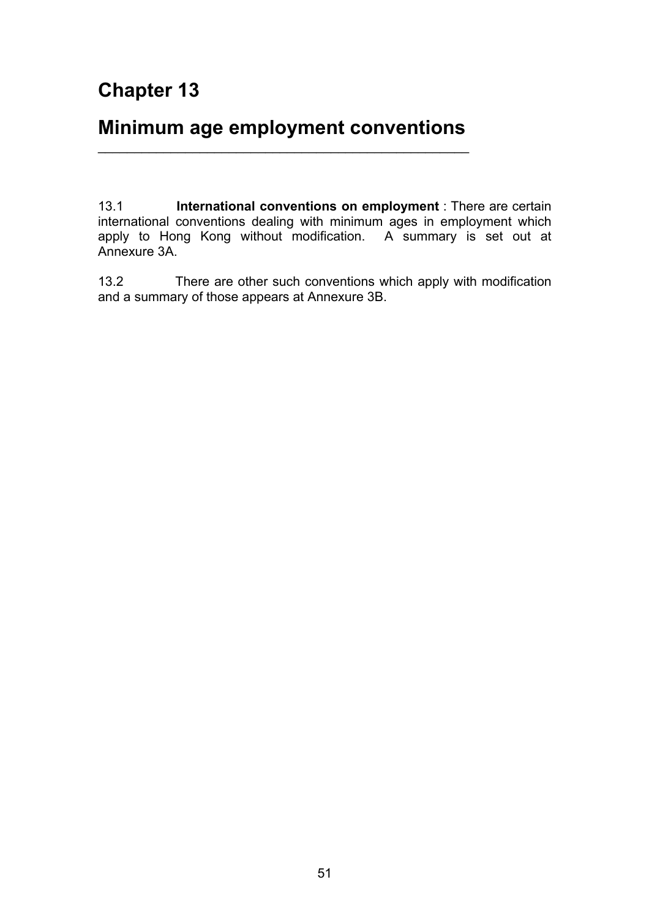# Chapter 13

# Minimum age employment conventions

13.1 **International conventions on employment** : There are certain international conventions dealing with minimum ages in employment which apply to Hong Kong without modification. A summary is set out at Annexure 3A.

13.2 There are other such conventions which apply with modification and a summary of those appears at Annexure 3B.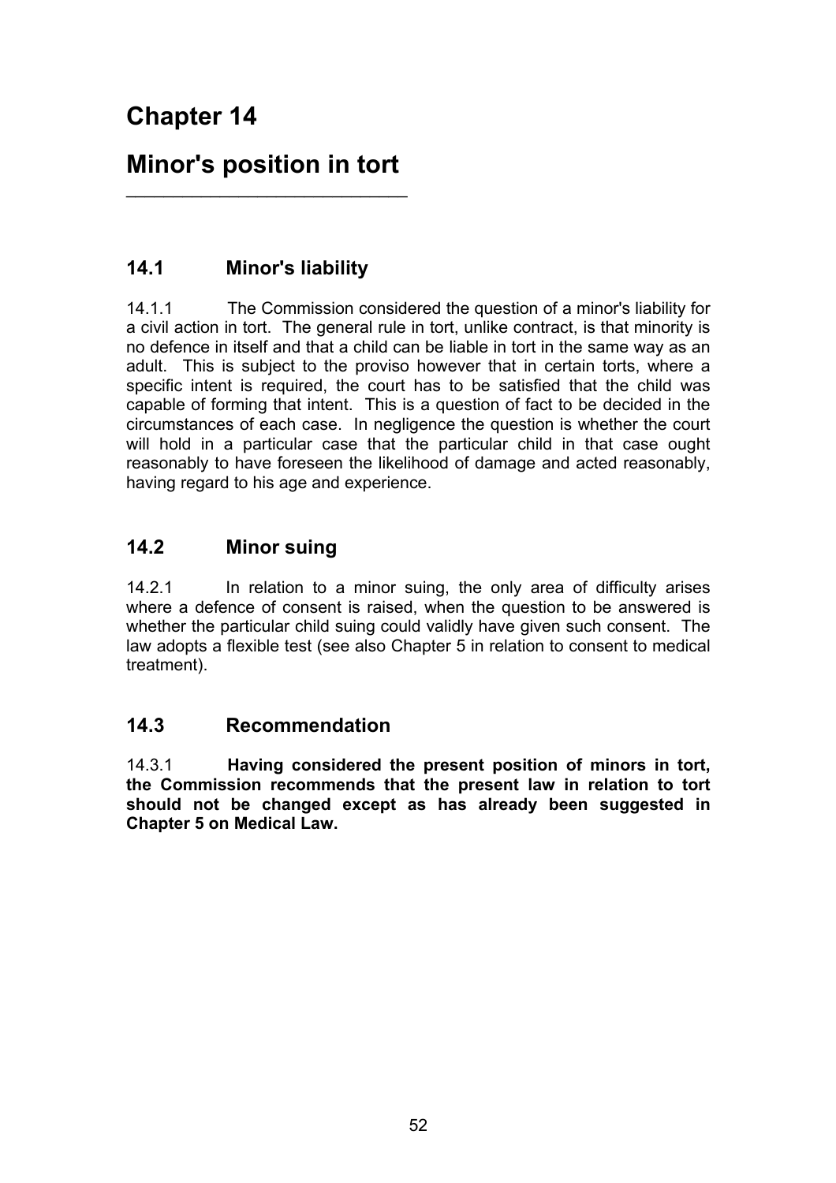# Chapter 14

# Minor's position in tort

## 14.1 Minor's liability

14.1.1 The Commission considered the question of a minor's liability for a civil action in tort. The general rule in tort, unlike contract, is that minority is no defence in itself and that a child can be liable in tort in the same way as an adult. This is subject to the proviso however that in certain torts, where a specific intent is required, the court has to be satisfied that the child was capable of forming that intent. This is a question of fact to be decided in the circumstances of each case. In negligence the question is whether the court will hold in a particular case that the particular child in that case ought reasonably to have foreseen the likelihood of damage and acted reasonably, having regard to his age and experience.

## 14.2 Minor suing

14.2.1 In relation to a minor suing, the only area of difficulty arises where a defence of consent is raised, when the question to be answered is whether the particular child suing could validly have given such consent. The law adopts a flexible test (see also Chapter 5 in relation to consent to medical treatment).

## 14.3 Recommendation

14.3.1 **Having considered the present position of minors in tort, the Commission recommends that the present law in relation to tort should not be changed except as has already been suggested in Chapter 5 on Medical Law.**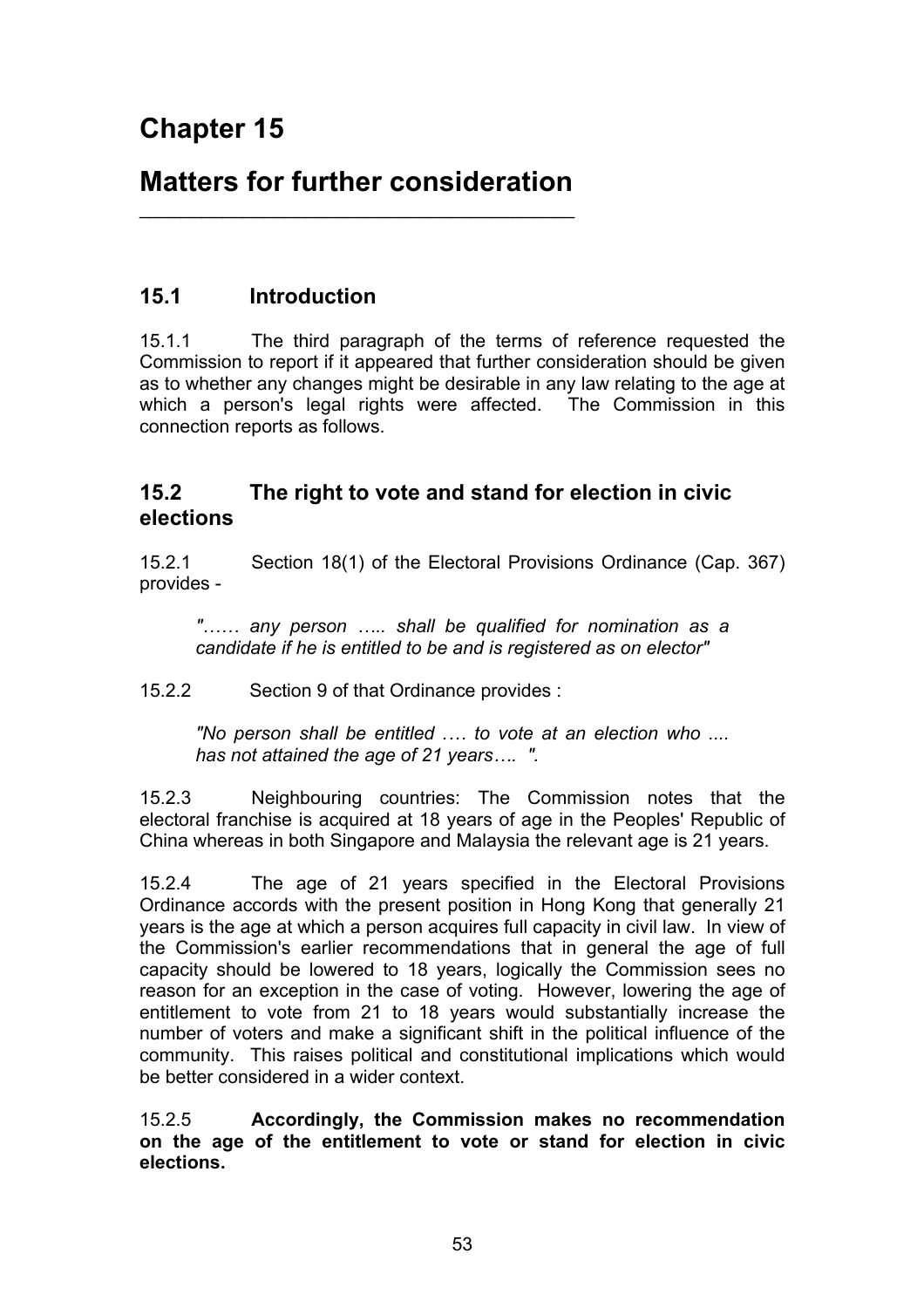# Chapter 15

# Matters for further consideration

## 15.1 Introduction

15.1.1 The third paragraph of the terms of reference requested the Commission to report if it appeared that further consideration should be given as to whether any changes might be desirable in any law relating to the age at which a person's legal rights were affected. The Commission in this connection reports as follows.

## 15.2 The right to vote and stand for election in civic elections

15.2.1 Section 18(1) of the Electoral Provisions Ordinance (Cap. 367) provides -

> *"…… any person ….. shall be qualified for nomination as a candidate if he is entitled to be and is registered as on elector"*

15.2.2 Section 9 of that Ordinance provides :

> *"No person shall be entitled …. to vote at an election who .... has not attained the age of 21 years…. ".*

15.2.3 Neighbouring countries: The Commission notes that the electoral franchise is acquired at 18 years of age in the Peoples' Republic of China whereas in both Singapore and Malaysia the relevant age is 21 years.

15.2.4 The age of 21 years specified in the Electoral Provisions Ordinance accords with the present position in Hong Kong that generally 21 years is the age at which a person acquires full capacity in civil law. In view of the Commission's earlier recommendations that in general the age of full capacity should be lowered to 18 years, logically the Commission sees no reason for an exception in the case of voting. However, lowering the age of entitlement to vote from 21 to 18 years would substantially increase the number of voters and make a significant shift in the political influence of the community. This raises political and constitutional implications which would be better considered in a wider context.

15.2.5 **Accordingly, the Commission makes no recommendation on the age of the entitlement to vote or stand for election in civic elections.**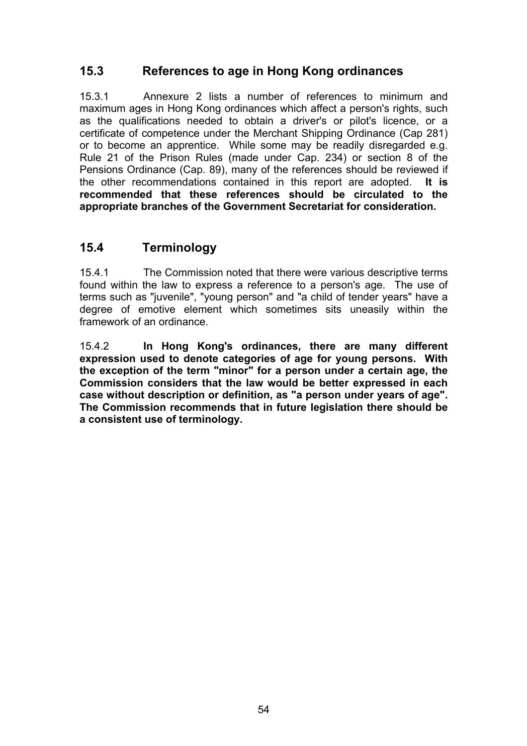## 15.3 References to age in Hong Kong ordinances

15.3.1 Annexure 2 lists a number of references to minimum and maximum ages in Hong Kong ordinances which affect a person's rights, such as the qualifications needed to obtain a driver's or pilot's licence, or a certificate of competence under the Merchant Shipping Ordinance (Cap 281) or to become an apprentice. While some may be readily disregarded e.g. Rule 21 of the Prison Rules (made under Cap. 234) or section 8 of the Pensions Ordinance (Cap. 89), many of the references should be reviewed if the other recommendations contained in this report are adopted. **It is recommended that these references should be circulated to the appropriate branches of the Government Secretariat for consideration.**

## 15.4 Terminology

15.4.1 The Commission noted that there were various descriptive terms found within the law to express a reference to a person's age. The use of terms such as "juvenile", "young person" and "a child of tender years" have a degree of emotive element which sometimes sits uneasily within the framework of an ordinance.

15.4.2 **In Hong Kong's ordinances, there are many different expression used to denote categories of age for young persons. With the exception of the term "minor" for a person under a certain age, the Commission considers that the law would be better expressed in each case without description or definition, as "a person under years of age". The Commission recommends that in future legislation there should be a consistent use of terminology.**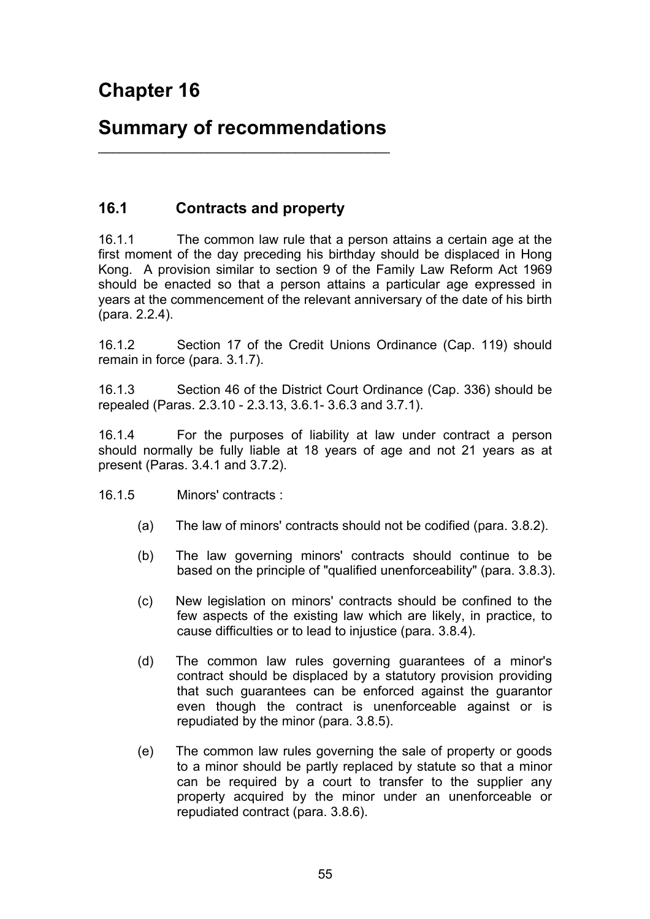# Chapter 16

# Summary of recommendations

## 16.1 Contracts and property

16.1.1 The common law rule that a person attains a certain age at the first moment of the day preceding his birthday should be displaced in Hong Kong. A provision similar to section 9 of the Family Law Reform Act 1969 should be enacted so that a person attains a particular age expressed in years at the commencement of the relevant anniversary of the date of his birth (para. 2.2.4).

16.1.2 Section 17 of the Credit Unions Ordinance (Cap. 119) should remain in force (para. 3.1.7).

16.1.3 Section 46 of the District Court Ordinance (Cap. 336) should be repealed (Paras. 2.3.10 - 2.3.13, 3.6.1- 3.6.3 and 3.7.1).

16.1.4 For the purposes of liability at law under contract a person should normally be fully liable at 18 years of age and not 21 years as at present (Paras. 3.4.1 and 3.7.2).

16.1.5 Minors' contracts :

(a) The law of minors' contracts should not be codified (para. 3.8.2).

(b) The law governing minors' contracts should continue to be based on the principle of "qualified unenforceability" (para. 3.8.3).

(c) New legislation on minors' contracts should be confined to the few aspects of the existing law which are likely, in practice, to cause difficulties or to lead to injustice (para. 3.8.4).

(d) The common law rules governing guarantees of a minor's contract should be displaced by a statutory provision providing that such guarantees can be enforced against the guarantor even though the contract is unenforceable against or is repudiated by the minor (para. 3.8.5).

(e) The common law rules governing the sale of property or goods to a minor should be partly replaced by statute so that a minor can be required by a court to transfer to the supplier any property acquired by the minor under an unenforceable or repudiated contract (para. 3.8.6).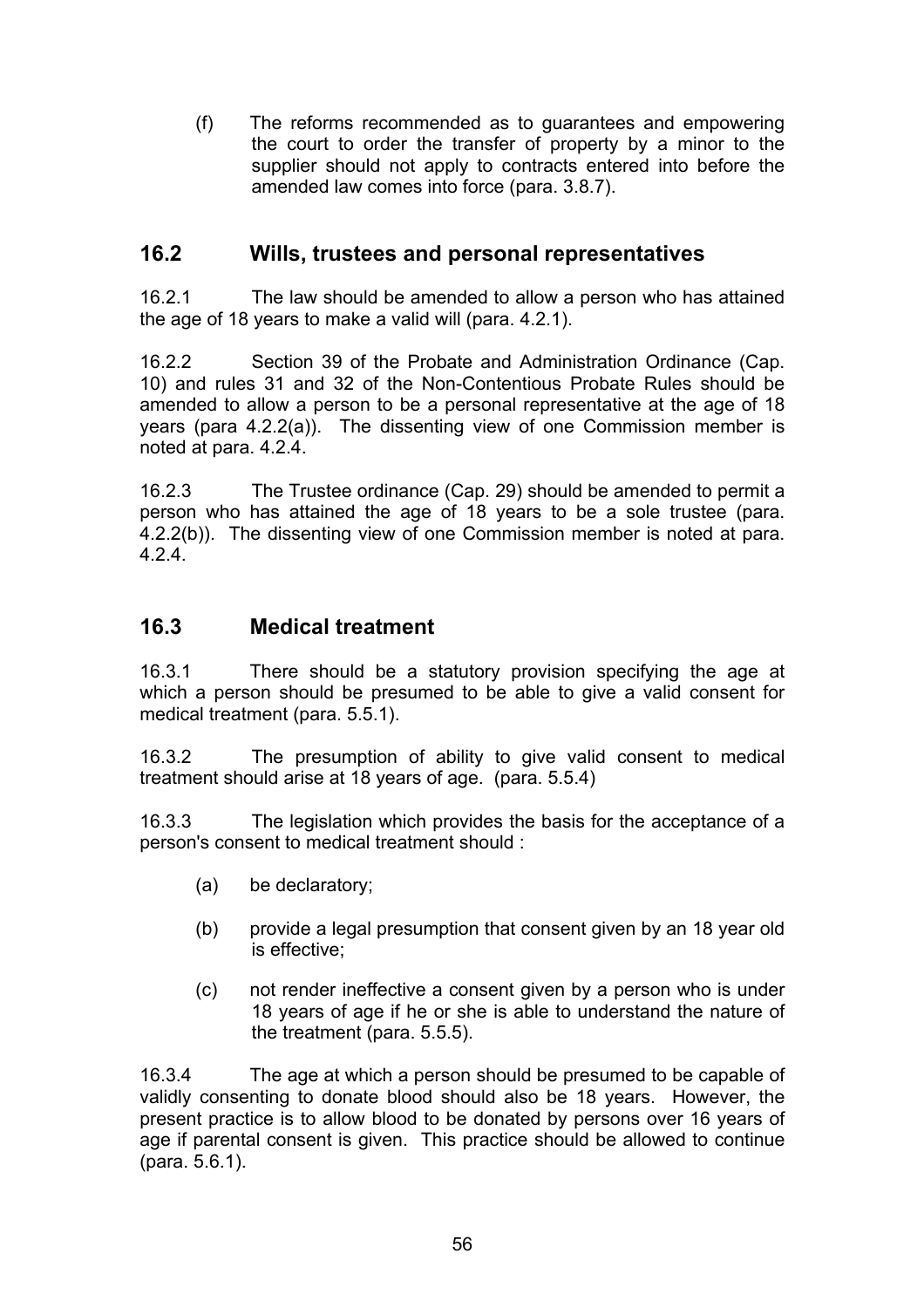(f) The reforms recommended as to guarantees and empowering the court to order the transfer of property by a minor to the supplier should not apply to contracts entered into before the amended law comes into force (para. 3.8.7).

## 16.2 Wills, trustees and personal representatives

16.2.1 The law should be amended to allow a person who has attained the age of 18 years to make a valid will (para. 4.2.1).

16.2.2 Section 39 of the Probate and Administration Ordinance (Cap. 10) and rules 31 and 32 of the Non-Contentious Probate Rules should be amended to allow a person to be a personal representative at the age of 18 years (para 4.2.2(a)). The dissenting view of one Commission member is noted at para. 4.2.4.

16.2.3 The Trustee ordinance (Cap. 29) should be amended to permit a person who has attained the age of 18 years to be a sole trustee (para. 4.2.2(b)). The dissenting view of one Commission member is noted at para. 4.2.4.

## 16.3 Medical treatment

16.3.1 There should be a statutory provision specifying the age at which a person should be presumed to be able to give a valid consent for medical treatment (para. 5.5.1).

16.3.2 The presumption of ability to give valid consent to medical treatment should arise at 18 years of age. (para. 5.5.4)

16.3.3 The legislation which provides the basis for the acceptance of a person's consent to medical treatment should :

(a) be declaratory;

(b) provide a legal presumption that consent given by an 18 year old is effective;

(c) not render ineffective a consent given by a person who is under 18 years of age if he or she is able to understand the nature of the treatment (para. 5.5.5).

16.3.4 The age at which a person should be presumed to be capable of validly consenting to donate blood should also be 18 years. However, the present practice is to allow blood to be donated by persons over 16 years of age if parental consent is given. This practice should be allowed to continue (para. 5.6.1).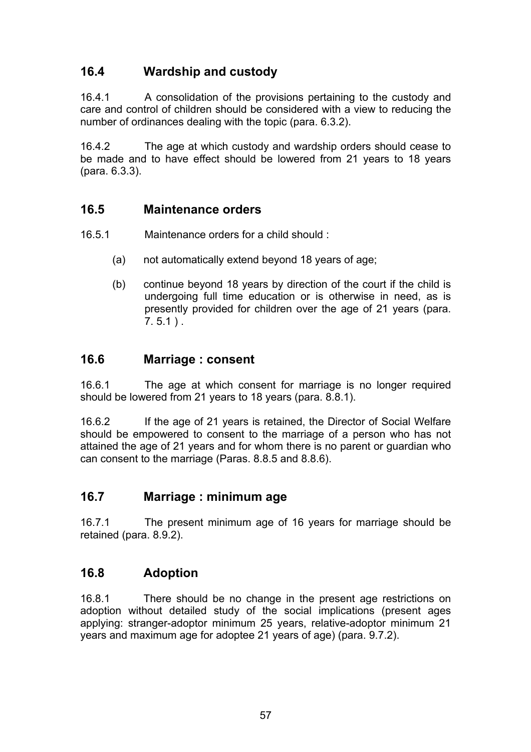## 16.4 Wardship and custody

16.4.1 A consolidation of the provisions pertaining to the custody and care and control of children should be considered with a view to reducing the number of ordinances dealing with the topic (para. 6.3.2).

16.4.2 The age at which custody and wardship orders should cease to be made and to have effect should be lowered from 21 years to 18 years (para. 6.3.3).

## 16.5 Maintenance orders

16.5.1 Maintenance orders for a child should :

(a) not automatically extend beyond 18 years of age;

(b) continue beyond 18 years by direction of the court if the child is undergoing full time education or is otherwise in need, as is presently provided for children over the age of 21 years (para. 7. 5.1 ) .

## 16.6 Marriage : consent

16.6.1 The age at which consent for marriage is no longer required should be lowered from 21 years to 18 years (para. 8.8.1).

16.6.2 If the age of 21 years is retained, the Director of Social Welfare should be empowered to consent to the marriage of a person who has not attained the age of 21 years and for whom there is no parent or guardian who can consent to the marriage (Paras. 8.8.5 and 8.8.6).

## 16.7 Marriage : minimum age

16.7.1 The present minimum age of 16 years for marriage should be retained (para. 8.9.2).

## 16.8 Adoption

16.8.1 There should be no change in the present age restrictions on adoption without detailed study of the social implications (present ages applying: stranger-adoptor minimum 25 years, relative-adoptor minimum 21 years and maximum age for adoptee 21 years of age) (para. 9.7.2).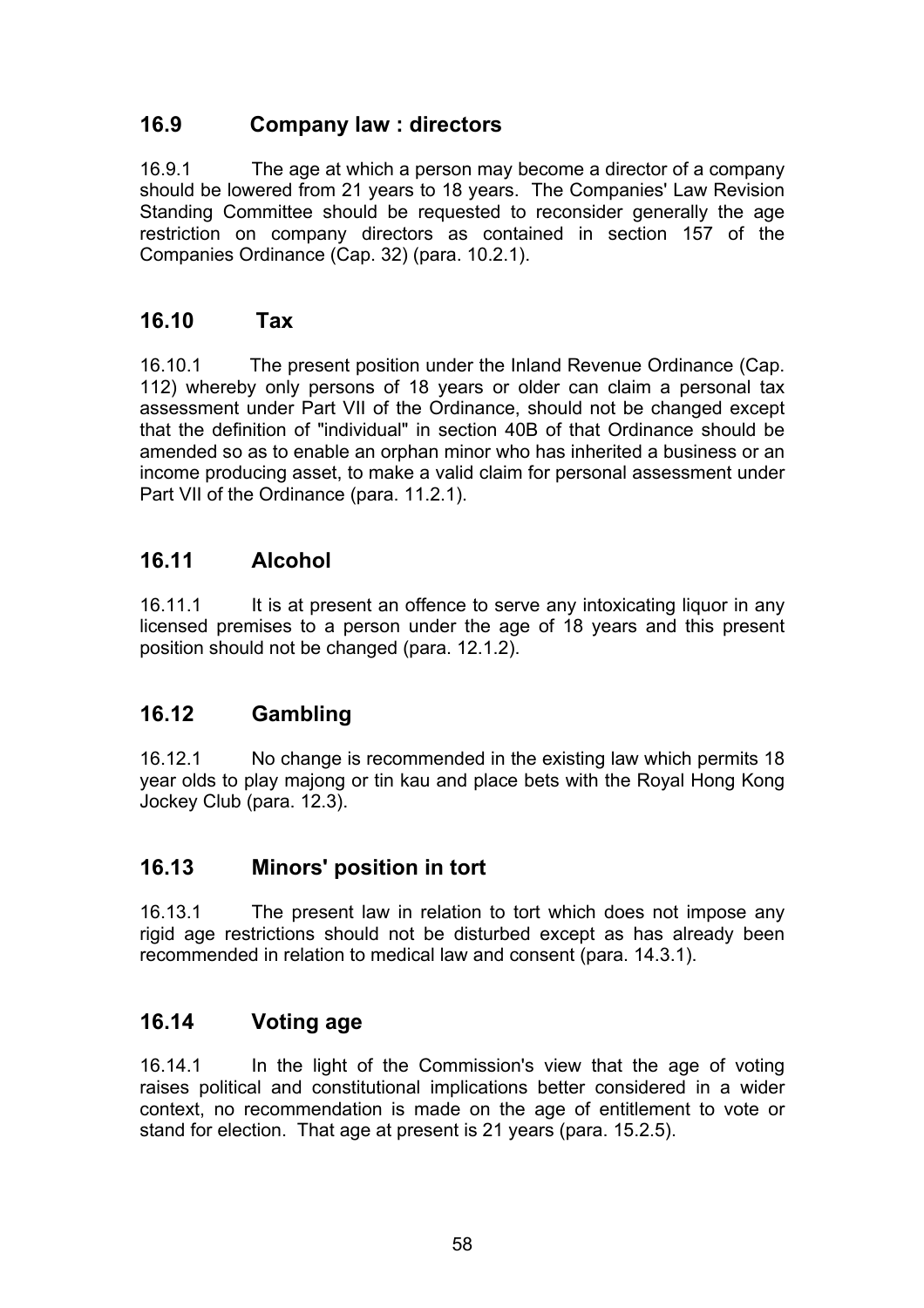## 16.9 Company law : directors

16.9.1 The age at which a person may become a director of a company should be lowered from 21 years to 18 years. The Companies' Law Revision Standing Committee should be requested to reconsider generally the age restriction on company directors as contained in section 157 of the Companies Ordinance (Cap. 32) (para. 10.2.1).

## 16.10 Tax

16.10.1 The present position under the Inland Revenue Ordinance (Cap. 112) whereby only persons of 18 years or older can claim a personal tax assessment under Part VII of the Ordinance, should not be changed except that the definition of "individual" in section 40B of that Ordinance should be amended so as to enable an orphan minor who has inherited a business or an income producing asset, to make a valid claim for personal assessment under Part VII of the Ordinance (para. 11.2.1).

## 16.11 Alcohol

16.11.1 It is at present an offence to serve any intoxicating liquor in any licensed premises to a person under the age of 18 years and this present position should not be changed (para. 12.1.2).

## 16.12 Gambling

16.12.1 No change is recommended in the existing law which permits 18 year olds to play majong or tin kau and place bets with the Royal Hong Kong Jockey Club (para. 12.3).

## 16.13 Minors' position in tort

16.13.1 The present law in relation to tort which does not impose any rigid age restrictions should not be disturbed except as has already been recommended in relation to medical law and consent (para. 14.3.1).

## 16.14 Voting age

16.14.1 In the light of the Commission's view that the age of voting raises political and constitutional implications better considered in a wider context, no recommendation is made on the age of entitlement to vote or stand for election. That age at present is 21 years (para. 15.2.5).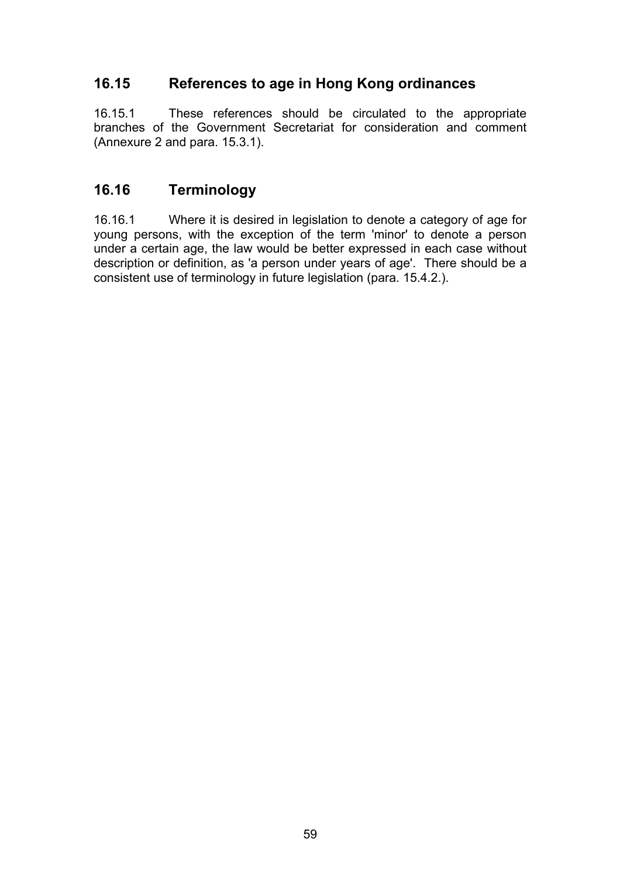## 16.15 References to age in Hong Kong ordinances

16.15.1 These references should be circulated to the appropriate branches of the Government Secretariat for consideration and comment (Annexure 2 and para. 15.3.1).

## 16.16 Terminology

16.16.1 Where it is desired in legislation to denote a category of age for young persons, with the exception of the term 'minor' to denote a person under a certain age, the law would be better expressed in each case without description or definition, as 'a person under years of age'. There should be a consistent use of terminology in future legislation (para. 15.4.2.).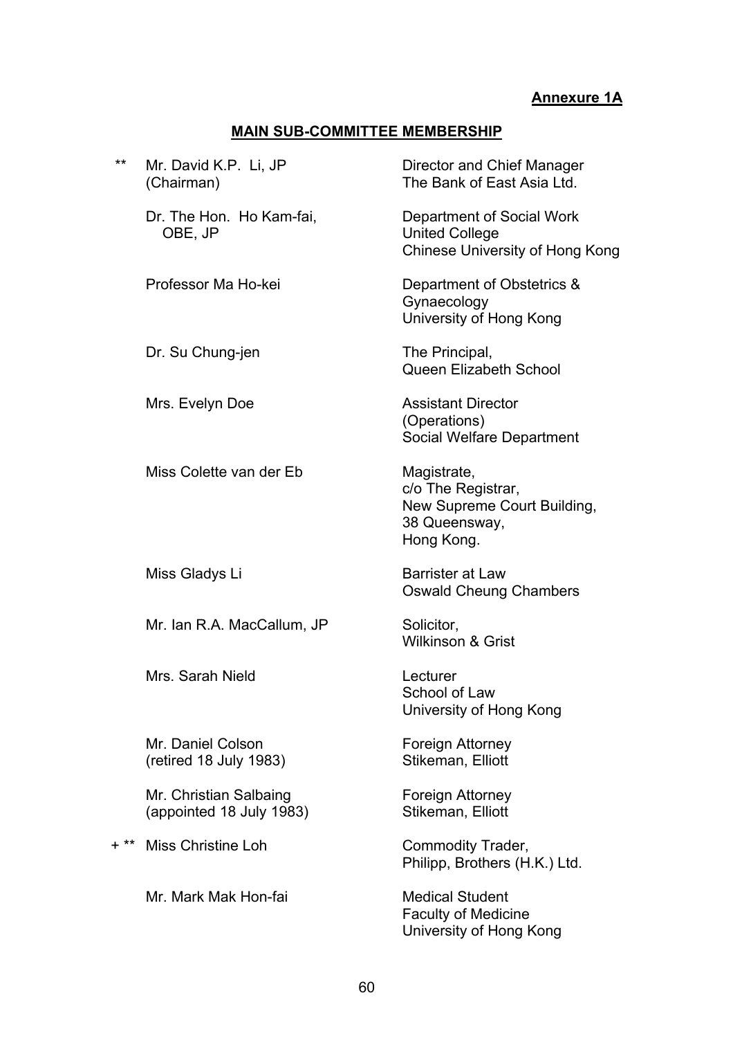**Annexure 1A**

## MAIN SUB-COMMITTEE MEMBERSHIP

| | Name | Position |
|---|---|---|
| ** | Mr. David K.P. Li, JP (Chairman) | Director and Chief Manager The Bank of East Asia Ltd. |
| | Dr. The Hon. Ho Kam-fai, OBE, JP | Department of Social Work United College Chinese University of Hong Kong |
| | Professor Ma Ho-kei | Department of Obstetrics & Gynaecology University of Hong Kong |
| | Dr. Su Chung-jen | The Principal, Queen Elizabeth School |
| | Mrs. Evelyn Doe | Assistant Director (Operations) Social Welfare Department |
| | Miss Colette van der Eb | Magistrate, c/o The Registrar, New Supreme Court Building, 38 Queensway, Hong Kong. |
| | Miss Gladys Li | Barrister at Law Oswald Cheung Chambers |
| | Mr. Ian R.A. MacCallum, JP | Solicitor, Wilkinson & Grist |
| | Mrs. Sarah Nield | Lecturer School of Law University of Hong Kong |
| | Mr. Daniel Colson (retired 18 July 1983) | Foreign Attorney Stikeman, Elliott |
| | Mr. Christian Salbaing (appointed 18 July 1983) | Foreign Attorney Stikeman, Elliott |
| + ** | Miss Christine Loh | Commodity Trader, Philipp, Brothers (H.K.) Ltd. |
| | Mr. Mark Mak Hon-fai | Medical Student Faculty of Medicine University of Hong Kong |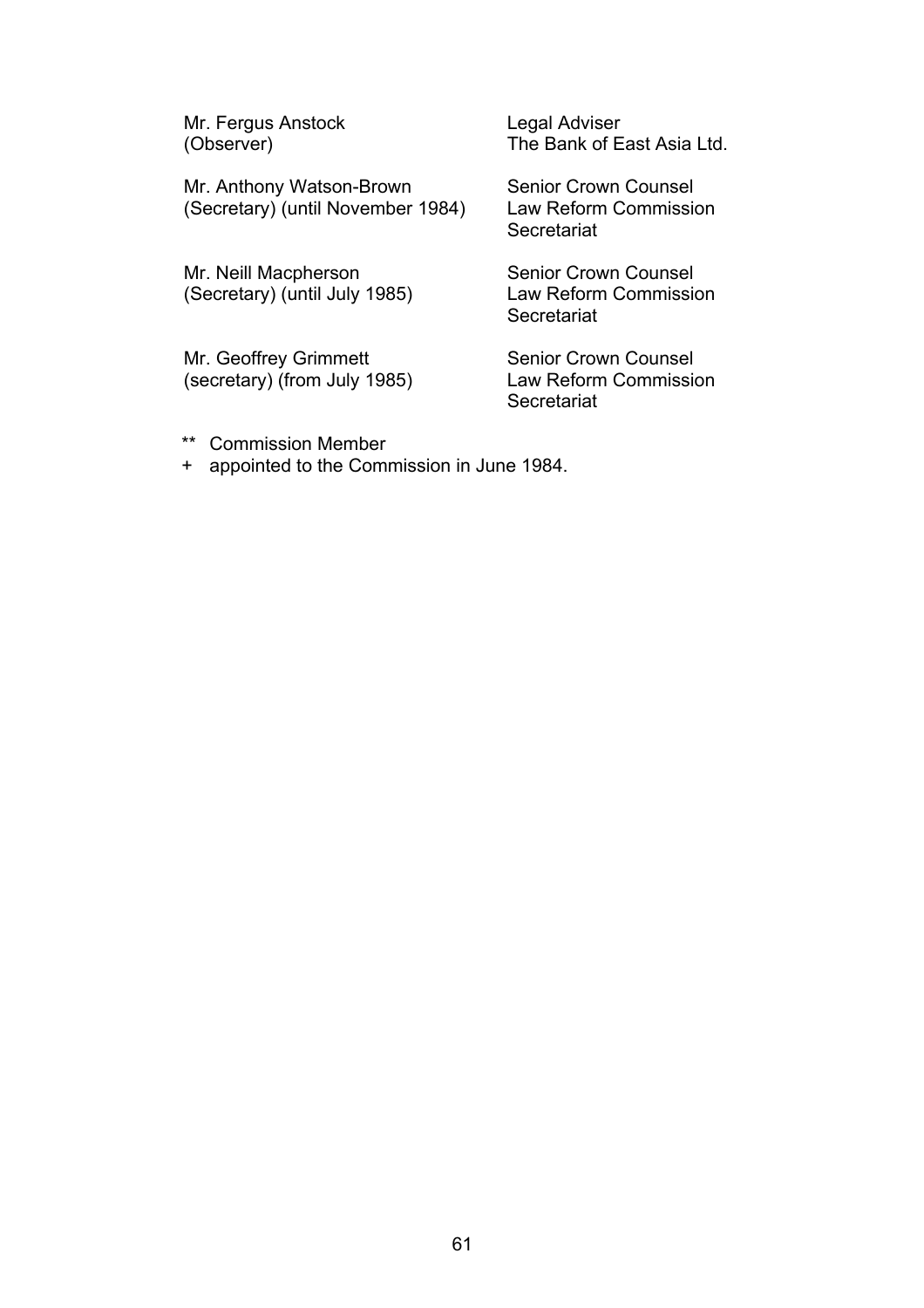| | |
|---|---|
| Mr. Fergus Anstock<br>(Observer) | Legal Adviser<br>The Bank of East Asia Ltd. |
| Mr. Anthony Watson-Brown<br>(Secretary) (until November 1984) | Senior Crown Counsel<br>Law Reform Commission Secretariat |
| Mr. Neill Macpherson<br>(Secretary) (until July 1985) | Senior Crown Counsel<br>Law Reform Commission Secretariat |
| Mr. Geoffrey Grimmett<br>(secretary) (from July 1985) | Senior Crown Counsel<br>Law Reform Commission Secretariat |

** Commission Member

+ appointed to the Commission in June 1984.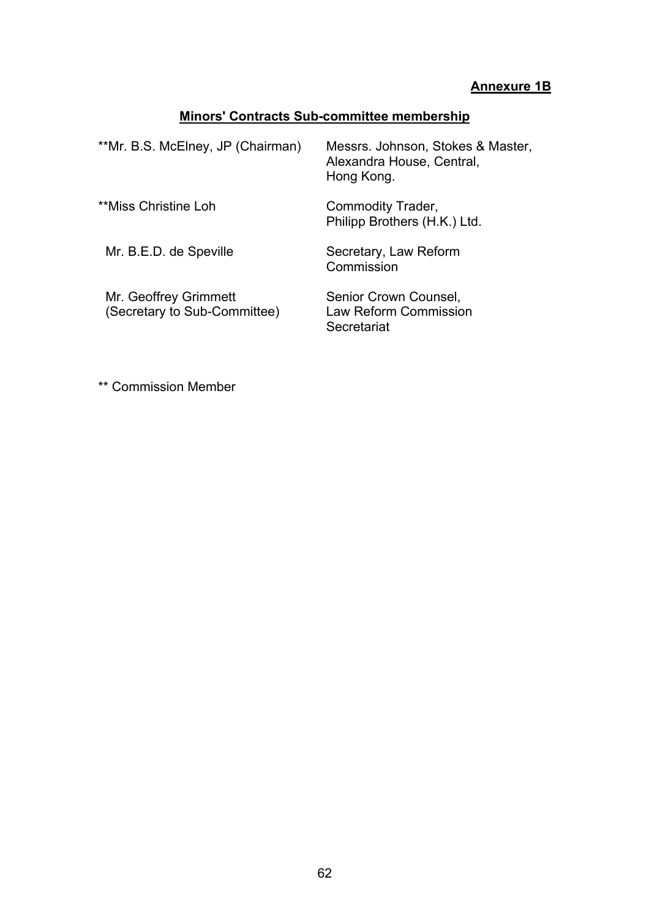**Annexure 1B**

## Minors' Contracts Sub-committee membership

| | |
|---|---|
| **Mr. B.S. McElney, JP (Chairman) | Messrs. Johnson, Stokes & Master, Alexandra House, Central, Hong Kong. |
| **Miss Christine Loh | Commodity Trader, Philipp Brothers (H.K.) Ltd. |
| Mr. B.E.D. de Speville | Secretary, Law Reform Commission |
| Mr. Geoffrey Grimmett (Secretary to Sub-Committee) | Senior Crown Counsel, Law Reform Commission Secretariat |

** Commission Member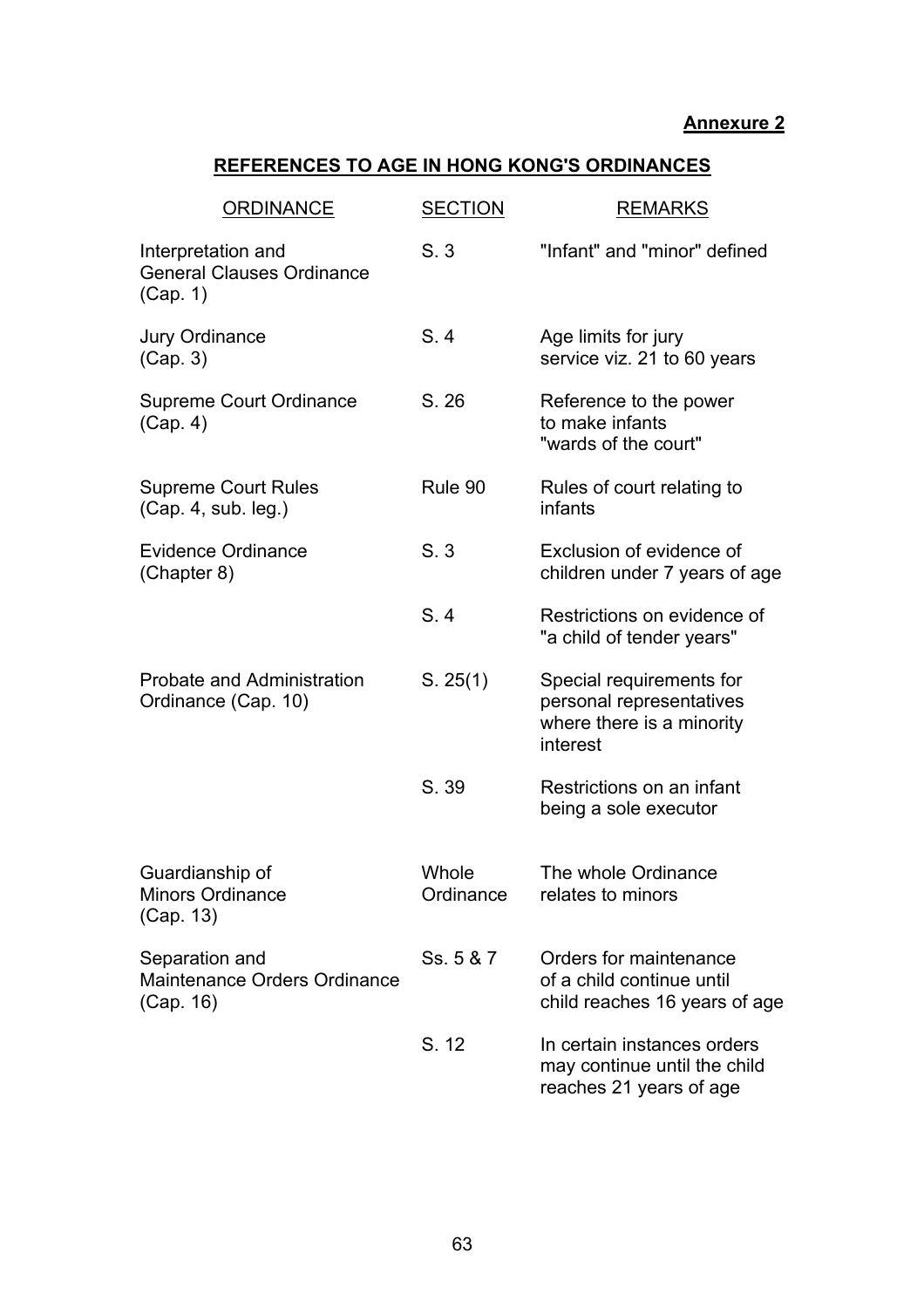**Annexure 2**

## REFERENCES TO AGE IN HONG KONG'S ORDINANCES

| ORDINANCE | SECTION | REMARKS |
|---|---|---|
| Interpretation and General Clauses Ordinance (Cap. 1) | S. 3 | "Infant" and "minor" defined |
| Jury Ordinance (Cap. 3) | S. 4 | Age limits for jury service viz. 21 to 60 years |
| Supreme Court Ordinance (Cap. 4) | S. 26 | Reference to the power to make infants "wards of the court" |
| Supreme Court Rules (Cap. 4, sub. leg.) | Rule 90 | Rules of court relating to infants |
| Evidence Ordinance (Chapter 8) | S. 3 | Exclusion of evidence of children under 7 years of age |
| | S. 4 | Restrictions on evidence of "a child of tender years" |
| Probate and Administration Ordinance (Cap. 10) | S. 25(1) | Special requirements for personal representatives where there is a minority interest |
| | S. 39 | Restrictions on an infant being a sole executor |
| Guardianship of Minors Ordinance (Cap. 13) | Whole Ordinance | The whole Ordinance relates to minors |
| Separation and Maintenance Orders Ordinance (Cap. 16) | Ss. 5 & 7 | Orders for maintenance of a child continue until child reaches 16 years of age |
| | S. 12 | In certain instances orders may continue until the child reaches 21 years of age |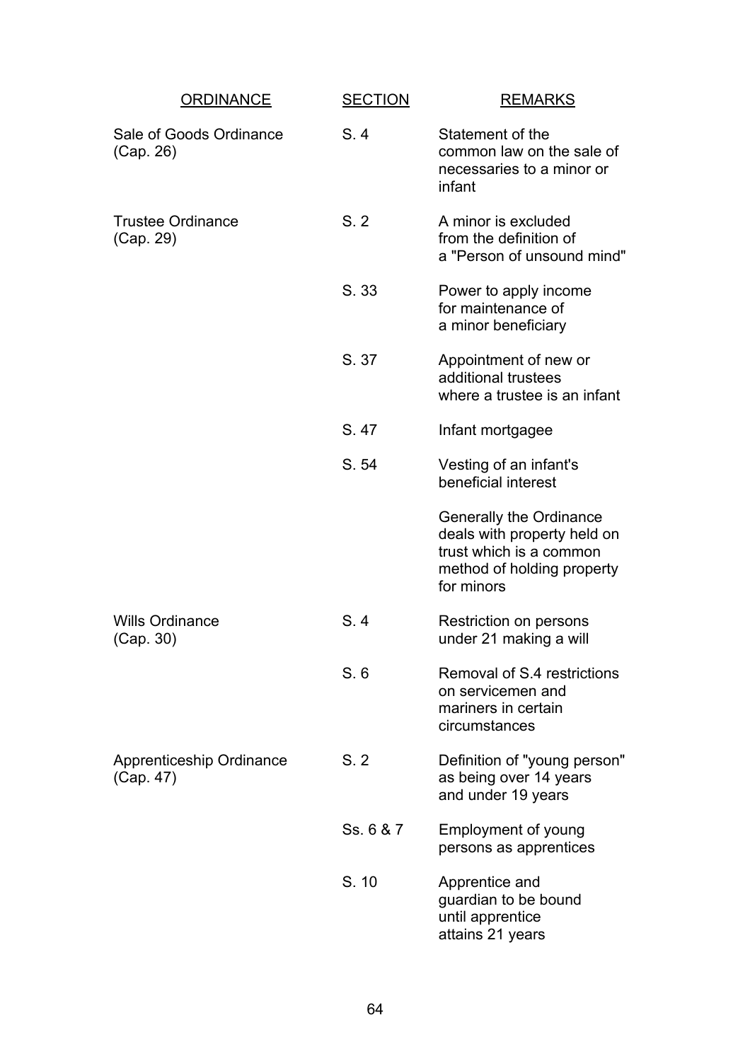| ORDINANCE | SECTION | REMARKS |
|---|---|---|
| Sale of Goods Ordinance (Cap. 26) | S. 4 | Statement of the common law on the sale of necessaries to a minor or infant |
| Trustee Ordinance (Cap. 29) | S. 2 | A minor is excluded from the definition of a "Person of unsound mind" |
| | S. 33 | Power to apply income for maintenance of a minor beneficiary |
| | S. 37 | Appointment of new or additional trustees where a trustee is an infant |
| | S. 47 | Infant mortgagee |
| | S. 54 | Vesting of an infant's beneficial interest |
| | | Generally the Ordinance deals with property held on trust which is a common method of holding property for minors |
| Wills Ordinance (Cap. 30) | S. 4 | Restriction on persons under 21 making a will |
| | S. 6 | Removal of S.4 restrictions on servicemen and mariners in certain circumstances |
| Apprenticeship Ordinance (Cap. 47) | S. 2 | Definition of "young person" as being over 14 years and under 19 years |
| | Ss. 6 & 7 | Employment of young persons as apprentices |
| | S. 10 | Apprentice and guardian to be bound until apprentice attains 21 years |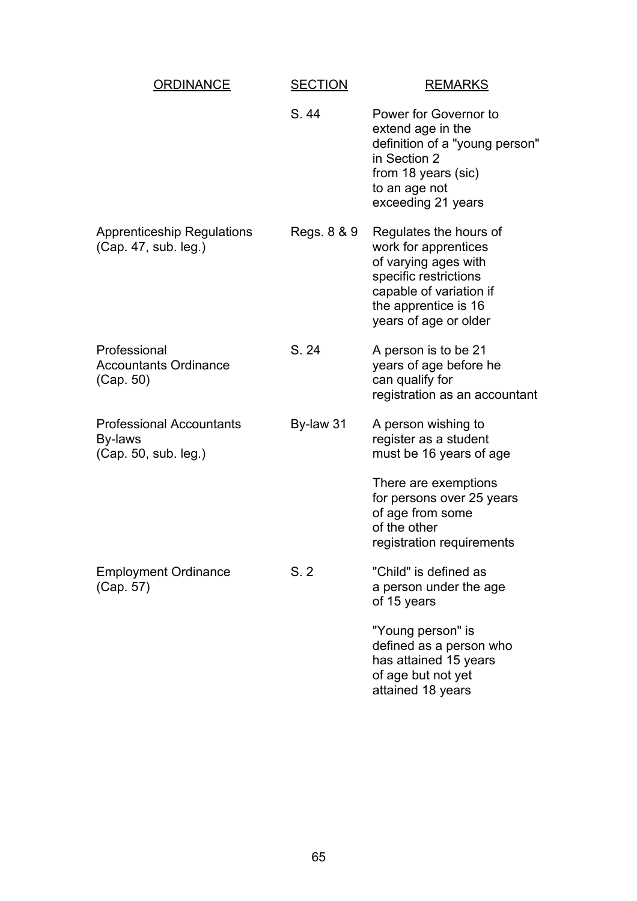| ORDINANCE | SECTION | REMARKS |
| --- | --- | --- |
| | S. 44 | Power for Governor to extend age in the definition of a "young person" in Section 2 from 18 years (sic) to an age not exceeding 21 years |
| Apprenticeship Regulations (Cap. 47, sub. leg.) | Regs. 8 & 9 | Regulates the hours of work for apprentices of varying ages with specific restrictions capable of variation if the apprentice is 16 years of age or older |
| Professional Accountants Ordinance (Cap. 50) | S. 24 | A person is to be 21 years of age before he can qualify for registration as an accountant |
| Professional Accountants By-laws (Cap. 50, sub. leg.) | By-law 31 | A person wishing to register as a student must be 16 years of age<br><br>There are exemptions for persons over 25 years of age from some of the other registration requirements |
| Employment Ordinance (Cap. 57) | S. 2 | "Child" is defined as a person under the age of 15 years<br><br>"Young person" is defined as a person who has attained 15 years of age but not yet attained 18 years |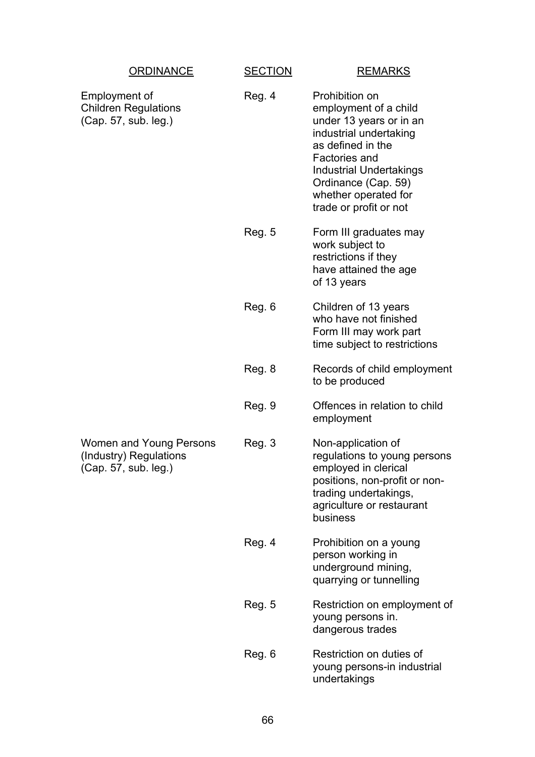| ORDINANCE | SECTION | REMARKS |
|---|---|---|
| Employment of Children Regulations (Cap. 57, sub. leg.) | Reg. 4 | Prohibition on employment of a child under 13 years or in an industrial undertaking as defined in the Factories and Industrial Undertakings Ordinance (Cap. 59) whether operated for trade or profit or not |
| | Reg. 5 | Form III graduates may work subject to restrictions if they have attained the age of 13 years |
| | Reg. 6 | Children of 13 years who have not finished Form III may work part time subject to restrictions |
| | Reg. 8 | Records of child employment to be produced |
| | Reg. 9 | Offences in relation to child employment |
| Women and Young Persons (Industry) Regulations (Cap. 57, sub. leg.) | Reg. 3 | Non-application of regulations to young persons employed in clerical positions, non-profit or non-trading undertakings, agriculture or restaurant business |
| | Reg. 4 | Prohibition on a young person working in underground mining, quarrying or tunnelling |
| | Reg. 5 | Restriction on employment of young persons in. dangerous trades |
| | Reg. 6 | Restriction on duties of young persons-in industrial undertakings |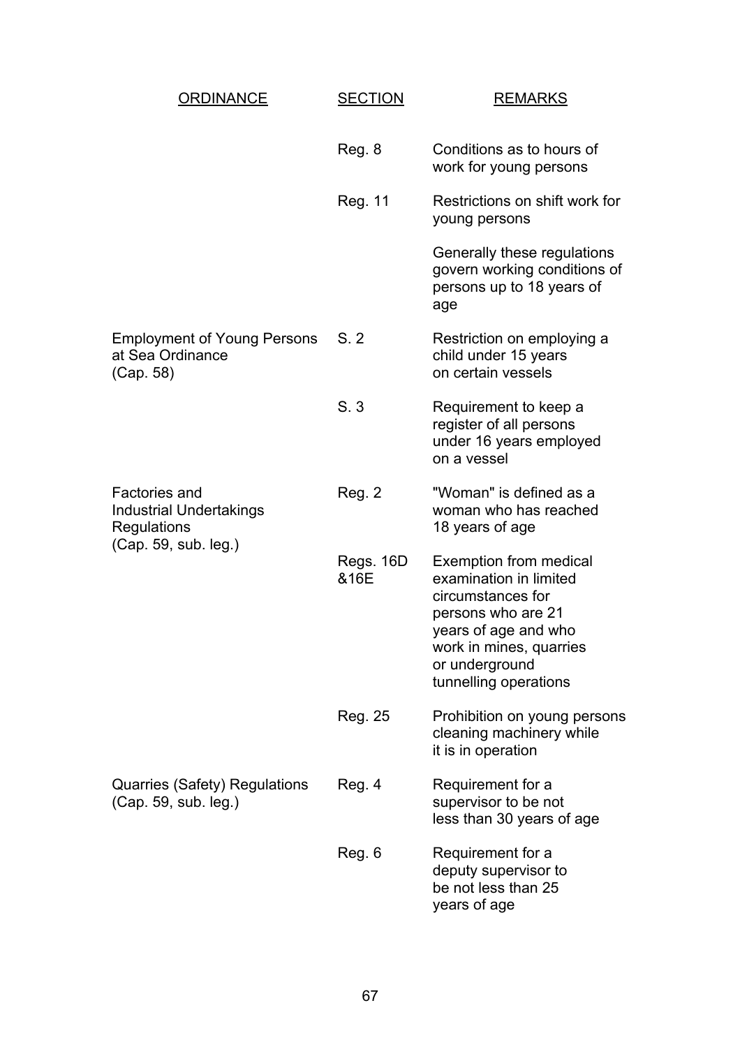| ORDINANCE | SECTION | REMARKS |
|---|---|---|
| | Reg. 8 | Conditions as to hours of work for young persons |
| | Reg. 11 | Restrictions on shift work for young persons |
| | | Generally these regulations govern working conditions of persons up to 18 years of age |
| Employment of Young Persons at Sea Ordinance (Cap. 58) | S. 2 | Restriction on employing a child under 15 years on certain vessels |
| | S. 3 | Requirement to keep a register of all persons under 16 years employed on a vessel |
| Factories and Industrial Undertakings Regulations (Cap. 59, sub. leg.) | Reg. 2 | "Woman" is defined as a woman who has reached 18 years of age |
| | Regs. 16D &16E | Exemption from medical examination in limited circumstances for persons who are 21 years of age and who work in mines, quarries or underground tunnelling operations |
| | Reg. 25 | Prohibition on young persons cleaning machinery while it is in operation |
| Quarries (Safety) Regulations (Cap. 59, sub. leg.) | Reg. 4 | Requirement for a supervisor to be not less than 30 years of age |
| | Reg. 6 | Requirement for a deputy supervisor to be not less than 25 years of age |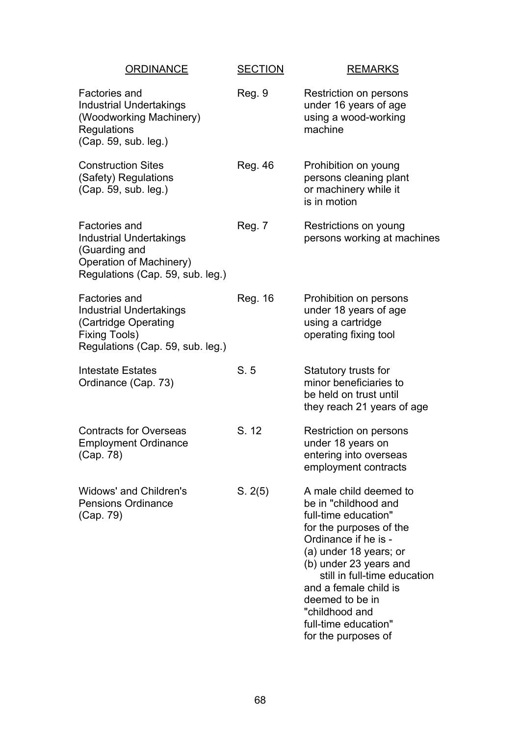| ORDINANCE | SECTION | REMARKS |
|---|---|---|
| Factories and Industrial Undertakings (Woodworking Machinery) Regulations (Cap. 59, sub. leg.) | Reg. 9 | Restriction on persons under 16 years of age using a wood-working machine |
| Construction Sites (Safety) Regulations (Cap. 59, sub. leg.) | Reg. 46 | Prohibition on young persons cleaning plant or machinery while it is in motion |
| Factories and Industrial Undertakings (Guarding and Operation of Machinery) Regulations (Cap. 59, sub. leg.) | Reg. 7 | Restrictions on young persons working at machines |
| Factories and Industrial Undertakings (Cartridge Operating Fixing Tools) Regulations (Cap. 59, sub. leg.) | Reg. 16 | Prohibition on persons under 18 years of age using a cartridge operating fixing tool |
| Intestate Estates Ordinance (Cap. 73) | S. 5 | Statutory trusts for minor beneficiaries to be held on trust until they reach 21 years of age |
| Contracts for Overseas Employment Ordinance (Cap. 78) | S. 12 | Restriction on persons under 18 years on entering into overseas employment contracts |
| Widows' and Children's Pensions Ordinance (Cap. 79) | S. 2(5) | A male child deemed to be in "childhood and full-time education" for the purposes of the Ordinance if he is - (a) under 18 years; or (b) under 23 years and still in full-time education and a female child is deemed to be in "childhood and full-time education" for the purposes of |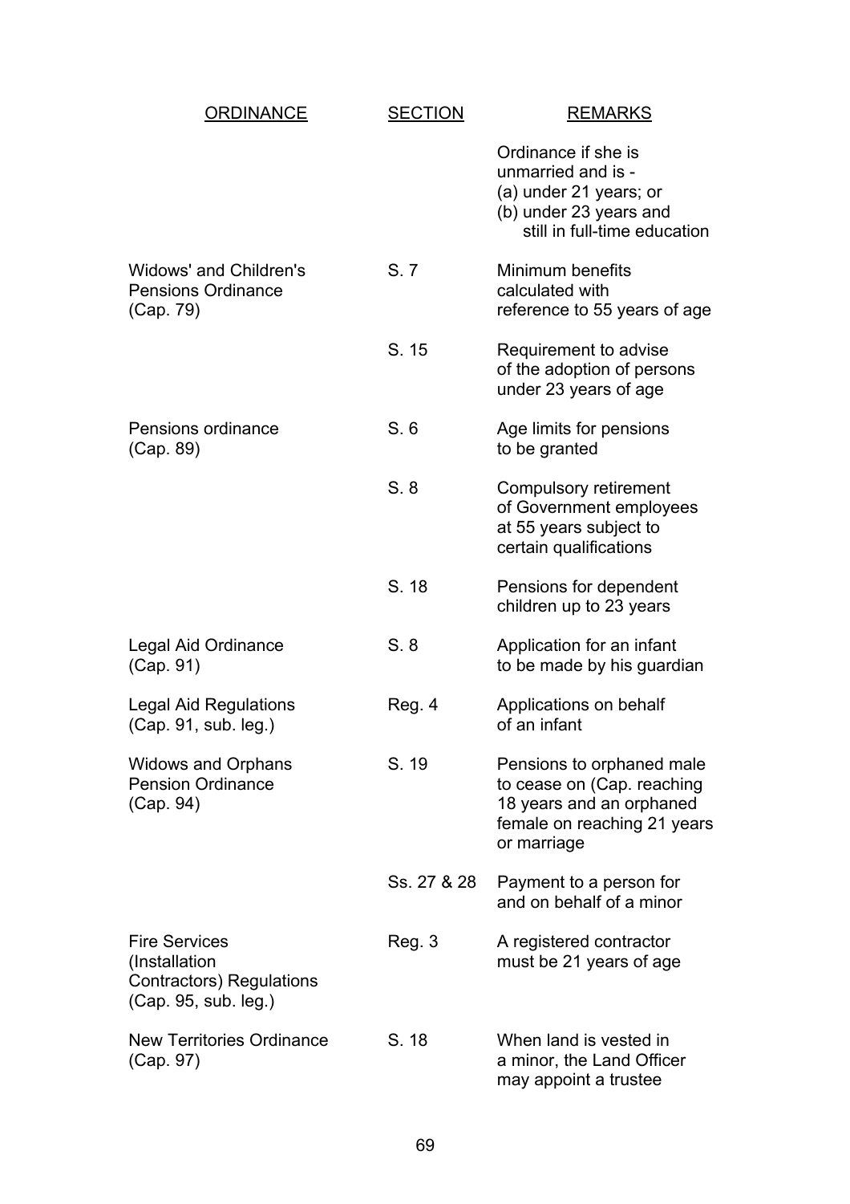| ORDINANCE | SECTION | REMARKS |
|---|---|---|
| | | Ordinance if she is unmarried and is - (a) under 21 years; or (b) under 23 years and still in full-time education |
| Widows' and Children's Pensions Ordinance (Cap. 79) | S. 7 | Minimum benefits calculated with reference to 55 years of age |
| | S. 15 | Requirement to advise of the adoption of persons under 23 years of age |
| Pensions ordinance (Cap. 89) | S. 6 | Age limits for pensions to be granted |
| | S. 8 | Compulsory retirement of Government employees at 55 years subject to certain qualifications |
| | S. 18 | Pensions for dependent children up to 23 years |
| Legal Aid Ordinance (Cap. 91) | S. 8 | Application for an infant to be made by his guardian |
| Legal Aid Regulations (Cap. 91, sub. leg.) | Reg. 4 | Applications on behalf of an infant |
| Widows and Orphans Pension Ordinance (Cap. 94) | S. 19 | Pensions to orphaned male to cease on (Cap. reaching 18 years and an orphaned female on reaching 21 years or marriage |
| | Ss. 27 & 28 | Payment to a person for and on behalf of a minor |
| Fire Services (Installation Contractors) Regulations (Cap. 95, sub. leg.) | Reg. 3 | A registered contractor must be 21 years of age |
| New Territories Ordinance (Cap. 97) | S. 18 | When land is vested in a minor, the Land Officer may appoint a trustee |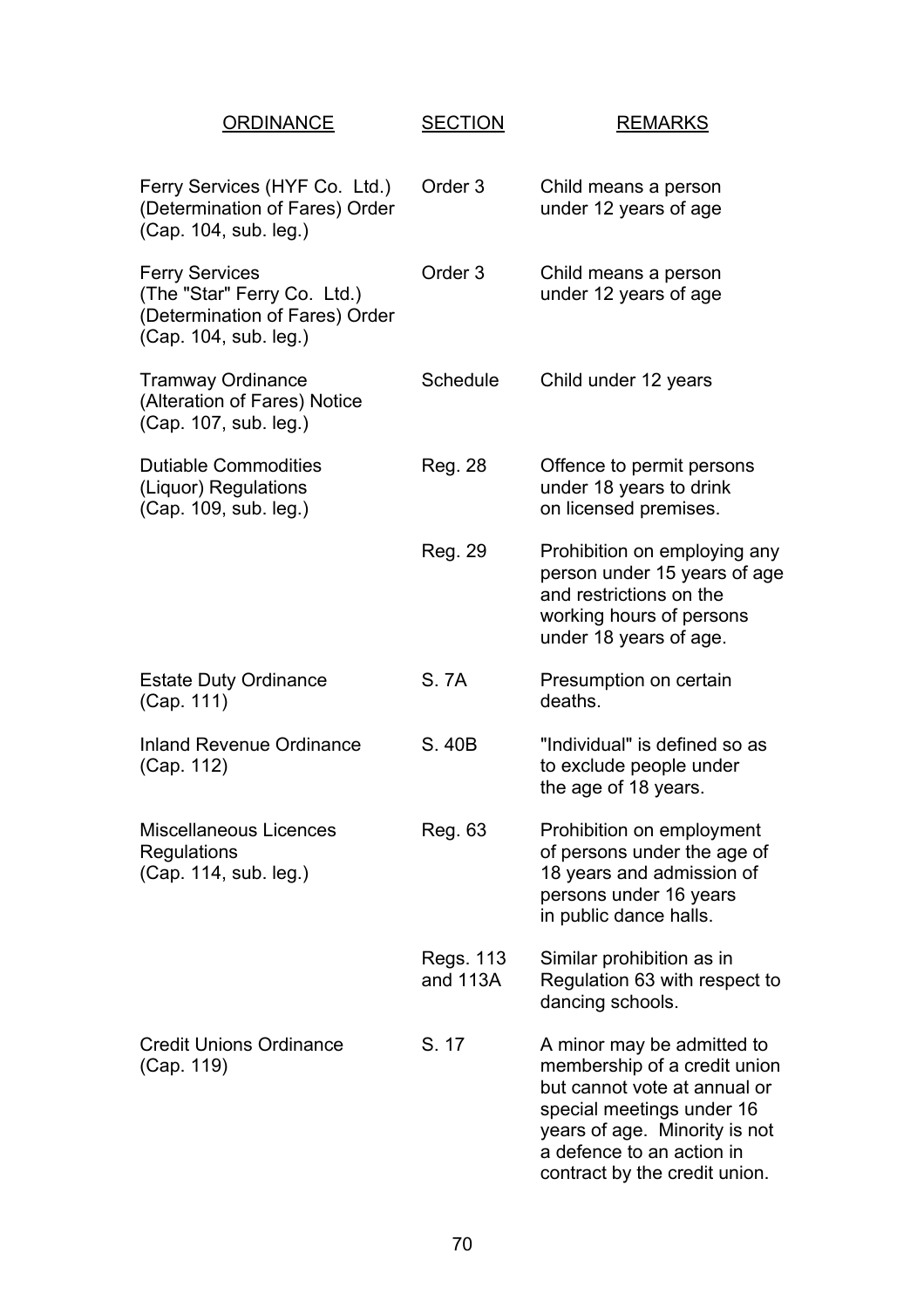| ORDINANCE | SECTION | REMARKS |
| --- | --- | --- |
| Ferry Services (HYF Co. Ltd.) (Determination of Fares) Order (Cap. 104, sub. leg.) | Order 3 | Child means a person under 12 years of age |
| Ferry Services (The "Star" Ferry Co. Ltd.) (Determination of Fares) Order (Cap. 104, sub. leg.) | Order 3 | Child means a person under 12 years of age |
| Tramway Ordinance (Alteration of Fares) Notice (Cap. 107, sub. leg.) | Schedule | Child under 12 years |
| Dutiable Commodities (Liquor) Regulations (Cap. 109, sub. leg.) | Reg. 28 | Offence to permit persons under 18 years to drink on licensed premises. |
| | Reg. 29 | Prohibition on employing any person under 15 years of age and restrictions on the working hours of persons under 18 years of age. |
| Estate Duty Ordinance (Cap. 111) | S. 7A | Presumption on certain deaths. |
| Inland Revenue Ordinance (Cap. 112) | S. 40B | "Individual" is defined so as to exclude people under the age of 18 years. |
| Miscellaneous Licences Regulations (Cap. 114, sub. leg.) | Reg. 63 | Prohibition on employment of persons under the age of 18 years and admission of persons under 16 years in public dance halls. |
| | Regs. 113 and 113A | Similar prohibition as in Regulation 63 with respect to dancing schools. |
| Credit Unions Ordinance (Cap. 119) | S. 17 | A minor may be admitted to membership of a credit union but cannot vote at annual or special meetings under 16 years of age. Minority is not a defence to an action in contract by the credit union. |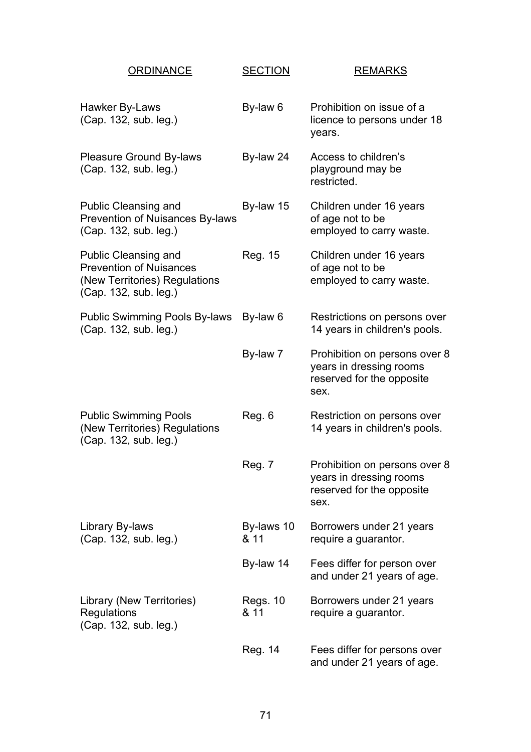| ORDINANCE | SECTION | REMARKS |
|---|---|---|
| Hawker By-Laws (Cap. 132, sub. leg.) | By-law 6 | Prohibition on issue of a licence to persons under 18 years. |
| Pleasure Ground By-laws (Cap. 132, sub. leg.) | By-law 24 | Access to children's playground may be restricted. |
| Public Cleansing and Prevention of Nuisances By-laws (Cap. 132, sub. leg.) | By-law 15 | Children under 16 years of age not to be employed to carry waste. |
| Public Cleansing and Prevention of Nuisances (New Territories) Regulations (Cap. 132, sub. leg.) | Reg. 15 | Children under 16 years of age not to be employed to carry waste. |
| Public Swimming Pools By-laws (Cap. 132, sub. leg.) | By-law 6 | Restrictions on persons over 14 years in children's pools. |
| | By-law 7 | Prohibition on persons over 8 years in dressing rooms reserved for the opposite sex. |
| Public Swimming Pools (New Territories) Regulations (Cap. 132, sub. leg.) | Reg. 6 | Restriction on persons over 14 years in children's pools. |
| | Reg. 7 | Prohibition on persons over 8 years in dressing rooms reserved for the opposite sex. |
| Library By-laws (Cap. 132, sub. leg.) | By-laws 10 & 11 | Borrowers under 21 years require a guarantor. |
| | By-law 14 | Fees differ for person over and under 21 years of age. |
| Library (New Territories) Regulations (Cap. 132, sub. leg.) | Regs. 10 & 11 | Borrowers under 21 years require a guarantor. |
| | Reg. 14 | Fees differ for persons over and under 21 years of age. |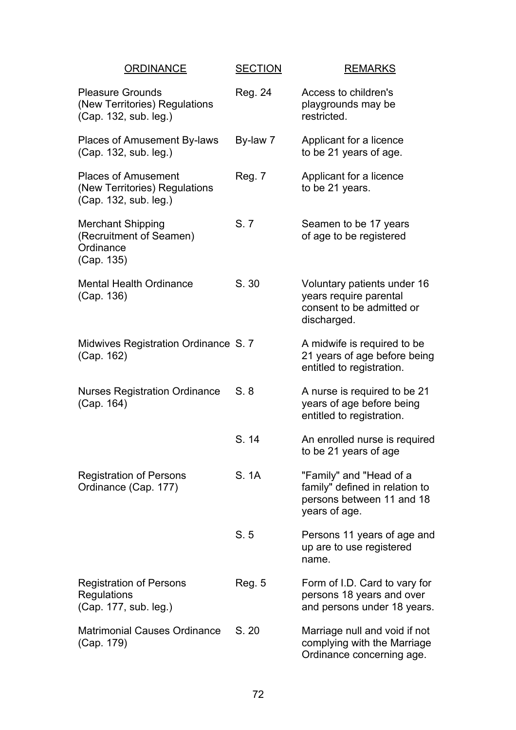| ORDINANCE | SECTION | REMARKS |
| --- | --- | --- |
| Pleasure Grounds (New Territories) Regulations (Cap. 132, sub. leg.) | Reg. 24 | Access to children's playgrounds may be restricted. |
| Places of Amusement By-laws (Cap. 132, sub. leg.) | By-law 7 | Applicant for a licence to be 21 years of age. |
| Places of Amusement (New Territories) Regulations (Cap. 132, sub. leg.) | Reg. 7 | Applicant for a licence to be 21 years. |
| Merchant Shipping (Recruitment of Seamen) Ordinance (Cap. 135) | S. 7 | Seamen to be 17 years of age to be registered |
| Mental Health Ordinance (Cap. 136) | S. 30 | Voluntary patients under 16 years require parental consent to be admitted or discharged. |
| Midwives Registration Ordinance (Cap. 162) | S. 7 | A midwife is required to be 21 years of age before being entitled to registration. |
| Nurses Registration Ordinance (Cap. 164) | S. 8 | A nurse is required to be 21 years of age before being entitled to registration. |
| | S. 14 | An enrolled nurse is required to be 21 years of age |
| Registration of Persons Ordinance (Cap. 177) | S. 1A | "Family" and "Head of a family" defined in relation to persons between 11 and 18 years of age. |
| | S. 5 | Persons 11 years of age and up are to use registered name. |
| Registration of Persons Regulations (Cap. 177, sub. leg.) | Reg. 5 | Form of I.D. Card to vary for persons 18 years and over and persons under 18 years. |
| Matrimonial Causes Ordinance (Cap. 179) | S. 20 | Marriage null and void if not complying with the Marriage Ordinance concerning age. |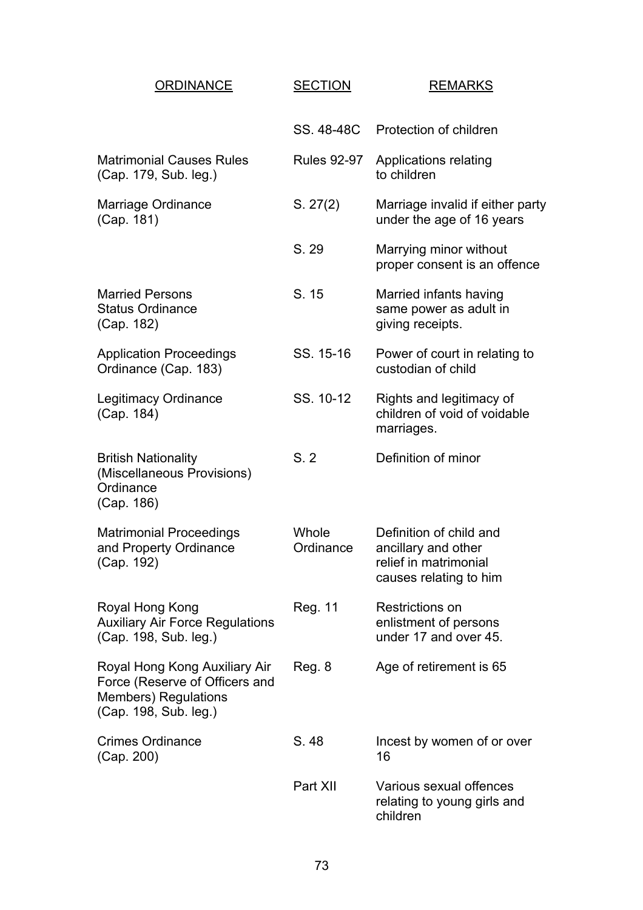| ORDINANCE | SECTION | REMARKS |
|---|---|---|
| | SS. 48-48C | Protection of children |
| Matrimonial Causes Rules (Cap. 179, Sub. leg.) | Rules 92-97 | Applications relating to children |
| Marriage Ordinance (Cap. 181) | S. 27(2) | Marriage invalid if either party under the age of 16 years |
| | S. 29 | Marrying minor without proper consent is an offence |
| Married Persons Status Ordinance (Cap. 182) | S. 15 | Married infants having same power as adult in giving receipts. |
| Application Proceedings Ordinance (Cap. 183) | SS. 15-16 | Power of court in relating to custodian of child |
| Legitimacy Ordinance (Cap. 184) | SS. 10-12 | Rights and legitimacy of children of void of voidable marriages. |
| British Nationality (Miscellaneous Provisions) Ordinance (Cap. 186) | S. 2 | Definition of minor |
| Matrimonial Proceedings and Property Ordinance (Cap. 192) | Whole Ordinance | Definition of child and ancillary and other relief in matrimonial causes relating to him |
| Royal Hong Kong Auxiliary Air Force Regulations (Cap. 198, Sub. leg.) | Reg. 11 | Restrictions on enlistment of persons under 17 and over 45. |
| Royal Hong Kong Auxiliary Air Force (Reserve of Officers and Members) Regulations (Cap. 198, Sub. leg.) | Reg. 8 | Age of retirement is 65 |
| Crimes Ordinance (Cap. 200) | S. 48 | Incest by women of or over 16 |
| | Part XII | Various sexual offences relating to young girls and children |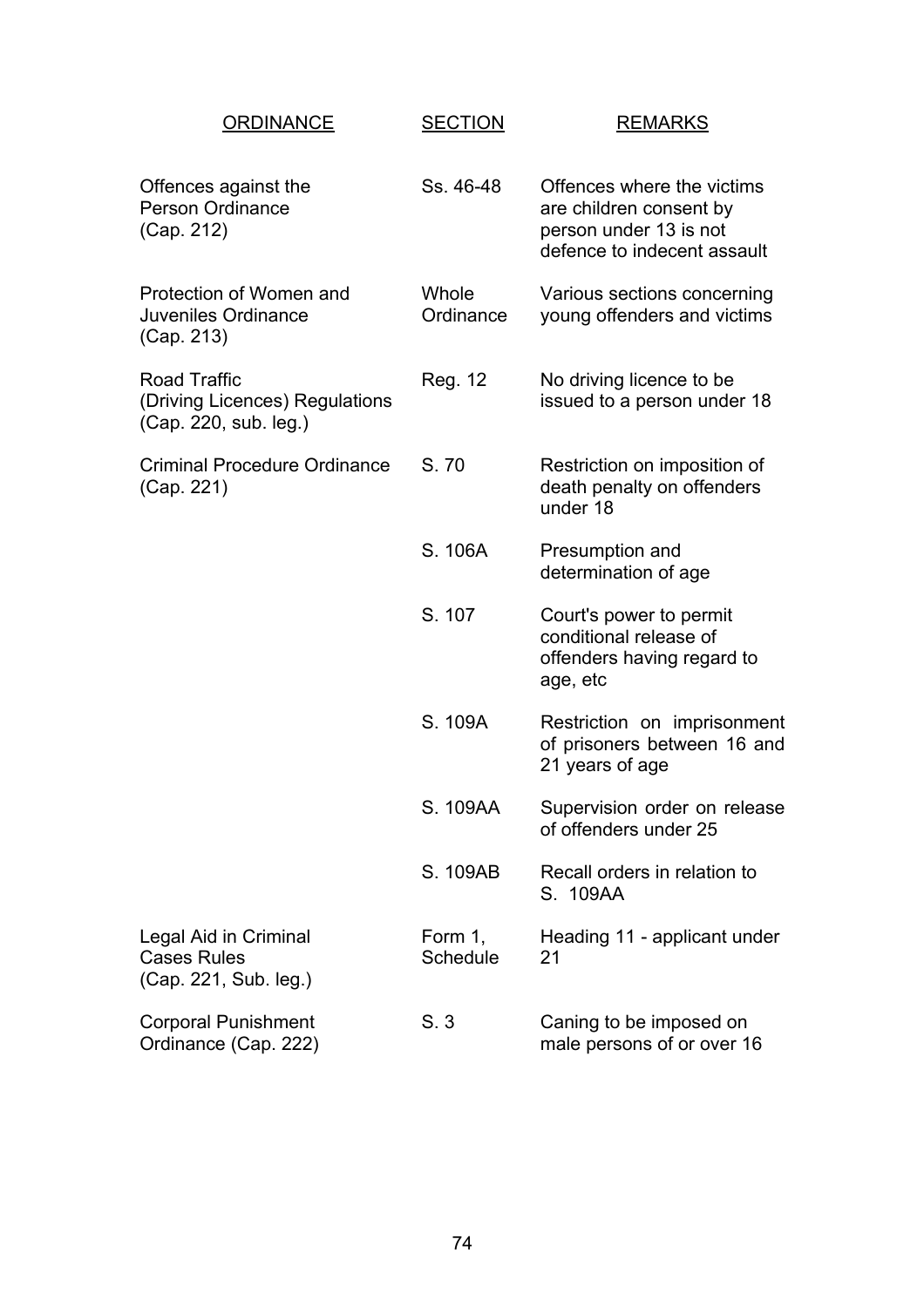| ORDINANCE | SECTION | REMARKS |
| --- | --- | --- |
| Offences against the Person Ordinance (Cap. 212) | Ss. 46-48 | Offences where the victims are children consent by person under 13 is not defence to indecent assault |
| Protection of Women and Juveniles Ordinance (Cap. 213) | Whole Ordinance | Various sections concerning young offenders and victims |
| Road Traffic (Driving Licences) Regulations (Cap. 220, sub. leg.) | Reg. 12 | No driving licence to be issued to a person under 18 |
| Criminal Procedure Ordinance (Cap. 221) | S. 70 | Restriction on imposition of death penalty on offenders under 18 |
| | S. 106A | Presumption and determination of age |
| | S. 107 | Court's power to permit conditional release of offenders having regard to age, etc |
| | S. 109A | Restriction on imprisonment of prisoners between 16 and 21 years of age |
| | S. 109AA | Supervision order on release of offenders under 25 |
| | S. 109AB | Recall orders in relation to S. 109AA |
| Legal Aid in Criminal Cases Rules (Cap. 221, Sub. leg.) | Form 1, Schedule | Heading 11 - applicant under 21 |
| Corporal Punishment Ordinance (Cap. 222) | S. 3 | Caning to be imposed on male persons of or over 16 |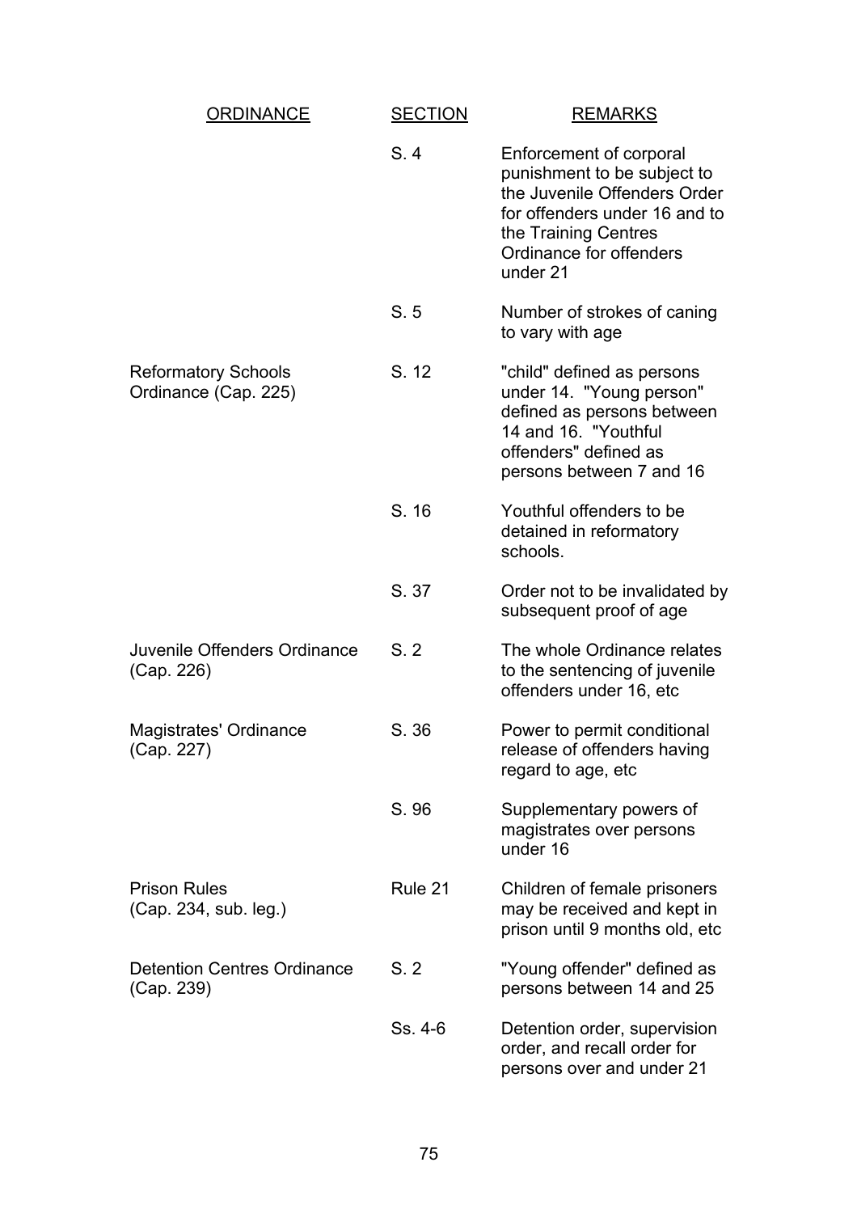| ORDINANCE | SECTION | REMARKS |
|---|---|---|
| | S. 4 | Enforcement of corporal punishment to be subject to the Juvenile Offenders Order for offenders under 16 and to the Training Centres Ordinance for offenders under 21 |
| | S. 5 | Number of strokes of caning to vary with age |
| Reformatory Schools Ordinance (Cap. 225) | S. 12 | "child" defined as persons under 14. "Young person" defined as persons between 14 and 16. "Youthful offenders" defined as persons between 7 and 16 |
| | S. 16 | Youthful offenders to be detained in reformatory schools. |
| | S. 37 | Order not to be invalidated by subsequent proof of age |
| Juvenile Offenders Ordinance (Cap. 226) | S. 2 | The whole Ordinance relates to the sentencing of juvenile offenders under 16, etc |
| Magistrates' Ordinance (Cap. 227) | S. 36 | Power to permit conditional release of offenders having regard to age, etc |
| | S. 96 | Supplementary powers of magistrates over persons under 16 |
| Prison Rules (Cap. 234, sub. leg.) | Rule 21 | Children of female prisoners may be received and kept in prison until 9 months old, etc |
| Detention Centres Ordinance (Cap. 239) | S. 2 | "Young offender" defined as persons between 14 and 25 |
| | Ss. 4-6 | Detention order, supervision order, and recall order for persons over and under 21 |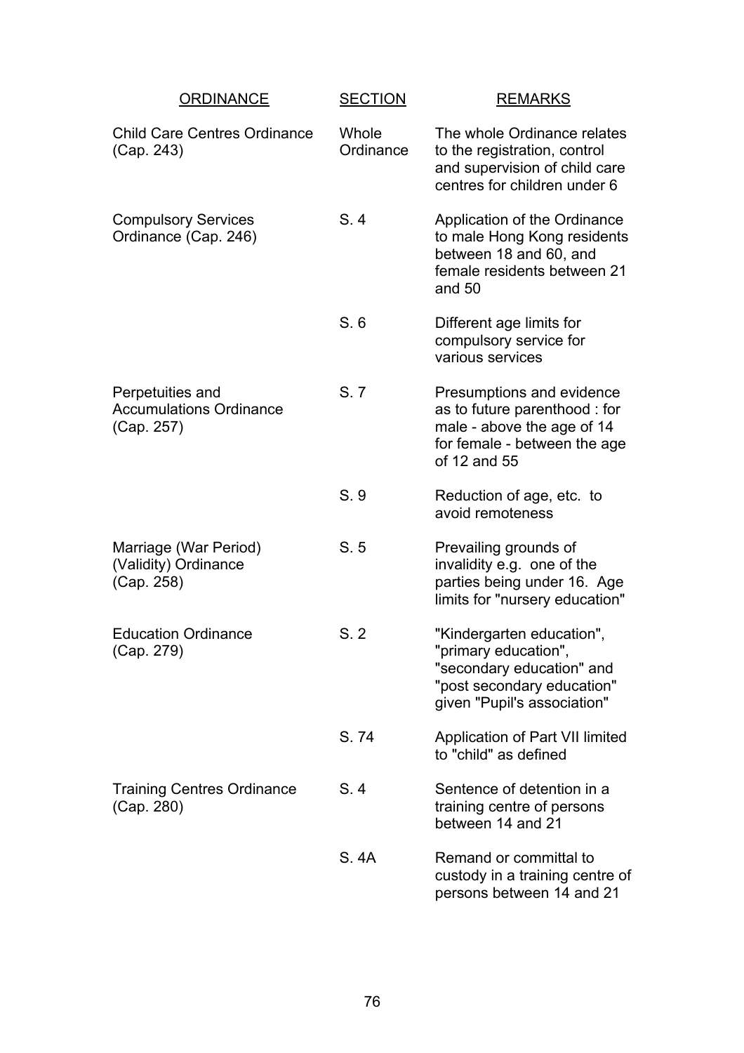| ORDINANCE | SECTION | REMARKS |
|---|---|---|
| Child Care Centres Ordinance (Cap. 243) | Whole Ordinance | The whole Ordinance relates to the registration, control and supervision of child care centres for children under 6 |
| Compulsory Services Ordinance (Cap. 246) | S. 4 | Application of the Ordinance to male Hong Kong residents between 18 and 60, and female residents between 21 and 50 |
| | S. 6 | Different age limits for compulsory service for various services |
| Perpetuities and Accumulations Ordinance (Cap. 257) | S. 7 | Presumptions and evidence as to future parenthood : for male - above the age of 14 for female - between the age of 12 and 55 |
| | S. 9 | Reduction of age, etc. to avoid remoteness |
| Marriage (War Period) (Validity) Ordinance (Cap. 258) | S. 5 | Prevailing grounds of invalidity e.g. one of the parties being under 16. Age limits for "nursery education" |
| Education Ordinance (Cap. 279) | S. 2 | "Kindergarten education", "primary education", "secondary education" and "post secondary education" given "Pupil's association" |
| | S. 74 | Application of Part VII limited to "child" as defined |
| Training Centres Ordinance (Cap. 280) | S. 4 | Sentence of detention in a training centre of persons between 14 and 21 |
| | S. 4A | Remand or committal to custody in a training centre of persons between 14 and 21 |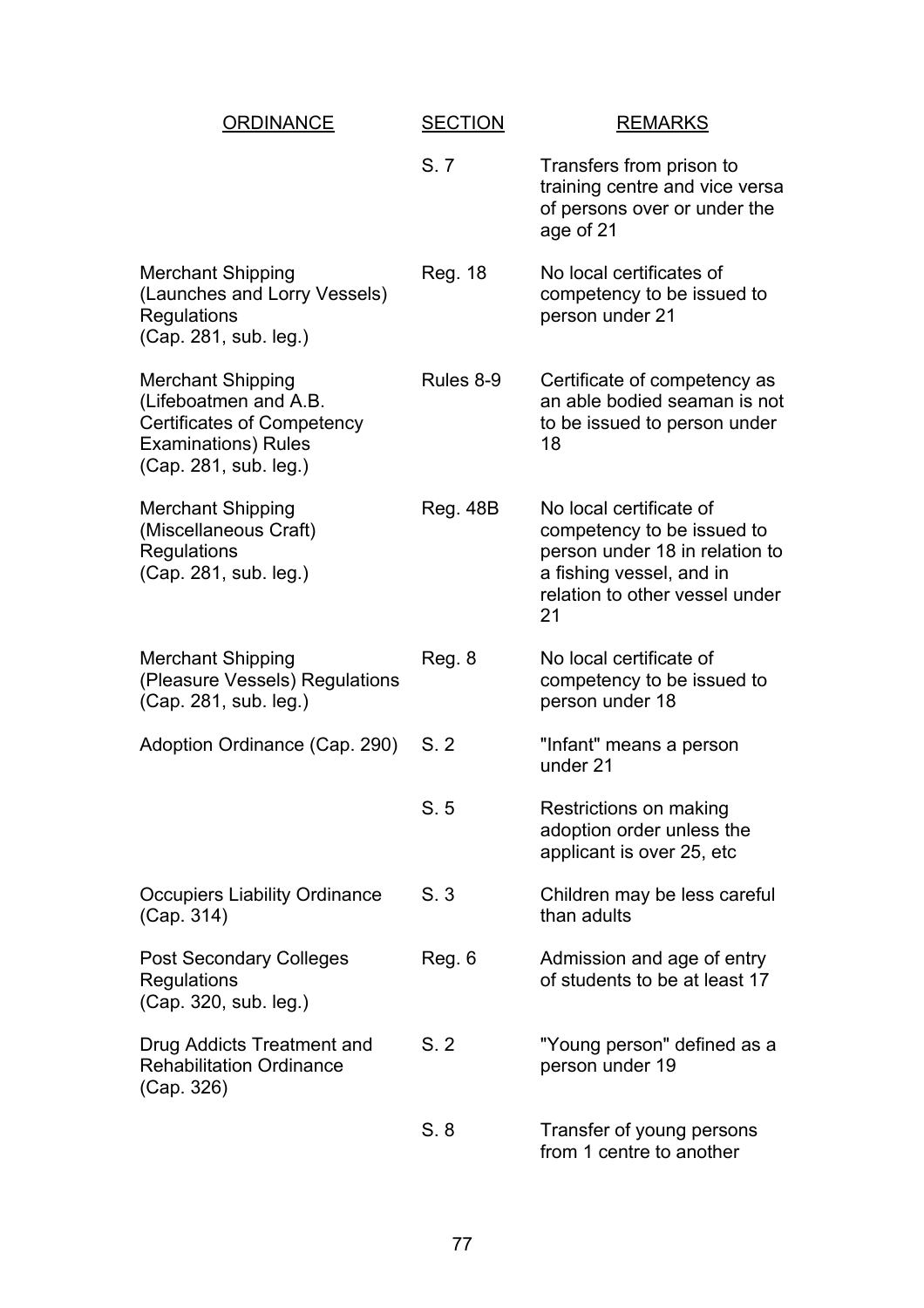| ORDINANCE | SECTION | REMARKS |
|---|---|---|
| | S. 7 | Transfers from prison to training centre and vice versa of persons over or under the age of 21 |
| Merchant Shipping (Launches and Lorry Vessels) Regulations (Cap. 281, sub. leg.) | Reg. 18 | No local certificates of competency to be issued to person under 21 |
| Merchant Shipping (Lifeboatmen and A.B. Certificates of Competency Examinations) Rules (Cap. 281, sub. leg.) | Rules 8-9 | Certificate of competency as an able bodied seaman is not to be issued to person under 18 |
| Merchant Shipping (Miscellaneous Craft) Regulations (Cap. 281, sub. leg.) | Reg. 48B | No local certificate of competency to be issued to person under 18 in relation to a fishing vessel, and in relation to other vessel under 21 |
| Merchant Shipping (Pleasure Vessels) Regulations (Cap. 281, sub. leg.) | Reg. 8 | No local certificate of competency to be issued to person under 18 |
| Adoption Ordinance (Cap. 290) | S. 2 | "Infant" means a person under 21 |
| | S. 5 | Restrictions on making adoption order unless the applicant is over 25, etc |
| Occupiers Liability Ordinance (Cap. 314) | S. 3 | Children may be less careful than adults |
| Post Secondary Colleges Regulations (Cap. 320, sub. leg.) | Reg. 6 | Admission and age of entry of students to be at least 17 |
| Drug Addicts Treatment and Rehabilitation Ordinance (Cap. 326) | S. 2 | "Young person" defined as a person under 19 |
| | S. 8 | Transfer of young persons from 1 centre to another |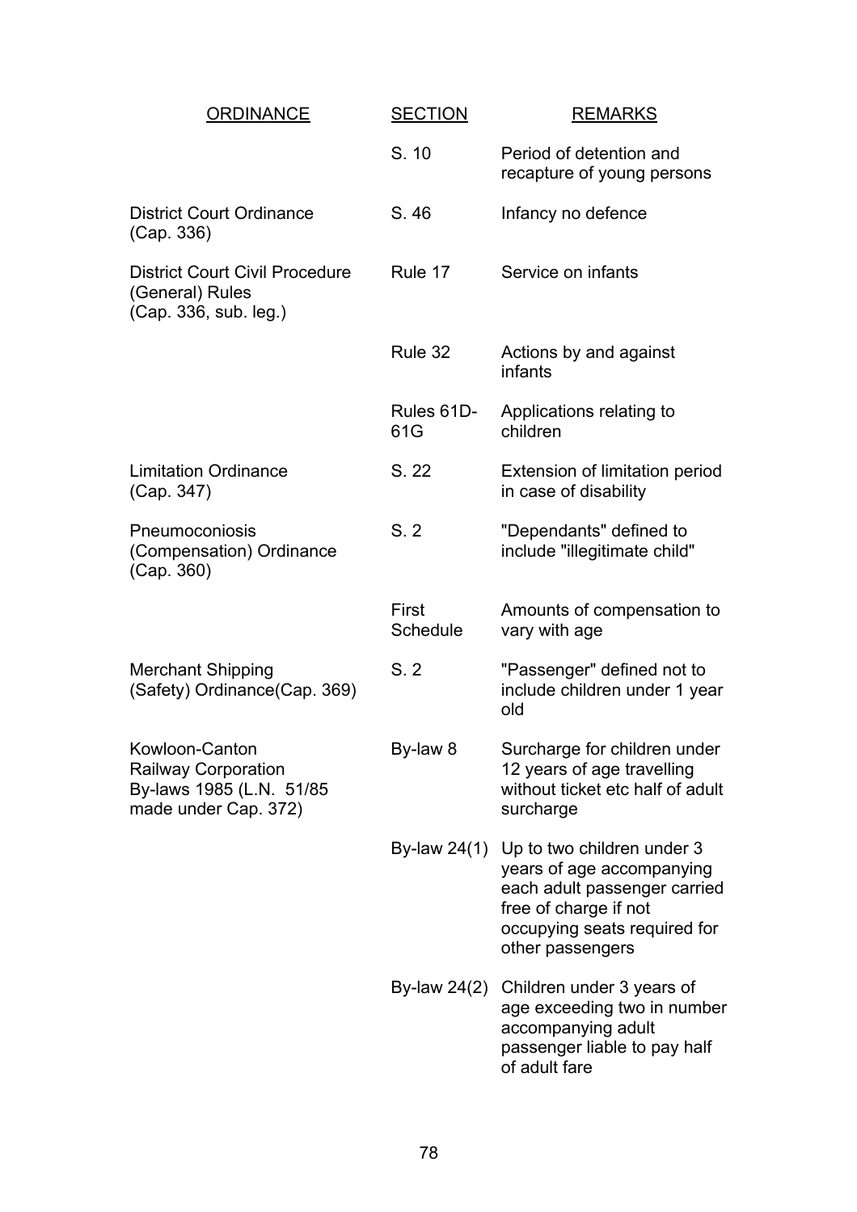| ORDINANCE | SECTION | REMARKS |
|---|---|---|
| | S. 10 | Period of detention and recapture of young persons |
| District Court Ordinance (Cap. 336) | S. 46 | Infancy no defence |
| District Court Civil Procedure (General) Rules (Cap. 336, sub. leg.) | Rule 17 | Service on infants |
| | Rule 32 | Actions by and against infants |
| | Rules 61D-61G | Applications relating to children |
| Limitation Ordinance (Cap. 347) | S. 22 | Extension of limitation period in case of disability |
| Pneumoconiosis (Compensation) Ordinance (Cap. 360) | S. 2 | "Dependants" defined to include "illegitimate child" |
| | First Schedule | Amounts of compensation to vary with age |
| Merchant Shipping (Safety) Ordinance(Cap. 369) | S. 2 | "Passenger" defined not to include children under 1 year old |
| Kowloon-Canton Railway Corporation By-laws 1985 (L.N. 51/85 made under Cap. 372) | By-law 8 | Surcharge for children under 12 years of age travelling without ticket etc half of adult surcharge |
| | By-law 24(1) | Up to two children under 3 years of age accompanying each adult passenger carried free of charge if not occupying seats required for other passengers |
| | By-law 24(2) | Children under 3 years of age exceeding two in number accompanying adult passenger liable to pay half of adult fare |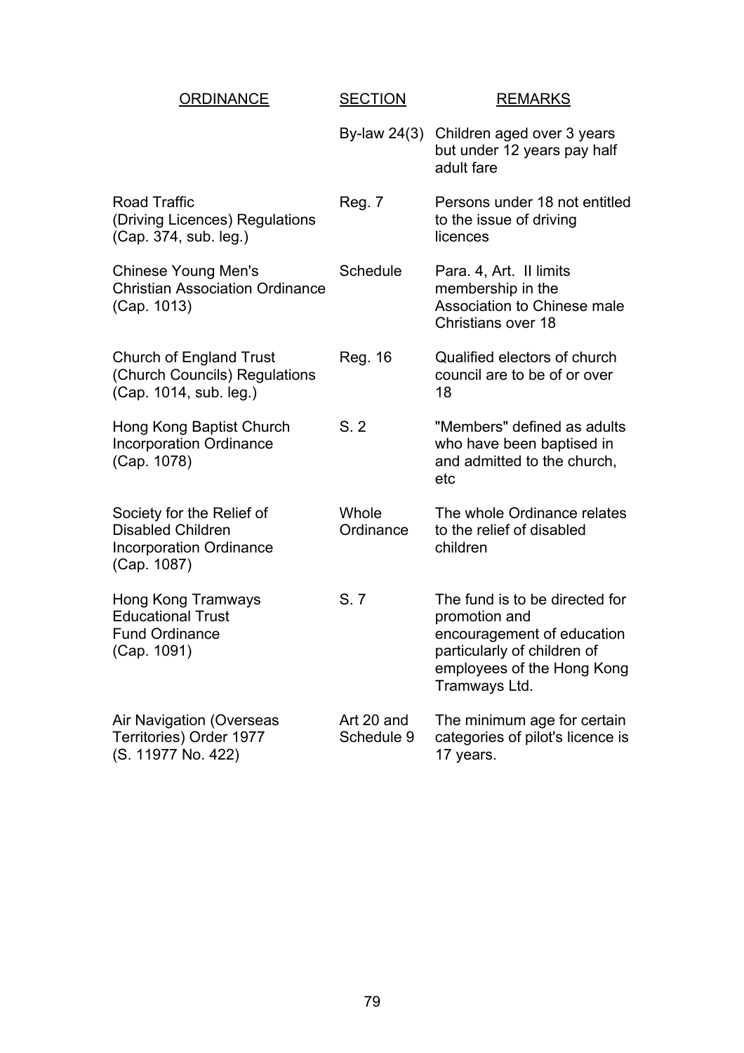| ORDINANCE | SECTION | REMARKS |
|---|---|---|
| | By-law 24(3) | Children aged over 3 years but under 12 years pay half adult fare |
| Road Traffic (Driving Licences) Regulations (Cap. 374, sub. leg.) | Reg. 7 | Persons under 18 not entitled to the issue of driving licences |
| Chinese Young Men's Christian Association Ordinance (Cap. 1013) | Schedule | Para. 4, Art. II limits membership in the Association to Chinese male Christians over 18 |
| Church of England Trust (Church Councils) Regulations (Cap. 1014, sub. leg.) | Reg. 16 | Qualified electors of church council are to be of or over 18 |
| Hong Kong Baptist Church Incorporation Ordinance (Cap. 1078) | S. 2 | "Members" defined as adults who have been baptised in and admitted to the church, etc |
| Society for the Relief of Disabled Children Incorporation Ordinance (Cap. 1087) | Whole Ordinance | The whole Ordinance relates to the relief of disabled children |
| Hong Kong Tramways Educational Trust Fund Ordinance (Cap. 1091) | S. 7 | The fund is to be directed for promotion and encouragement of education particularly of children of employees of the Hong Kong Tramways Ltd. |
| Air Navigation (Overseas Territories) Order 1977 (S. 11977 No. 422) | Art 20 and Schedule 9 | The minimum age for certain categories of pilot's licence is 17 years. |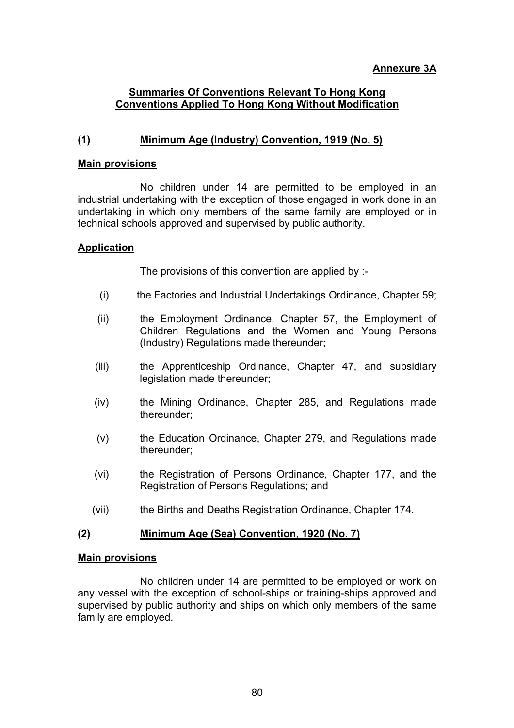**Annexure 3A**

## Summaries Of Conventions Relevant To Hong Kong Conventions Applied To Hong Kong Without Modification

### (1) Minimum Age (Industry) Convention, 1919 (No. 5)

**Main provisions**

No children under 14 are permitted to be employed in an industrial undertaking with the exception of those engaged in work done in an undertaking in which only members of the same family are employed or in technical schools approved and supervised by public authority.

**Application**

The provisions of this convention are applied by :-

(i) the Factories and Industrial Undertakings Ordinance, Chapter 59;

(ii) the Employment Ordinance, Chapter 57, the Employment of Children Regulations and the Women and Young Persons (Industry) Regulations made thereunder;

(iii) the Apprenticeship Ordinance, Chapter 47, and subsidiary legislation made thereunder;

(iv) the Mining Ordinance, Chapter 285, and Regulations made thereunder;

(v) the Education Ordinance, Chapter 279, and Regulations made thereunder;

(vi) the Registration of Persons Ordinance, Chapter 177, and the Registration of Persons Regulations; and

(vii) the Births and Deaths Registration Ordinance, Chapter 174.

### (2) Minimum Age (Sea) Convention, 1920 (No. 7)

**Main provisions**

No children under 14 are permitted to be employed or work on any vessel with the exception of school-ships or training-ships approved and supervised by public authority and ships on which only members of the same family are employed.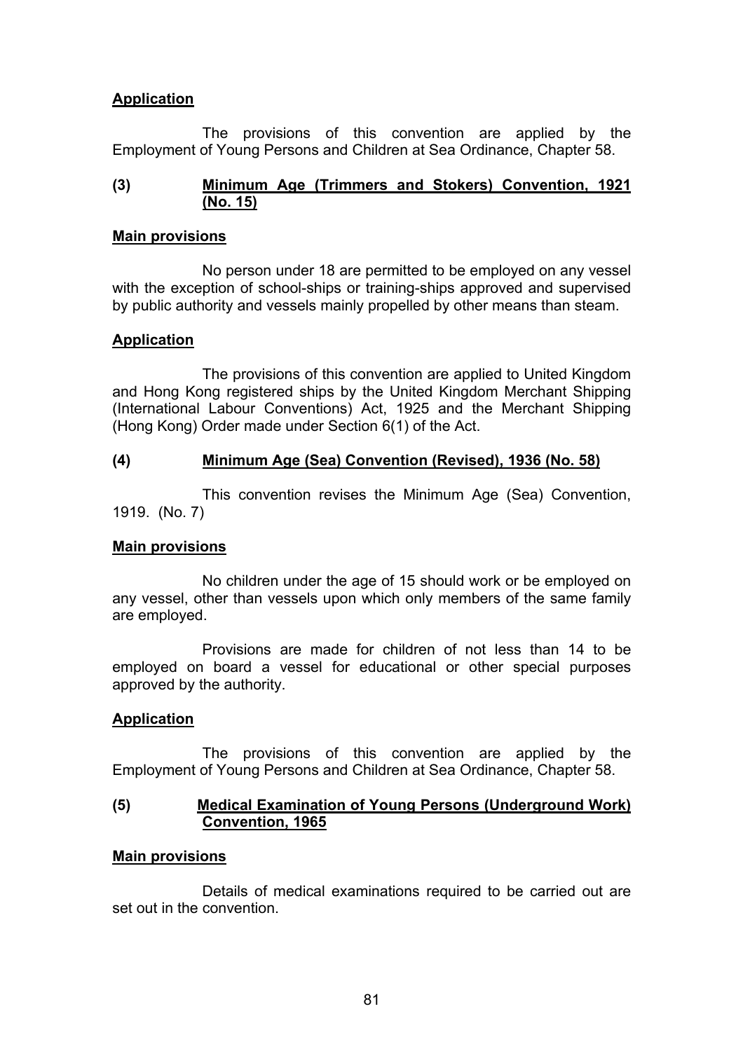**Application**

The provisions of this convention are applied by the Employment of Young Persons and Children at Sea Ordinance, Chapter 58.

**(3) Minimum Age (Trimmers and Stokers) Convention, 1921 (No. 15)**

**Main provisions**

No person under 18 are permitted to be employed on any vessel with the exception of school-ships or training-ships approved and supervised by public authority and vessels mainly propelled by other means than steam.

**Application**

The provisions of this convention are applied to United Kingdom and Hong Kong registered ships by the United Kingdom Merchant Shipping (International Labour Conventions) Act, 1925 and the Merchant Shipping (Hong Kong) Order made under Section 6(1) of the Act.

**(4) Minimum Age (Sea) Convention (Revised), 1936 (No. 58)**

This convention revises the Minimum Age (Sea) Convention, 1919. (No. 7)

**Main provisions**

No children under the age of 15 should work or be employed on any vessel, other than vessels upon which only members of the same family are employed.

Provisions are made for children of not less than 14 to be employed on board a vessel for educational or other special purposes approved by the authority.

**Application**

The provisions of this convention are applied by the Employment of Young Persons and Children at Sea Ordinance, Chapter 58.

**(5) Medical Examination of Young Persons (Underground Work) Convention, 1965**

**Main provisions**

Details of medical examinations required to be carried out are set out in the convention.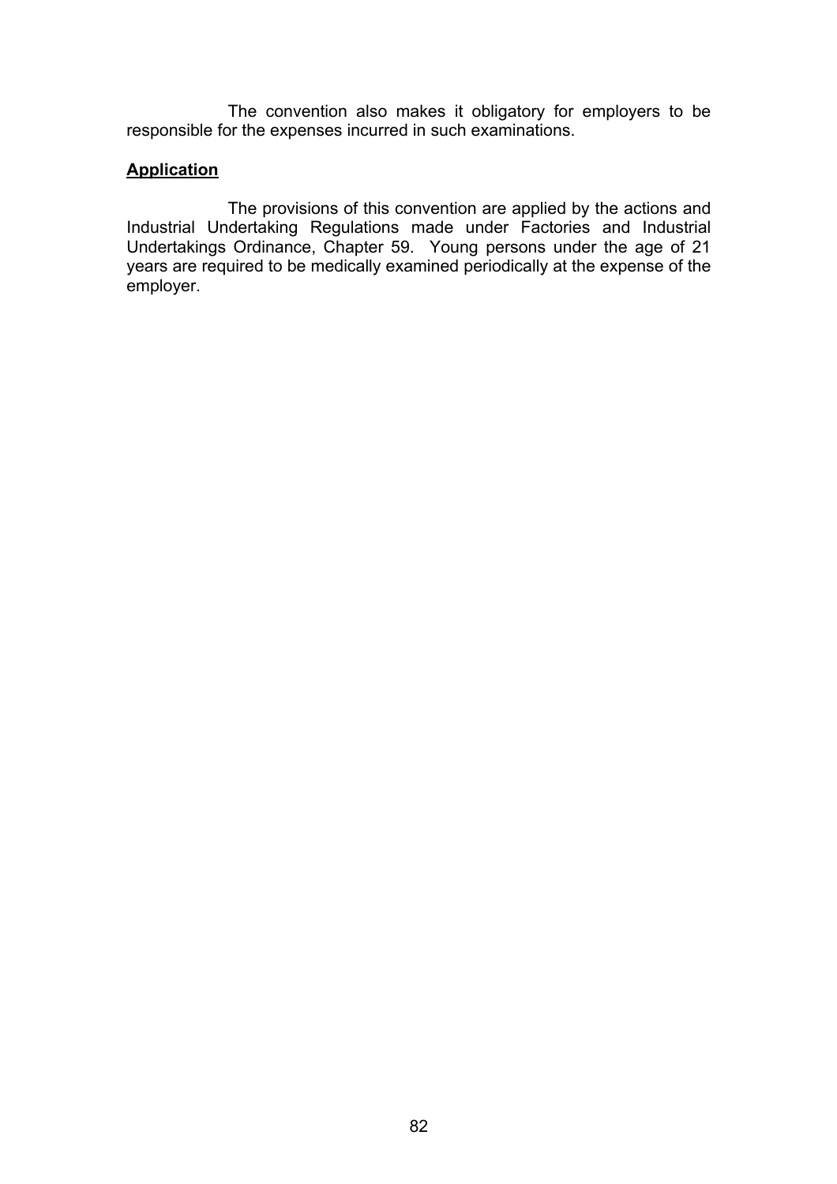The convention also makes it obligatory for employers to be responsible for the expenses incurred in such examinations.

**Application**

The provisions of this convention are applied by the actions and Industrial Undertaking Regulations made under Factories and Industrial Undertakings Ordinance, Chapter 59. Young persons under the age of 21 years are required to be medically examined periodically at the expense of the employer.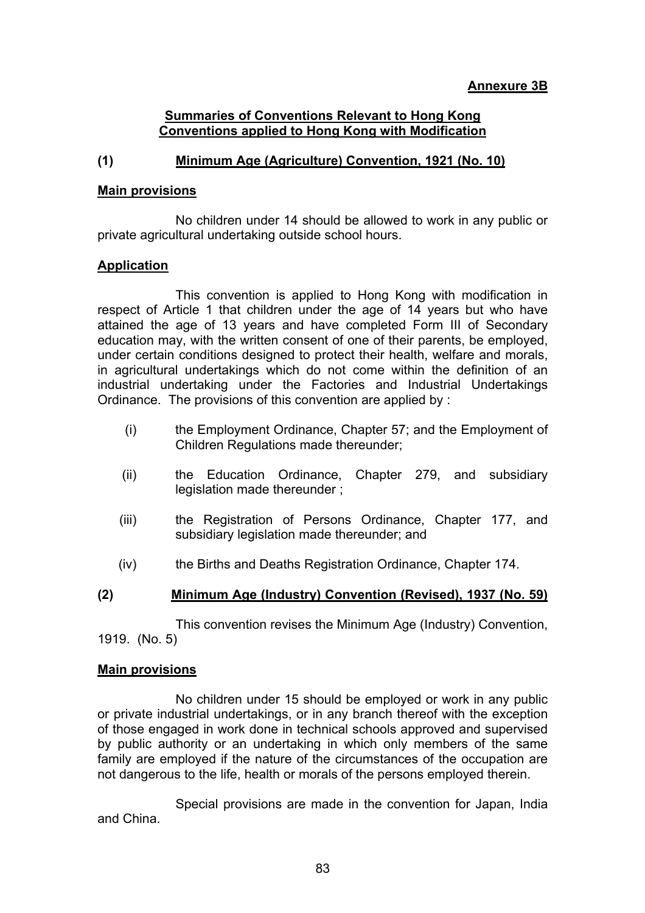**Annexure 3B**

## Summaries of Conventions Relevant to Hong Kong
## Conventions applied to Hong Kong with Modification

### (1) Minimum Age (Agriculture) Convention, 1921 (No. 10)

**Main provisions**

No children under 14 should be allowed to work in any public or private agricultural undertaking outside school hours.

**Application**

This convention is applied to Hong Kong with modification in respect of Article 1 that children under the age of 14 years but who have attained the age of 13 years and have completed Form III of Secondary education may, with the written consent of one of their parents, be employed, under certain conditions designed to protect their health, welfare and morals, in agricultural undertakings which do not come within the definition of an industrial undertaking under the Factories and Industrial Undertakings Ordinance. The provisions of this convention are applied by :

(i) the Employment Ordinance, Chapter 57; and the Employment of Children Regulations made thereunder;

(ii) the Education Ordinance, Chapter 279, and subsidiary legislation made thereunder ;

(iii) the Registration of Persons Ordinance, Chapter 177, and subsidiary legislation made thereunder; and

(iv) the Births and Deaths Registration Ordinance, Chapter 174.

### (2) Minimum Age (Industry) Convention (Revised), 1937 (No. 59)

This convention revises the Minimum Age (Industry) Convention, 1919. (No. 5)

**Main provisions**

No children under 15 should be employed or work in any public or private industrial undertakings, or in any branch thereof with the exception of those engaged in work done in technical schools approved and supervised by public authority or an undertaking in which only members of the same family are employed if the nature of the circumstances of the occupation are not dangerous to the life, health or morals of the persons employed therein.

Special provisions are made in the convention for Japan, India and China.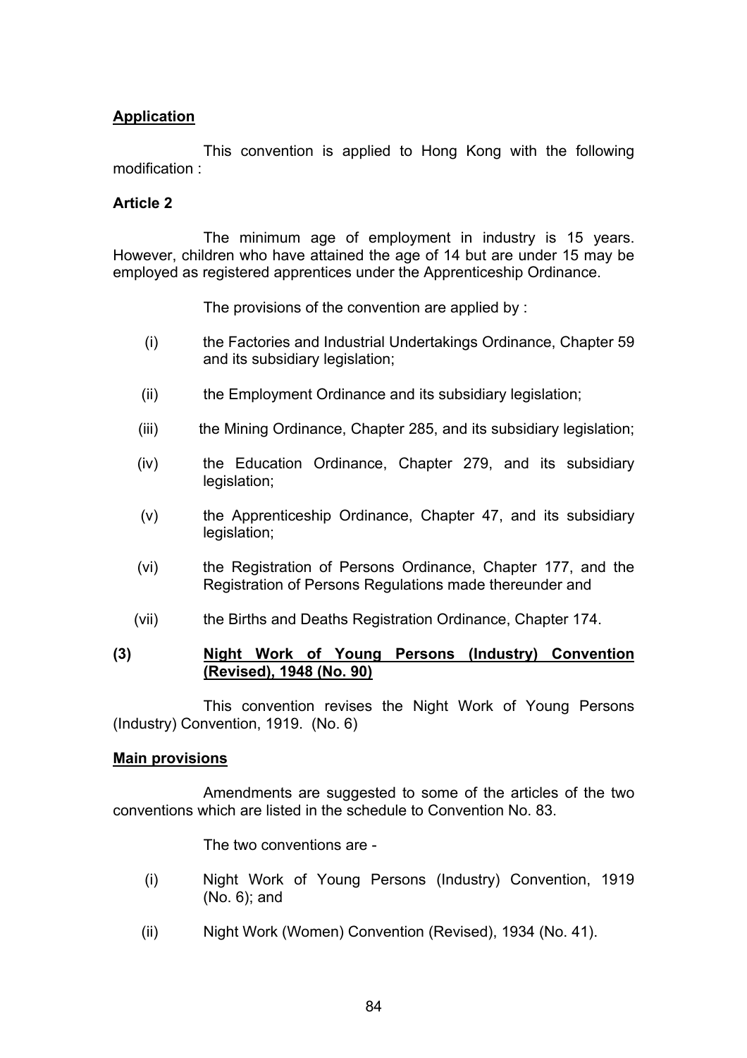**Application**

This convention is applied to Hong Kong with the following modification :

**Article 2**

The minimum age of employment in industry is 15 years. However, children who have attained the age of 14 but are under 15 may be employed as registered apprentices under the Apprenticeship Ordinance.

The provisions of the convention are applied by :

(i) the Factories and Industrial Undertakings Ordinance, Chapter 59 and its subsidiary legislation;

(ii) the Employment Ordinance and its subsidiary legislation;

(iii) the Mining Ordinance, Chapter 285, and its subsidiary legislation;

(iv) the Education Ordinance, Chapter 279, and its subsidiary legislation;

(v) the Apprenticeship Ordinance, Chapter 47, and its subsidiary legislation;

(vi) the Registration of Persons Ordinance, Chapter 177, and the Registration of Persons Regulations made thereunder and

(vii) the Births and Deaths Registration Ordinance, Chapter 174.

**(3) Night Work of Young Persons (Industry) Convention (Revised), 1948 (No. 90)**

This convention revises the Night Work of Young Persons (Industry) Convention, 1919. (No. 6)

**Main provisions**

Amendments are suggested to some of the articles of the two conventions which are listed in the schedule to Convention No. 83.

The two conventions are -

(i) Night Work of Young Persons (Industry) Convention, 1919 (No. 6); and

(ii) Night Work (Women) Convention (Revised), 1934 (No. 41).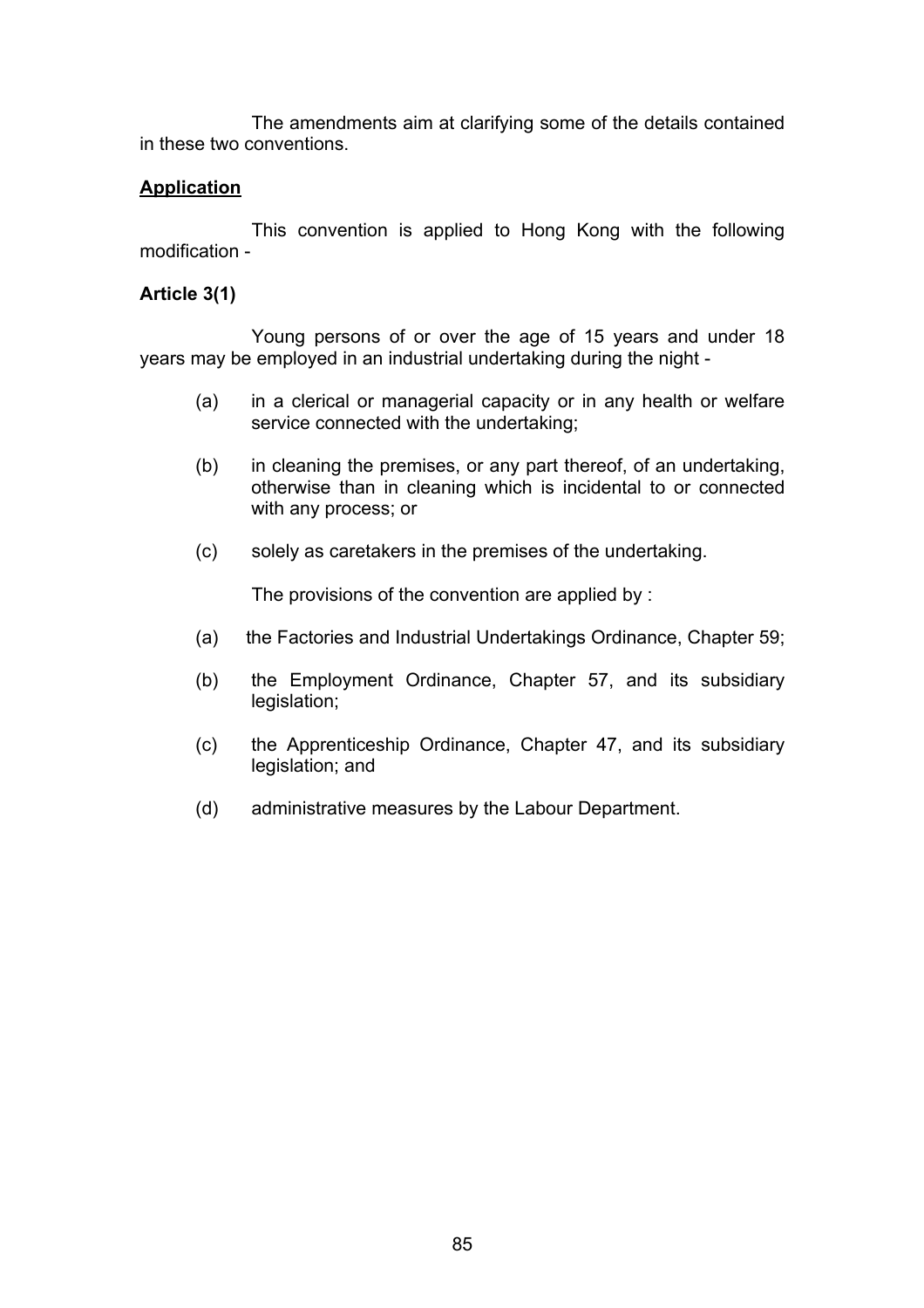The amendments aim at clarifying some of the details contained in these two conventions.

**Application**

This convention is applied to Hong Kong with the following modification -

**Article 3(1)**

Young persons of or over the age of 15 years and under 18 years may be employed in an industrial undertaking during the night -

(a) in a clerical or managerial capacity or in any health or welfare service connected with the undertaking;

(b) in cleaning the premises, or any part thereof, of an undertaking, otherwise than in cleaning which is incidental to or connected with any process; or

(c) solely as caretakers in the premises of the undertaking.

The provisions of the convention are applied by :

(a) the Factories and Industrial Undertakings Ordinance, Chapter 59;

(b) the Employment Ordinance, Chapter 57, and its subsidiary legislation;

(c) the Apprenticeship Ordinance, Chapter 47, and its subsidiary legislation; and

(d) administrative measures by the Labour Department.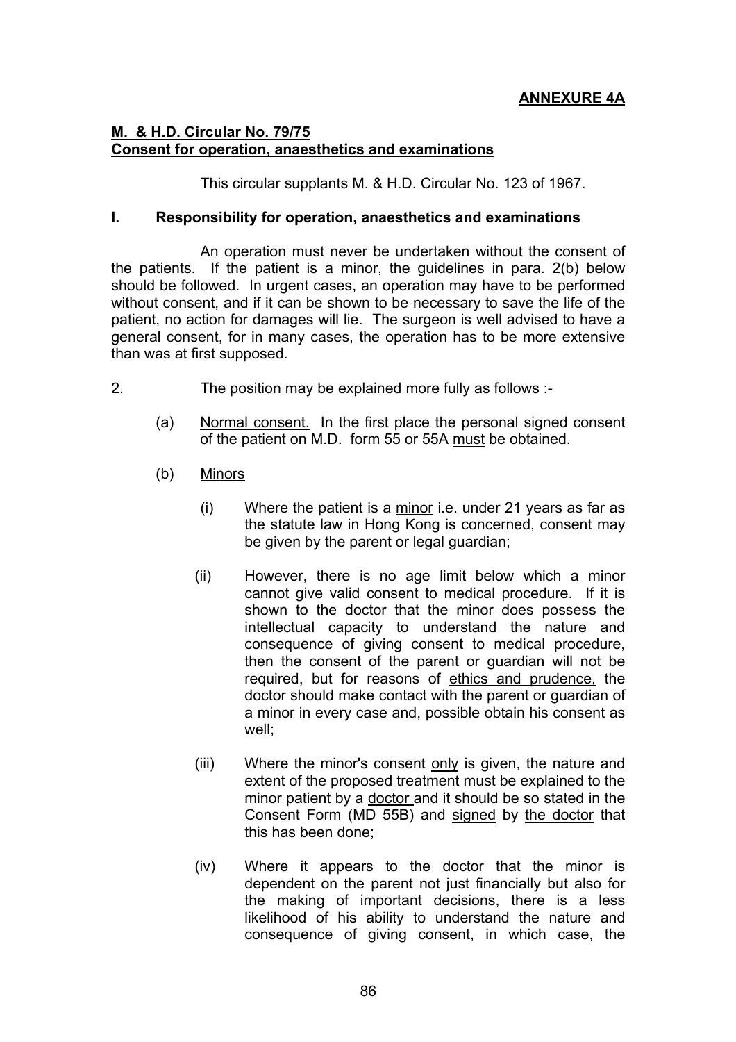**ANNEXURE 4A**

**M. & H.D. Circular No. 79/75**
**Consent for operation, anaesthetics and examinations**

This circular supplants M. & H.D. Circular No. 123 of 1967.

**I. Responsibility for operation, anaesthetics and examinations**

An operation must never be undertaken without the consent of the patients. If the patient is a minor, the guidelines in para. 2(b) below should be followed. In urgent cases, an operation may have to be performed without consent, and if it can be shown to be necessary to save the life of the patient, no action for damages will lie. The surgeon is well advised to have a general consent, for in many cases, the operation has to be more extensive than was at first supposed.

2. The position may be explained more fully as follows :-

(a) Normal consent. In the first place the personal signed consent of the patient on M.D. form 55 or 55A must be obtained.

(b) Minors

(i) Where the patient is a minor i.e. under 21 years as far as the statute law in Hong Kong is concerned, consent may be given by the parent or legal guardian;

(ii) However, there is no age limit below which a minor cannot give valid consent to medical procedure. If it is shown to the doctor that the minor does possess the intellectual capacity to understand the nature and consequence of giving consent to medical procedure, then the consent of the parent or guardian will not be required, but for reasons of ethics and prudence, the doctor should make contact with the parent or guardian of a minor in every case and, possible obtain his consent as well;

(iii) Where the minor's consent only is given, the nature and extent of the proposed treatment must be explained to the minor patient by a doctor and it should be so stated in the Consent Form (MD 55B) and signed by the doctor that this has been done;

(iv) Where it appears to the doctor that the minor is dependent on the parent not just financially but also for the making of important decisions, there is a less likelihood of his ability to understand the nature and consequence of giving consent, in which case, the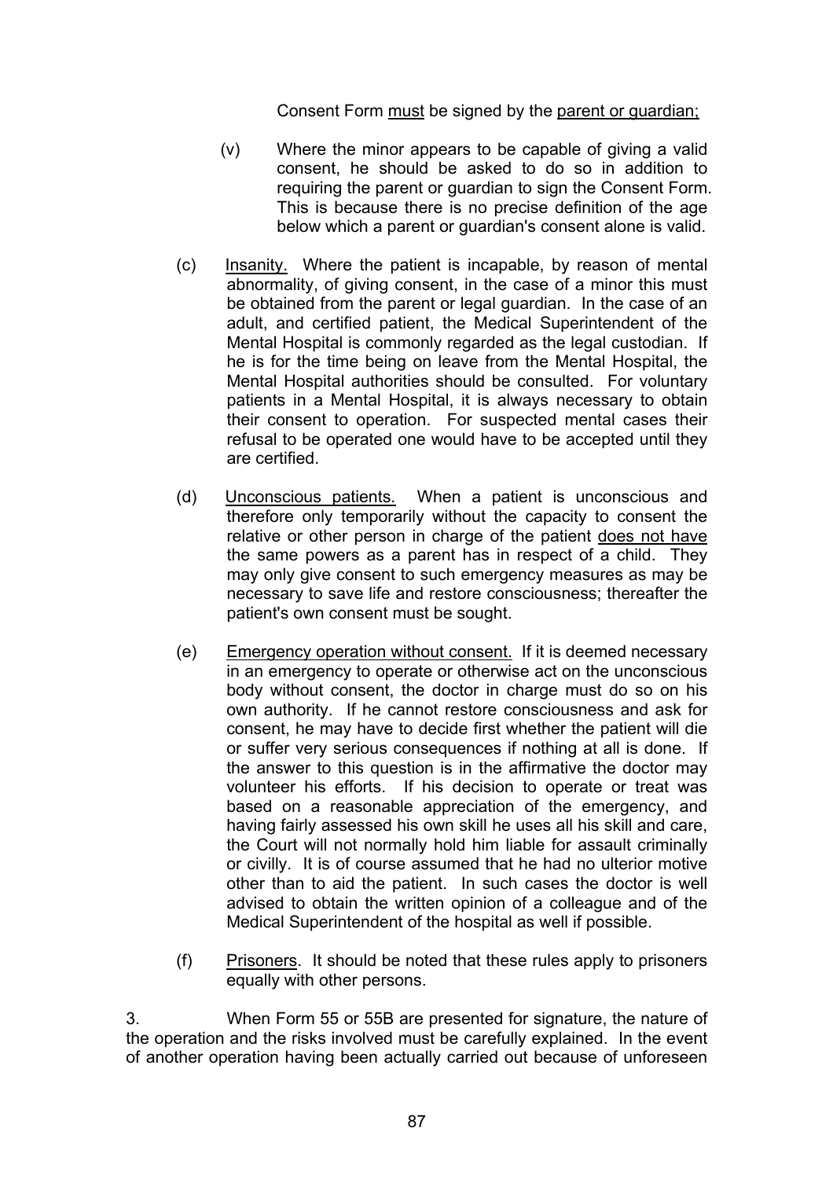Consent Form <u>must</u> be signed by the <u>parent or guardian;</u>

(v) Where the minor appears to be capable of giving a valid consent, he should be asked to do so in addition to requiring the parent or guardian to sign the Consent Form. This is because there is no precise definition of the age below which a parent or guardian's consent alone is valid.

(c) <u>Insanity.</u> Where the patient is incapable, by reason of mental abnormality, of giving consent, in the case of a minor this must be obtained from the parent or legal guardian. In the case of an adult, and certified patient, the Medical Superintendent of the Mental Hospital is commonly regarded as the legal custodian. If he is for the time being on leave from the Mental Hospital, the Mental Hospital authorities should be consulted. For voluntary patients in a Mental Hospital, it is always necessary to obtain their consent to operation. For suspected mental cases their refusal to be operated one would have to be accepted until they are certified.

(d) <u>Unconscious patients.</u> When a patient is unconscious and therefore only temporarily without the capacity to consent the relative or other person in charge of the patient <u>does not have</u> the same powers as a parent has in respect of a child. They may only give consent to such emergency measures as may be necessary to save life and restore consciousness; thereafter the patient's own consent must be sought.

(e) <u>Emergency operation without consent.</u> If it is deemed necessary in an emergency to operate or otherwise act on the unconscious body without consent, the doctor in charge must do so on his own authority. If he cannot restore consciousness and ask for consent, he may have to decide first whether the patient will die or suffer very serious consequences if nothing at all is done. If the answer to this question is in the affirmative the doctor may volunteer his efforts. If his decision to operate or treat was based on a reasonable appreciation of the emergency, and having fairly assessed his own skill he uses all his skill and care, the Court will not normally hold him liable for assault criminally or civilly. It is of course assumed that he had no ulterior motive other than to aid the patient. In such cases the doctor is well advised to obtain the written opinion of a colleague and of the Medical Superintendent of the hospital as well if possible.

(f) <u>Prisoners</u>. It should be noted that these rules apply to prisoners equally with other persons.

3. When Form 55 or 55B are presented for signature, the nature of the operation and the risks involved must be carefully explained. In the event of another operation having been actually carried out because of unforeseen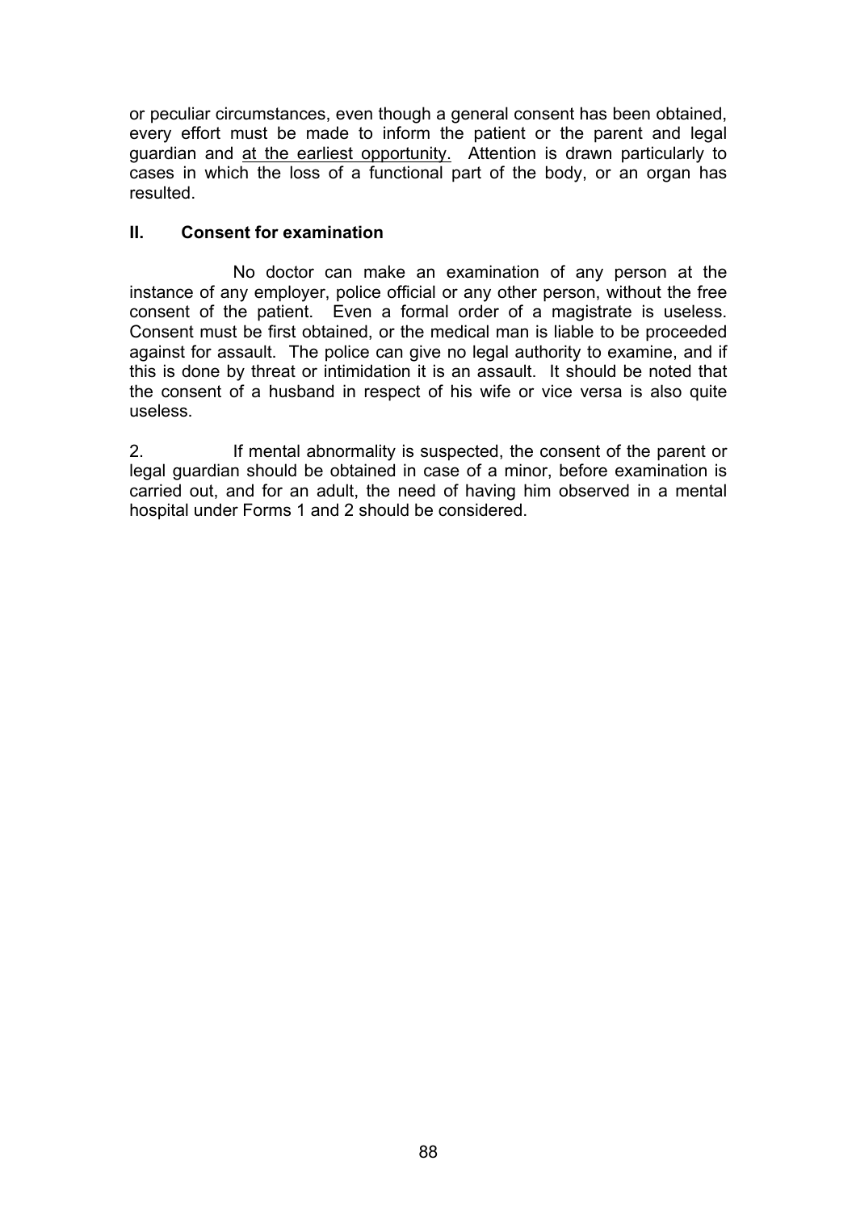or peculiar circumstances, even though a general consent has been obtained, every effort must be made to inform the patient or the parent and legal guardian and <u>at the earliest opportunity.</u> Attention is drawn particularly to cases in which the loss of a functional part of the body, or an organ has resulted.

## II. Consent for examination

No doctor can make an examination of any person at the instance of any employer, police official or any other person, without the free consent of the patient. Even a formal order of a magistrate is useless. Consent must be first obtained, or the medical man is liable to be proceeded against for assault. The police can give no legal authority to examine, and if this is done by threat or intimidation it is an assault. It should be noted that the consent of a husband in respect of his wife or vice versa is also quite useless.

2. If mental abnormality is suspected, the consent of the parent or legal guardian should be obtained in case of a minor, before examination is carried out, and for an adult, the need of having him observed in a mental hospital under Forms 1 and 2 should be considered.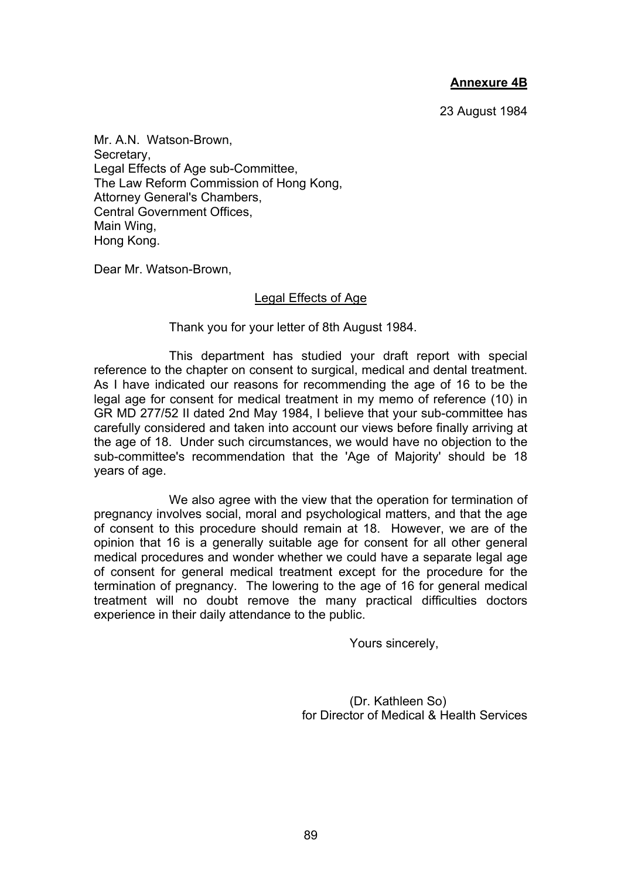**Annexure 4B**

23 August 1984

Mr. A.N. Watson-Brown,
Secretary,
Legal Effects of Age sub-Committee,
The Law Reform Commission of Hong Kong,
Attorney General's Chambers,
Central Government Offices,
Main Wing,
Hong Kong.

Dear Mr. Watson-Brown,

<u>Legal Effects of Age</u>

Thank you for your letter of 8th August 1984.

This department has studied your draft report with special reference to the chapter on consent to surgical, medical and dental treatment. As I have indicated our reasons for recommending the age of 16 to be the legal age for consent for medical treatment in my memo of reference (10) in GR MD 277/52 II dated 2nd May 1984, I believe that your sub-committee has carefully considered and taken into account our views before finally arriving at the age of 18. Under such circumstances, we would have no objection to the sub-committee's recommendation that the 'Age of Majority' should be 18 years of age.

We also agree with the view that the operation for termination of pregnancy involves social, moral and psychological matters, and that the age of consent to this procedure should remain at 18. However, we are of the opinion that 16 is a generally suitable age for consent for all other general medical procedures and wonder whether we could have a separate legal age of consent for general medical treatment except for the procedure for the termination of pregnancy. The lowering to the age of 16 for general medical treatment will no doubt remove the many practical difficulties doctors experience in their daily attendance to the public.

Yours sincerely,

(Dr. Kathleen So)
for Director of Medical & Health Services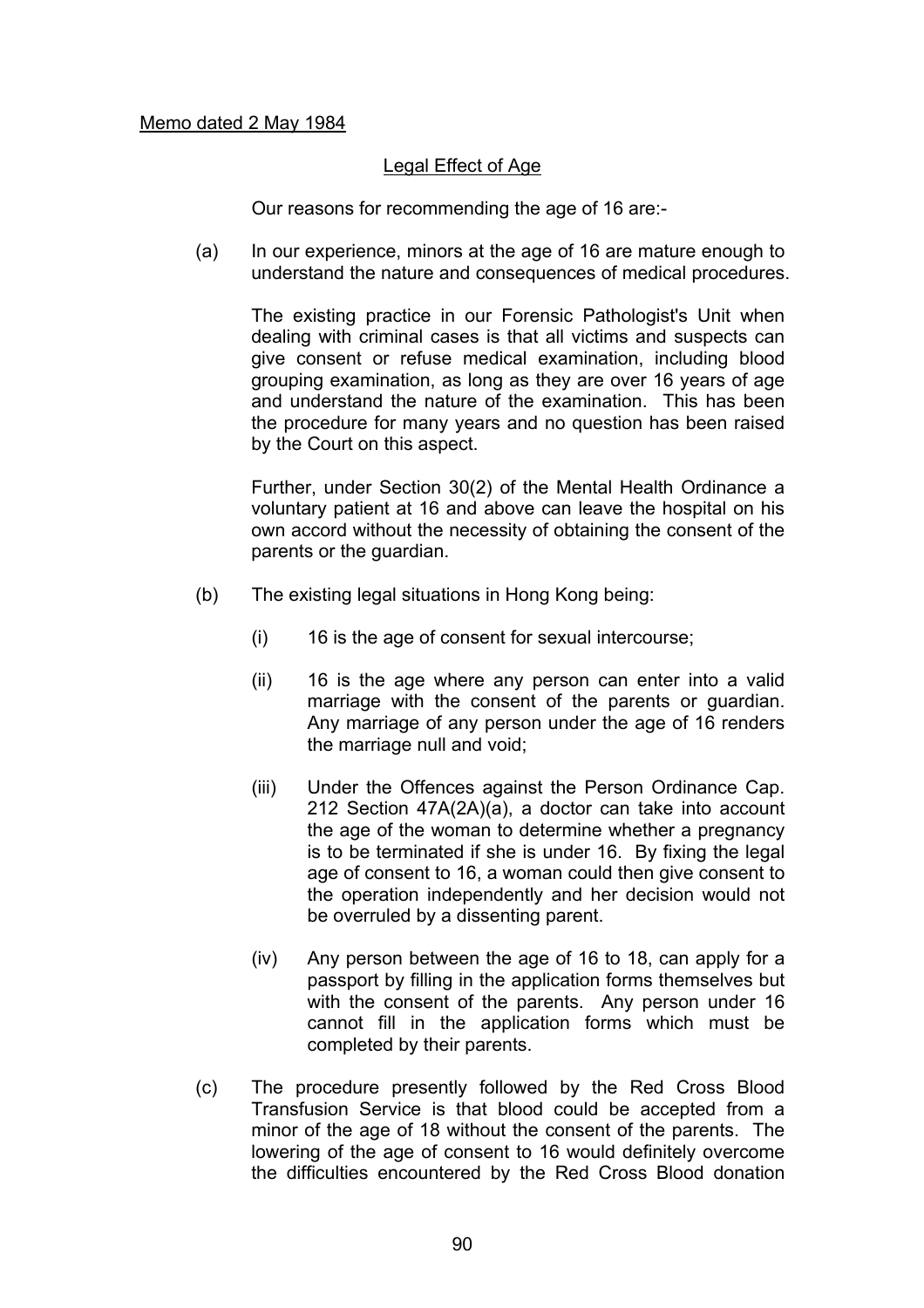Memo dated 2 May 1984

## Legal Effect of Age

Our reasons for recommending the age of 16 are:-

(a) In our experience, minors at the age of 16 are mature enough to understand the nature and consequences of medical procedures.

The existing practice in our Forensic Pathologist's Unit when dealing with criminal cases is that all victims and suspects can give consent or refuse medical examination, including blood grouping examination, as long as they are over 16 years of age and understand the nature of the examination. This has been the procedure for many years and no question has been raised by the Court on this aspect.

Further, under Section 30(2) of the Mental Health Ordinance a voluntary patient at 16 and above can leave the hospital on his own accord without the necessity of obtaining the consent of the parents or the guardian.

(b) The existing legal situations in Hong Kong being:

(i) 16 is the age of consent for sexual intercourse;

(ii) 16 is the age where any person can enter into a valid marriage with the consent of the parents or guardian. Any marriage of any person under the age of 16 renders the marriage null and void;

(iii) Under the Offences against the Person Ordinance Cap. 212 Section 47A(2A)(a), a doctor can take into account the age of the woman to determine whether a pregnancy is to be terminated if she is under 16. By fixing the legal age of consent to 16, a woman could then give consent to the operation independently and her decision would not be overruled by a dissenting parent.

(iv) Any person between the age of 16 to 18, can apply for a passport by filling in the application forms themselves but with the consent of the parents. Any person under 16 cannot fill in the application forms which must be completed by their parents.

(c) The procedure presently followed by the Red Cross Blood Transfusion Service is that blood could be accepted from a minor of the age of 18 without the consent of the parents. The lowering of the age of consent to 16 would definitely overcome the difficulties encountered by the Red Cross Blood donation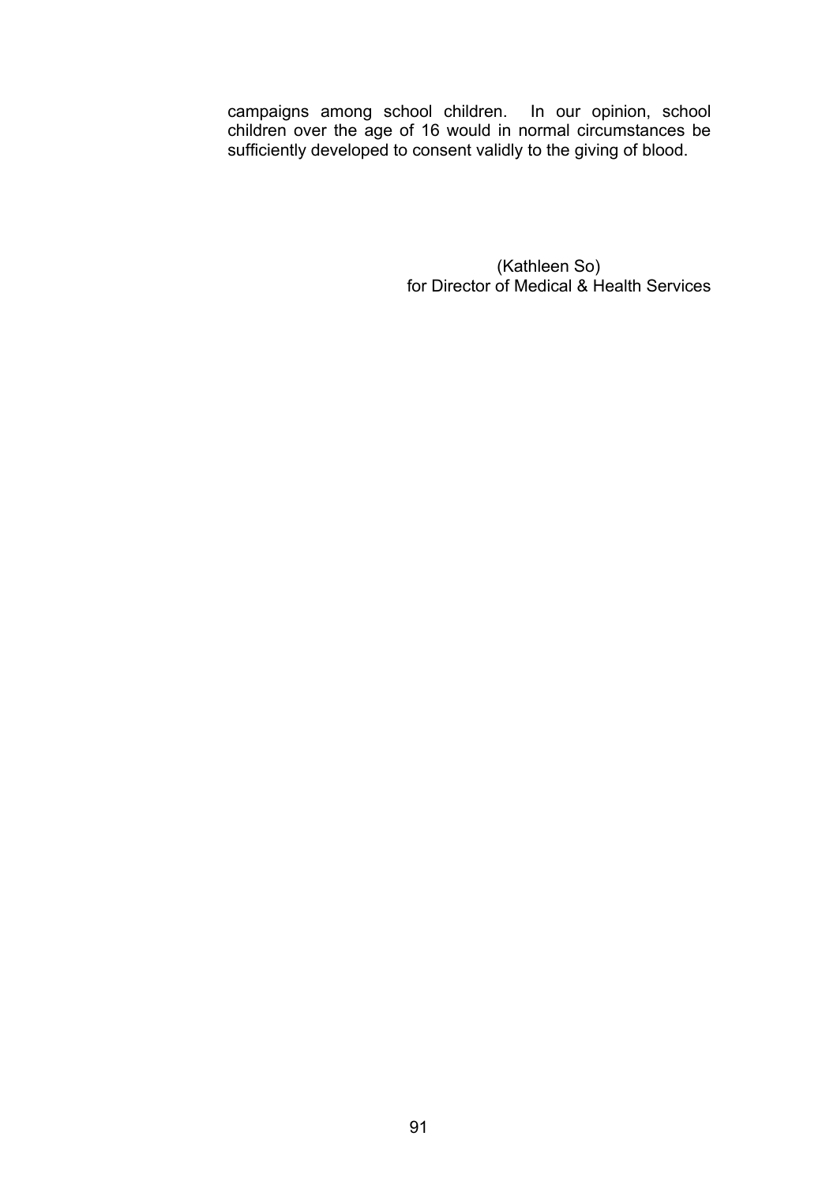campaigns among school children. In our opinion, school children over the age of 16 would in normal circumstances be sufficiently developed to consent validly to the giving of blood.

(Kathleen So)
for Director of Medical & Health Services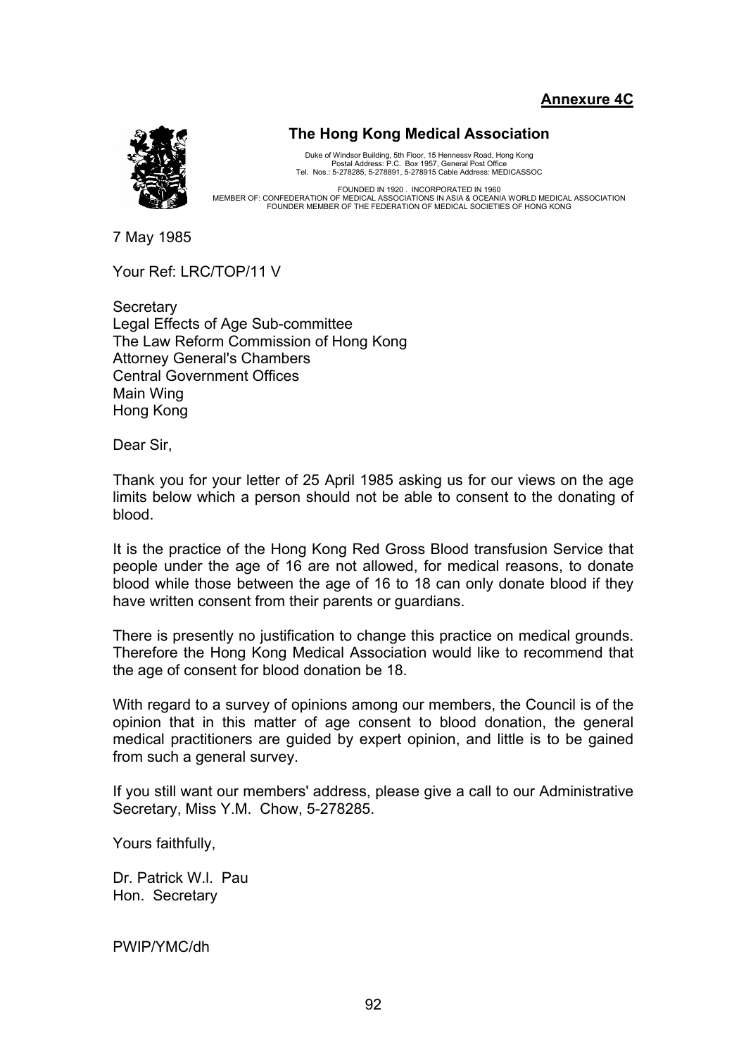**Annexure 4C**

**The Hong Kong Medical Association**

Duke of Windsor Building, 5th Floor, 15 Hennessv Road, Hong Kong
Postal Address: P.C. Box 1957, General Post Office
Tel. Nos.: 5-278285, 5-278891, 5-278915 Cable Address: MEDICASSOC

FOUNDED IN 1920 . INCORPORATED IN 1960
MEMBER OF: CONFEDERATION OF MEDICAL ASSOCIATIONS IN ASIA & OCEANIA WORLD MEDICAL ASSOCIATION
FOUNDER MEMBER OF THE FEDERATION OF MEDICAL SOCIETIES OF HONG KONG

7 May 1985

Your Ref: LRC/TOP/11 V

Secretary
Legal Effects of Age Sub-committee
The Law Reform Commission of Hong Kong
Attorney General's Chambers
Central Government Offices
Main Wing
Hong Kong

Dear Sir,

Thank you for your letter of 25 April 1985 asking us for our views on the age limits below which a person should not be able to consent to the donating of blood.

It is the practice of the Hong Kong Red Gross Blood transfusion Service that people under the age of 16 are not allowed, for medical reasons, to donate blood while those between the age of 16 to 18 can only donate blood if they have written consent from their parents or guardians.

There is presently no justification to change this practice on medical grounds. Therefore the Hong Kong Medical Association would like to recommend that the age of consent for blood donation be 18.

With regard to a survey of opinions among our members, the Council is of the opinion that in this matter of age consent to blood donation, the general medical practitioners are guided by expert opinion, and little is to be gained from such a general survey.

If you still want our members' address, please give a call to our Administrative Secretary, Miss Y.M. Chow, 5-278285.

Yours faithfully,

Dr. Patrick W.I. Pau
Hon. Secretary

PWIP/YMC/dh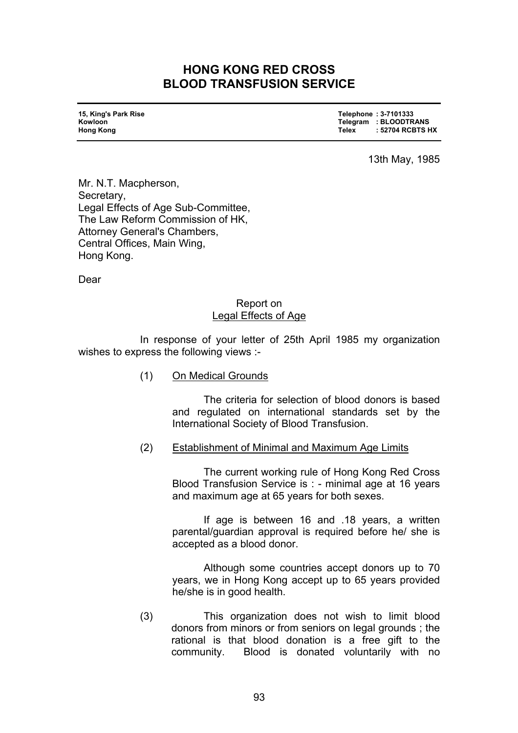# HONG KONG RED CROSS BLOOD TRANSFUSION SERVICE

**15, King's Park Rise**
**Kowloon**
**Hong Kong**

**Telephone : 3-7101333**
**Telegram : BLOODTRANS**
**Telex : 52704 RCBTS HX**

13th May, 1985

Mr. N.T. Macpherson,
Secretary,
Legal Effects of Age Sub-Committee,
The Law Reform Commission of HK,
Attorney General's Chambers,
Central Offices, Main Wing,
Hong Kong.

Dear

Report on
Legal Effects of Age

In response of your letter of 25th April 1985 my organization wishes to express the following views :-

(1) On Medical Grounds

The criteria for selection of blood donors is based and regulated on international standards set by the International Society of Blood Transfusion.

(2) Establishment of Minimal and Maximum Age Limits

The current working rule of Hong Kong Red Cross Blood Transfusion Service is : - minimal age at 16 years and maximum age at 65 years for both sexes.

If age is between 16 and .18 years, a written parental/guardian approval is required before he/ she is accepted as a blood donor.

Although some countries accept donors up to 70 years, we in Hong Kong accept up to 65 years provided he/she is in good health.

(3) This organization does not wish to limit blood donors from minors or from seniors on legal grounds ; the rational is that blood donation is a free gift to the community. Blood is donated voluntarily with no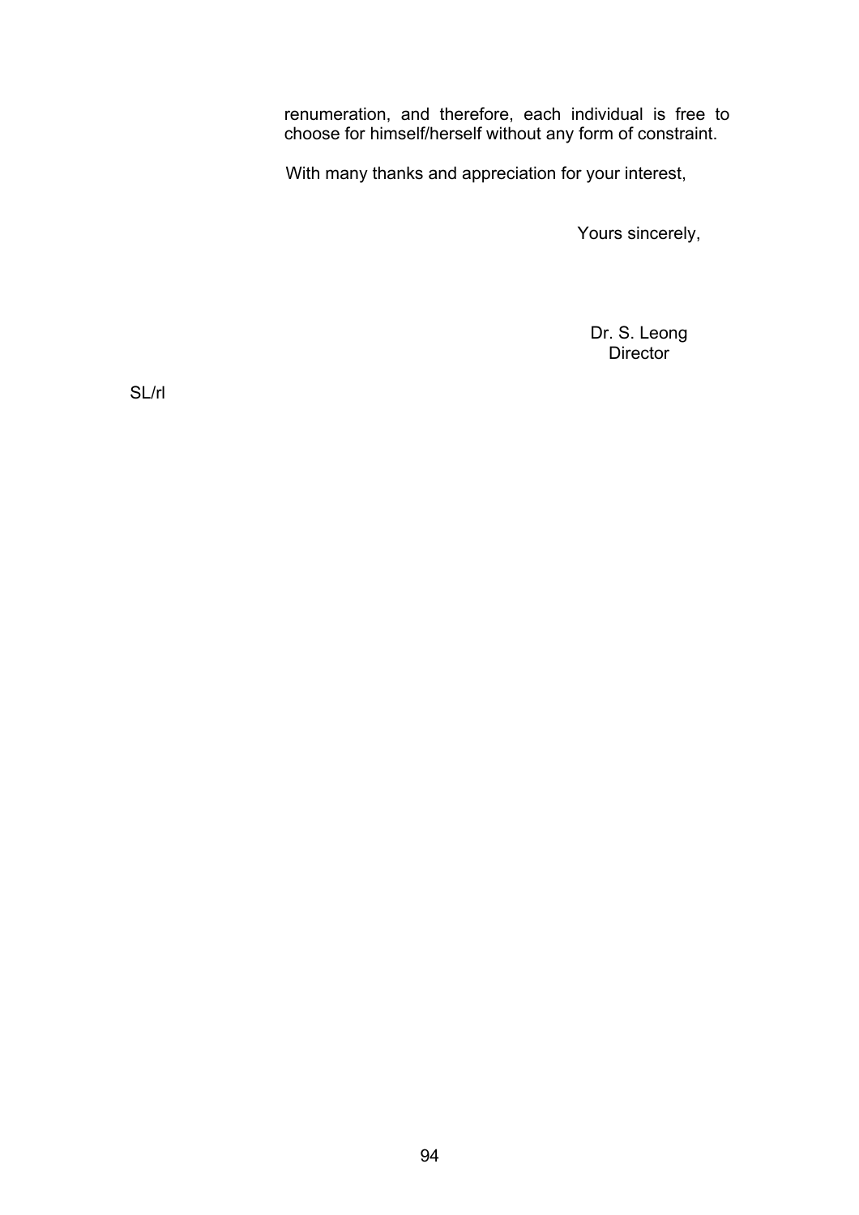renumeration, and therefore, each individual is free to choose for himself/herself without any form of constraint.

With many thanks and appreciation for your interest,

Yours sincerely,

Dr. S. Leong
Director

SL/rl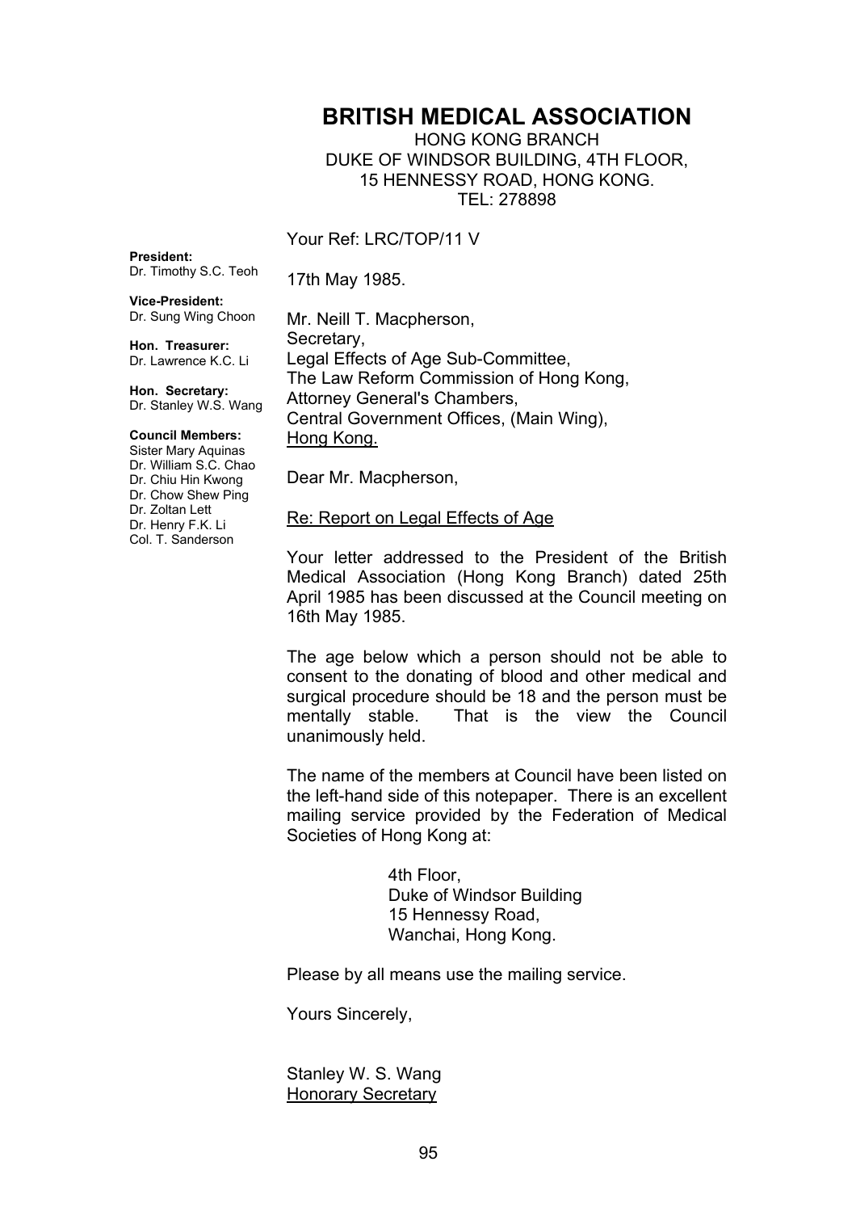# BRITISH MEDICAL ASSOCIATION

HONG KONG BRANCH
DUKE OF WINDSOR BUILDING, 4TH FLOOR,
15 HENNESSY ROAD, HONG KONG.
TEL: 278898

**President:**
Dr. Timothy S.C. Teoh

**Vice-President:**
Dr. Sung Wing Choon

**Hon. Treasurer:**
Dr. Lawrence K.C. Li

**Hon. Secretary:**
Dr. Stanley W.S. Wang

**Council Members:**
Sister Mary Aquinas
Dr. William S.C. Chao
Dr. Chiu Hin Kwong
Dr. Chow Shew Ping
Dr. Zoltan Lett
Dr. Henry F.K. Li
Col. T. Sanderson

Your Ref: LRC/TOP/11 V

17th May 1985.

Mr. Neill T. Macpherson,
Secretary,
Legal Effects of Age Sub-Committee,
The Law Reform Commission of Hong Kong,
Attorney General's Chambers,
Central Government Offices, (Main Wing),
Hong Kong.

Dear Mr. Macpherson,

Re: Report on Legal Effects of Age

Your letter addressed to the President of the British Medical Association (Hong Kong Branch) dated 25th April 1985 has been discussed at the Council meeting on 16th May 1985.

The age below which a person should not be able to consent to the donating of blood and other medical and surgical procedure should be 18 and the person must be mentally stable. That is the view the Council unanimously held.

The name of the members at Council have been listed on the left-hand side of this notepaper. There is an excellent mailing service provided by the Federation of Medical Societies of Hong Kong at:

4th Floor,
Duke of Windsor Building
15 Hennessy Road,
Wanchai, Hong Kong.

Please by all means use the mailing service.

Yours Sincerely,

Stanley W. S. Wang
Honorary Secretary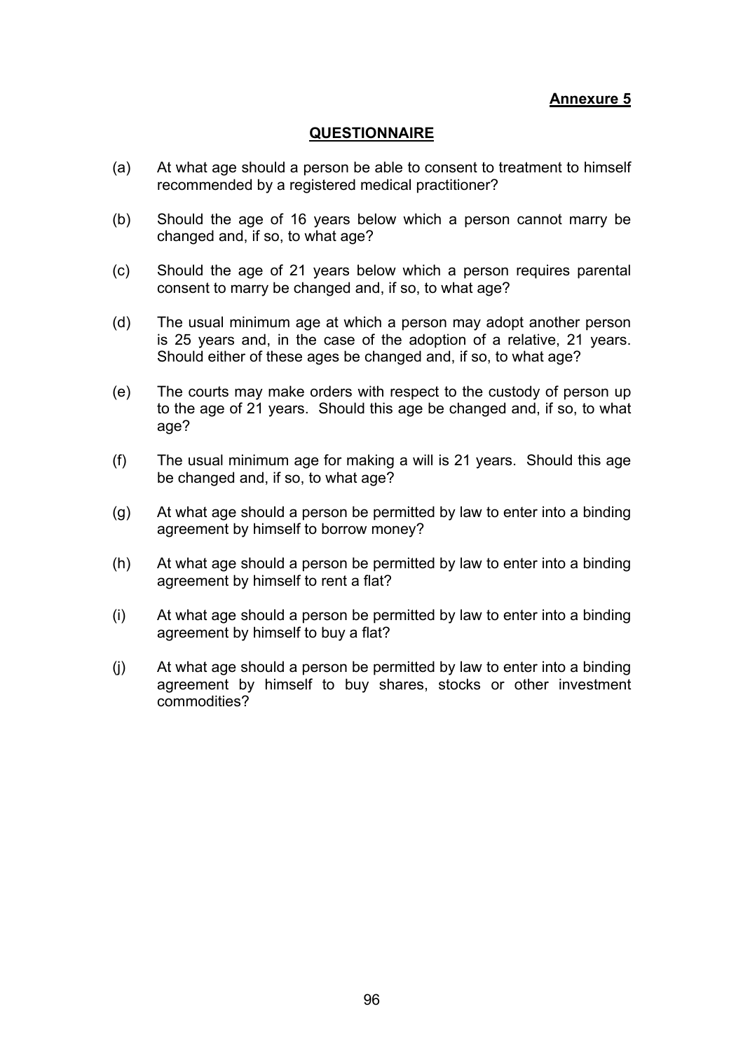**Annexure 5**

## QUESTIONNAIRE

(a) At what age should a person be able to consent to treatment to himself recommended by a registered medical practitioner?

(b) Should the age of 16 years below which a person cannot marry be changed and, if so, to what age?

(c) Should the age of 21 years below which a person requires parental consent to marry be changed and, if so, to what age?

(d) The usual minimum age at which a person may adopt another person is 25 years and, in the case of the adoption of a relative, 21 years. Should either of these ages be changed and, if so, to what age?

(e) The courts may make orders with respect to the custody of person up to the age of 21 years. Should this age be changed and, if so, to what age?

(f) The usual minimum age for making a will is 21 years. Should this age be changed and, if so, to what age?

(g) At what age should a person be permitted by law to enter into a binding agreement by himself to borrow money?

(h) At what age should a person be permitted by law to enter into a binding agreement by himself to rent a flat?

(i) At what age should a person be permitted by law to enter into a binding agreement by himself to buy a flat?

(j) At what age should a person be permitted by law to enter into a binding agreement by himself to buy shares, stocks or other investment commodities?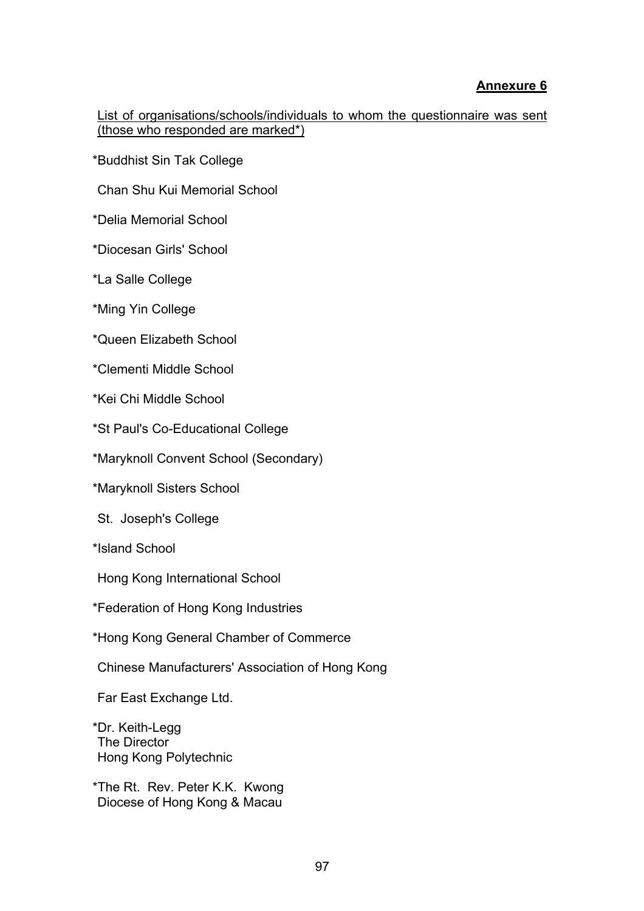**Annexure 6**

List of organisations/schools/individuals to whom the questionnaire was sent (those who responded are marked*)

*Buddhist Sin Tak College

Chan Shu Kui Memorial School

*Delia Memorial School

*Diocesan Girls' School

*La Salle College

*Ming Yin College

*Queen Elizabeth School

*Clementi Middle School

*Kei Chi Middle School

*St Paul's Co-Educational College

*Maryknoll Convent School (Secondary)

*Maryknoll Sisters School

St. Joseph's College

*Island School

Hong Kong International School

*Federation of Hong Kong Industries

*Hong Kong General Chamber of Commerce

Chinese Manufacturers' Association of Hong Kong

Far East Exchange Ltd.

*Dr. Keith-Legg
The Director
Hong Kong Polytechnic

*The Rt. Rev. Peter K.K. Kwong
Diocese of Hong Kong & Macau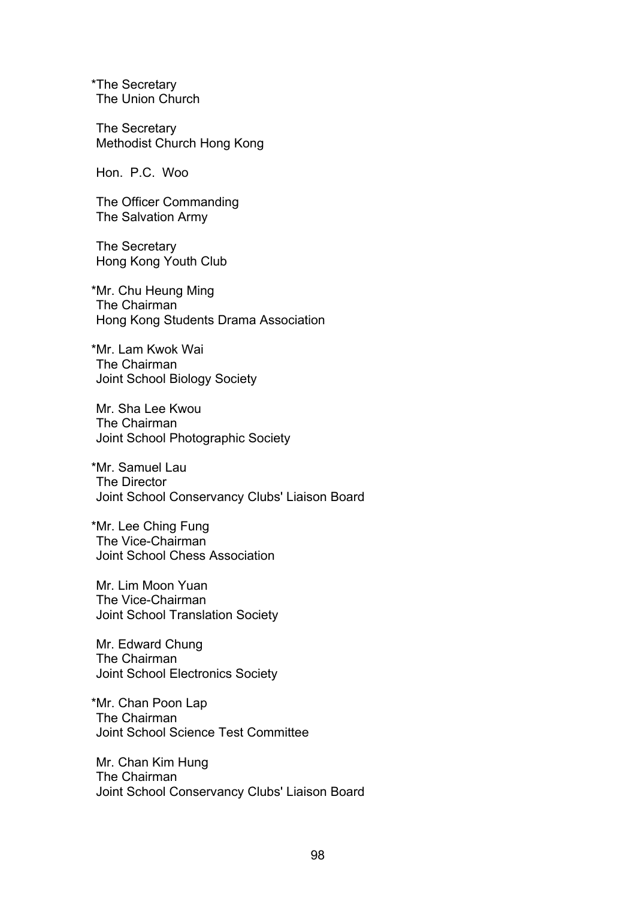*The Secretary
The Union Church

The Secretary
Methodist Church Hong Kong

Hon. P.C. Woo

The Officer Commanding
The Salvation Army

The Secretary
Hong Kong Youth Club

*Mr. Chu Heung Ming
The Chairman
Hong Kong Students Drama Association

*Mr. Lam Kwok Wai
The Chairman
Joint School Biology Society

Mr. Sha Lee Kwou
The Chairman
Joint School Photographic Society

*Mr. Samuel Lau
The Director
Joint School Conservancy Clubs' Liaison Board

*Mr. Lee Ching Fung
The Vice-Chairman
Joint School Chess Association

Mr. Lim Moon Yuan
The Vice-Chairman
Joint School Translation Society

Mr. Edward Chung
The Chairman
Joint School Electronics Society

*Mr. Chan Poon Lap
The Chairman
Joint School Science Test Committee

Mr. Chan Kim Hung
The Chairman
Joint School Conservancy Clubs' Liaison Board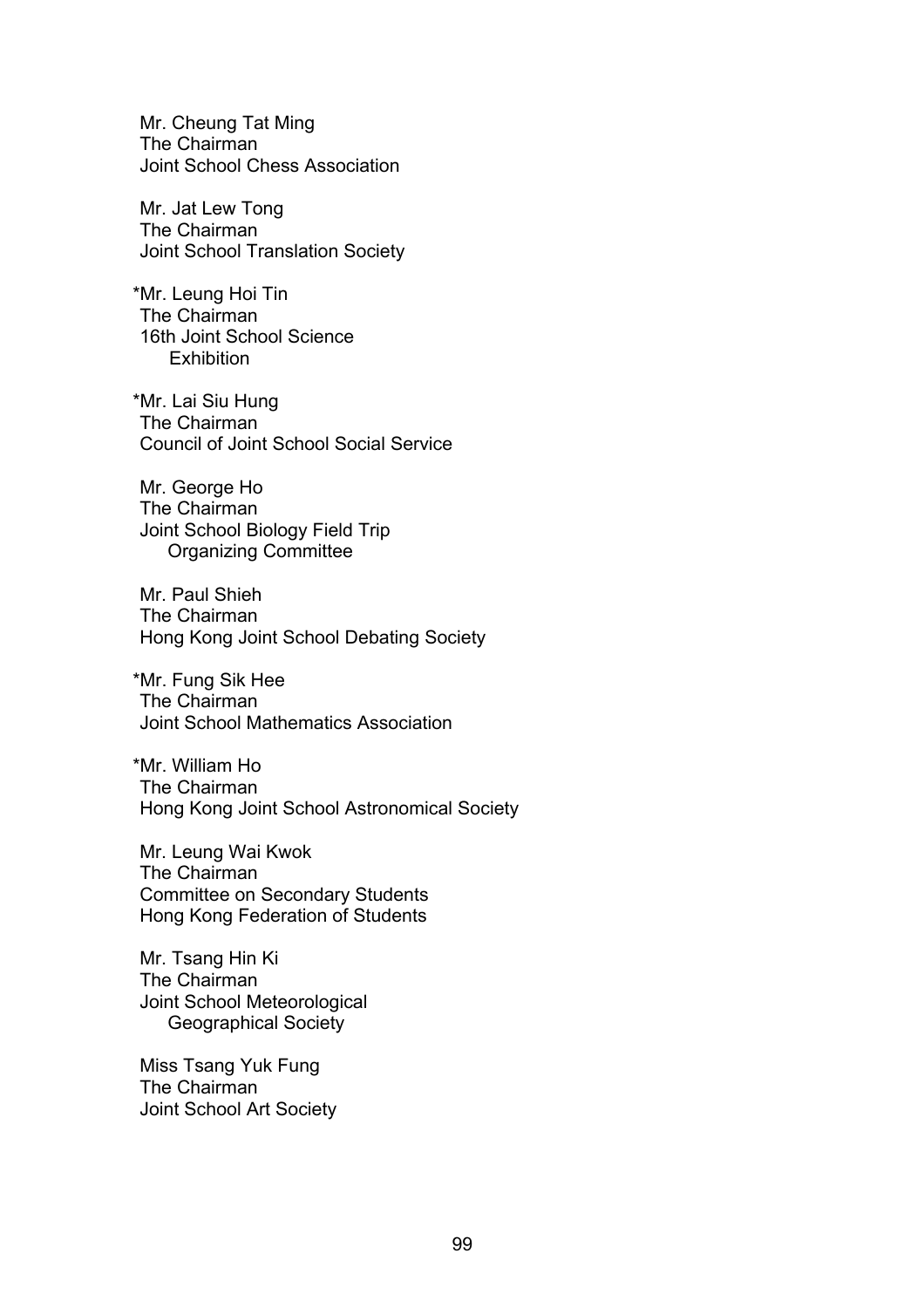Mr. Cheung Tat Ming
The Chairman
Joint School Chess Association

Mr. Jat Lew Tong
The Chairman
Joint School Translation Society

*Mr. Leung Hoi Tin
The Chairman
16th Joint School Science Exhibition

*Mr. Lai Siu Hung
The Chairman
Council of Joint School Social Service

Mr. George Ho
The Chairman
Joint School Biology Field Trip Organizing Committee

Mr. Paul Shieh
The Chairman
Hong Kong Joint School Debating Society

*Mr. Fung Sik Hee
The Chairman
Joint School Mathematics Association

*Mr. William Ho
The Chairman
Hong Kong Joint School Astronomical Society

Mr. Leung Wai Kwok
The Chairman
Committee on Secondary Students
Hong Kong Federation of Students

Mr. Tsang Hin Ki
The Chairman
Joint School Meteorological Geographical Society

Miss Tsang Yuk Fung
The Chairman
Joint School Art Society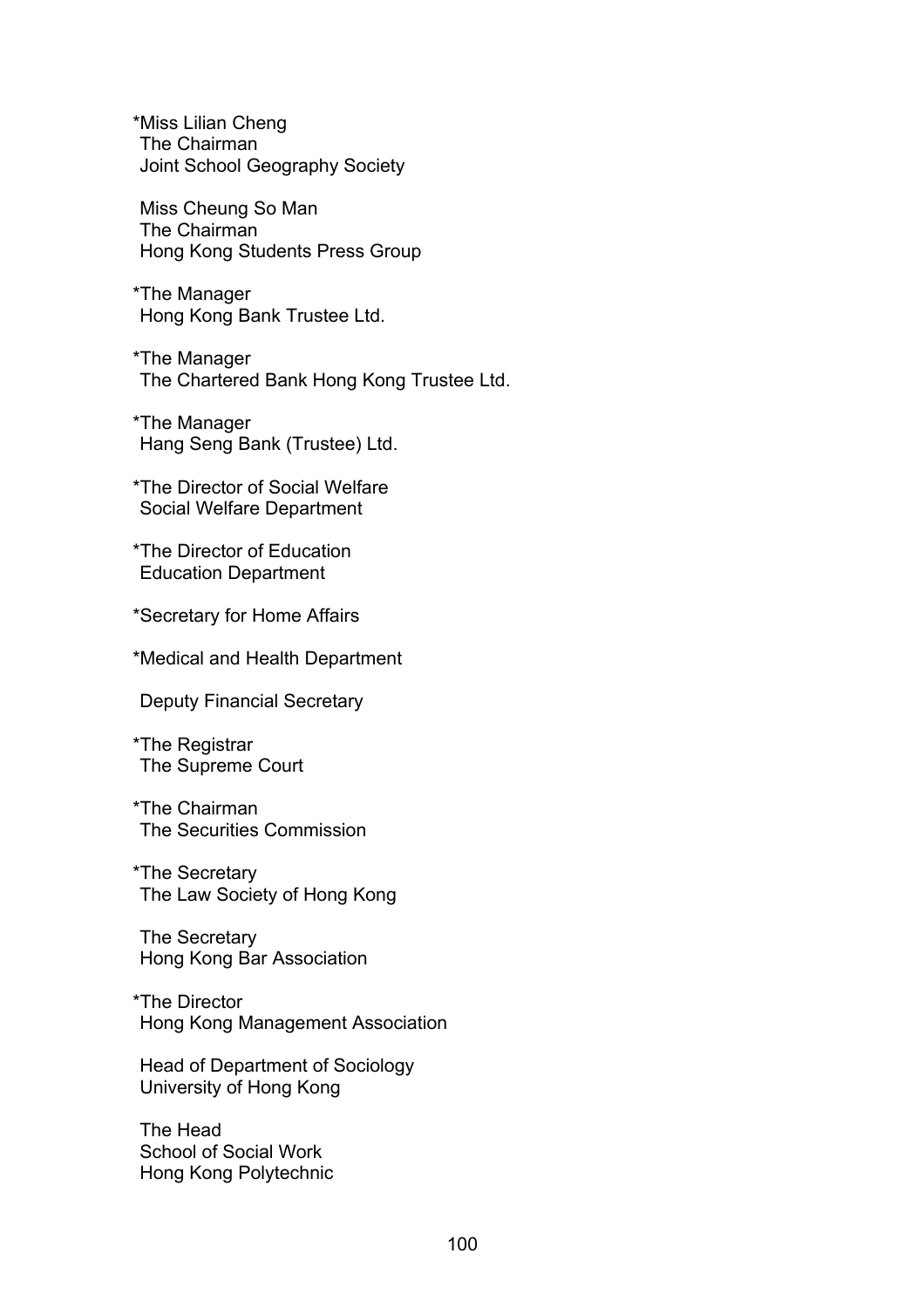*Miss Lilian Cheng
The Chairman
Joint School Geography Society

Miss Cheung So Man
The Chairman
Hong Kong Students Press Group

*The Manager
Hong Kong Bank Trustee Ltd.

*The Manager
The Chartered Bank Hong Kong Trustee Ltd.

*The Manager
Hang Seng Bank (Trustee) Ltd.

*The Director of Social Welfare
Social Welfare Department

*The Director of Education
Education Department

*Secretary for Home Affairs

*Medical and Health Department

Deputy Financial Secretary

*The Registrar
The Supreme Court

*The Chairman
The Securities Commission

*The Secretary
The Law Society of Hong Kong

The Secretary
Hong Kong Bar Association

*The Director
Hong Kong Management Association

Head of Department of Sociology
University of Hong Kong

The Head
School of Social Work
Hong Kong Polytechnic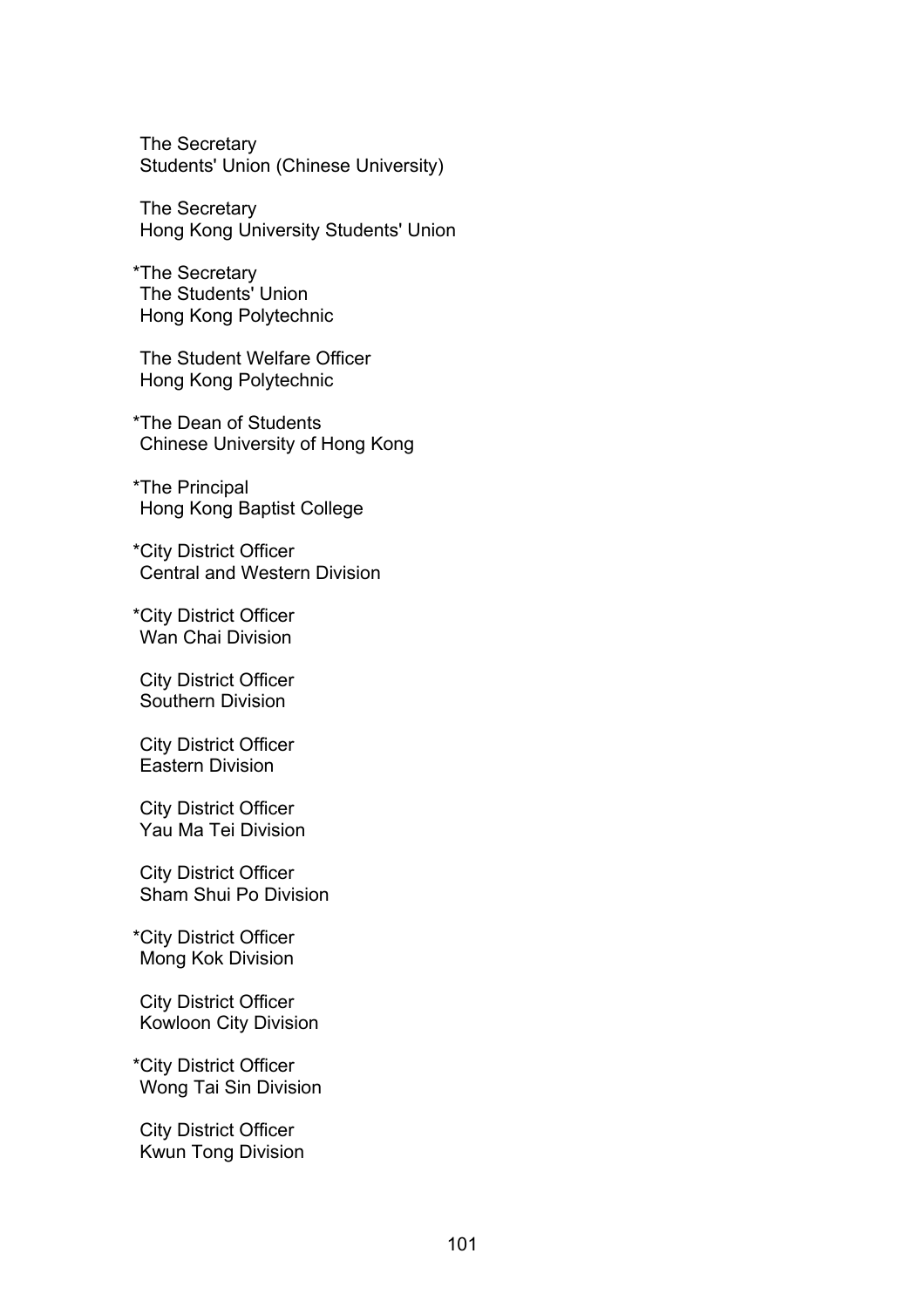The Secretary
Students' Union (Chinese University)

The Secretary
Hong Kong University Students' Union

*The Secretary
The Students' Union
Hong Kong Polytechnic

The Student Welfare Officer
Hong Kong Polytechnic

*The Dean of Students
Chinese University of Hong Kong

*The Principal
Hong Kong Baptist College

*City District Officer
Central and Western Division

*City District Officer
Wan Chai Division

City District Officer
Southern Division

City District Officer
Eastern Division

City District Officer
Yau Ma Tei Division

City District Officer
Sham Shui Po Division

*City District Officer
Mong Kok Division

City District Officer
Kowloon City Division

*City District Officer
Wong Tai Sin Division

City District Officer
Kwun Tong Division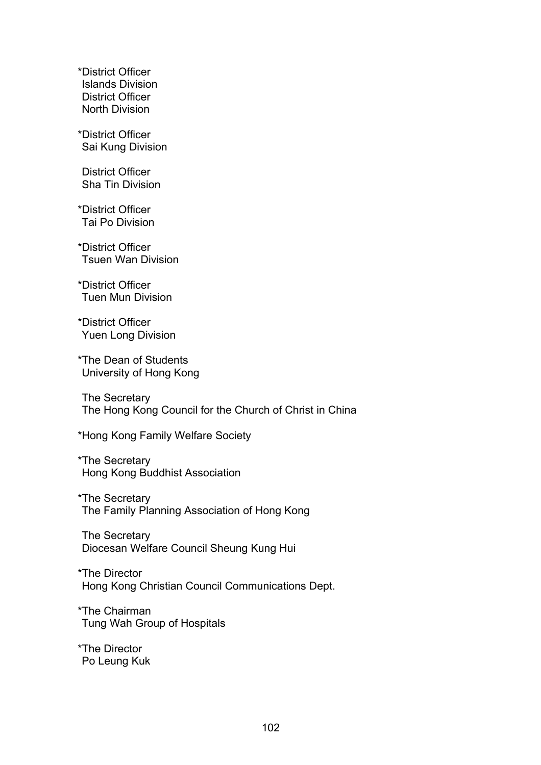*District Officer
Islands Division
District Officer
North Division

*District Officer
Sai Kung Division

District Officer
Sha Tin Division

*District Officer
Tai Po Division

*District Officer
Tsuen Wan Division

*District Officer
Tuen Mun Division

*District Officer
Yuen Long Division

*The Dean of Students
University of Hong Kong

The Secretary
The Hong Kong Council for the Church of Christ in China

*Hong Kong Family Welfare Society

*The Secretary
Hong Kong Buddhist Association

*The Secretary
The Family Planning Association of Hong Kong

The Secretary
Diocesan Welfare Council Sheung Kung Hui

*The Director
Hong Kong Christian Council Communications Dept.

*The Chairman
Tung Wah Group of Hospitals

*The Director
Po Leung Kuk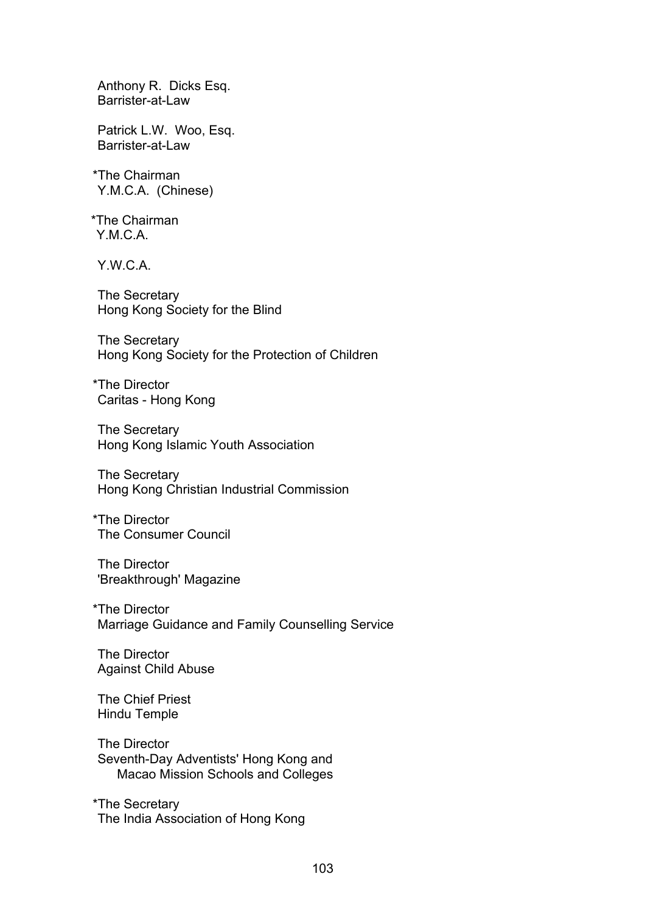Anthony R.  Dicks Esq.
Barrister-at-Law

Patrick L.W.  Woo, Esq.
Barrister-at-Law

*The Chairman
Y.M.C.A.  (Chinese)

*The Chairman
Y.M.C.A.

Y.W.C.A.

The Secretary
Hong Kong Society for the Blind

The Secretary
Hong Kong Society for the Protection of Children

*The Director
Caritas - Hong Kong

The Secretary
Hong Kong Islamic Youth Association

The Secretary
Hong Kong Christian Industrial Commission

*The Director
The Consumer Council

The Director
'Breakthrough' Magazine

*The Director
Marriage Guidance and Family Counselling Service

The Director
Against Child Abuse

The Chief Priest
Hindu Temple

The Director
Seventh-Day Adventists' Hong Kong and
Macao Mission Schools and Colleges

*The Secretary
The India Association of Hong Kong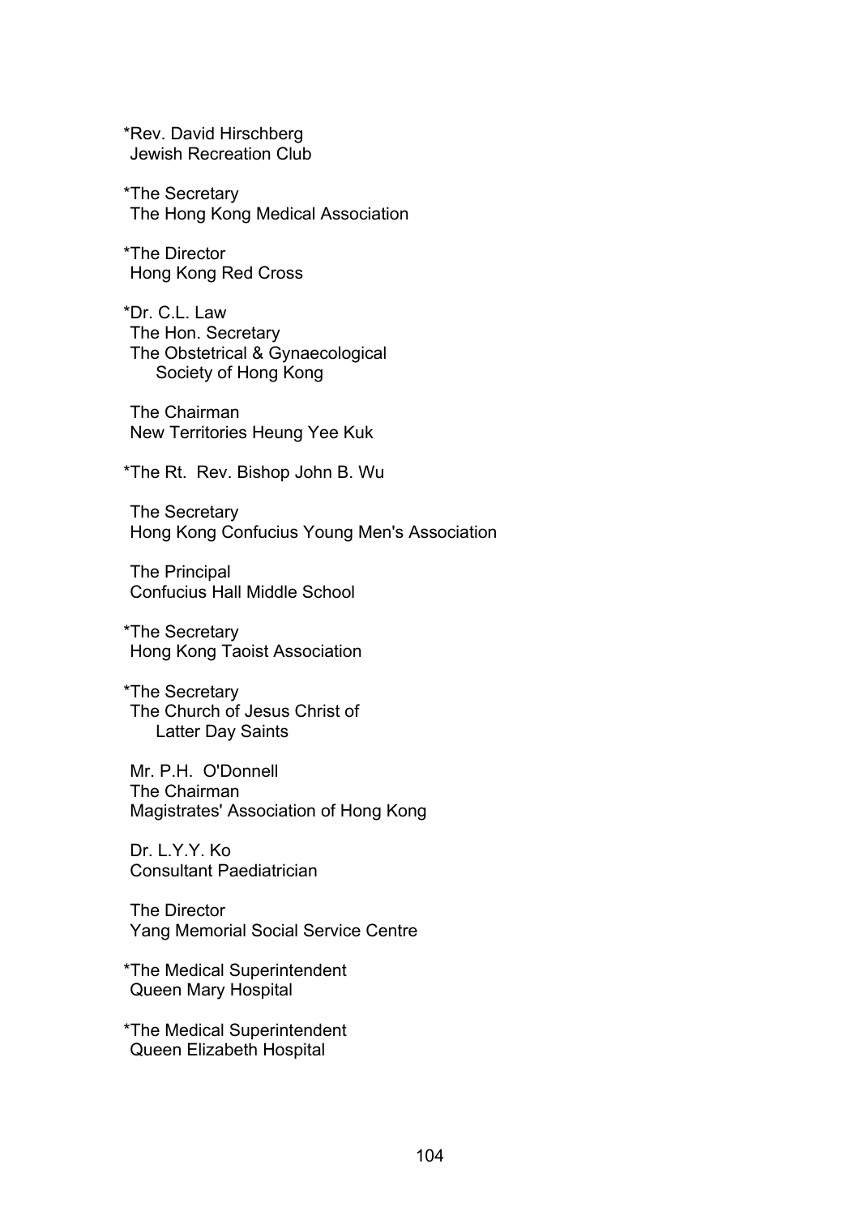*Rev. David Hirschberg
Jewish Recreation Club

*The Secretary
The Hong Kong Medical Association

*The Director
Hong Kong Red Cross

*Dr. C.L. Law
The Hon. Secretary
The Obstetrical & Gynaecological
Society of Hong Kong

The Chairman
New Territories Heung Yee Kuk

*The Rt. Rev. Bishop John B. Wu

The Secretary
Hong Kong Confucius Young Men's Association

The Principal
Confucius Hall Middle School

*The Secretary
Hong Kong Taoist Association

*The Secretary
The Church of Jesus Christ of
Latter Day Saints

Mr. P.H. O'Donnell
The Chairman
Magistrates' Association of Hong Kong

Dr. L.Y.Y. Ko
Consultant Paediatrician

The Director
Yang Memorial Social Service Centre

*The Medical Superintendent
Queen Mary Hospital

*The Medical Superintendent
Queen Elizabeth Hospital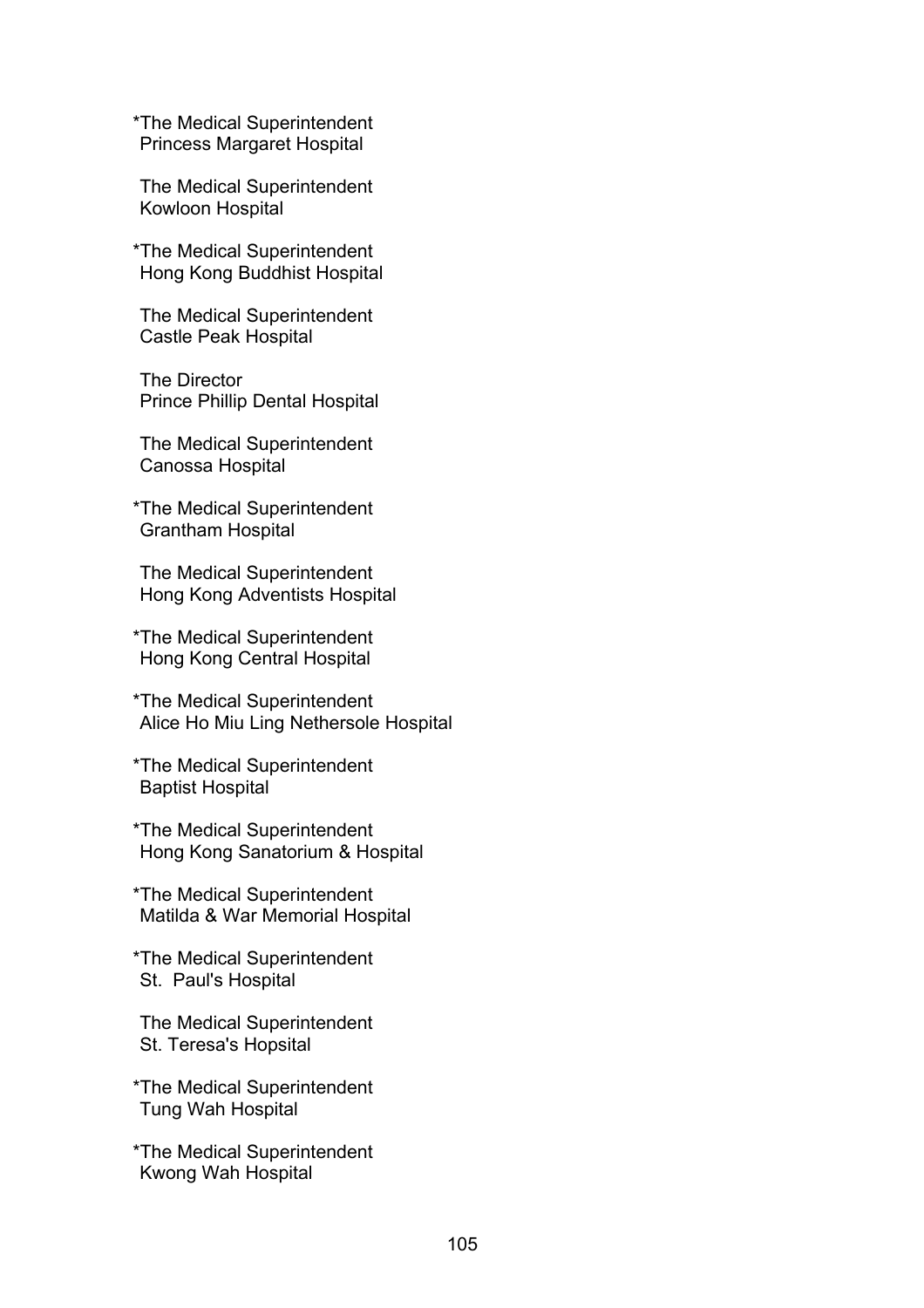*The Medical Superintendent
Princess Margaret Hospital

The Medical Superintendent
Kowloon Hospital

*The Medical Superintendent
Hong Kong Buddhist Hospital

The Medical Superintendent
Castle Peak Hospital

The Director
Prince Phillip Dental Hospital

The Medical Superintendent
Canossa Hospital

*The Medical Superintendent
Grantham Hospital

The Medical Superintendent
Hong Kong Adventists Hospital

*The Medical Superintendent
Hong Kong Central Hospital

*The Medical Superintendent
Alice Ho Miu Ling Nethersole Hospital

*The Medical Superintendent
Baptist Hospital

*The Medical Superintendent
Hong Kong Sanatorium & Hospital

*The Medical Superintendent
Matilda & War Memorial Hospital

*The Medical Superintendent
St. Paul's Hospital

The Medical Superintendent
St. Teresa's Hopsital

*The Medical Superintendent
Tung Wah Hospital

*The Medical Superintendent
Kwong Wah Hospital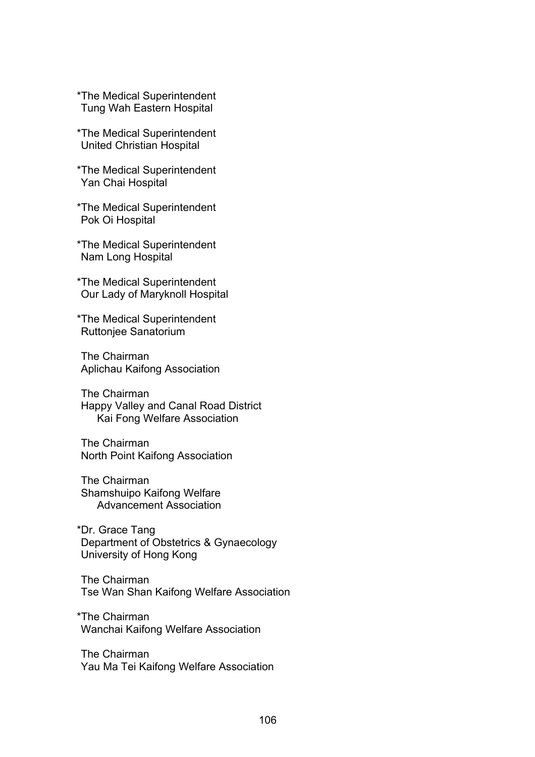*The Medical Superintendent
Tung Wah Eastern Hospital

*The Medical Superintendent
United Christian Hospital

*The Medical Superintendent
Yan Chai Hospital

*The Medical Superintendent
Pok Oi Hospital

*The Medical Superintendent
Nam Long Hospital

*The Medical Superintendent
Our Lady of Maryknoll Hospital

*The Medical Superintendent
Ruttonjee Sanatorium

The Chairman
Aplichau Kaifong Association

The Chairman
Happy Valley and Canal Road District
Kai Fong Welfare Association

The Chairman
North Point Kaifong Association

The Chairman
Shamshuipo Kaifong Welfare
Advancement Association

*Dr. Grace Tang
Department of Obstetrics & Gynaecology
University of Hong Kong

The Chairman
Tse Wan Shan Kaifong Welfare Association

*The Chairman
Wanchai Kaifong Welfare Association

The Chairman
Yau Ma Tei Kaifong Welfare Association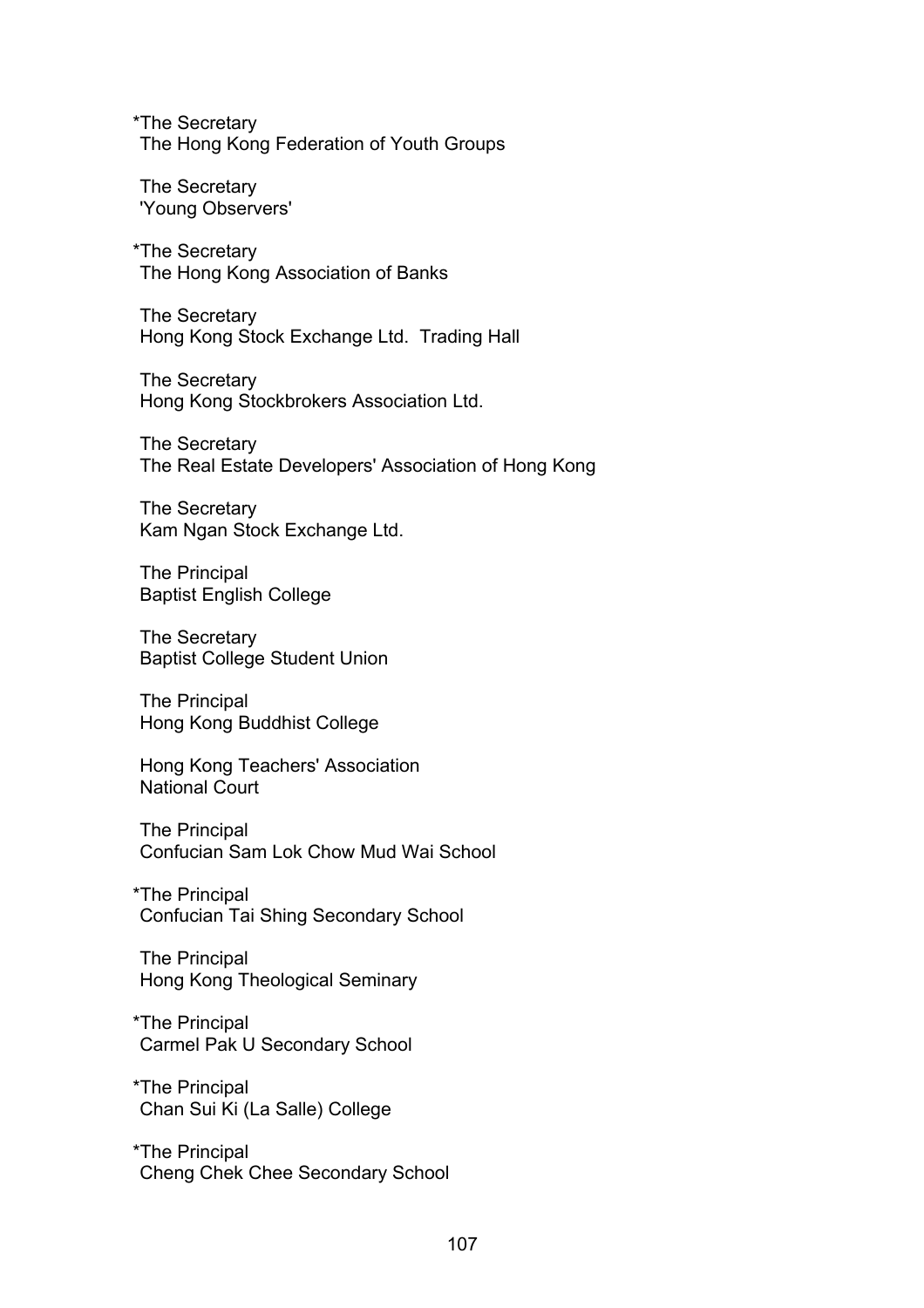*The Secretary
The Hong Kong Federation of Youth Groups

The Secretary
'Young Observers'

*The Secretary
The Hong Kong Association of Banks

The Secretary
Hong Kong Stock Exchange Ltd. Trading Hall

The Secretary
Hong Kong Stockbrokers Association Ltd.

The Secretary
The Real Estate Developers' Association of Hong Kong

The Secretary
Kam Ngan Stock Exchange Ltd.

The Principal
Baptist English College

The Secretary
Baptist College Student Union

The Principal
Hong Kong Buddhist College

Hong Kong Teachers' Association
National Court

The Principal
Confucian Sam Lok Chow Mud Wai School

*The Principal
Confucian Tai Shing Secondary School

The Principal
Hong Kong Theological Seminary

*The Principal
Carmel Pak U Secondary School

*The Principal
Chan Sui Ki (La Salle) College

*The Principal
Cheng Chek Chee Secondary School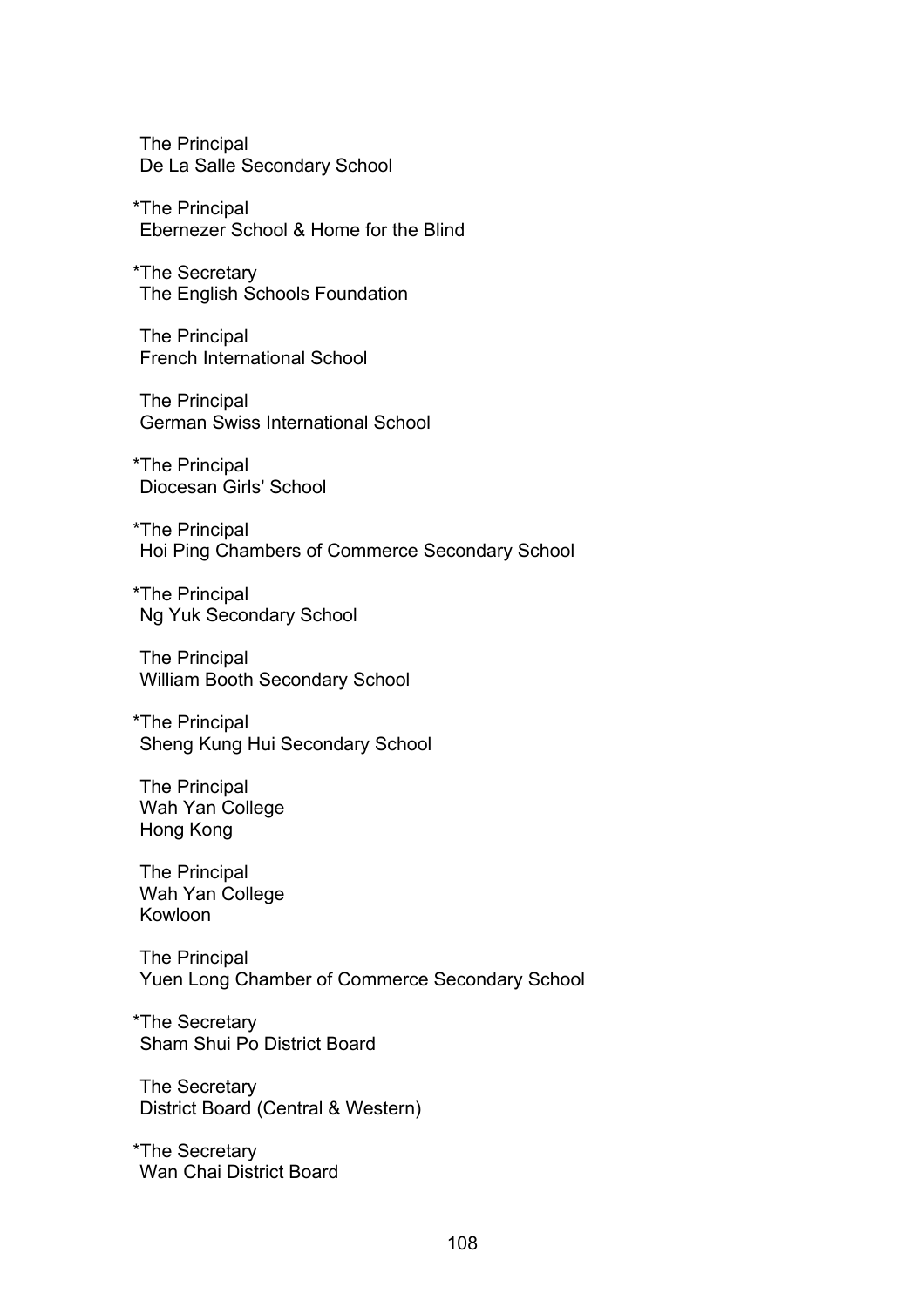The Principal
De La Salle Secondary School

*The Principal
Ebernezer School & Home for the Blind

*The Secretary
The English Schools Foundation

The Principal
French International School

The Principal
German Swiss International School

*The Principal
Diocesan Girls' School

*The Principal
Hoi Ping Chambers of Commerce Secondary School

*The Principal
Ng Yuk Secondary School

The Principal
William Booth Secondary School

*The Principal
Sheng Kung Hui Secondary School

The Principal
Wah Yan College
Hong Kong

The Principal
Wah Yan College
Kowloon

The Principal
Yuen Long Chamber of Commerce Secondary School

*The Secretary
Sham Shui Po District Board

The Secretary
District Board (Central & Western)

*The Secretary
Wan Chai District Board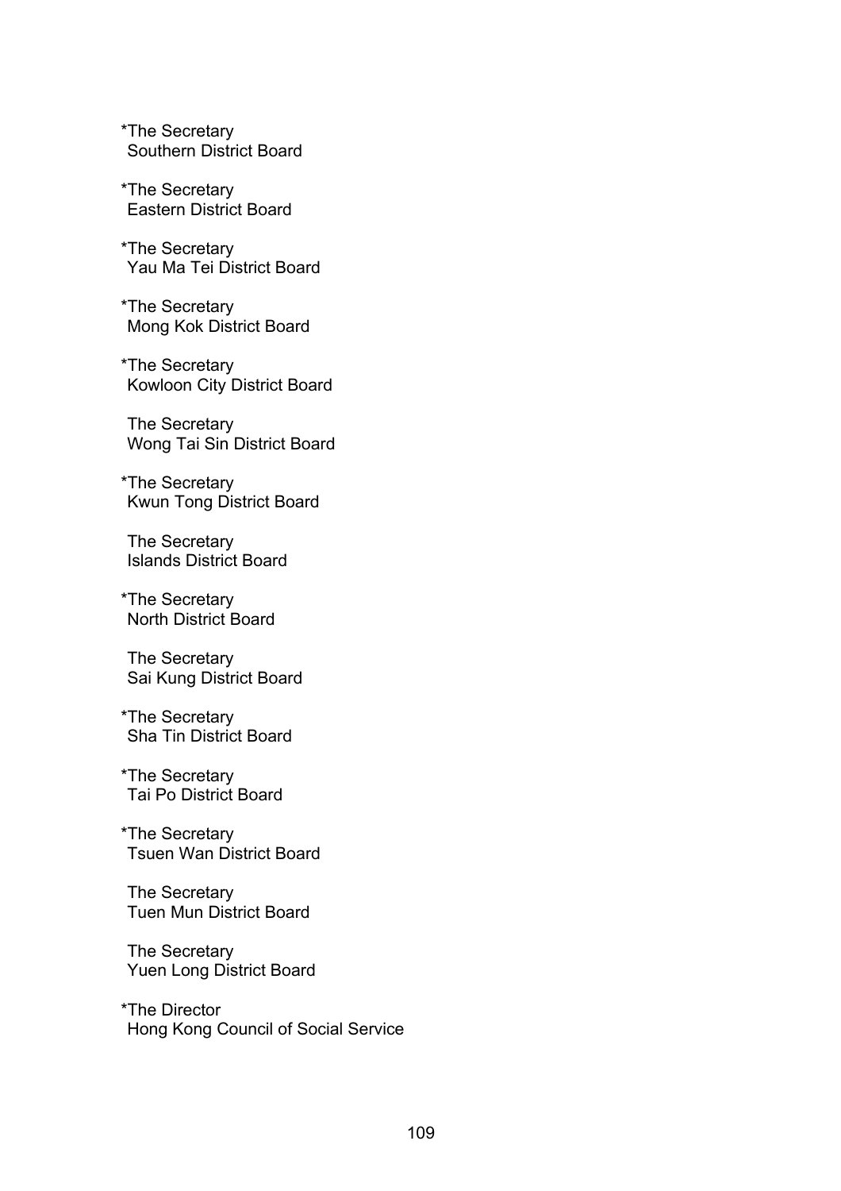*The Secretary
Southern District Board

*The Secretary
Eastern District Board

*The Secretary
Yau Ma Tei District Board

*The Secretary
Mong Kok District Board

*The Secretary
Kowloon City District Board

The Secretary
Wong Tai Sin District Board

*The Secretary
Kwun Tong District Board

The Secretary
Islands District Board

*The Secretary
North District Board

The Secretary
Sai Kung District Board

*The Secretary
Sha Tin District Board

*The Secretary
Tai Po District Board

*The Secretary
Tsuen Wan District Board

The Secretary
Tuen Mun District Board

The Secretary
Yuen Long District Board

*The Director
Hong Kong Council of Social Service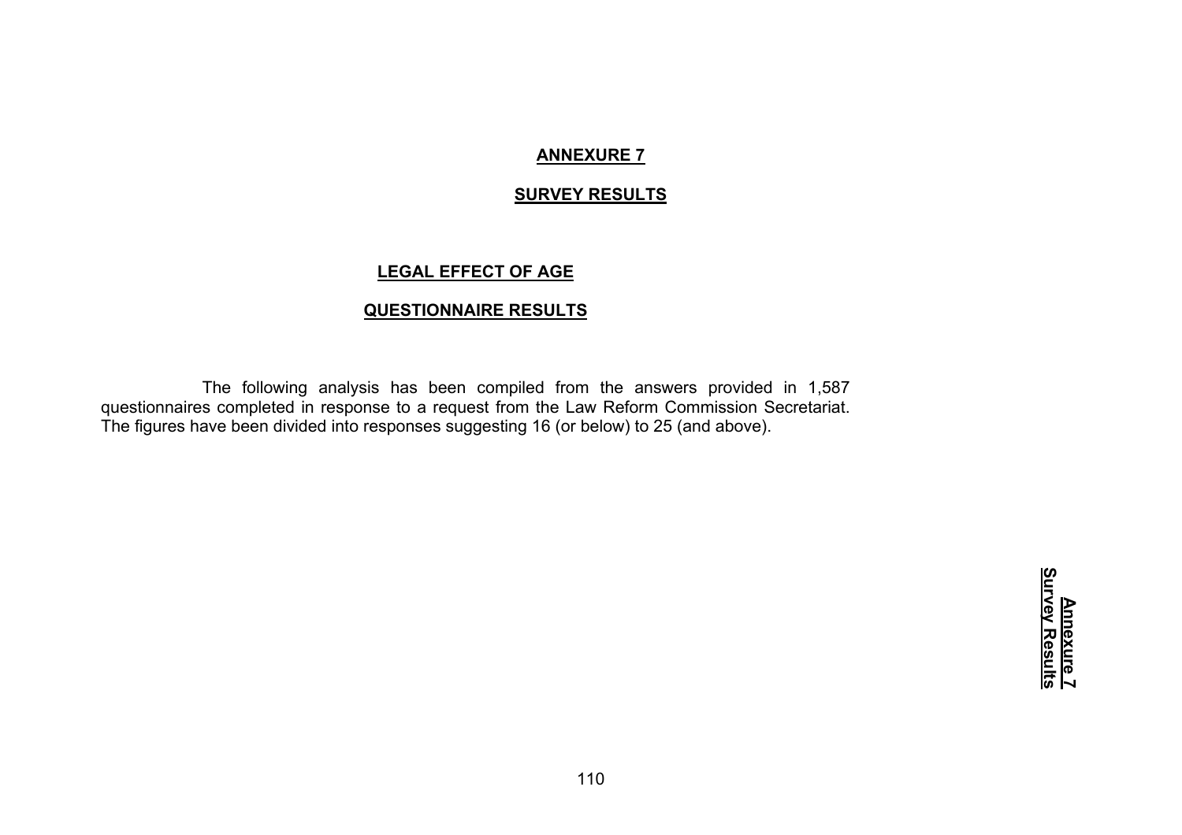# ANNEXURE 7

## SURVEY RESULTS

### LEGAL EFFECT OF AGE

### QUESTIONNAIRE RESULTS

The following analysis has been compiled from the answers provided in 1,587 questionnaires completed in response to a request from the Law Reform Commission Secretariat. The figures have been divided into responses suggesting 16 (or below) to 25 (and above).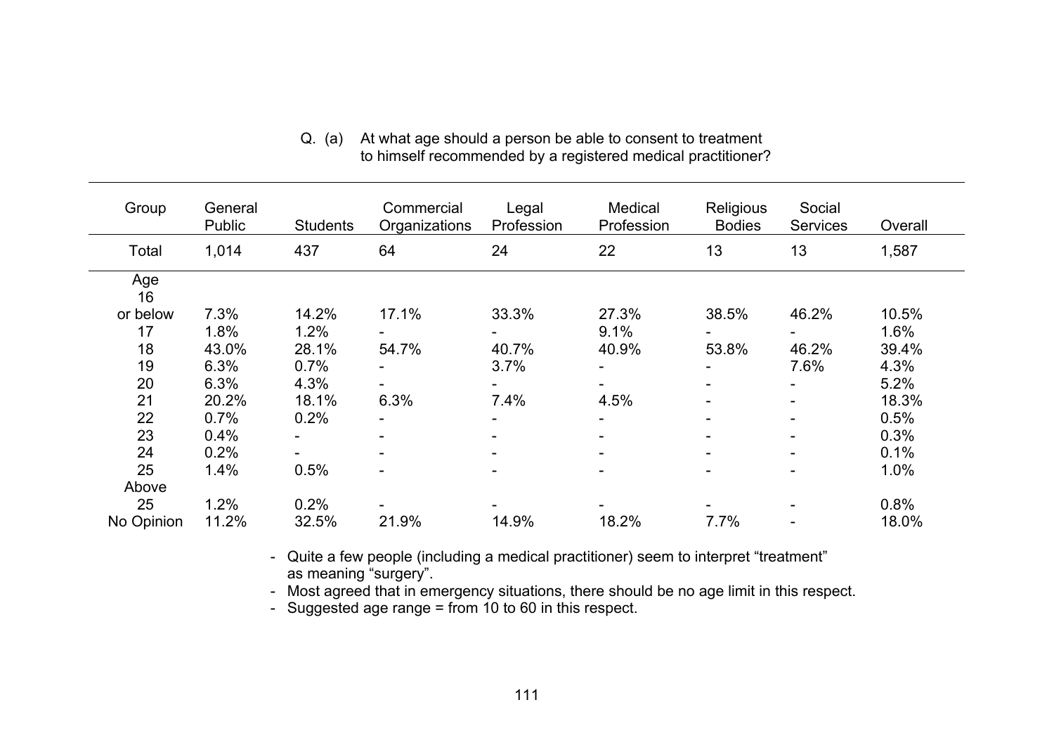Q. (a) At what age should a person be able to consent to treatment to himself recommended by a registered medical practitioner?

| Group | General Public | Students | Commercial Organizations | Legal Profession | Medical Profession | Religious Bodies | Social Services | Overall |
|---|---|---|---|---|---|---|---|---|
| Total | 1,014 | 437 | 64 | 24 | 22 | 13 | 13 | 1,587 |
| Age | | | | | | | | |
| 16 or below | 7.3% | 14.2% | 17.1% | 33.3% | 27.3% | 38.5% | 46.2% | 10.5% |
| 17 | 1.8% | 1.2% | - | - | 9.1% | - | - | 1.6% |
| 18 | 43.0% | 28.1% | 54.7% | 40.7% | 40.9% | 53.8% | 46.2% | 39.4% |
| 19 | 6.3% | 0.7% | - | 3.7% | - | - | 7.6% | 4.3% |
| 20 | 6.3% | 4.3% | - | - | - | - | - | 5.2% |
| 21 | 20.2% | 18.1% | 6.3% | 7.4% | 4.5% | - | - | 18.3% |
| 22 | 0.7% | 0.2% | - | - | - | - | - | 0.5% |
| 23 | 0.4% | - | - | - | - | - | - | 0.3% |
| 24 | 0.2% | - | - | - | - | - | - | 0.1% |
| 25 | 1.4% | 0.5% | - | - | - | - | - | 1.0% |
| Above 25 | 1.2% | 0.2% | - | - | - | - | - | 0.8% |
| No Opinion | 11.2% | 32.5% | 21.9% | 14.9% | 18.2% | 7.7% | - | 18.0% |

- Quite a few people (including a medical practitioner) seem to interpret "treatment" as meaning "surgery".
- Most agreed that in emergency situations, there should be no age limit in this respect.
- Suggested age range = from 10 to 60 in this respect.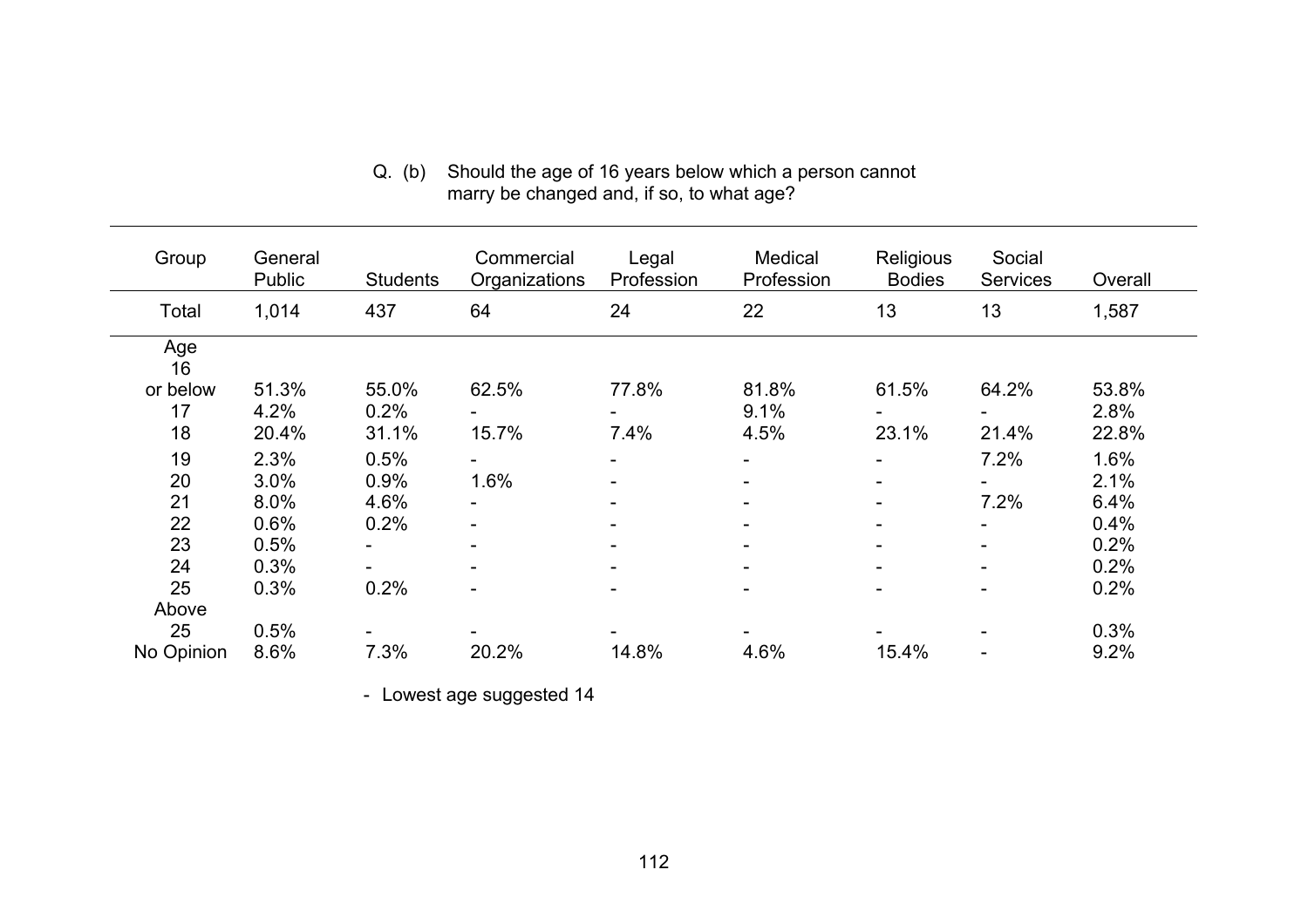Q. (b) Should the age of 16 years below which a person cannot marry be changed and, if so, to what age?

| Group | General Public | Students | Commercial Organizations | Legal Profession | Medical Profession | Religious Bodies | Social Services | Overall |
|---|---|---|---|---|---|---|---|---|
| Total | 1,014 | 437 | 64 | 24 | 22 | 13 | 13 | 1,587 |
| Age 16 or below | 51.3% | 55.0% | 62.5% | 77.8% | 81.8% | 61.5% | 64.2% | 53.8% |
| 17 | 4.2% | 0.2% | - | - | 9.1% | - | - | 2.8% |
| 18 | 20.4% | 31.1% | 15.7% | 7.4% | 4.5% | 23.1% | 21.4% | 22.8% |
| 19 | 2.3% | 0.5% | - | - | - | - | 7.2% | 1.6% |
| 20 | 3.0% | 0.9% | 1.6% | - | - | - | - | 2.1% |
| 21 | 8.0% | 4.6% | - | - | - | - | 7.2% | 6.4% |
| 22 | 0.6% | 0.2% | - | - | - | - | - | 0.4% |
| 23 | 0.5% | - | - | - | - | - | - | 0.2% |
| 24 | 0.3% | - | - | - | - | - | - | 0.2% |
| 25 | 0.3% | 0.2% | - | - | - | - | - | 0.2% |
| Above 25 | 0.5% | - | - | - | - | - | - | 0.3% |
| No Opinion | 8.6% | 7.3% | 20.2% | 14.8% | 4.6% | 15.4% | - | 9.2% |

- Lowest age suggested 14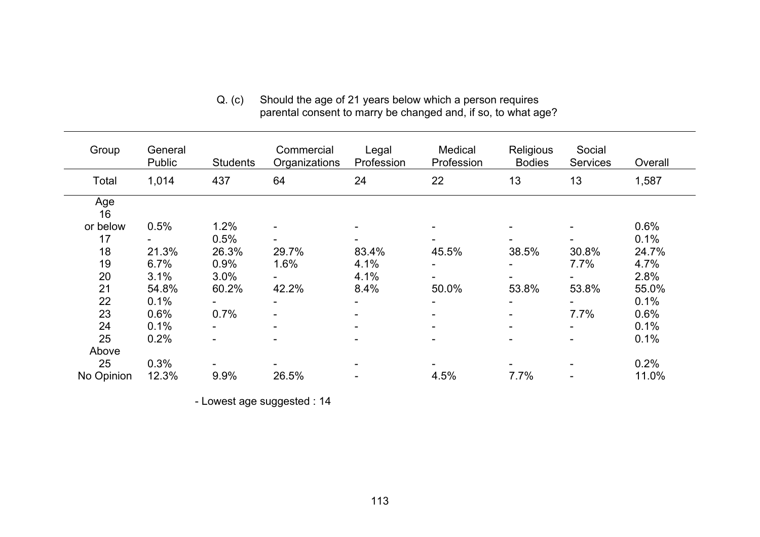Q. (c) Should the age of 21 years below which a person requires parental consent to marry be changed and, if so, to what age?

| Group | General Public | Students | Commercial Organizations | Legal Profession | Medical Profession | Religious Bodies | Social Services | Overall |
|---|---|---|---|---|---|---|---|---|
| Total | 1,014 | 437 | 64 | 24 | 22 | 13 | 13 | 1,587 |
| Age | | | | | | | | |
| 16 or below | 0.5% | 1.2% | - | - | - | - | - | 0.6% |
| 17 | - | 0.5% | - | - | - | - | - | 0.1% |
| 18 | 21.3% | 26.3% | 29.7% | 83.4% | 45.5% | 38.5% | 30.8% | 24.7% |
| 19 | 6.7% | 0.9% | 1.6% | 4.1% | - | - | 7.7% | 4.7% |
| 20 | 3.1% | 3.0% | - | 4.1% | - | - | - | 2.8% |
| 21 | 54.8% | 60.2% | 42.2% | 8.4% | 50.0% | 53.8% | 53.8% | 55.0% |
| 22 | 0.1% | - | - | - | - | - | - | 0.1% |
| 23 | 0.6% | 0.7% | - | - | - | - | 7.7% | 0.6% |
| 24 | 0.1% | - | - | - | - | - | - | 0.1% |
| 25 | 0.2% | - | - | - | - | - | - | 0.1% |
| Above 25 | 0.3% | - | - | - | - | - | - | 0.2% |
| No Opinion | 12.3% | 9.9% | 26.5% | - | 4.5% | 7.7% | - | 11.0% |

- Lowest age suggested : 14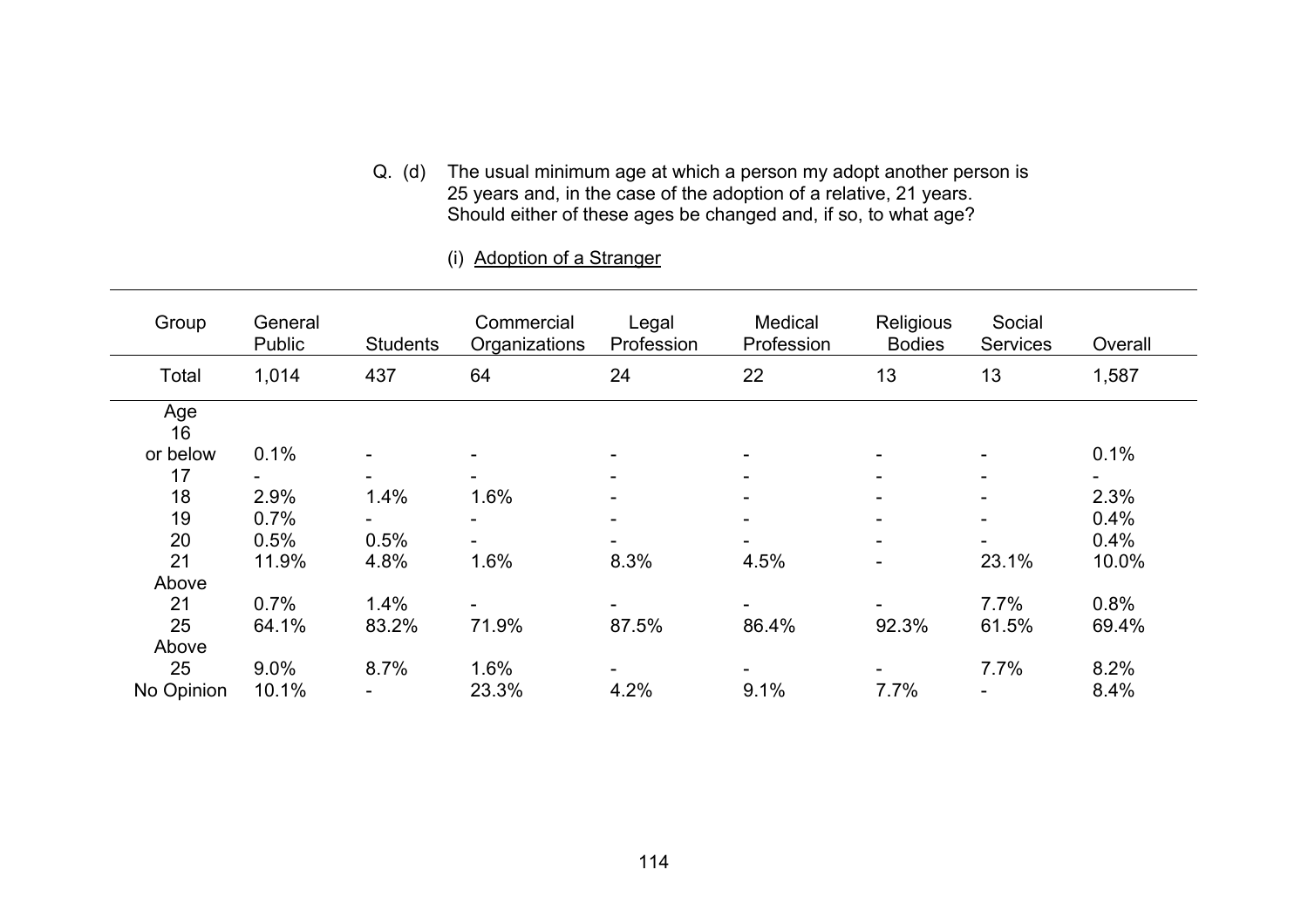Q. (d) The usual minimum age at which a person my adopt another person is 25 years and, in the case of the adoption of a relative, 21 years. Should either of these ages be changed and, if so, to what age?

(i) Adoption of a Stranger

| Group | General Public | Students | Commercial Organizations | Legal Profession | Medical Profession | Religious Bodies | Social Services | Overall |
|---|---|---|---|---|---|---|---|---|
| Total | 1,014 | 437 | 64 | 24 | 22 | 13 | 13 | 1,587 |
| Age | | | | | | | | |
| 16 or below | 0.1% | - | - | - | - | - | - | 0.1% |
| 17 | - | - | - | - | - | - | - | - |
| 18 | 2.9% | 1.4% | 1.6% | - | - | - | - | 2.3% |
| 19 | 0.7% | - | - | - | - | - | - | 0.4% |
| 20 | 0.5% | 0.5% | - | - | - | - | - | 0.4% |
| 21 | 11.9% | 4.8% | 1.6% | 8.3% | 4.5% | - | 23.1% | 10.0% |
| Above 21 | 0.7% | 1.4% | - | - | - | - | 7.7% | 0.8% |
| 25 | 64.1% | 83.2% | 71.9% | 87.5% | 86.4% | 92.3% | 61.5% | 69.4% |
| Above 25 | 9.0% | 8.7% | 1.6% | - | - | - | 7.7% | 8.2% |
| No Opinion | 10.1% | - | 23.3% | 4.2% | 9.1% | 7.7% | - | 8.4% |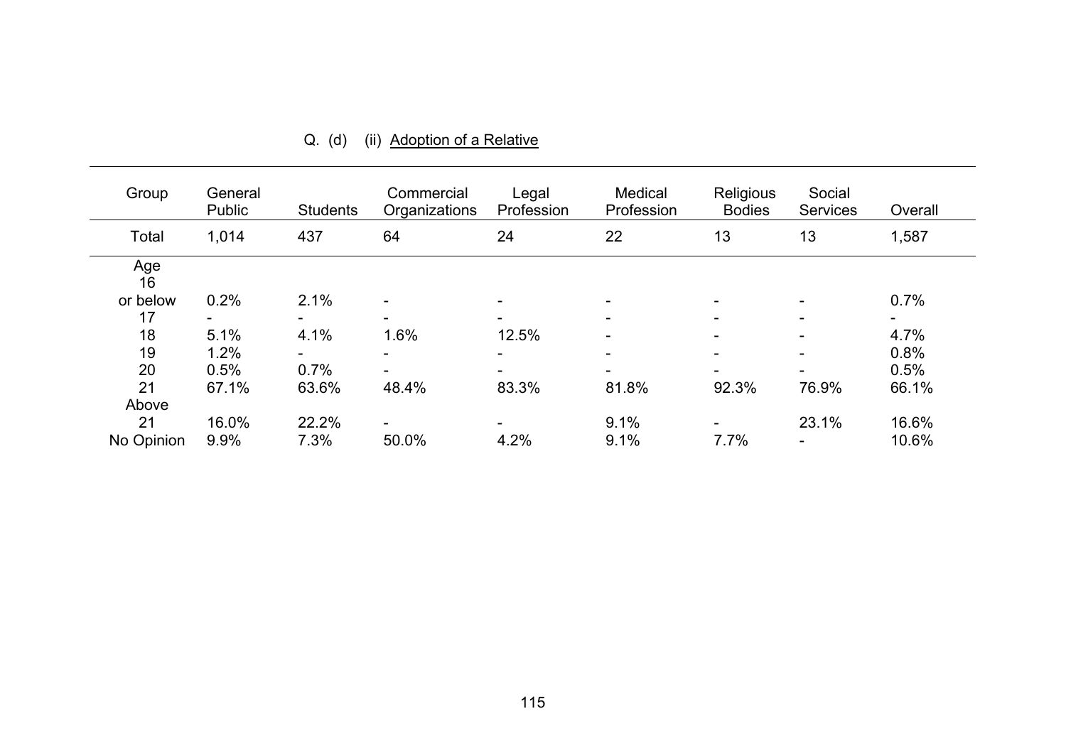Q. (d) (ii) Adoption of a Relative

| Group | General Public | Students | Commercial Organizations | Legal Profession | Medical Profession | Religious Bodies | Social Services | Overall |
|---|---|---|---|---|---|---|---|---|
| Total | 1,014 | 437 | 64 | 24 | 22 | 13 | 13 | 1,587 |
| Age | | | | | | | | |
| 16 or below | 0.2% | 2.1% | - | - | - | - | - | 0.7% |
| 17 | - | - | - | - | - | - | - | - |
| 18 | 5.1% | 4.1% | 1.6% | 12.5% | - | - | - | 4.7% |
| 19 | 1.2% | - | - | - | - | - | - | 0.8% |
| 20 | 0.5% | 0.7% | - | - | - | - | - | 0.5% |
| 21 | 67.1% | 63.6% | 48.4% | 83.3% | 81.8% | 92.3% | 76.9% | 66.1% |
| Above 21 | 16.0% | 22.2% | - | - | 9.1% | - | 23.1% | 16.6% |
| No Opinion | 9.9% | 7.3% | 50.0% | 4.2% | 9.1% | 7.7% | - | 10.6% |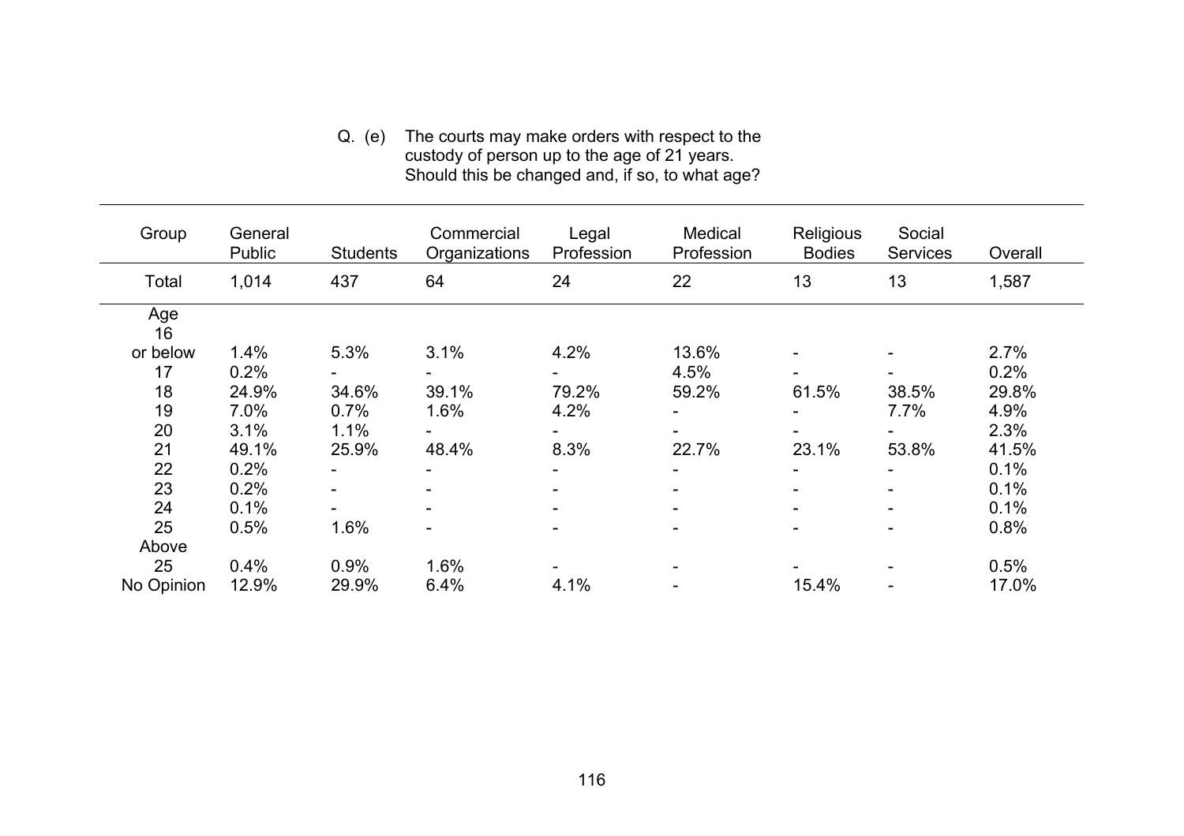Q. (e) The courts may make orders with respect to the custody of person up to the age of 21 years. Should this be changed and, if so, to what age?

| Group | General Public | Students | Commercial Organizations | Legal Profession | Medical Profession | Religious Bodies | Social Services | Overall |
|---|---|---|---|---|---|---|---|---|
| Total | 1,014 | 437 | 64 | 24 | 22 | 13 | 13 | 1,587 |
| Age | | | | | | | | |
| 16 or below | 1.4% | 5.3% | 3.1% | 4.2% | 13.6% | - | - | 2.7% |
| 17 | 0.2% | - | - | - | 4.5% | - | - | 0.2% |
| 18 | 24.9% | 34.6% | 39.1% | 79.2% | 59.2% | 61.5% | 38.5% | 29.8% |
| 19 | 7.0% | 0.7% | 1.6% | 4.2% | - | - | 7.7% | 4.9% |
| 20 | 3.1% | 1.1% | - | - | - | - | - | 2.3% |
| 21 | 49.1% | 25.9% | 48.4% | 8.3% | 22.7% | 23.1% | 53.8% | 41.5% |
| 22 | 0.2% | - | - | - | - | - | - | 0.1% |
| 23 | 0.2% | - | - | - | - | - | - | 0.1% |
| 24 | 0.1% | - | - | - | - | - | - | 0.1% |
| 25 | 0.5% | 1.6% | - | - | - | - | - | 0.8% |
| Above 25 | 0.4% | 0.9% | 1.6% | - | - | - | - | 0.5% |
| No Opinion | 12.9% | 29.9% | 6.4% | 4.1% | - | 15.4% | - | 17.0% |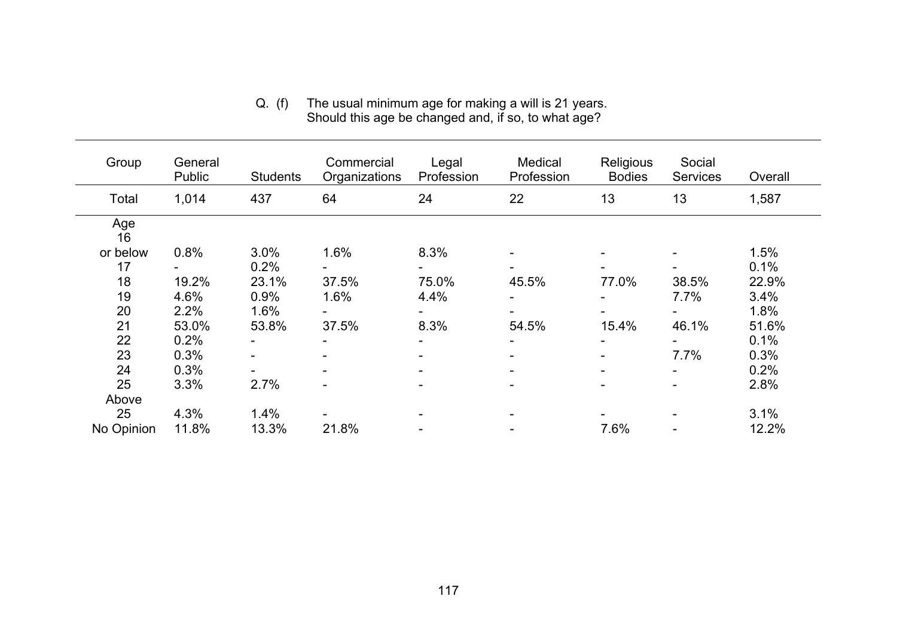Q. (f) The usual minimum age for making a will is 21 years.
Should this age be changed and, if so, to what age?

| Group | General Public | Students | Commercial Organizations | Legal Profession | Medical Profession | Religious Bodies | Social Services | Overall |
|---|---|---|---|---|---|---|---|---|
| Total | 1,014 | 437 | 64 | 24 | 22 | 13 | 13 | 1,587 |
| Age | | | | | | | | |
| 16 or below | 0.8% | 3.0% | 1.6% | 8.3% | - | - | - | 1.5% |
| 17 | - | 0.2% | - | - | - | - | - | 0.1% |
| 18 | 19.2% | 23.1% | 37.5% | 75.0% | 45.5% | 77.0% | 38.5% | 22.9% |
| 19 | 4.6% | 0.9% | 1.6% | 4.4% | - | - | 7.7% | 3.4% |
| 20 | 2.2% | 1.6% | - | - | - | - | - | 1.8% |
| 21 | 53.0% | 53.8% | 37.5% | 8.3% | 54.5% | 15.4% | 46.1% | 51.6% |
| 22 | 0.2% | - | - | - | - | - | - | 0.1% |
| 23 | 0.3% | - | - | - | - | - | 7.7% | 0.3% |
| 24 | 0.3% | - | - | - | - | - | - | 0.2% |
| 25 | 3.3% | 2.7% | - | - | - | - | - | 2.8% |
| Above 25 | 4.3% | 1.4% | - | - | - | - | - | 3.1% |
| No Opinion | 11.8% | 13.3% | 21.8% | - | - | 7.6% | - | 12.2% |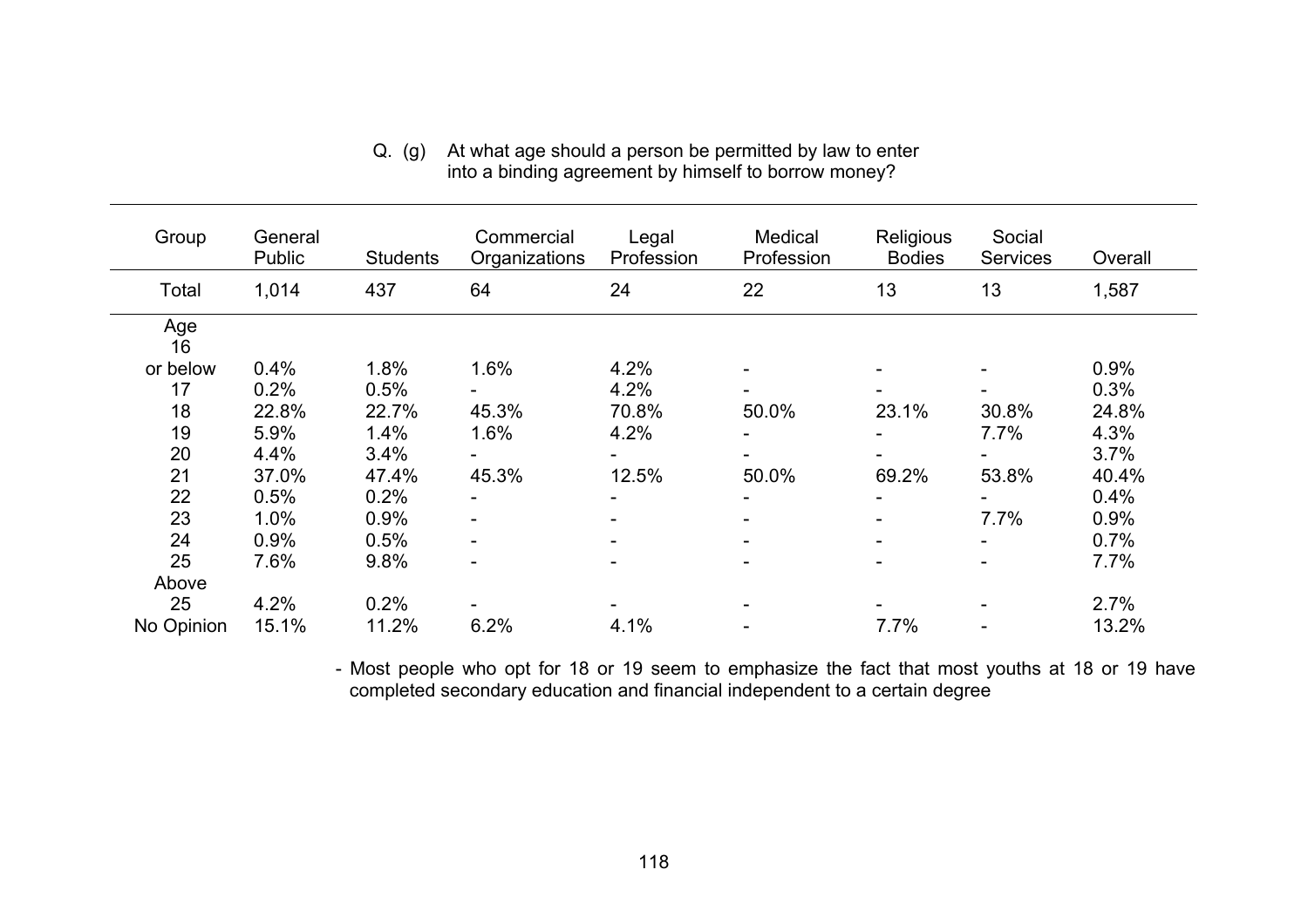Q. (g) At what age should a person be permitted by law to enter into a binding agreement by himself to borrow money?

| Group | General Public | Students | Commercial Organizations | Legal Profession | Medical Profession | Religious Bodies | Social Services | Overall |
|---|---|---|---|---|---|---|---|---|
| Total | 1,014 | 437 | 64 | 24 | 22 | 13 | 13 | 1,587 |
| Age | | | | | | | | |
| 16 or below | 0.4% | 1.8% | 1.6% | 4.2% | - | - | - | 0.9% |
| 17 | 0.2% | 0.5% | - | 4.2% | - | - | - | 0.3% |
| 18 | 22.8% | 22.7% | 45.3% | 70.8% | 50.0% | 23.1% | 30.8% | 24.8% |
| 19 | 5.9% | 1.4% | 1.6% | 4.2% | - | - | 7.7% | 4.3% |
| 20 | 4.4% | 3.4% | - | - | - | - | - | 3.7% |
| 21 | 37.0% | 47.4% | 45.3% | 12.5% | 50.0% | 69.2% | 53.8% | 40.4% |
| 22 | 0.5% | 0.2% | - | - | - | - | - | 0.4% |
| 23 | 1.0% | 0.9% | - | - | - | - | 7.7% | 0.9% |
| 24 | 0.9% | 0.5% | - | - | - | - | - | 0.7% |
| 25 | 7.6% | 9.8% | - | - | - | - | - | 7.7% |
| Above 25 | 4.2% | 0.2% | - | - | - | - | - | 2.7% |
| No Opinion | 15.1% | 11.2% | 6.2% | 4.1% | - | 7.7% | - | 13.2% |

- Most people who opt for 18 or 19 seem to emphasize the fact that most youths at 18 or 19 have completed secondary education and financial independent to a certain degree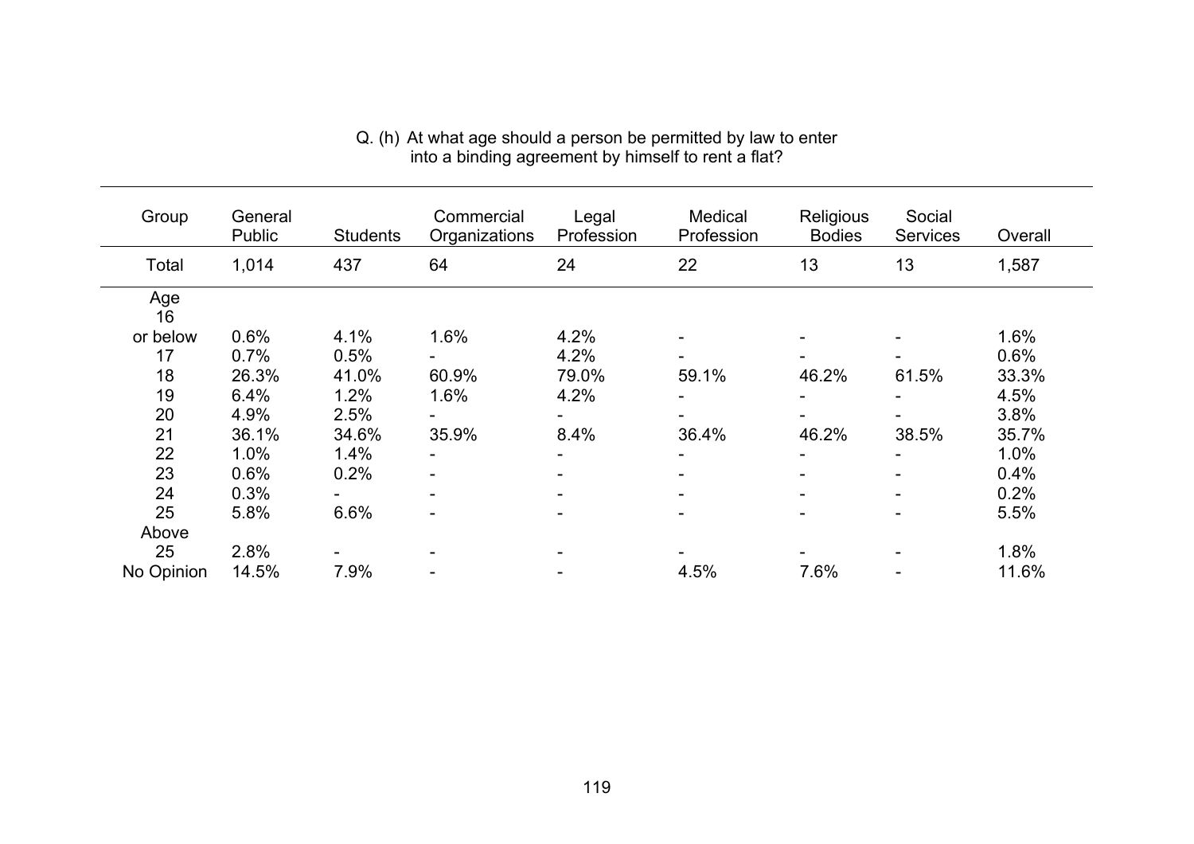Q. (h) At what age should a person be permitted by law to enter into a binding agreement by himself to rent a flat?

| Group | General Public | Students | Commercial Organizations | Legal Profession | Medical Profession | Religious Bodies | Social Services | Overall |
|---|---|---|---|---|---|---|---|---|
| Total | 1,014 | 437 | 64 | 24 | 22 | 13 | 13 | 1,587 |
| Age | | | | | | | | |
| 16 or below | 0.6% | 4.1% | 1.6% | 4.2% | - | - | - | 1.6% |
| 17 | 0.7% | 0.5% | - | 4.2% | - | - | - | 0.6% |
| 18 | 26.3% | 41.0% | 60.9% | 79.0% | 59.1% | 46.2% | 61.5% | 33.3% |
| 19 | 6.4% | 1.2% | 1.6% | 4.2% | - | - | - | 4.5% |
| 20 | 4.9% | 2.5% | - | - | - | - | - | 3.8% |
| 21 | 36.1% | 34.6% | 35.9% | 8.4% | 36.4% | 46.2% | 38.5% | 35.7% |
| 22 | 1.0% | 1.4% | - | - | - | - | - | 1.0% |
| 23 | 0.6% | 0.2% | - | - | - | - | - | 0.4% |
| 24 | 0.3% | - | - | - | - | - | - | 0.2% |
| 25 | 5.8% | 6.6% | - | - | - | - | - | 5.5% |
| Above 25 | 2.8% | - | - | - | - | - | - | 1.8% |
| No Opinion | 14.5% | 7.9% | - | - | 4.5% | 7.6% | - | 11.6% |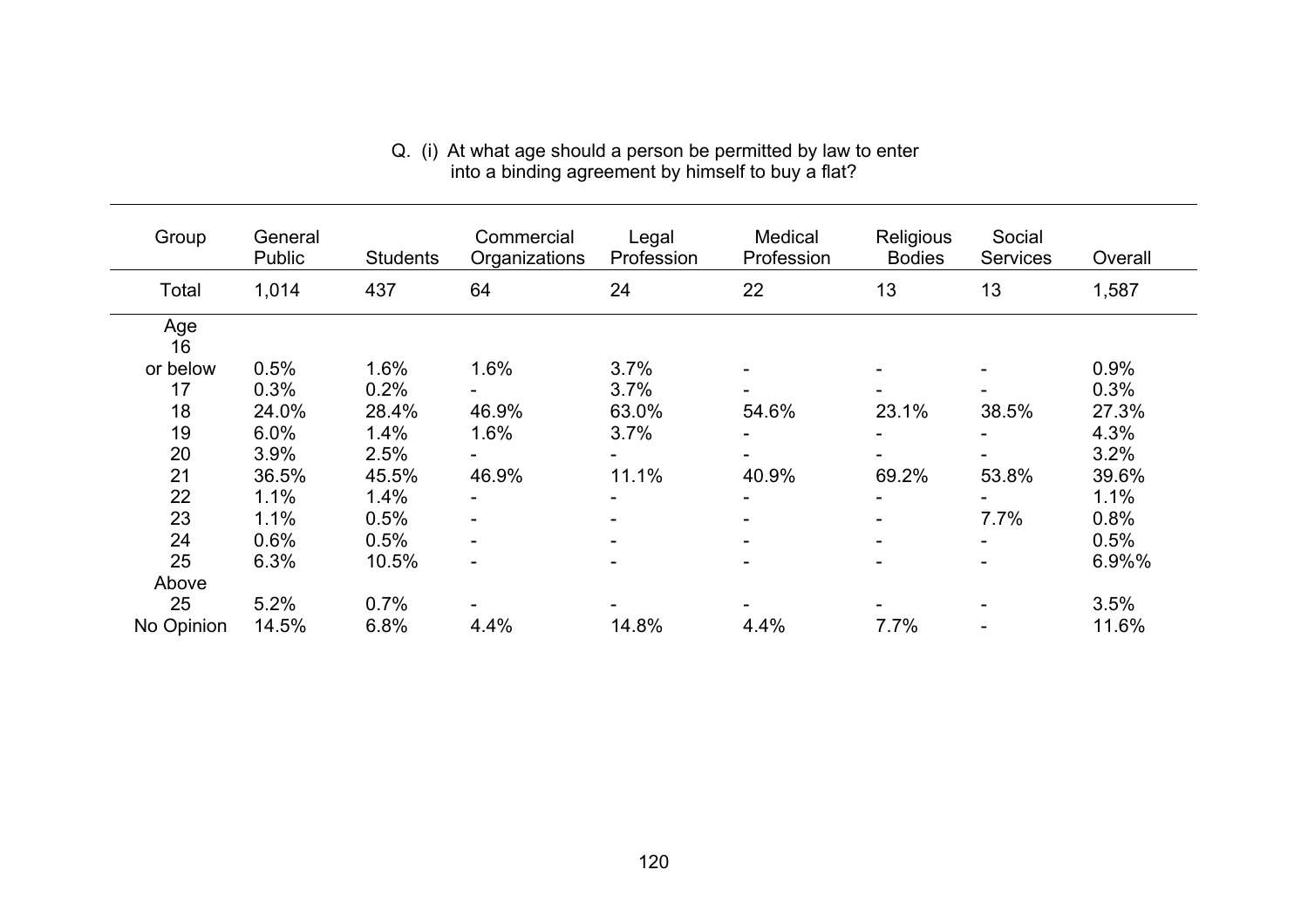Q. (i) At what age should a person be permitted by law to enter into a binding agreement by himself to buy a flat?

| Group | General Public | Students | Commercial Organizations | Legal Profession | Medical Profession | Religious Bodies | Social Services | Overall |
|---|---|---|---|---|---|---|---|---|
| Total | 1,014 | 437 | 64 | 24 | 22 | 13 | 13 | 1,587 |
| Age | | | | | | | | |
| 16 or below | 0.5% | 1.6% | 1.6% | 3.7% | - | - | - | 0.9% |
| 17 | 0.3% | 0.2% | - | 3.7% | - | - | - | 0.3% |
| 18 | 24.0% | 28.4% | 46.9% | 63.0% | 54.6% | 23.1% | 38.5% | 27.3% |
| 19 | 6.0% | 1.4% | 1.6% | 3.7% | - | - | - | 4.3% |
| 20 | 3.9% | 2.5% | - | - | - | - | - | 3.2% |
| 21 | 36.5% | 45.5% | 46.9% | 11.1% | 40.9% | 69.2% | 53.8% | 39.6% |
| 22 | 1.1% | 1.4% | - | - | - | - | - | 1.1% |
| 23 | 1.1% | 0.5% | - | - | - | - | 7.7% | 0.8% |
| 24 | 0.6% | 0.5% | - | - | - | - | - | 0.5% |
| 25 | 6.3% | 10.5% | - | - | - | - | - | 6.9%% |
| Above 25 | 5.2% | 0.7% | - | - | - | - | - | 3.5% |
| No Opinion | 14.5% | 6.8% | 4.4% | 14.8% | 4.4% | 7.7% | - | 11.6% |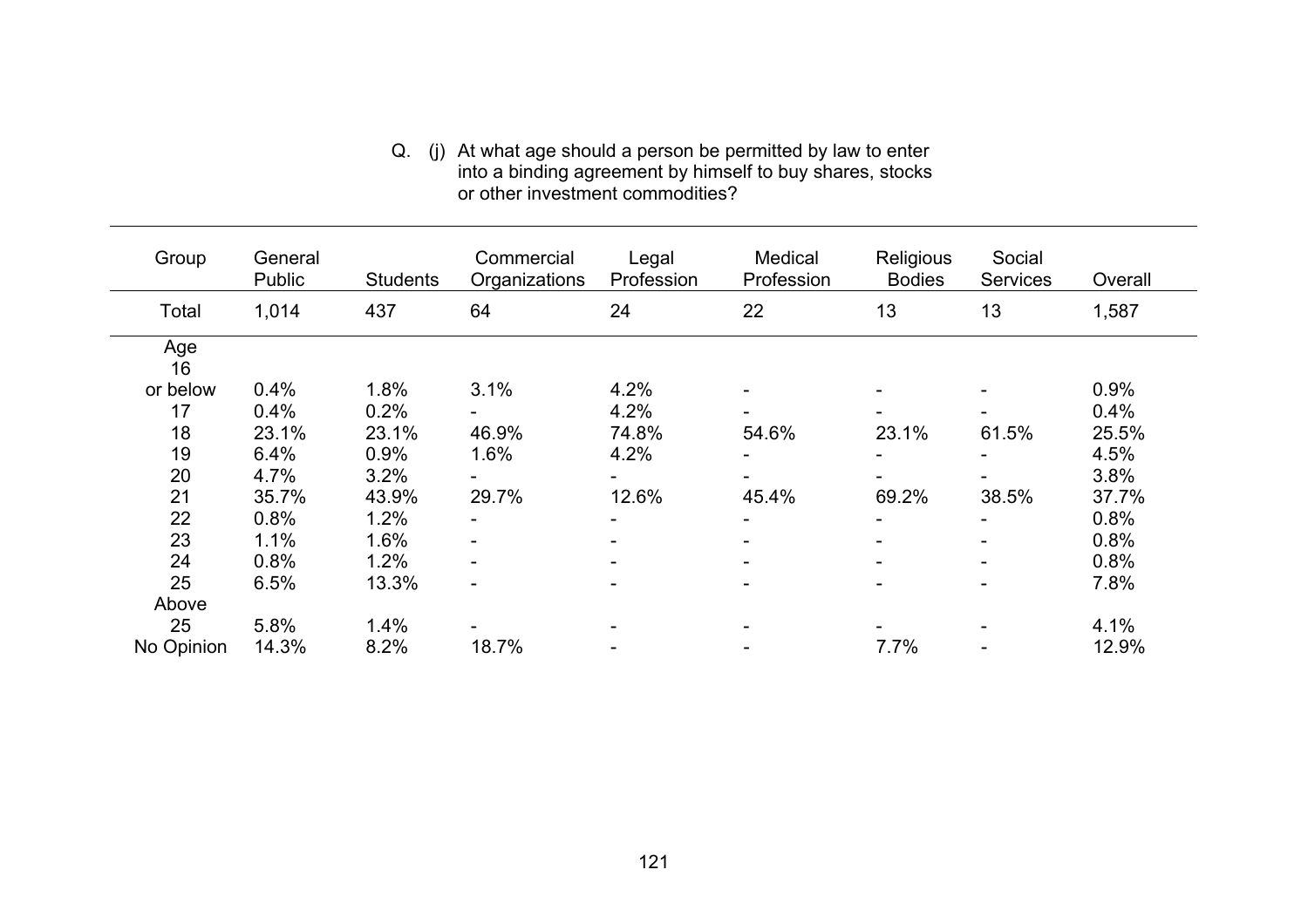Q. (j) At what age should a person be permitted by law to enter into a binding agreement by himself to buy shares, stocks or other investment commodities?

| Group | General Public | Students | Commercial Organizations | Legal Profession | Medical Profession | Religious Bodies | Social Services | Overall |
|---|---|---|---|---|---|---|---|---|
| Total | 1,014 | 437 | 64 | 24 | 22 | 13 | 13 | 1,587 |
| Age | | | | | | | | |
| 16 or below | 0.4% | 1.8% | 3.1% | 4.2% | - | - | - | 0.9% |
| 17 | 0.4% | 0.2% | - | 4.2% | - | - | - | 0.4% |
| 18 | 23.1% | 23.1% | 46.9% | 74.8% | 54.6% | 23.1% | 61.5% | 25.5% |
| 19 | 6.4% | 0.9% | 1.6% | 4.2% | - | - | - | 4.5% |
| 20 | 4.7% | 3.2% | - | - | - | - | - | 3.8% |
| 21 | 35.7% | 43.9% | 29.7% | 12.6% | 45.4% | 69.2% | 38.5% | 37.7% |
| 22 | 0.8% | 1.2% | - | - | - | - | - | 0.8% |
| 23 | 1.1% | 1.6% | - | - | - | - | - | 0.8% |
| 24 | 0.8% | 1.2% | - | - | - | - | - | 0.8% |
| 25 | 6.5% | 13.3% | - | - | - | - | - | 7.8% |
| Above 25 | 5.8% | 1.4% | - | - | - | - | - | 4.1% |
| No Opinion | 14.3% | 8.2% | 18.7% | - | - | 7.7% | - | 12.9% |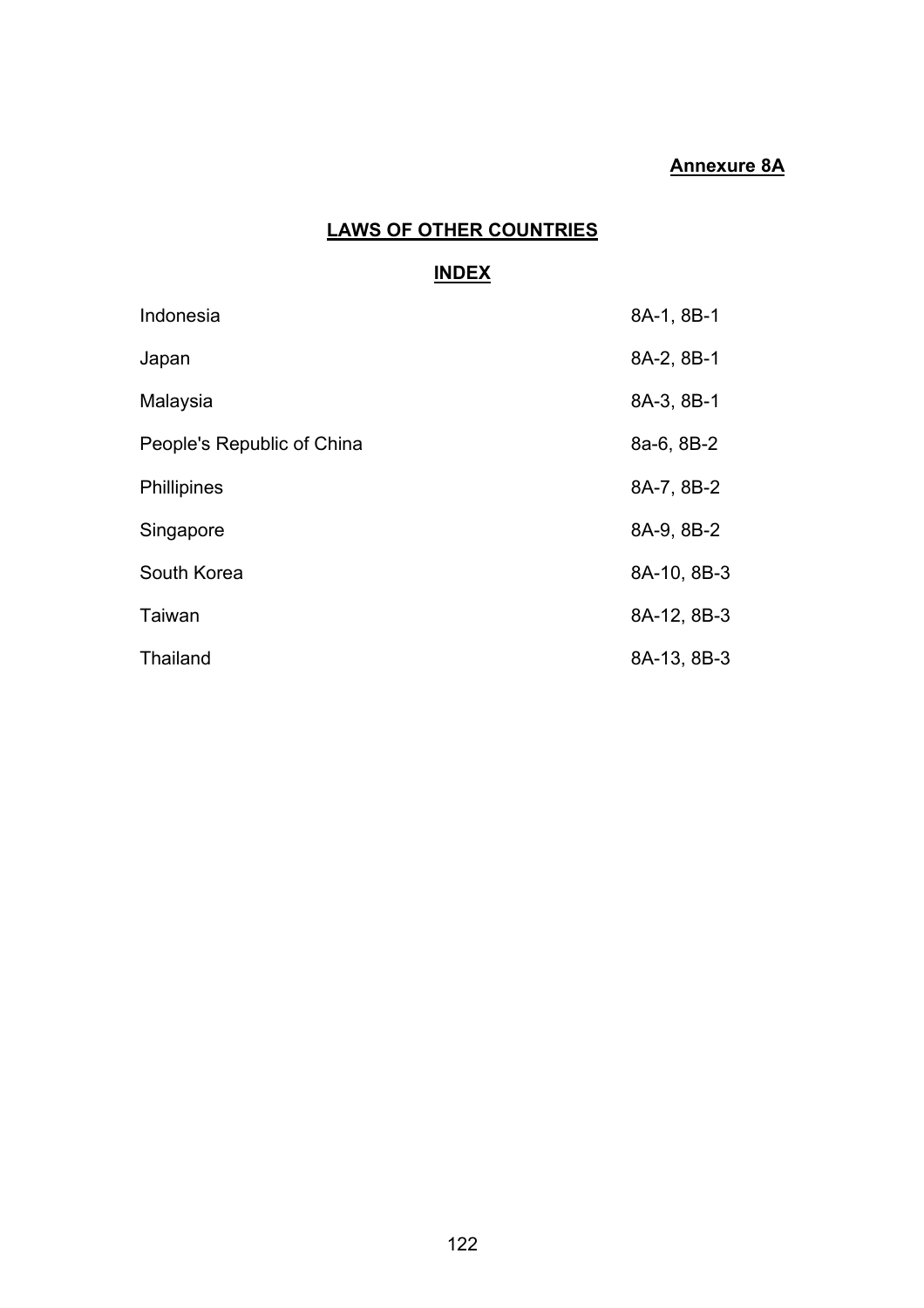**Annexure 8A**

# LAWS OF OTHER COUNTRIES

## INDEX

| | |
|---|---|
| Indonesia | 8A-1, 8B-1 |
| Japan | 8A-2, 8B-1 |
| Malaysia | 8A-3, 8B-1 |
| People's Republic of China | 8a-6, 8B-2 |
| Phillipines | 8A-7, 8B-2 |
| Singapore | 8A-9, 8B-2 |
| South Korea | 8A-10, 8B-3 |
| Taiwan | 8A-12, 8B-3 |
| Thailand | 8A-13, 8B-3 |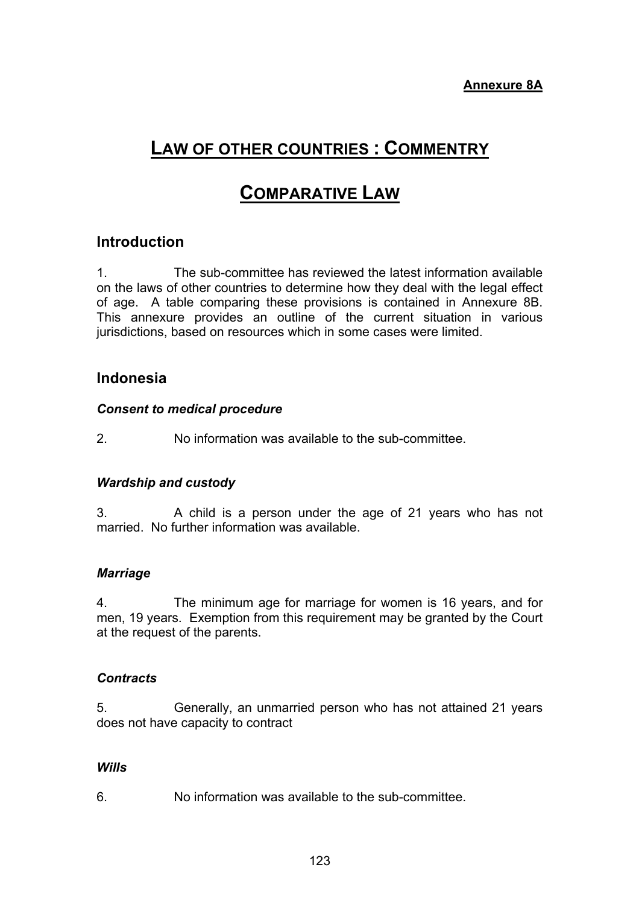**Annexure 8A**

# LAW OF OTHER COUNTRIES : COMMENTRY

# COMPARATIVE LAW

## Introduction

1. The sub-committee has reviewed the latest information available on the laws of other countries to determine how they deal with the legal effect of age. A table comparing these provisions is contained in Annexure 8B. This annexure provides an outline of the current situation in various jurisdictions, based on resources which in some cases were limited.

## Indonesia

### *Consent to medical procedure*

2. No information was available to the sub-committee.

### *Wardship and custody*

3. A child is a person under the age of 21 years who has not married. No further information was available.

### *Marriage*

4. The minimum age for marriage for women is 16 years, and for men, 19 years. Exemption from this requirement may be granted by the Court at the request of the parents.

### *Contracts*

5. Generally, an unmarried person who has not attained 21 years does not have capacity to contract

### *Wills*

6. No information was available to the sub-committee.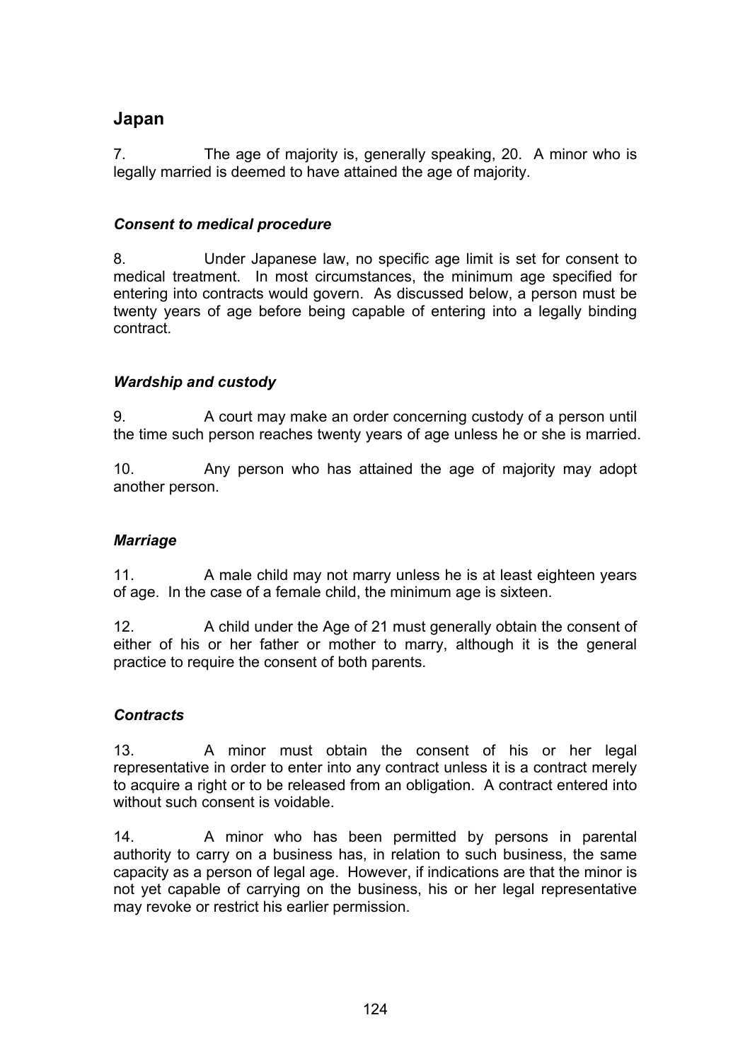## Japan

7. The age of majority is, generally speaking, 20. A minor who is legally married is deemed to have attained the age of majority.

### *Consent to medical procedure*

8. Under Japanese law, no specific age limit is set for consent to medical treatment. In most circumstances, the minimum age specified for entering into contracts would govern. As discussed below, a person must be twenty years of age before being capable of entering into a legally binding contract.

### *Wardship and custody*

9. A court may make an order concerning custody of a person until the time such person reaches twenty years of age unless he or she is married.

10. Any person who has attained the age of majority may adopt another person.

### *Marriage*

11. A male child may not marry unless he is at least eighteen years of age. In the case of a female child, the minimum age is sixteen.

12. A child under the Age of 21 must generally obtain the consent of either of his or her father or mother to marry, although it is the general practice to require the consent of both parents.

### *Contracts*

13. A minor must obtain the consent of his or her legal representative in order to enter into any contract unless it is a contract merely to acquire a right or to be released from an obligation. A contract entered into without such consent is voidable.

14. A minor who has been permitted by persons in parental authority to carry on a business has, in relation to such business, the same capacity as a person of legal age. However, if indications are that the minor is not yet capable of carrying on the business, his or her legal representative may revoke or restrict his earlier permission.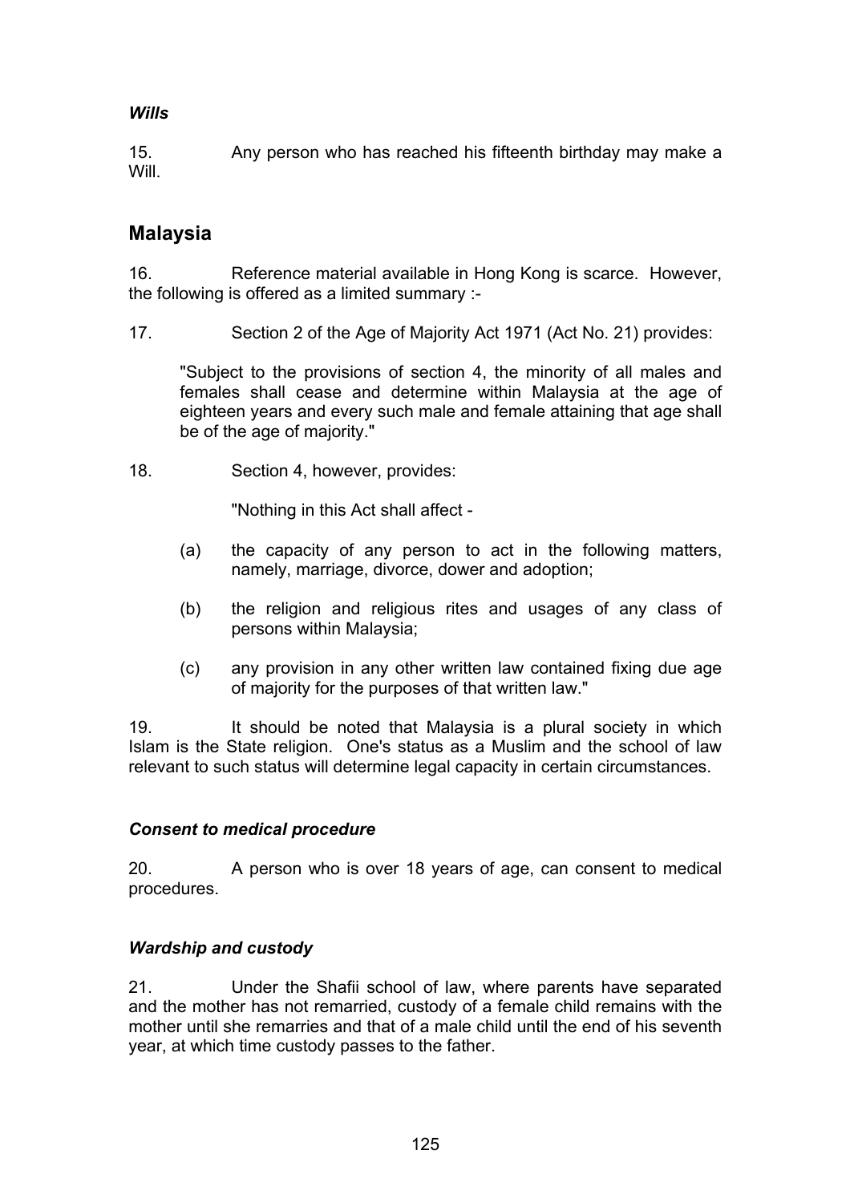### *Wills*

15. Any person who has reached his fifteenth birthday may make a Will.

## Malaysia

16. Reference material available in Hong Kong is scarce. However, the following is offered as a limited summary :-

17. Section 2 of the Age of Majority Act 1971 (Act No. 21) provides:

> "Subject to the provisions of section 4, the minority of all males and females shall cease and determine within Malaysia at the age of eighteen years and every such male and female attaining that age shall be of the age of majority."

18. Section 4, however, provides:

> "Nothing in this Act shall affect -
>
> (a) the capacity of any person to act in the following matters, namely, marriage, divorce, dower and adoption;
>
> (b) the religion and religious rites and usages of any class of persons within Malaysia;
>
> (c) any provision in any other written law contained fixing due age of majority for the purposes of that written law."

19. It should be noted that Malaysia is a plural society in which Islam is the State religion. One's status as a Muslim and the school of law relevant to such status will determine legal capacity in certain circumstances.

### *Consent to medical procedure*

20. A person who is over 18 years of age, can consent to medical procedures.

### *Wardship and custody*

21. Under the Shafii school of law, where parents have separated and the mother has not remarried, custody of a female child remains with the mother until she remarries and that of a male child until the end of his seventh year, at which time custody passes to the father.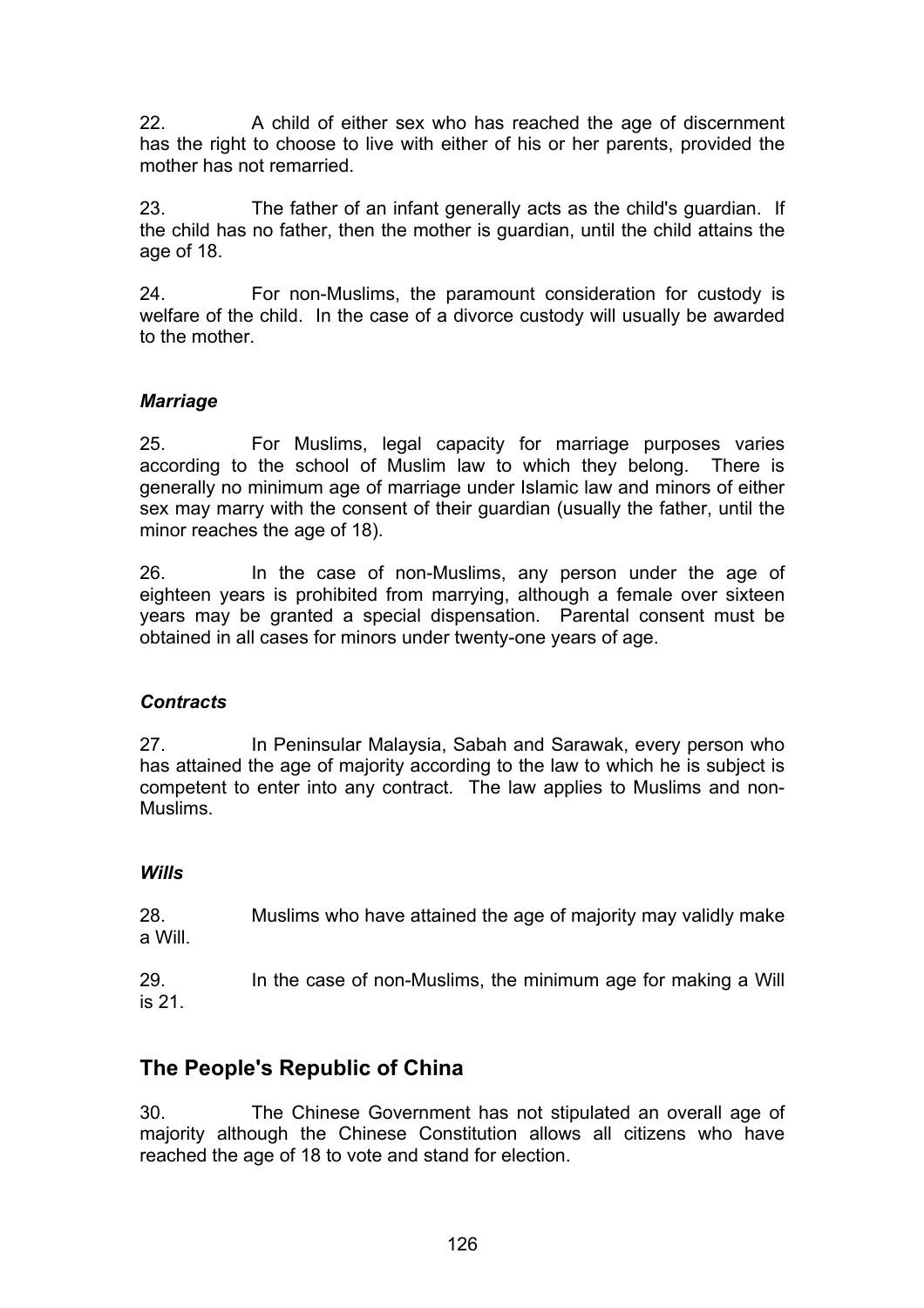22. A child of either sex who has reached the age of discernment has the right to choose to live with either of his or her parents, provided the mother has not remarried.

23. The father of an infant generally acts as the child's guardian. If the child has no father, then the mother is guardian, until the child attains the age of 18.

24. For non-Muslims, the paramount consideration for custody is welfare of the child. In the case of a divorce custody will usually be awarded to the mother.

### *Marriage*

25. For Muslims, legal capacity for marriage purposes varies according to the school of Muslim law to which they belong. There is generally no minimum age of marriage under Islamic law and minors of either sex may marry with the consent of their guardian (usually the father, until the minor reaches the age of 18).

26. In the case of non-Muslims, any person under the age of eighteen years is prohibited from marrying, although a female over sixteen years may be granted a special dispensation. Parental consent must be obtained in all cases for minors under twenty-one years of age.

### *Contracts*

27. In Peninsular Malaysia, Sabah and Sarawak, every person who has attained the age of majority according to the law to which he is subject is competent to enter into any contract. The law applies to Muslims and non-Muslims.

### *Wills*

28. Muslims who have attained the age of majority may validly make a Will.

29. In the case of non-Muslims, the minimum age for making a Will is 21.

## The People's Republic of China

30. The Chinese Government has not stipulated an overall age of majority although the Chinese Constitution allows all citizens who have reached the age of 18 to vote and stand for election.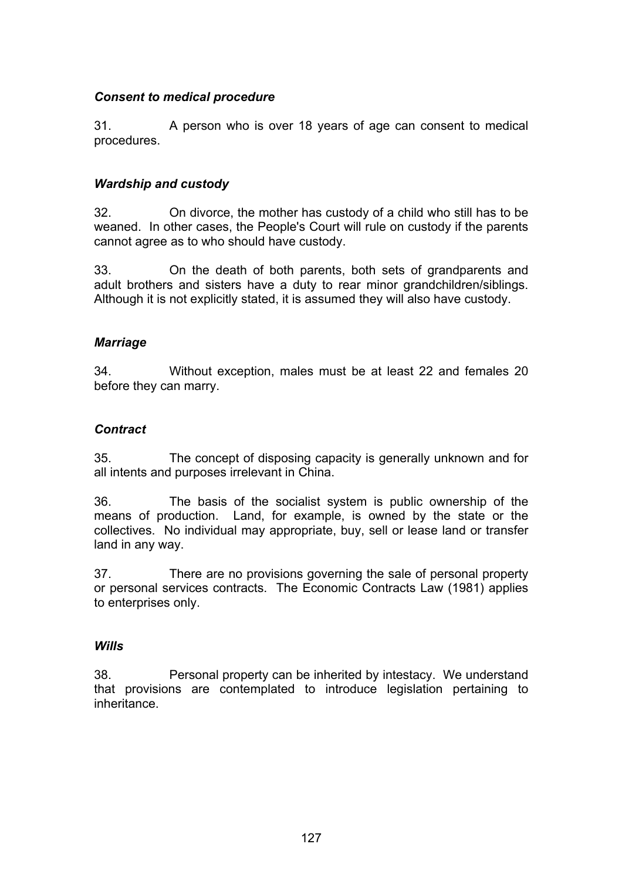### *Consent to medical procedure*

31. A person who is over 18 years of age can consent to medical procedures.

### *Wardship and custody*

32. On divorce, the mother has custody of a child who still has to be weaned. In other cases, the People's Court will rule on custody if the parents cannot agree as to who should have custody.

33. On the death of both parents, both sets of grandparents and adult brothers and sisters have a duty to rear minor grandchildren/siblings. Although it is not explicitly stated, it is assumed they will also have custody.

### *Marriage*

34. Without exception, males must be at least 22 and females 20 before they can marry.

### *Contract*

35. The concept of disposing capacity is generally unknown and for all intents and purposes irrelevant in China.

36. The basis of the socialist system is public ownership of the means of production. Land, for example, is owned by the state or the collectives. No individual may appropriate, buy, sell or lease land or transfer land in any way.

37. There are no provisions governing the sale of personal property or personal services contracts. The Economic Contracts Law (1981) applies to enterprises only.

### *Wills*

38. Personal property can be inherited by intestacy. We understand that provisions are contemplated to introduce legislation pertaining to inheritance.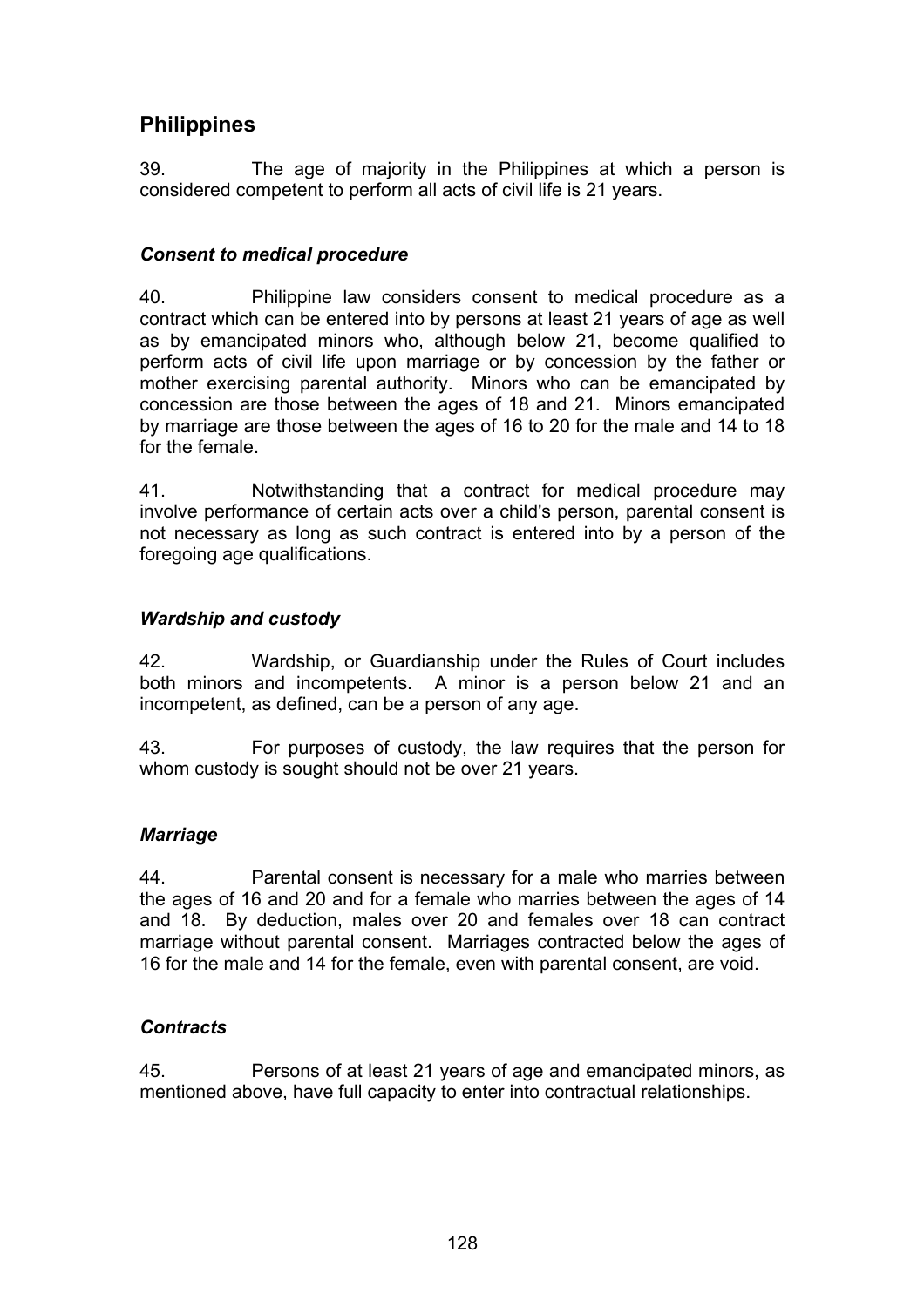## Philippines

39. The age of majority in the Philippines at which a person is considered competent to perform all acts of civil life is 21 years.

### *Consent to medical procedure*

40. Philippine law considers consent to medical procedure as a contract which can be entered into by persons at least 21 years of age as well as by emancipated minors who, although below 21, become qualified to perform acts of civil life upon marriage or by concession by the father or mother exercising parental authority. Minors who can be emancipated by concession are those between the ages of 18 and 21. Minors emancipated by marriage are those between the ages of 16 to 20 for the male and 14 to 18 for the female.

41. Notwithstanding that a contract for medical procedure may involve performance of certain acts over a child's person, parental consent is not necessary as long as such contract is entered into by a person of the foregoing age qualifications.

### *Wardship and custody*

42. Wardship, or Guardianship under the Rules of Court includes both minors and incompetents. A minor is a person below 21 and an incompetent, as defined, can be a person of any age.

43. For purposes of custody, the law requires that the person for whom custody is sought should not be over 21 years.

### *Marriage*

44. Parental consent is necessary for a male who marries between the ages of 16 and 20 and for a female who marries between the ages of 14 and 18. By deduction, males over 20 and females over 18 can contract marriage without parental consent. Marriages contracted below the ages of 16 for the male and 14 for the female, even with parental consent, are void.

### *Contracts*

45. Persons of at least 21 years of age and emancipated minors, as mentioned above, have full capacity to enter into contractual relationships.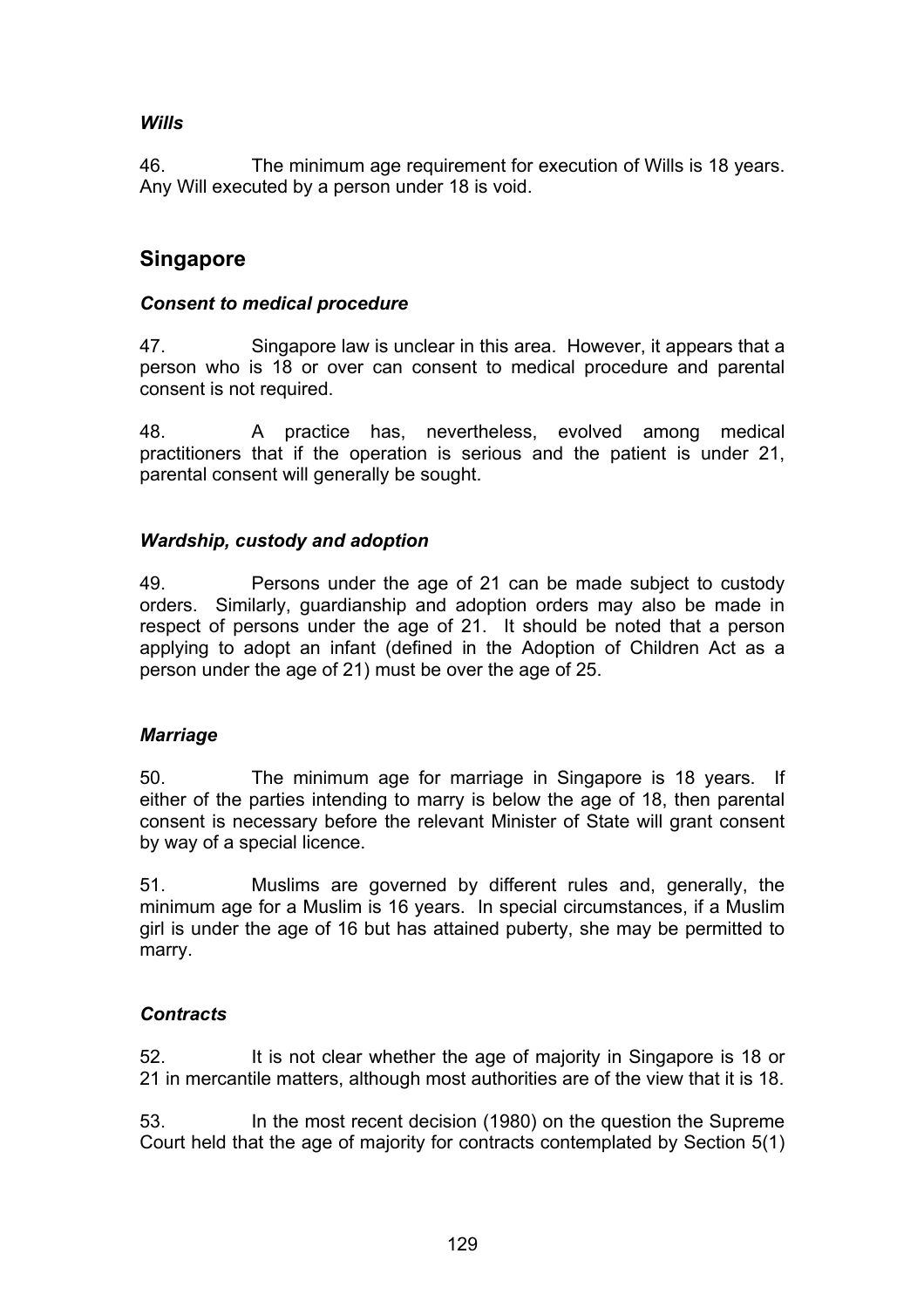### *Wills*

46. The minimum age requirement for execution of Wills is 18 years. Any Will executed by a person under 18 is void.

## Singapore

### *Consent to medical procedure*

47. Singapore law is unclear in this area. However, it appears that a person who is 18 or over can consent to medical procedure and parental consent is not required.

48. A practice has, nevertheless, evolved among medical practitioners that if the operation is serious and the patient is under 21, parental consent will generally be sought.

### *Wardship, custody and adoption*

49. Persons under the age of 21 can be made subject to custody orders. Similarly, guardianship and adoption orders may also be made in respect of persons under the age of 21. It should be noted that a person applying to adopt an infant (defined in the Adoption of Children Act as a person under the age of 21) must be over the age of 25.

### *Marriage*

50. The minimum age for marriage in Singapore is 18 years. If either of the parties intending to marry is below the age of 18, then parental consent is necessary before the relevant Minister of State will grant consent by way of a special licence.

51. Muslims are governed by different rules and, generally, the minimum age for a Muslim is 16 years. In special circumstances, if a Muslim girl is under the age of 16 but has attained puberty, she may be permitted to marry.

### *Contracts*

52. It is not clear whether the age of majority in Singapore is 18 or 21 in mercantile matters, although most authorities are of the view that it is 18.

53. In the most recent decision (1980) on the question the Supreme Court held that the age of majority for contracts contemplated by Section 5(1)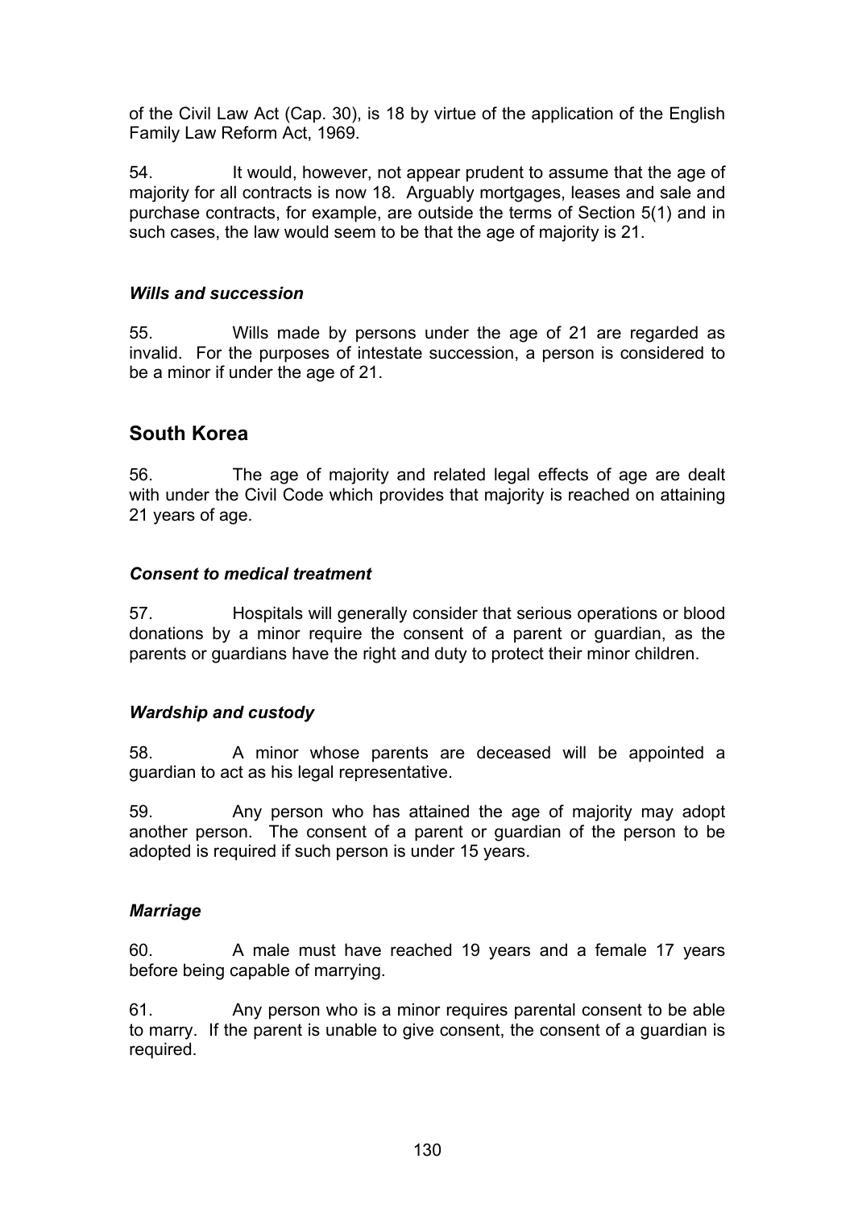of the Civil Law Act (Cap. 30), is 18 by virtue of the application of the English Family Law Reform Act, 1969.

54. It would, however, not appear prudent to assume that the age of majority for all contracts is now 18. Arguably mortgages, leases and sale and purchase contracts, for example, are outside the terms of Section 5(1) and in such cases, the law would seem to be that the age of majority is 21.

### *Wills and succession*

55. Wills made by persons under the age of 21 are regarded as invalid. For the purposes of intestate succession, a person is considered to be a minor if under the age of 21.

## South Korea

56. The age of majority and related legal effects of age are dealt with under the Civil Code which provides that majority is reached on attaining 21 years of age.

### *Consent to medical treatment*

57. Hospitals will generally consider that serious operations or blood donations by a minor require the consent of a parent or guardian, as the parents or guardians have the right and duty to protect their minor children.

### *Wardship and custody*

58. A minor whose parents are deceased will be appointed a guardian to act as his legal representative.

59. Any person who has attained the age of majority may adopt another person. The consent of a parent or guardian of the person to be adopted is required if such person is under 15 years.

### *Marriage*

60. A male must have reached 19 years and a female 17 years before being capable of marrying.

61. Any person who is a minor requires parental consent to be able to marry. If the parent is unable to give consent, the consent of a guardian is required.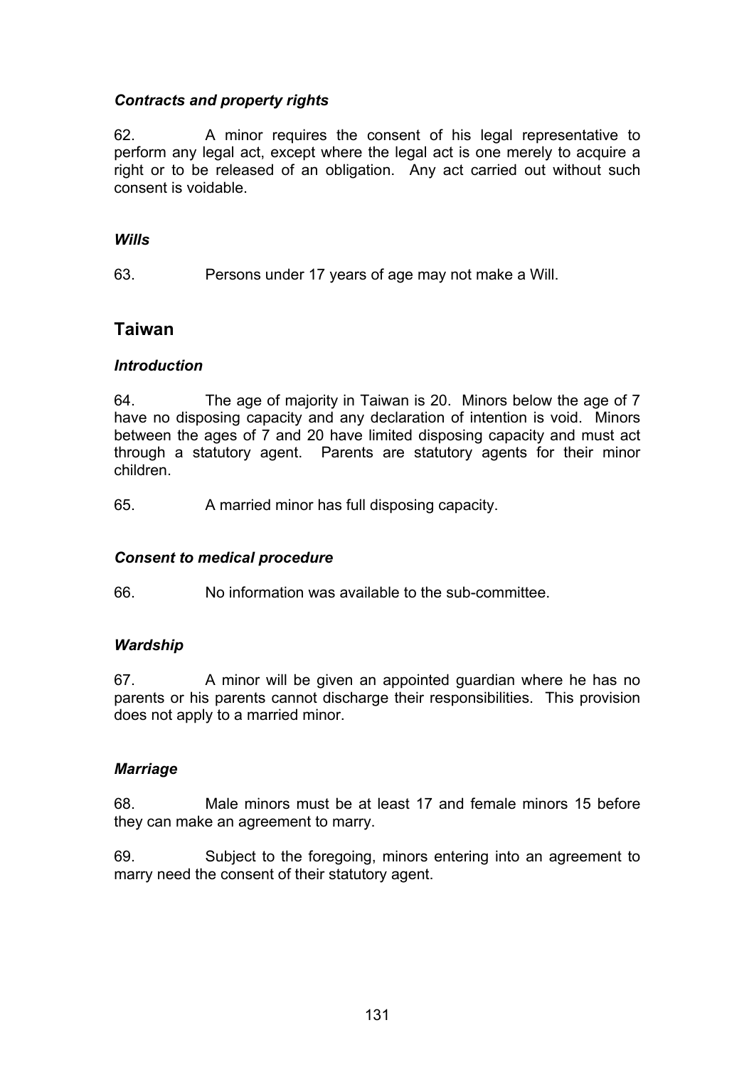### *Contracts and property rights*

62. A minor requires the consent of his legal representative to perform any legal act, except where the legal act is one merely to acquire a right or to be released of an obligation. Any act carried out without such consent is voidable.

### *Wills*

63. Persons under 17 years of age may not make a Will.

## Taiwan

### *Introduction*

64. The age of majority in Taiwan is 20. Minors below the age of 7 have no disposing capacity and any declaration of intention is void. Minors between the ages of 7 and 20 have limited disposing capacity and must act through a statutory agent. Parents are statutory agents for their minor children.

65. A married minor has full disposing capacity.

### *Consent to medical procedure*

66. No information was available to the sub-committee.

### *Wardship*

67. A minor will be given an appointed guardian where he has no parents or his parents cannot discharge their responsibilities. This provision does not apply to a married minor.

### *Marriage*

68. Male minors must be at least 17 and female minors 15 before they can make an agreement to marry.

69. Subject to the foregoing, minors entering into an agreement to marry need the consent of their statutory agent.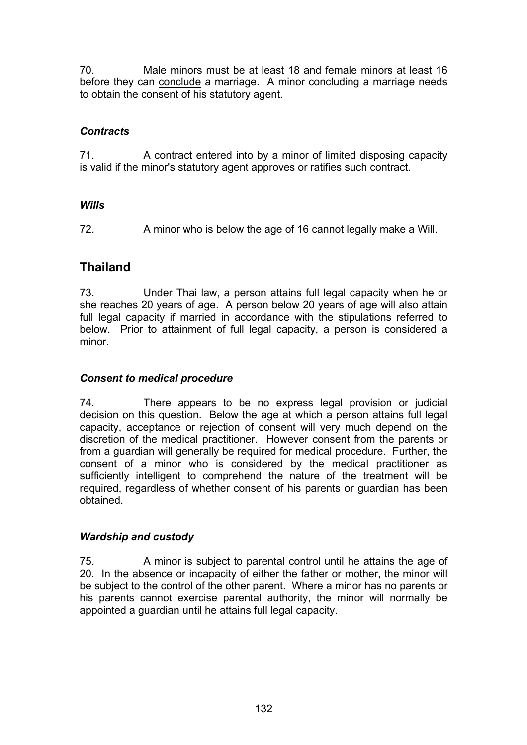70. Male minors must be at least 18 and female minors at least 16 before they can <u>conclude</u> a marriage. A minor concluding a marriage needs to obtain the consent of his statutory agent.

### *Contracts*

71. A contract entered into by a minor of limited disposing capacity is valid if the minor's statutory agent approves or ratifies such contract.

### *Wills*

72. A minor who is below the age of 16 cannot legally make a Will.

## Thailand

73. Under Thai law, a person attains full legal capacity when he or she reaches 20 years of age. A person below 20 years of age will also attain full legal capacity if married in accordance with the stipulations referred to below. Prior to attainment of full legal capacity, a person is considered a minor.

### *Consent to medical procedure*

74. There appears to be no express legal provision or judicial decision on this question. Below the age at which a person attains full legal capacity, acceptance or rejection of consent will very much depend on the discretion of the medical practitioner. However consent from the parents or from a guardian will generally be required for medical procedure. Further, the consent of a minor who is considered by the medical practitioner as sufficiently intelligent to comprehend the nature of the treatment will be required, regardless of whether consent of his parents or guardian has been obtained.

### *Wardship and custody*

75. A minor is subject to parental control until he attains the age of 20. In the absence or incapacity of either the father or mother, the minor will be subject to the control of the other parent. Where a minor has no parents or his parents cannot exercise parental authority, the minor will normally be appointed a guardian until he attains full legal capacity.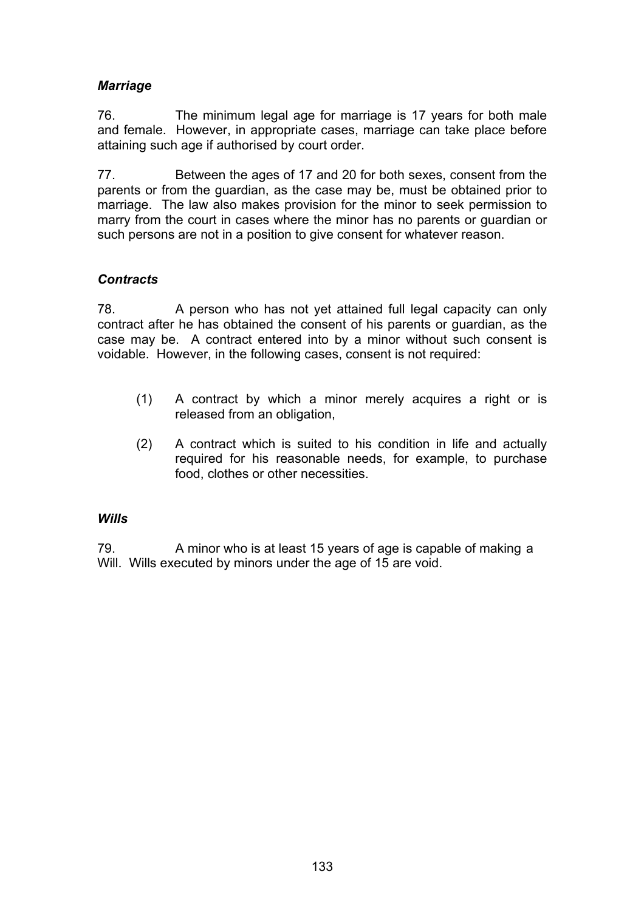### *Marriage*

76. The minimum legal age for marriage is 17 years for both male and female. However, in appropriate cases, marriage can take place before attaining such age if authorised by court order.

77. Between the ages of 17 and 20 for both sexes, consent from the parents or from the guardian, as the case may be, must be obtained prior to marriage. The law also makes provision for the minor to seek permission to marry from the court in cases where the minor has no parents or guardian or such persons are not in a position to give consent for whatever reason.

### *Contracts*

78. A person who has not yet attained full legal capacity can only contract after he has obtained the consent of his parents or guardian, as the case may be. A contract entered into by a minor without such consent is voidable. However, in the following cases, consent is not required:

(1) A contract by which a minor merely acquires a right or is released from an obligation,

(2) A contract which is suited to his condition in life and actually required for his reasonable needs, for example, to purchase food, clothes or other necessities.

### *Wills*

79. A minor who is at least 15 years of age is capable of making a Will. Wills executed by minors under the age of 15 are void.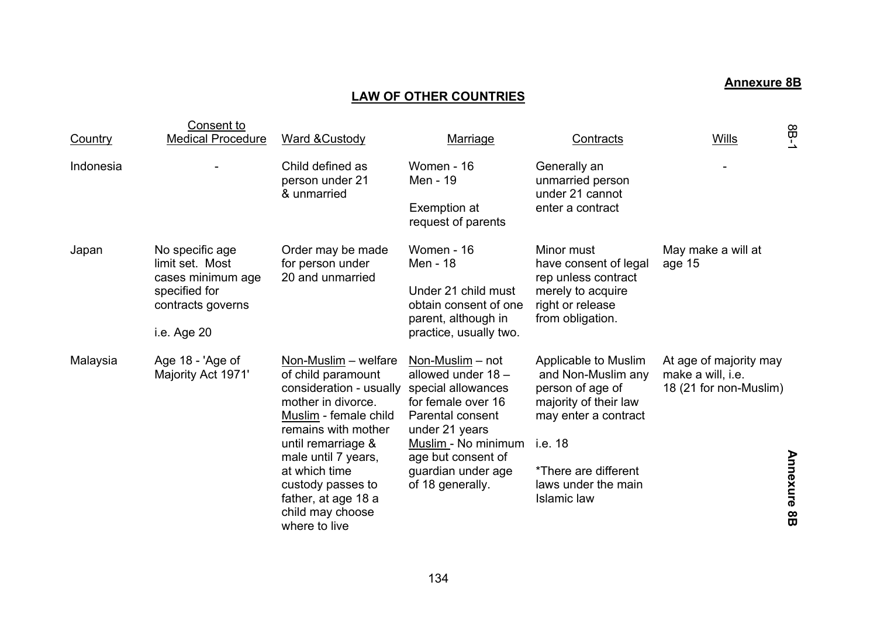**Annexure 8B**

## LAW OF OTHER COUNTRIES

| Country | Consent to Medical Procedure | Ward &Custody | Marriage | Contracts | Wills |
|---|---|---|---|---|---|
| Indonesia | - | Child defined as person under 21 & unmarried | Women - 16<br>Men - 19<br><br>Exemption at request of parents | Generally an unmarried person under 21 cannot enter a contract | - |
| Japan | No specific age limit set. Most cases minimum age specified for contracts governs<br><br>i.e. Age 20 | Order may be made for person under 20 and unmarried | Women - 16<br>Men - 18<br><br>Under 21 child must obtain consent of one parent, although in practice, usually two. | Minor must have consent of legal rep unless contract merely to acquire right or release from obligation. | May make a will at age 15 |
| Malaysia | Age 18 - 'Age of Majority Act 1971' | Non-Muslim – welfare of child paramount consideration - usually mother in divorce.<br>Muslim - female child remains with mother until remarriage & male until 7 years, at which time custody passes to father, at age 18 a child may choose where to live | Non-Muslim – not allowed under 18 – special allowances for female over 16 Parental consent under 21 years<br>Muslim - No minimum age but consent of guardian under age of 18 generally. | Applicable to Muslim and Non-Muslim any person of age of majority of their law may enter a contract<br><br>i.e. 18<br><br>*There are different laws under the main Islamic law | At age of majority may make a will, i.e. 18 (21 for non-Muslim) |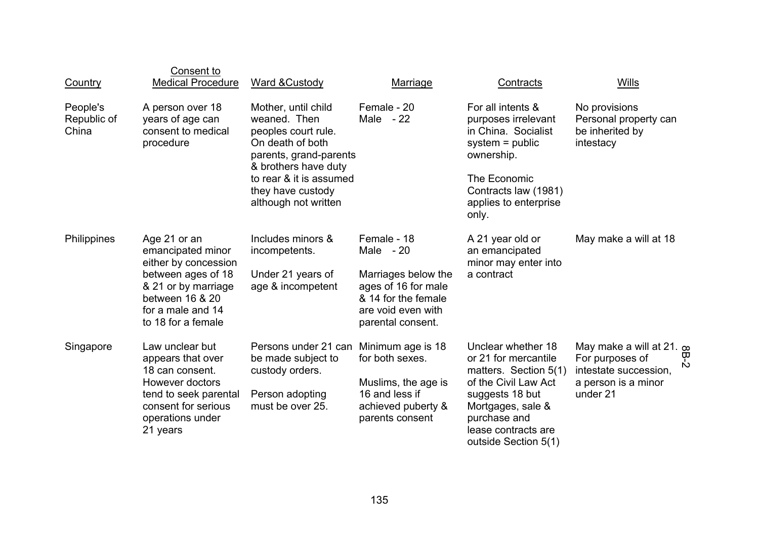| Country | Consent to Medical Procedure | Ward & Custody | Marriage | Contracts | Wills |
|---|---|---|---|---|---|
| People's Republic of China | A person over 18 years of age can consent to medical procedure | Mother, until child weaned. Then peoples court rule. On death of both parents, grand-parents & brothers have duty to rear & it is assumed they have custody although not written | Female - 20<br>Male - 22 | For all intents & purposes irrelevant in China. Socialist system = public ownership.<br><br>The Economic Contracts law (1981) applies to enterprise only. | No provisions<br>Personal property can be inherited by intestacy |
| Philippines | Age 21 or an emancipated minor either by concession between ages of 18 & 21 or by marriage between 16 & 20 for a male and 14 to 18 for a female | Includes minors & incompetents.<br><br>Under 21 years of age & incompetent | Female - 18<br>Male - 20<br><br>Marriages below the ages of 16 for male & 14 for the female are void even with parental consent. | A 21 year old or an emancipated minor may enter into a contract | May make a will at 18 |
| Singapore | Law unclear but appears that over 18 can consent. However doctors tend to seek parental consent for serious operations under 21 years | Persons under 21 can be made subject to custody orders.<br><br>Person adopting must be over 25. | Minimum age is 18 for both sexes.<br><br>Muslims, the age is 16 and less if achieved puberty & parents consent | Unclear whether 18 or 21 for mercantile matters. Section 5(1) of the Civil Law Act suggests 18 but Mortgages, sale & purchase and lease contracts are outside Section 5(1) | May make a will at 21. For purposes of intestate succession, a person is a minor under 21 |

8B-2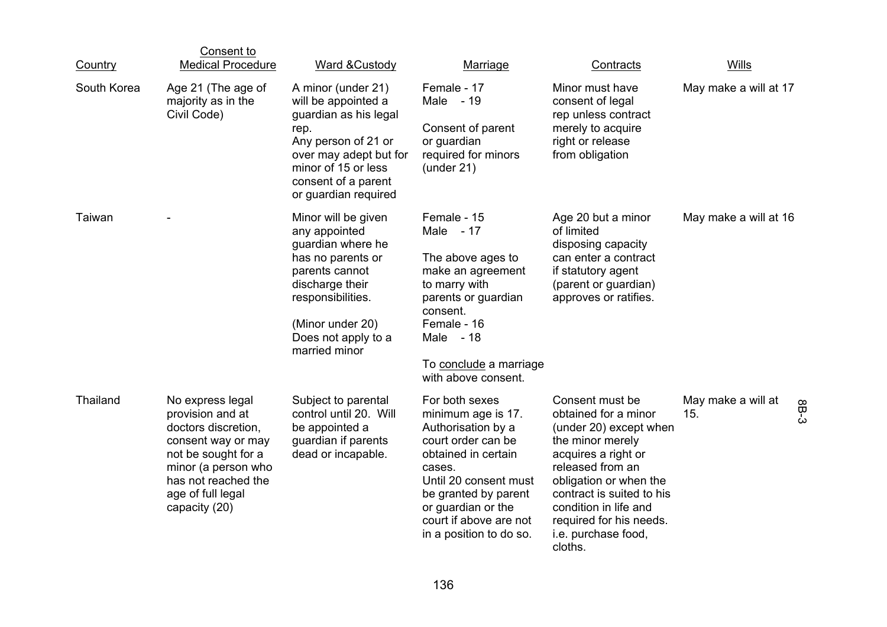| Country | Consent to Medical Procedure | Ward &Custody | Marriage | Contracts | Wills |
|---|---|---|---|---|---|
| South Korea | Age 21 (The age of majority as in the Civil Code) | A minor (under 21) will be appointed a guardian as his legal rep. Any person of 21 or over may adept but for minor of 15 or less consent of a parent or guardian required | Female - 17 Male - 19 Consent of parent or guardian required for minors (under 21) | Minor must have consent of legal rep unless contract merely to acquire right or release from obligation | May make a will at 17 |
| Taiwan | - | Minor will be given any appointed guardian where he has no parents or parents cannot discharge their responsibilities. (Minor under 20) Does not apply to a married minor | Female - 15 Male - 17 The above ages to make an agreement to marry with parents or guardian consent. Female - 16 Male - 18 To conclude a marriage with above consent. | Age 20 but a minor of limited disposing capacity can enter a contract if statutory agent (parent or guardian) approves or ratifies. | May make a will at 16 |
| Thailand | No express legal provision and at doctors discretion, consent way or may not be sought for a minor (a person who has not reached the age of full legal capacity (20) | Subject to parental control until 20. Will be appointed a guardian if parents dead or incapable. | For both sexes minimum age is 17. Authorisation by a court order can be obtained in certain cases. Until 20 consent must be granted by parent or guardian or the court if above are not in a position to do so. | Consent must be obtained for a minor (under 20) except when the minor merely acquires a right or released from an obligation or when the contract is suited to his condition in life and required for his needs. i.e. purchase food, cloths. | May make a will at 15. |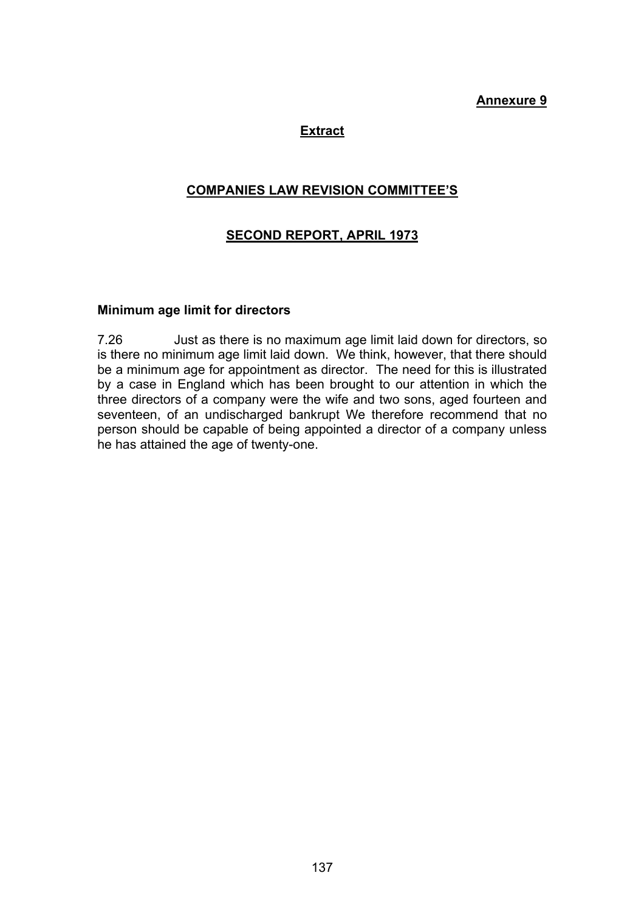**Annexure 9**

**Extract**

**COMPANIES LAW REVISION COMMITTEE'S**

**SECOND REPORT, APRIL 1973**

**Minimum age limit for directors**

7.26 Just as there is no maximum age limit laid down for directors, so is there no minimum age limit laid down. We think, however, that there should be a minimum age for appointment as director. The need for this is illustrated by a case in England which has been brought to our attention in which the three directors of a company were the wife and two sons, aged fourteen and seventeen, of an undischarged bankrupt We therefore recommend that no person should be capable of being appointed a director of a company unless he has attained the age of twenty-one.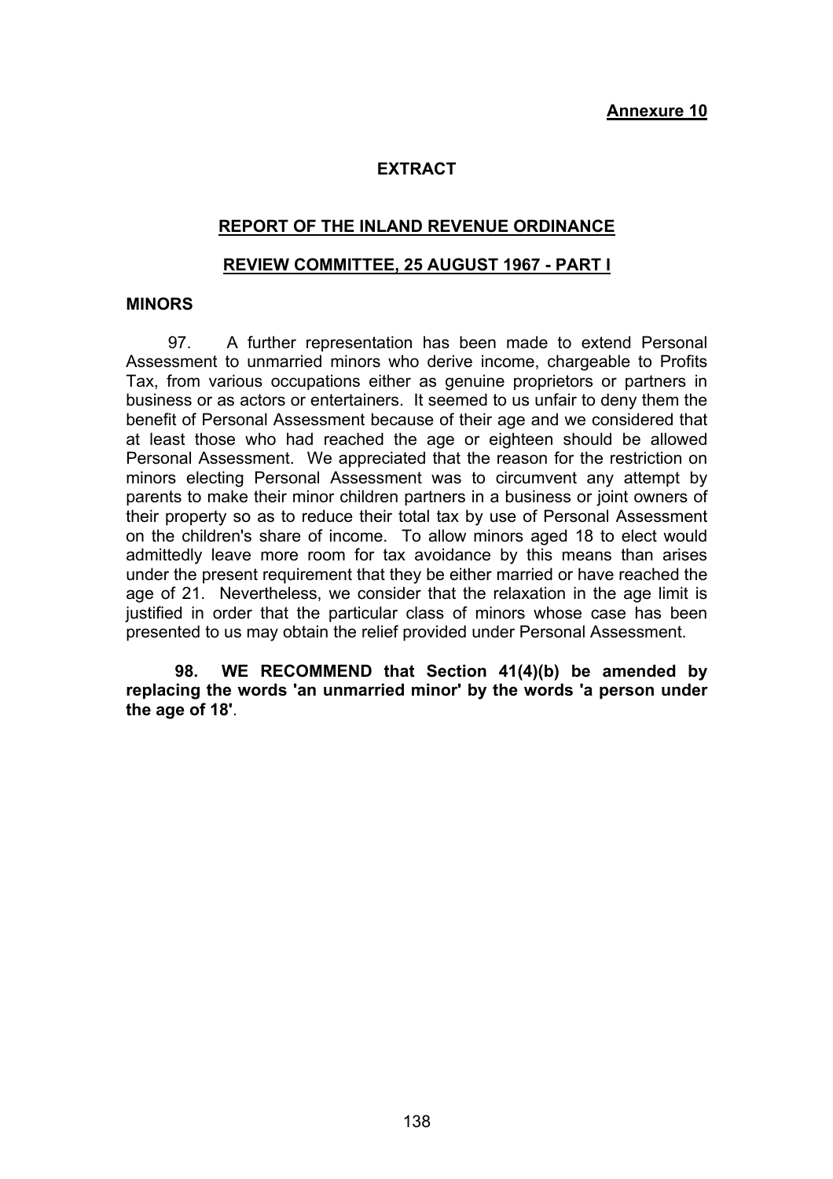**Annexure 10**

# EXTRACT

## REPORT OF THE INLAND REVENUE ORDINANCE REVIEW COMMITTEE, 25 AUGUST 1967 - PART I

**MINORS**

97. A further representation has been made to extend Personal Assessment to unmarried minors who derive income, chargeable to Profits Tax, from various occupations either as genuine proprietors or partners in business or as actors or entertainers. It seemed to us unfair to deny them the benefit of Personal Assessment because of their age and we considered that at least those who had reached the age or eighteen should be allowed Personal Assessment. We appreciated that the reason for the restriction on minors electing Personal Assessment was to circumvent any attempt by parents to make their minor children partners in a business or joint owners of their property so as to reduce their total tax by use of Personal Assessment on the children's share of income. To allow minors aged 18 to elect would admittedly leave more room for tax avoidance by this means than arises under the present requirement that they be either married or have reached the age of 21. Nevertheless, we consider that the relaxation in the age limit is justified in order that the particular class of minors whose case has been presented to us may obtain the relief provided under Personal Assessment.

**98. WE RECOMMEND that Section 41(4)(b) be amended by replacing the words 'an unmarried minor' by the words 'a person under the age of 18'**.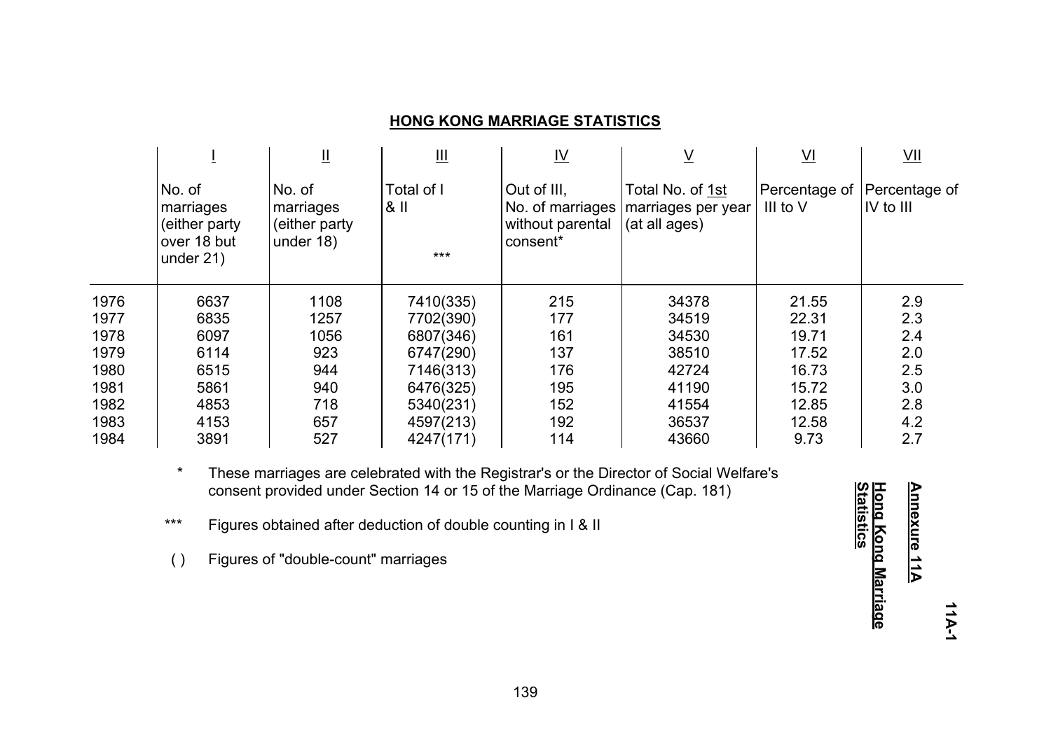## HONG KONG MARRIAGE STATISTICS

| | I | II | III | IV | V | VI | VII |
|---|---|---|---|---|---|---|---|
| | No. of marriages (either party over 18 but under 21) | No. of marriages (either party under 18) | Total of I & II<br>*** | Out of III, No. of marriages without parental consent* | Total No. of 1st marriages per year (at all ages) | Percentage of III to V | Percentage of IV to III |
| 1976 | 6637 | 1108 | 7410(335) | 215 | 34378 | 21.55 | 2.9 |
| 1977 | 6835 | 1257 | 7702(390) | 177 | 34519 | 22.31 | 2.3 |
| 1978 | 6097 | 1056 | 6807(346) | 161 | 34530 | 19.71 | 2.4 |
| 1979 | 6114 | 923 | 6747(290) | 137 | 38510 | 17.52 | 2.0 |
| 1980 | 6515 | 944 | 7146(313) | 176 | 42724 | 16.73 | 2.5 |
| 1981 | 5861 | 940 | 6476(325) | 195 | 41190 | 15.72 | 3.0 |
| 1982 | 4853 | 718 | 5340(231) | 152 | 41554 | 12.85 | 2.8 |
| 1983 | 4153 | 657 | 4597(213) | 192 | 36537 | 12.58 | 4.2 |
| 1984 | 3891 | 527 | 4247(171) | 114 | 43660 | 9.73 | 2.7 |

\* These marriages are celebrated with the Registrar's or the Director of Social Welfare's consent provided under Section 14 or 15 of the Marriage Ordinance (Cap. 181)

\*** Figures obtained after deduction of double counting in I & II

( ) Figures of "double-count" marriages

**Annexure 11A**

**Hong Kong Marriage Statistics**

**11A-1**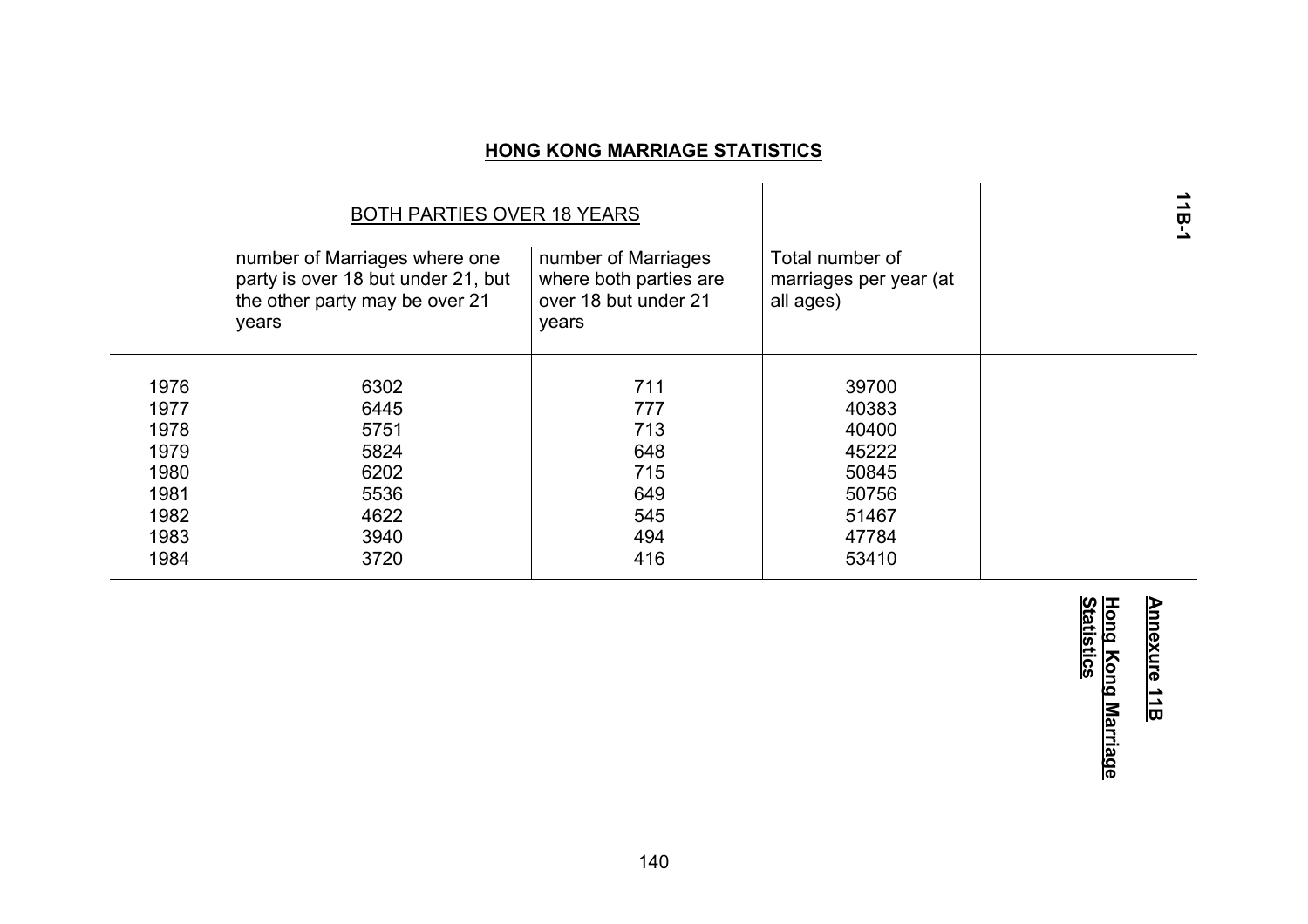**Annexure 11B**

**Hong Kong Marriage Statistics**

**11B-1**

## HONG KONG MARRIAGE STATISTICS

| | BOTH PARTIES OVER 18 YEARS | | | |
|---|---|---|---|---|
| | number of Marriages where one party is over 18 but under 21, but the other party may be over 21 years | number of Marriages where both parties are over 18 but under 21 years | Total number of marriages per year (at all ages) | |
| 1976 | 6302 | 711 | 39700 | |
| 1977 | 6445 | 777 | 40383 | |
| 1978 | 5751 | 713 | 40400 | |
| 1979 | 5824 | 648 | 45222 | |
| 1980 | 6202 | 715 | 50845 | |
| 1981 | 5536 | 649 | 50756 | |
| 1982 | 4622 | 545 | 51467 | |
| 1983 | 3940 | 494 | 47784 | |
| 1984 | 3720 | 416 | 53410 | |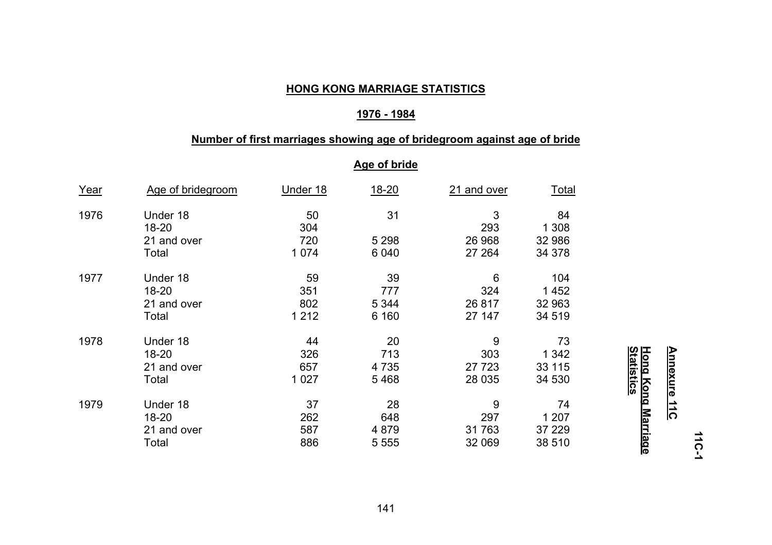**Annexure 11C**

**Hong Kong Marriage Statistics**

**11C-1**

## HONG KONG MARRIAGE STATISTICS

### 1976 - 1984

### Number of first marriages showing age of bridegroom against age of bride

| | | Age of bride | | | |
|---|---|---|---|---|---|
| Year | Age of bridegroom | Under 18 | 18-20 | 21 and over | Total |
| 1976 | Under 18 | 50 | 31 | 3 | 84 |
| | 18-20 | 304 | | 293 | 1 308 |
| | 21 and over | 720 | 5 298 | 26 968 | 32 986 |
| | Total | 1 074 | 6 040 | 27 264 | 34 378 |
| 1977 | Under 18 | 59 | 39 | 6 | 104 |
| | 18-20 | 351 | 777 | 324 | 1 452 |
| | 21 and over | 802 | 5 344 | 26 817 | 32 963 |
| | Total | 1 212 | 6 160 | 27 147 | 34 519 |
| 1978 | Under 18 | 44 | 20 | 9 | 73 |
| | 18-20 | 326 | 713 | 303 | 1 342 |
| | 21 and over | 657 | 4 735 | 27 723 | 33 115 |
| | Total | 1 027 | 5 468 | 28 035 | 34 530 |
| 1979 | Under 18 | 37 | 28 | 9 | 74 |
| | 18-20 | 262 | 648 | 297 | 1 207 |
| | 21 and over | 587 | 4 879 | 31 763 | 37 229 |
| | Total | 886 | 5 555 | 32 069 | 38 510 |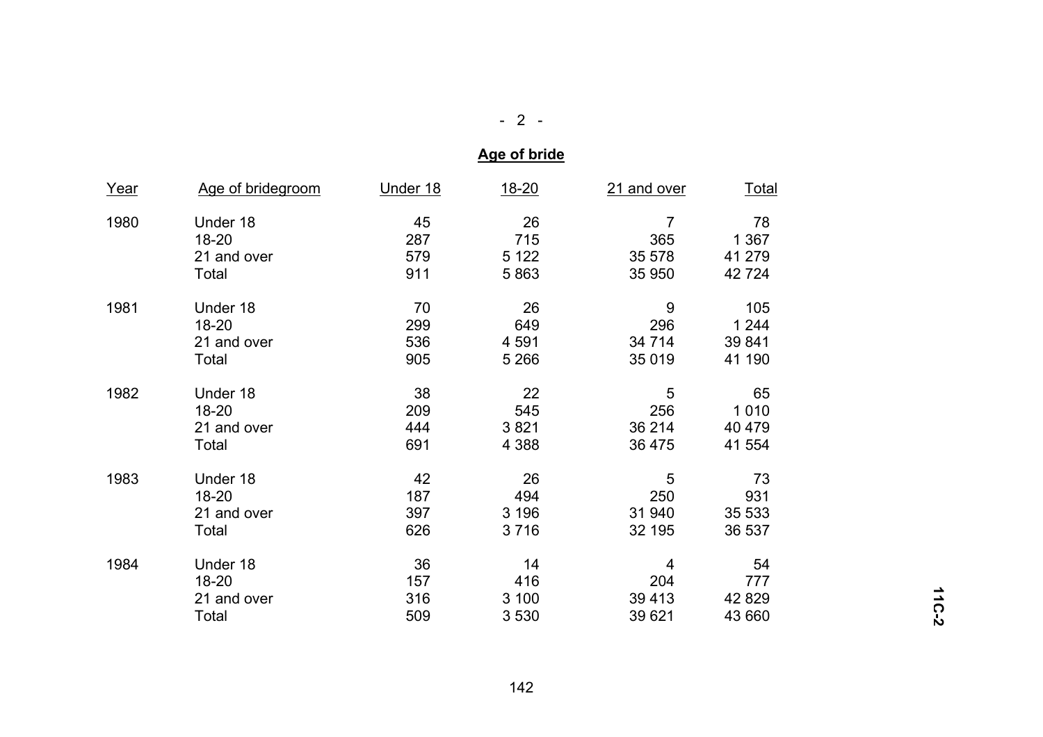**Age of bride**

| Year | Age of bridegroom | Under 18 | 18-20 | 21 and over | Total |
|---|---|---|---|---|---|
| 1980 | Under 18 | 45 | 26 | 7 | 78 |
| | 18-20 | 287 | 715 | 365 | 1 367 |
| | 21 and over | 579 | 5 122 | 35 578 | 41 279 |
| | Total | 911 | 5 863 | 35 950 | 42 724 |
| 1981 | Under 18 | 70 | 26 | 9 | 105 |
| | 18-20 | 299 | 649 | 296 | 1 244 |
| | 21 and over | 536 | 4 591 | 34 714 | 39 841 |
| | Total | 905 | 5 266 | 35 019 | 41 190 |
| 1982 | Under 18 | 38 | 22 | 5 | 65 |
| | 18-20 | 209 | 545 | 256 | 1 010 |
| | 21 and over | 444 | 3 821 | 36 214 | 40 479 |
| | Total | 691 | 4 388 | 36 475 | 41 554 |
| 1983 | Under 18 | 42 | 26 | 5 | 73 |
| | 18-20 | 187 | 494 | 250 | 931 |
| | 21 and over | 397 | 3 196 | 31 940 | 35 533 |
| | Total | 626 | 3 716 | 32 195 | 36 537 |
| 1984 | Under 18 | 36 | 14 | 4 | 54 |
| | 18-20 | 157 | 416 | 204 | 777 |
| | 21 and over | 316 | 3 100 | 39 413 | 42 829 |
| | Total | 509 | 3 530 | 39 621 | 43 660 |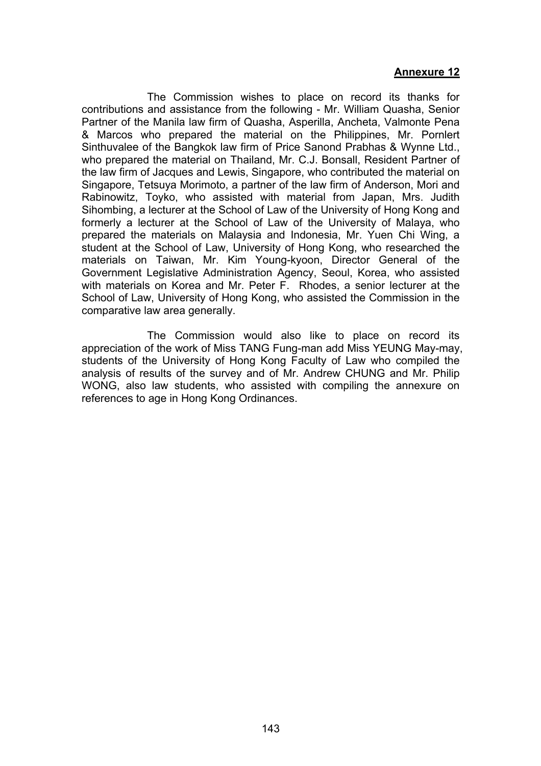**Annexure 12**

The Commission wishes to place on record its thanks for contributions and assistance from the following - Mr. William Quasha, Senior Partner of the Manila law firm of Quasha, Asperilla, Ancheta, Valmonte Pena & Marcos who prepared the material on the Philippines, Mr. Pornlert Sinthuvalee of the Bangkok law firm of Price Sanond Prabhas & Wynne Ltd., who prepared the material on Thailand, Mr. C.J. Bonsall, Resident Partner of the law firm of Jacques and Lewis, Singapore, who contributed the material on Singapore, Tetsuya Morimoto, a partner of the law firm of Anderson, Mori and Rabinowitz, Toyko, who assisted with material from Japan, Mrs. Judith Sihombing, a lecturer at the School of Law of the University of Hong Kong and formerly a lecturer at the School of Law of the University of Malaya, who prepared the materials on Malaysia and Indonesia, Mr. Yuen Chi Wing, a student at the School of Law, University of Hong Kong, who researched the materials on Taiwan, Mr. Kim Young-kyoon, Director General of the Government Legislative Administration Agency, Seoul, Korea, who assisted with materials on Korea and Mr. Peter F. Rhodes, a senior lecturer at the School of Law, University of Hong Kong, who assisted the Commission in the comparative law area generally.

The Commission would also like to place on record its appreciation of the work of Miss TANG Fung-man add Miss YEUNG May-may, students of the University of Hong Kong Faculty of Law who compiled the analysis of results of the survey and of Mr. Andrew CHUNG and Mr. Philip WONG, also law students, who assisted with compiling the annexure on references to age in Hong Kong Ordinances.